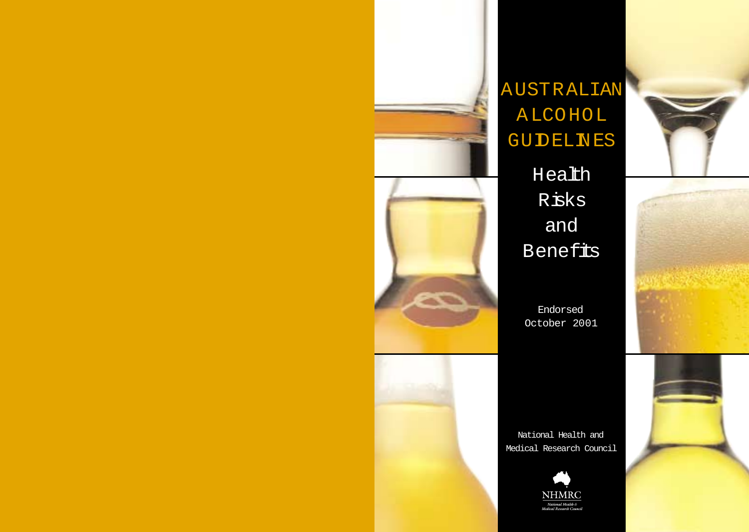# AUSTRALIAN ALCOHOL GUIDELINES

## Health Risks and Benefits

Endorsed October 2001

National Health and Medical Research Council

NHMRC

National Health & Medical Research Council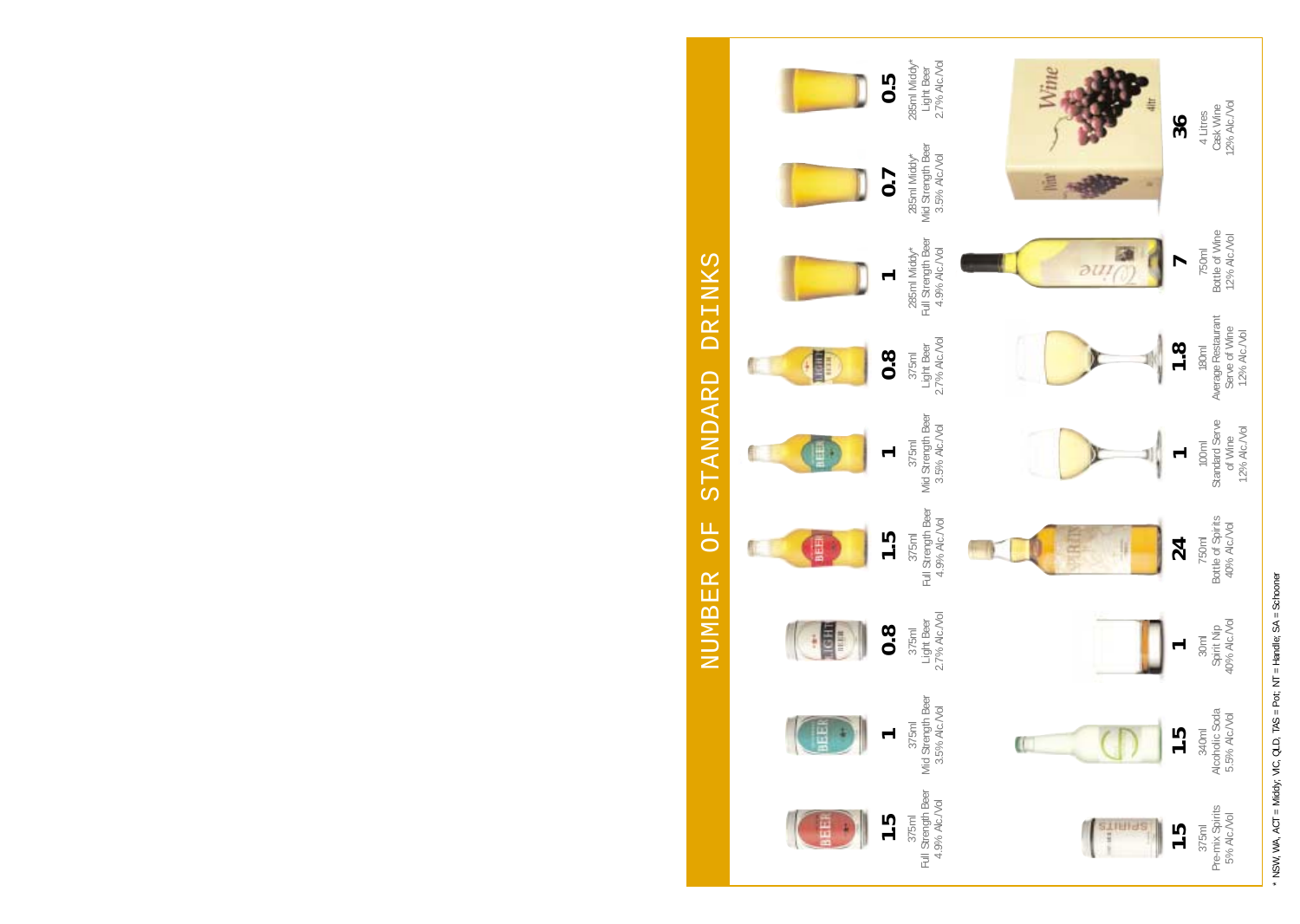# NUMBER OF STANDARD DRINKS

| Standard Drinks | Description |
|---|---|
| 1.5 | 375ml Full Strength Beer 4.9% Alc./Vol |
| 1 | 375ml Mid Strength Beer 3.5% Alc./Vol |
| 0.8 | 375ml Light Beer 2.7% Alc./Vol |
| 1.5 | 375ml Full Strength Beer 4.9% Alc./Vol |
| 1 | 375ml Mid Strength Beer 3.5% Alc./Vol |
| 0.8 | 375ml Light Beer 2.7% Alc./Vol |
| 1 | 285ml Middy* Full Strength Beer 4.9% Alc./Vol |
| 0.7 | 285ml Middy* Mid Strength Beer 3.5% Alc./Vol |
| 0.5 | 285ml Middy* Light Beer 2.7% Alc./Vol |
| 1.5 | 375ml Pre-mix Spirits 5% Alc./Vol |
| 1.5 | 340ml Alcoholic Soda 5.5% Alc./Vol |
| 1 | 30ml Spirit Nip 40% Alc./Vol |
| 24 | 750ml Bottle of Spirits 40% Alc./Vol |
| 1 | 100ml Standard Serve of Wine 12% Alc./Vol |
| 1.8 | 180ml Average Restaurant Serve of Wine 12% Alc./Vol |
| 7 | 750ml Bottle of Wine 12% Alc./Vol |
| 36 | 4 Litres Cask Wine 12% Alc./Vol |

* NSW, WA, ACT = Middy; VIC, QLD, TAS = Pot; NT = Handle; SA = Schooner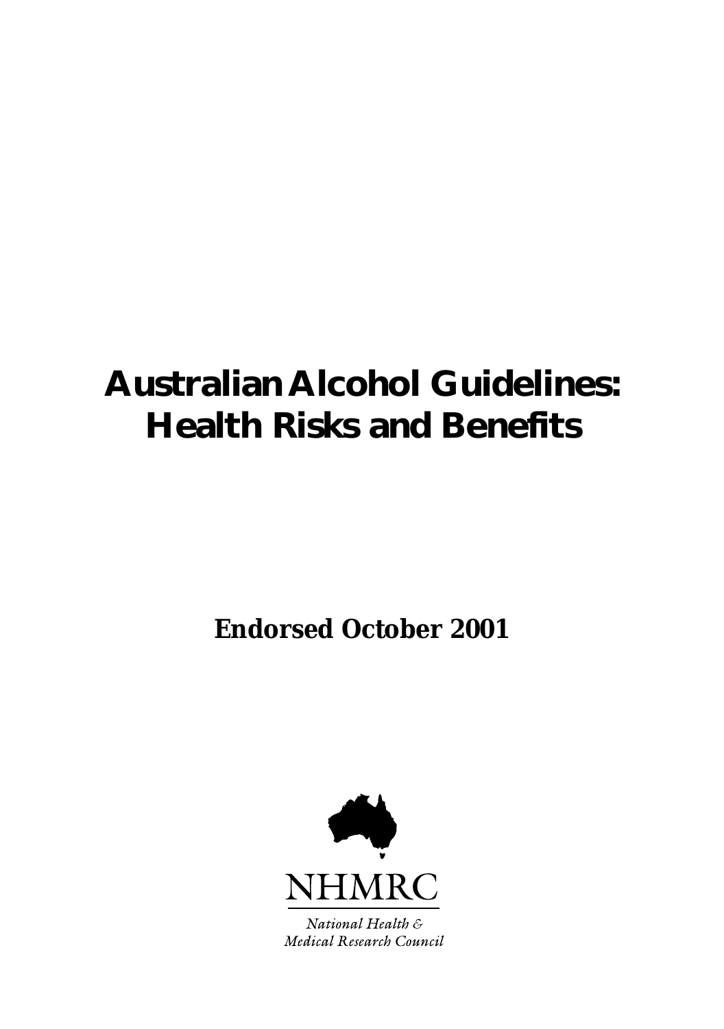# Australian Alcohol Guidelines: Health Risks and Benefits

**Endorsed October 2001**

NHMRC

*National Health & Medical Research Council*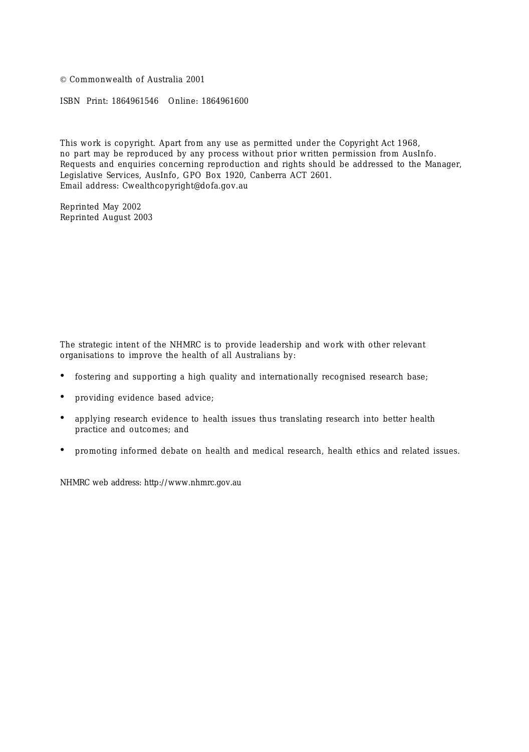© Commonwealth of Australia 2001

ISBN Print: 1864961546 Online: 1864961600

This work is copyright. Apart from any use as permitted under the Copyright Act 1968, no part may be reproduced by any process without prior written permission from AusInfo. Requests and enquiries concerning reproduction and rights should be addressed to the Manager, Legislative Services, AusInfo, GPO Box 1920, Canberra ACT 2601.
Email address: Cwealthcopyright@dofa.gov.au

Reprinted May 2002
Reprinted August 2003

The strategic intent of the NHMRC is to provide leadership and work with other relevant organisations to improve the health of all Australians by:

- fostering and supporting a high quality and internationally recognised research base;
- providing evidence based advice;
- applying research evidence to health issues thus translating research into better health practice and outcomes; and
- promoting informed debate on health and medical research, health ethics and related issues.

NHMRC web address: http://www.nhmrc.gov.au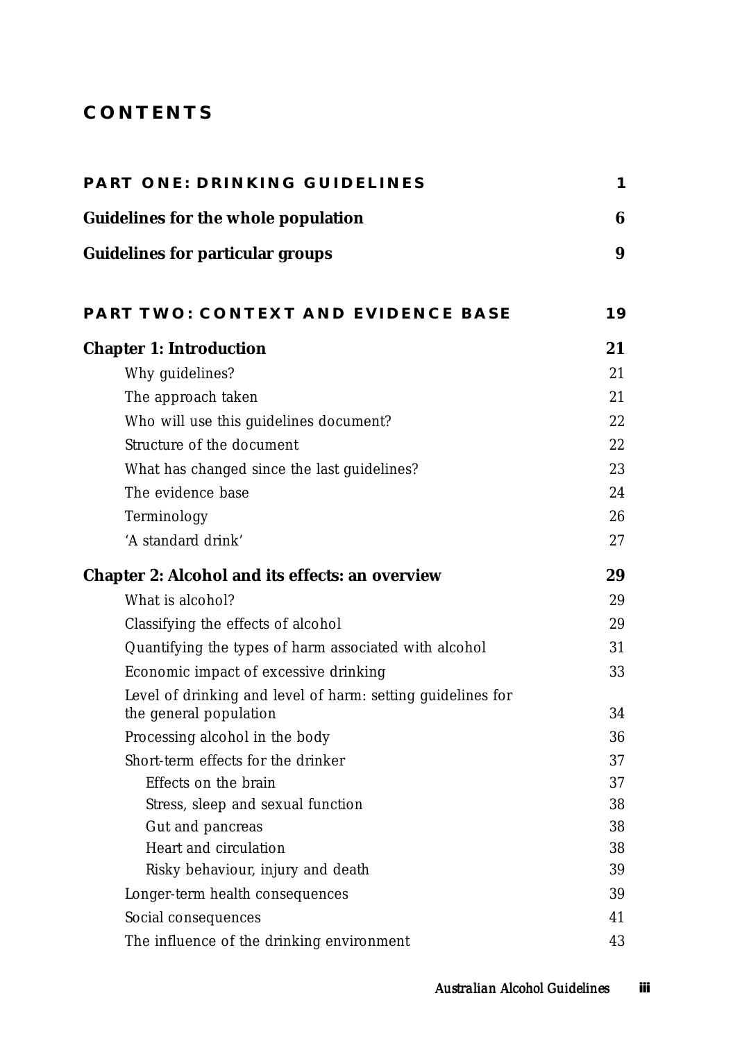# CONTENTS

| | |
|---|---|
| **PART ONE: DRINKING GUIDELINES** | **1** |
| **Guidelines for the whole population** | **6** |
| **Guidelines for particular groups** | **9** |
| **PART TWO: CONTEXT AND EVIDENCE BASE** | **19** |
| **Chapter 1: Introduction** | **21** |
| Why guidelines? | 21 |
| The approach taken | 21 |
| Who will use this guidelines document? | 22 |
| Structure of the document | 22 |
| What has changed since the last guidelines? | 23 |
| The evidence base | 24 |
| Terminology | 26 |
| 'A standard drink' | 27 |
| **Chapter 2: Alcohol and its effects: an overview** | **29** |
| What is alcohol? | 29 |
| Classifying the effects of alcohol | 29 |
| Quantifying the types of harm associated with alcohol | 31 |
| Economic impact of excessive drinking | 33 |
| Level of drinking and level of harm: setting guidelines for the general population | 34 |
| Processing alcohol in the body | 36 |
| Short-term effects for the drinker | 37 |
| Effects on the brain | 37 |
| Stress, sleep and sexual function | 38 |
| Gut and pancreas | 38 |
| Heart and circulation | 38 |
| Risky behaviour, injury and death | 39 |
| Longer-term health consequences | 39 |
| Social consequences | 41 |
| The influence of the drinking environment | 43 |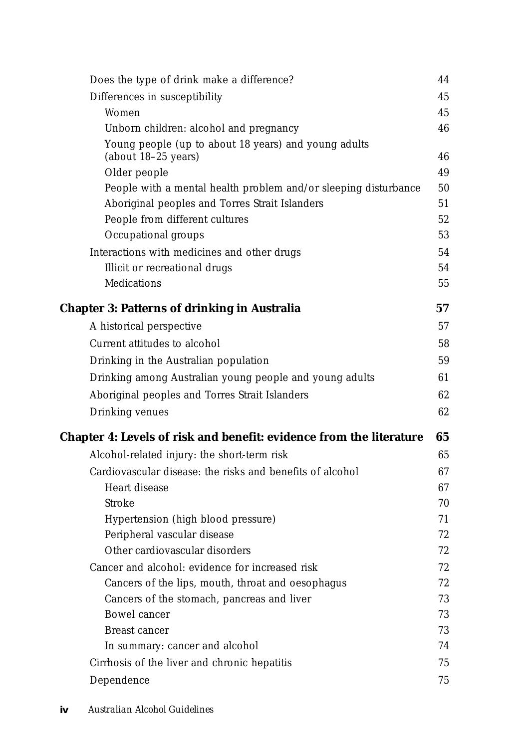Does the type of drink make a difference? 44

Differences in susceptibility 45

- Women 45
- Unborn children: alcohol and pregnancy 46
- Young people (up to about 18 years) and young adults (about 18–25 years) 46
- Older people 49
- People with a mental health problem and/or sleeping disturbance 50
- Aboriginal peoples and Torres Strait Islanders 51
- People from different cultures 52
- Occupational groups 53

Interactions with medicines and other drugs 54

- Illicit or recreational drugs 54
- Medications 55

**Chapter 3: Patterns of drinking in Australia 57**

A historical perspective 57

Current attitudes to alcohol 58

Drinking in the Australian population 59

Drinking among Australian young people and young adults 61

Aboriginal peoples and Torres Strait Islanders 62

Drinking venues 62

**Chapter 4: Levels of risk and benefit: evidence from the literature 65**

Alcohol-related injury: the short-term risk 65

Cardiovascular disease: the risks and benefits of alcohol 67

- Heart disease 67
- Stroke 70
- Hypertension (high blood pressure) 71
- Peripheral vascular disease 72
- Other cardiovascular disorders 72

Cancer and alcohol: evidence for increased risk 72

- Cancers of the lips, mouth, throat and oesophagus 72
- Cancers of the stomach, pancreas and liver 73
- Bowel cancer 73
- Breast cancer 73
- In summary: cancer and alcohol 74

Cirrhosis of the liver and chronic hepatitis 75

Dependence 75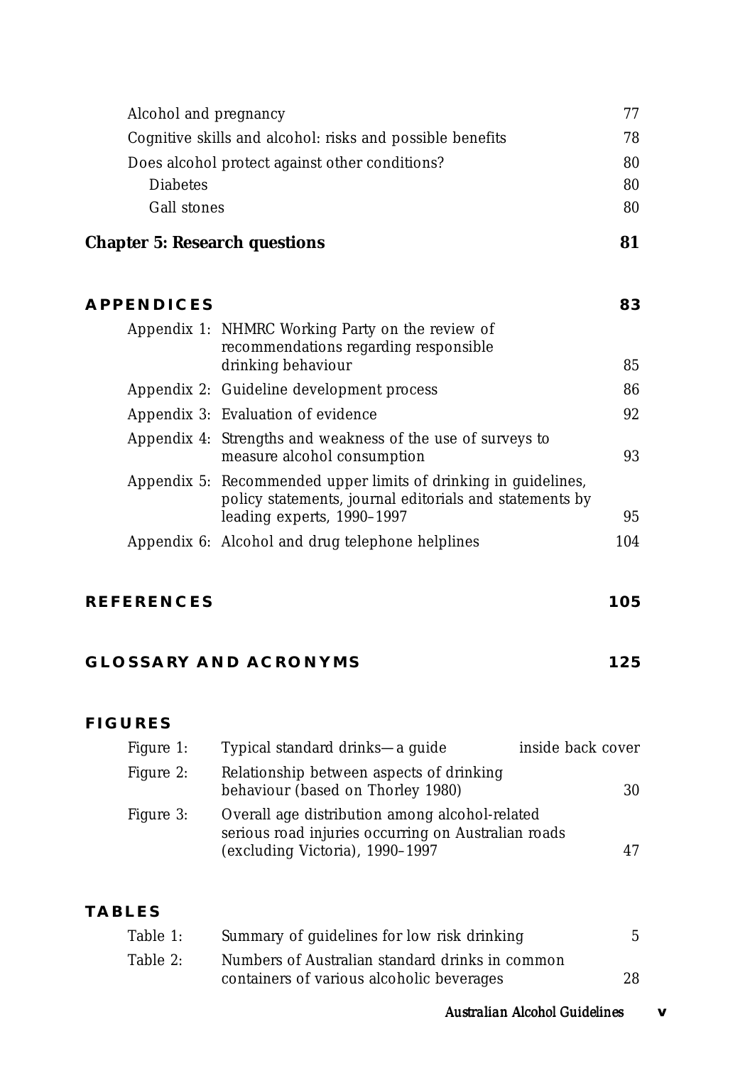Alcohol and pregnancy 77

Cognitive skills and alcohol: risks and possible benefits 78

Does alcohol protect against other conditions? 80

- Diabetes 80
- Gall stones 80

**Chapter 5: Research questions 81**

**APPENDICES 83**

- Appendix 1: NHMRC Working Party on the review of recommendations regarding responsible drinking behaviour 85
- Appendix 2: Guideline development process 86
- Appendix 3: Evaluation of evidence 92
- Appendix 4: Strengths and weakness of the use of surveys to measure alcohol consumption 93
- Appendix 5: Recommended upper limits of drinking in guidelines, policy statements, journal editorials and statements by leading experts, 1990–1997 95
- Appendix 6: Alcohol and drug telephone helplines 104

**REFERENCES 105**

**GLOSSARY AND ACRONYMS 125**

**FIGURES**

- Figure 1: Typical standard drinks—a guide inside back cover
- Figure 2: Relationship between aspects of drinking behaviour (based on Thorley 1980) 30
- Figure 3: Overall age distribution among alcohol-related serious road injuries occurring on Australian roads (excluding Victoria), 1990–1997 47

**TABLES**

- Table 1: Summary of guidelines for low risk drinking 5
- Table 2: Numbers of Australian standard drinks in common containers of various alcoholic beverages 28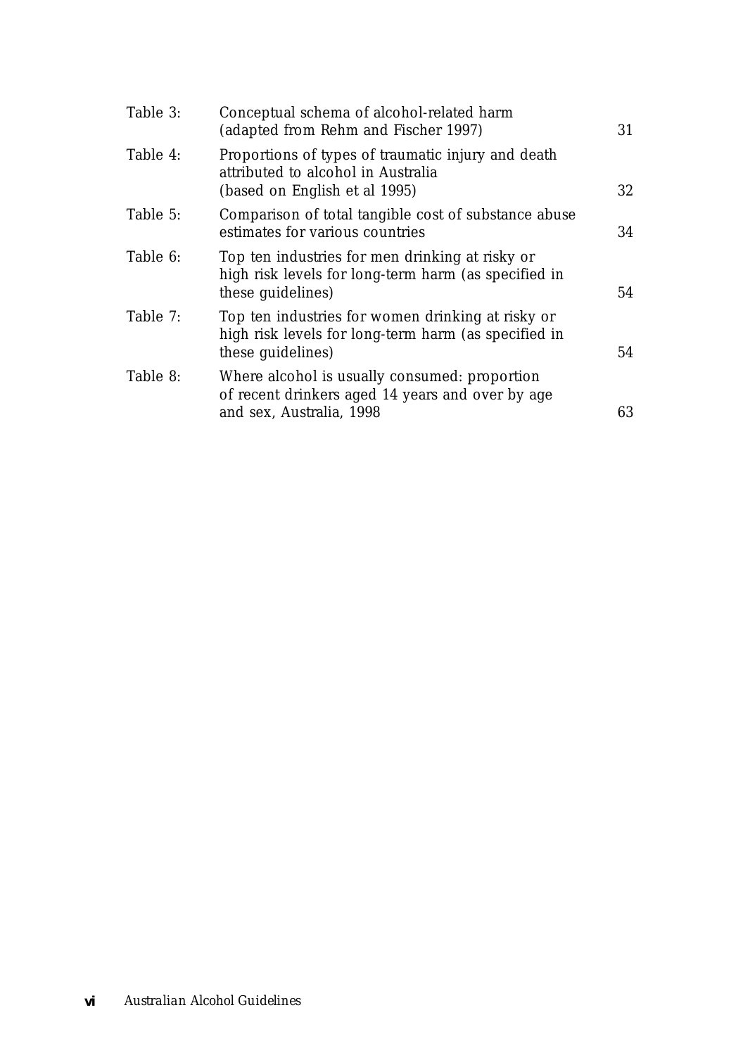| | | |
|---|---|---|
| Table 3: | Conceptual schema of alcohol-related harm (adapted from Rehm and Fischer 1997) | 31 |
| Table 4: | Proportions of types of traumatic injury and death attributed to alcohol in Australia (based on English et al 1995) | 32 |
| Table 5: | Comparison of total tangible cost of substance abuse estimates for various countries | 34 |
| Table 6: | Top ten industries for men drinking at risky or high risk levels for long-term harm (as specified in these guidelines) | 54 |
| Table 7: | Top ten industries for women drinking at risky or high risk levels for long-term harm (as specified in these guidelines) | 54 |
| Table 8: | Where alcohol is usually consumed: proportion of recent drinkers aged 14 years and over by age and sex, Australia, 1998 | 63 |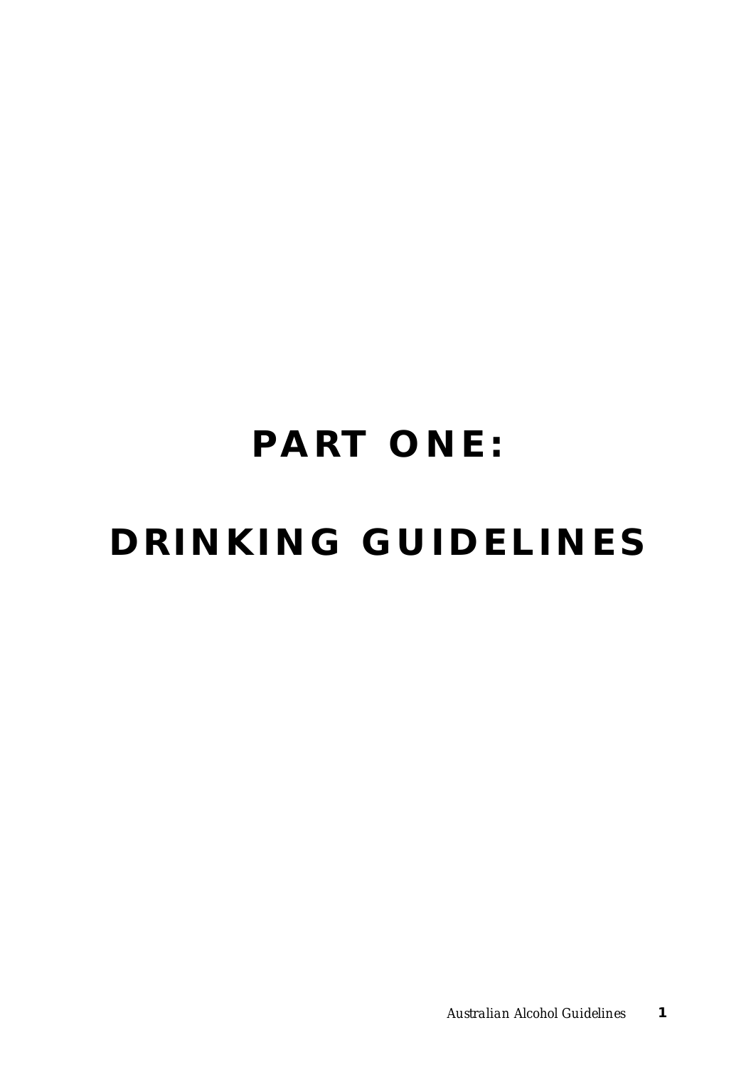# PART ONE:

# DRINKING GUIDELINES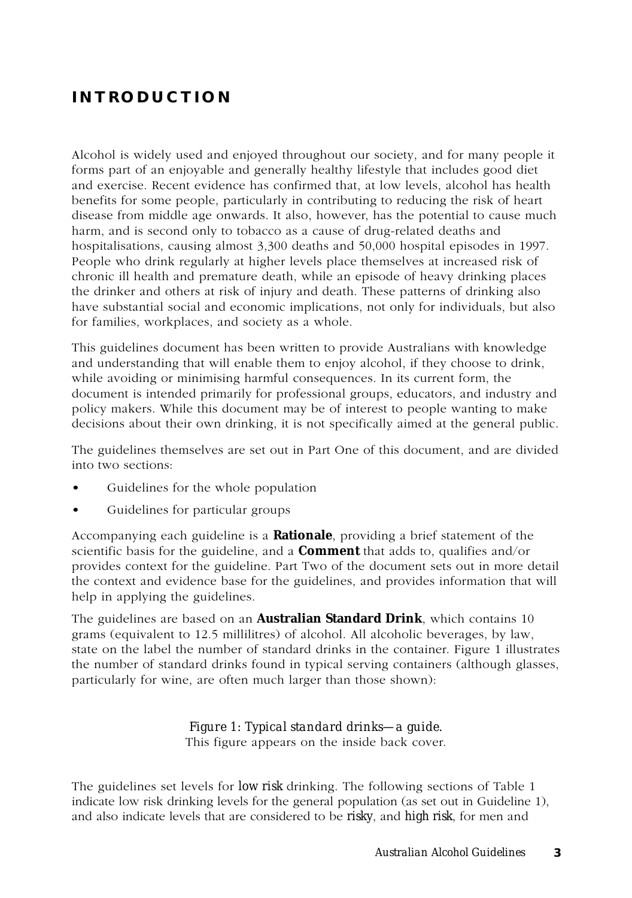# INTRODUCTION

Alcohol is widely used and enjoyed throughout our society, and for many people it forms part of an enjoyable and generally healthy lifestyle that includes good diet and exercise. Recent evidence has confirmed that, at low levels, alcohol has health benefits for some people, particularly in contributing to reducing the risk of heart disease from middle age onwards. It also, however, has the potential to cause much harm, and is second only to tobacco as a cause of drug-related deaths and hospitalisations, causing almost 3,300 deaths and 50,000 hospital episodes in 1997. People who drink regularly at higher levels place themselves at increased risk of chronic ill health and premature death, while an episode of heavy drinking places the drinker and others at risk of injury and death. These patterns of drinking also have substantial social and economic implications, not only for individuals, but also for families, workplaces, and society as a whole.

This guidelines document has been written to provide Australians with knowledge and understanding that will enable them to enjoy alcohol, if they choose to drink, while avoiding or minimising harmful consequences. In its current form, the document is intended primarily for professional groups, educators, and industry and policy makers. While this document may be of interest to people wanting to make decisions about their own drinking, it is not specifically aimed at the general public.

The guidelines themselves are set out in Part One of this document, and are divided into two sections:

- Guidelines for the whole population
- Guidelines for particular groups

Accompanying each guideline is a **Rationale**, providing a brief statement of the scientific basis for the guideline, and a **Comment** that adds to, qualifies and/or provides context for the guideline. Part Two of the document sets out in more detail the context and evidence base for the guidelines, and provides information that will help in applying the guidelines.

The guidelines are based on an **Australian Standard Drink**, which contains 10 grams (equivalent to 12.5 millilitres) of alcohol. All alcoholic beverages, by law, state on the label the number of standard drinks in the container. Figure 1 illustrates the number of standard drinks found in typical serving containers (although glasses, particularly for wine, are often much larger than those shown):

*Figure 1: Typical standard drinks—a guide.*
This figure appears on the inside back cover.

The guidelines set levels for *low risk* drinking. The following sections of Table 1 indicate low risk drinking levels for the general population (as set out in Guideline 1), and also indicate levels that are considered to be *risky*, and *high risk*, for men and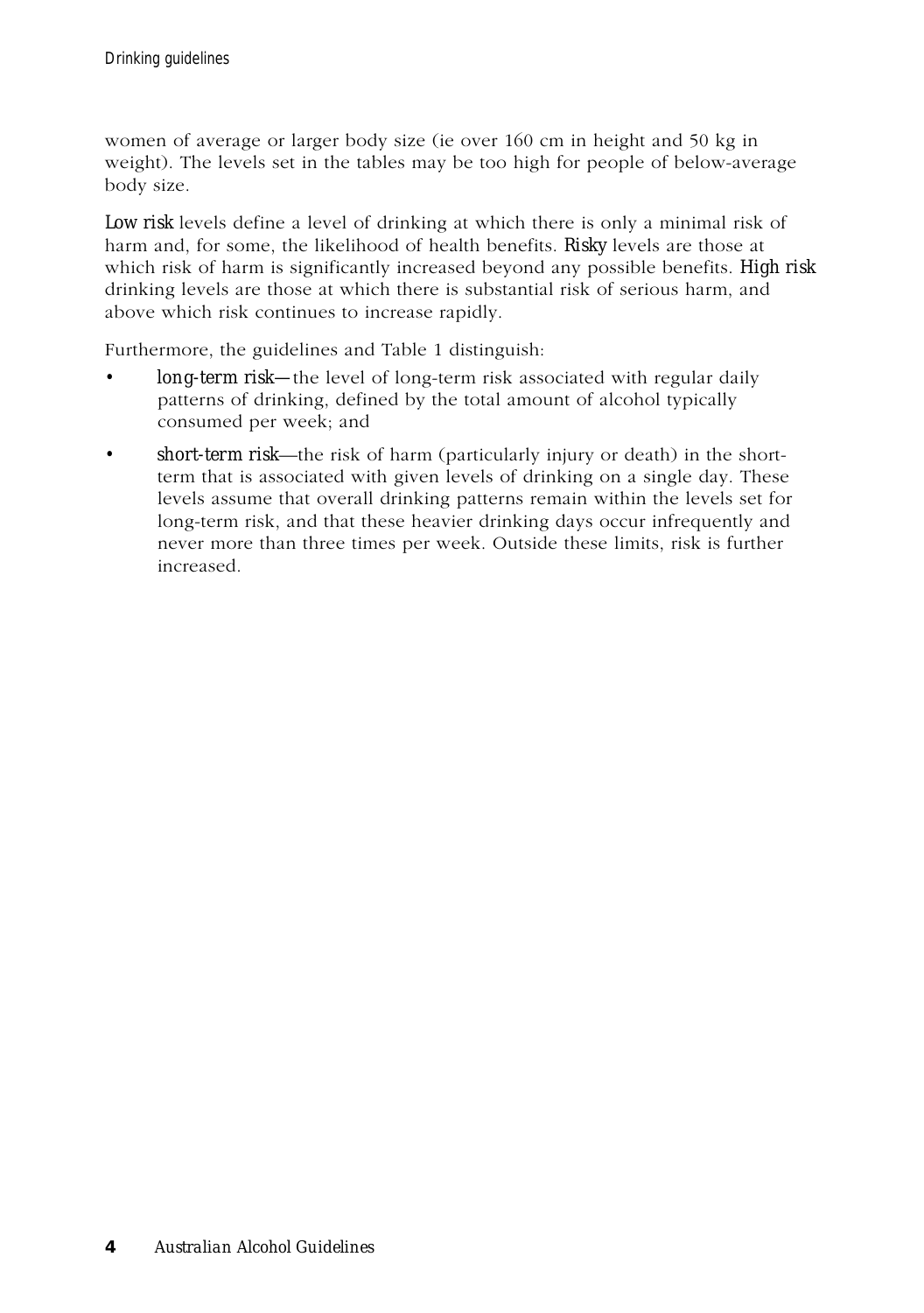women of average or larger body size (ie over 160 cm in height and 50 kg in weight). The levels set in the tables may be too high for people of below-average body size.

*Low risk* levels define a level of drinking at which there is only a minimal risk of harm and, for some, the likelihood of health benefits. *Risky* levels are those at which risk of harm is significantly increased beyond any possible benefits. *High risk* drinking levels are those at which there is substantial risk of serious harm, and above which risk continues to increase rapidly.

Furthermore, the guidelines and Table 1 distinguish:

- *long-term risk*—the level of long-term risk associated with regular daily patterns of drinking, defined by the total amount of alcohol typically consumed per week; and
- *short-term risk*—the risk of harm (particularly injury or death) in the short-term that is associated with given levels of drinking on a single day. These levels assume that overall drinking patterns remain within the levels set for long-term risk, and that these heavier drinking days occur infrequently and never more than three times per week. Outside these limits, risk is further increased.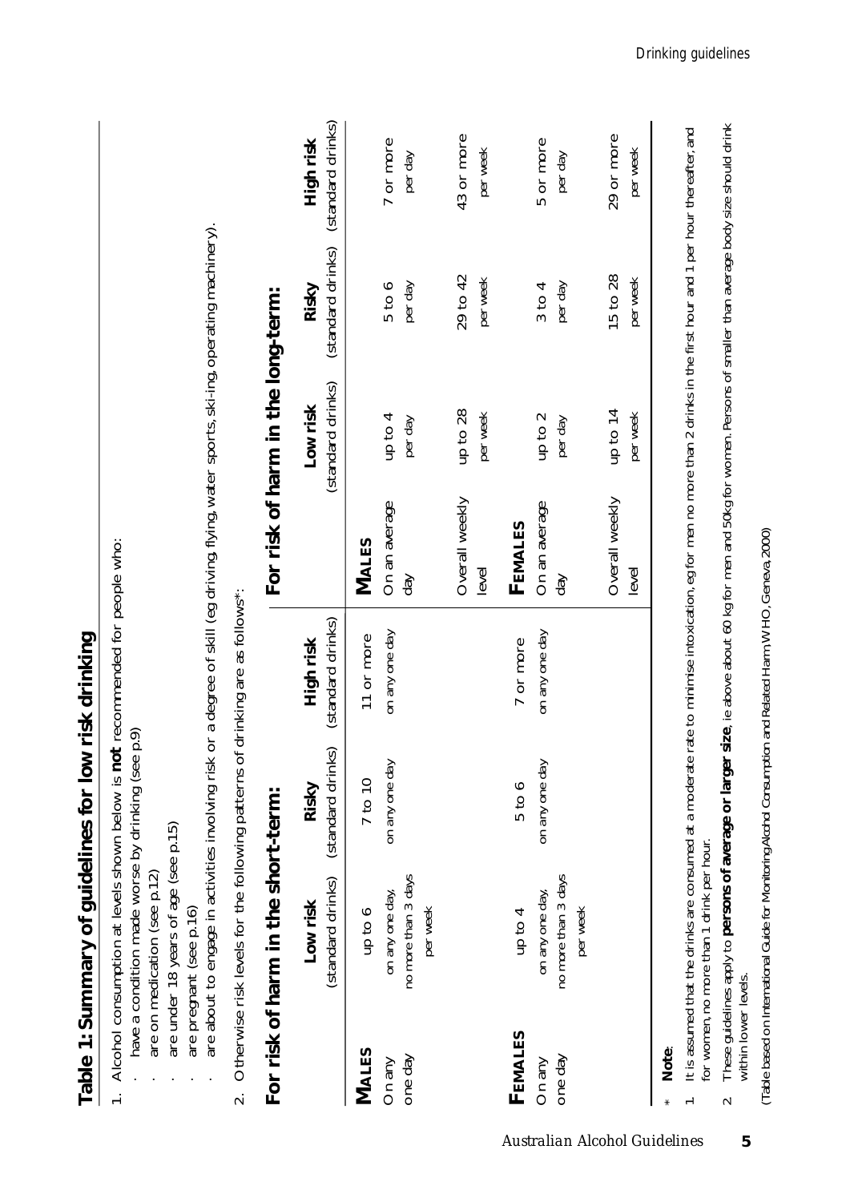## Table 1: Summary of guidelines for low risk drinking

1. Alcohol consumption at levels shown below is **not** recommended for people who:
   - have a condition made worse by drinking (see p.9)
   - are on medication (see p.12)
   - are under 18 years of age (see p.15)
   - are pregnant (see p.16)
   - are about to engage in activities involving risk or a degree of skill (eg driving, flying, water sports, ski-ing, operating machinery).
2. Otherwise risk levels for the following patterns of drinking are as follows*:

### For risk of harm in the short-term:

| | Low risk (standard drinks) | Risky (standard drinks) | High risk (standard drinks) |
|---|---|---|---|
| **MALES** | | | |
| On any one day | up to 6 on any one day, no more than 3 days per week | 7 to 10 on any one day | 11 or more on any one day |
| **FEMALES** | | | |
| On any one day | up to 4 on any one day, no more than 3 days per week | 5 to 6 on any one day | 7 or more on any one day |

### For risk of harm in the long-term:

| | Low risk (standard drinks) | Risky (standard drinks) | High risk (standard drinks) |
|---|---|---|---|
| **MALES** | | | |
| On an average day | up to 4 per day | 5 to 6 per day | 7 or more per day |
| Overall weekly level | up to 28 per week | 29 to 42 per week | 43 or more per week |
| **FEMALES** | | | |
| On an average day | up to 2 per day | 3 to 4 per day | 5 or more per day |
| Overall weekly level | up to 14 per week | 15 to 28 per week | 29 or more per week |

\* **Note**:

1. It is assumed that the drinks are consumed at a moderate rate to minimise intoxication, eg for men no more than 2 drinks in the first hour and 1 per hour thereafter, and for women, no more than 1 drink per hour.
2. These guidelines apply to **persons of average or larger size**, ie above about 60 kg for men and 50kg for women. Persons of smaller than average body size should drink within lower levels.

(Table based on International Guide for Monitoring Alcohol Consumption and Related Harm WHO, Geneva, 2000)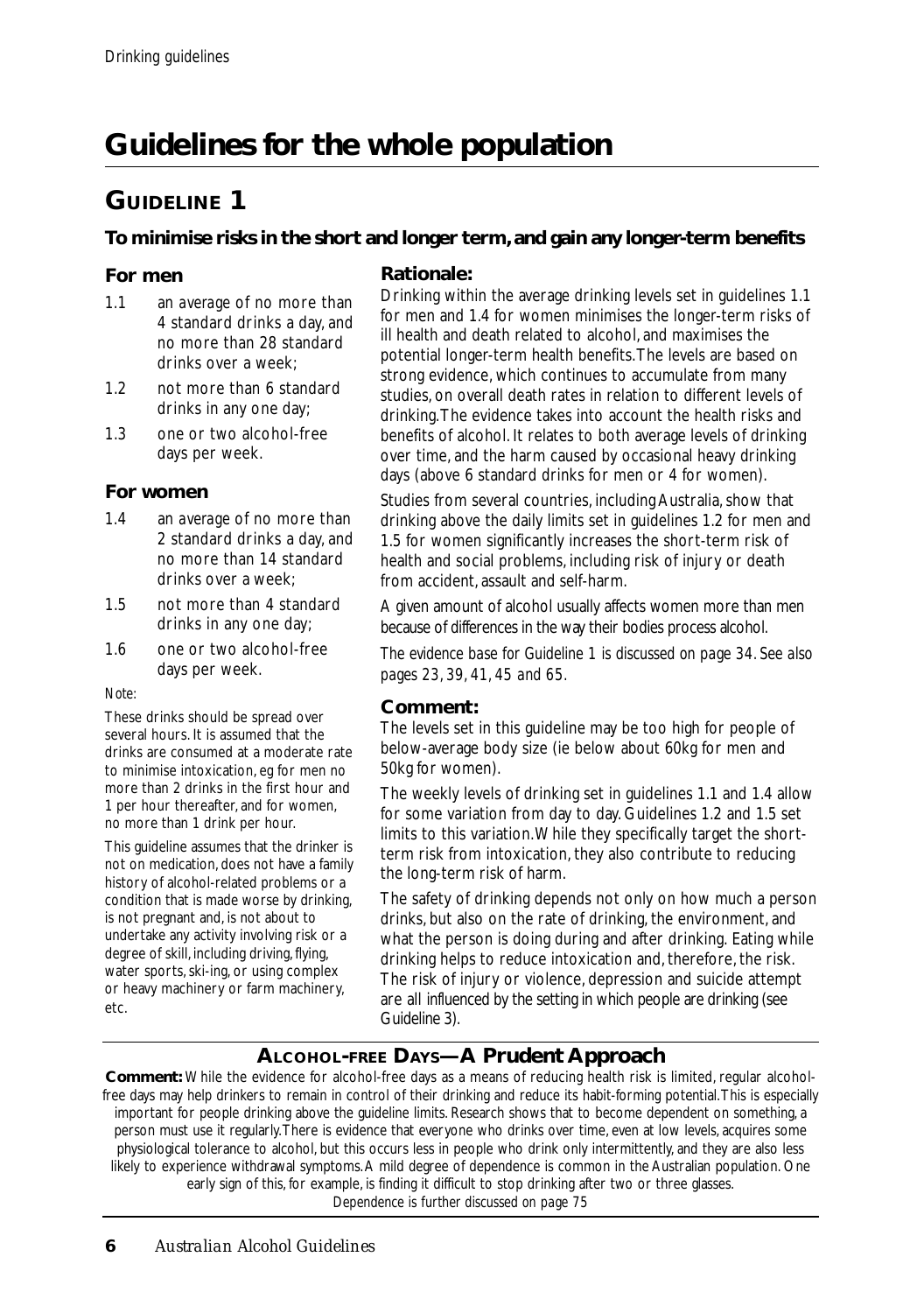# Guidelines for the whole population

## GUIDELINE 1

**To minimise risks in the short and longer term, and gain any longer-term benefits**

### For men

1.1 an *average* of no more than 4 standard drinks a day, and no more than 28 standard drinks over a week;

1.2 not more than 6 standard drinks in any one day;

1.3 one or two alcohol-free days per week.

### For women

1.4 an *average* of no more than 2 standard drinks a day, and no more than 14 standard drinks over a week;

1.5 not more than 4 standard drinks in any one day;

1.6 one or two alcohol-free days per week.

*Note:*

These drinks should be spread over several hours. It is assumed that the drinks are consumed at a moderate rate to minimise intoxication, eg for men no more than 2 drinks in the first hour and 1 per hour thereafter, and for women, no more than 1 drink per hour.

This guideline assumes that the drinker is not on medication, does not have a family history of alcohol-related problems or a condition that is made worse by drinking, is not pregnant and, is not about to undertake any activity involving risk or a degree of skill, including driving, flying, water sports, ski-ing, or using complex or heavy machinery or farm machinery, etc.

### Rationale:

Drinking within the average drinking levels set in guidelines 1.1 for men and 1.4 for women minimises the longer-term risks of ill health and death related to alcohol, and maximises the potential longer-term health benefits. The levels are based on strong evidence, which continues to accumulate from many studies, on overall death rates in relation to different levels of drinking. The evidence takes into account the health risks and benefits of alcohol. It relates to both average levels of drinking over time, and the harm caused by occasional heavy drinking days (above 6 standard drinks for men or 4 for women).

Studies from several countries, including Australia, show that drinking above the daily limits set in guidelines 1.2 for men and 1.5 for women significantly increases the short-term risk of health and social problems, including risk of injury or death from accident, assault and self-harm.

A given amount of alcohol usually affects women more than men because of differences in the way their bodies process alcohol.

*The evidence base for Guideline 1 is discussed on page 34. See also pages 23, 39, 41, 45 and 65.*

### Comment:

The levels set in this guideline may be too high for people of below-average body size (ie below about 60kg for men and 50kg for women).

The weekly levels of drinking set in guidelines 1.1 and 1.4 allow for some variation from day to day. Guidelines 1.2 and 1.5 set limits to this variation. While they specifically target the short-term risk from intoxication, they also contribute to reducing the long-term risk of harm.

The safety of drinking depends not only on how much a person drinks, but also on the rate of drinking, the environment, and what the person is doing during and after drinking. Eating while drinking helps to reduce intoxication and, therefore, the risk. The risk of injury or violence, depression and suicide attempt are all influenced by the setting in which people are drinking (see Guideline 3).

### ALCOHOL-FREE DAYS—A Prudent Approach

**Comment:** While the evidence for alcohol-free days as a means of reducing health risk is limited, regular alcohol-free days may help drinkers to remain in control of their drinking and reduce its habit-forming potential. This is especially important for people drinking above the guideline limits. Research shows that to become dependent on something, a person must use it regularly. There is evidence that everyone who drinks over time, even at low levels, acquires some physiological tolerance to alcohol, but this occurs less in people who drink only intermittently, and they are also less likely to experience withdrawal symptoms. A mild degree of dependence is common in the Australian population. One early sign of this, for example, is finding it difficult to stop drinking after two or three glasses.

*Dependence is further discussed on page 75*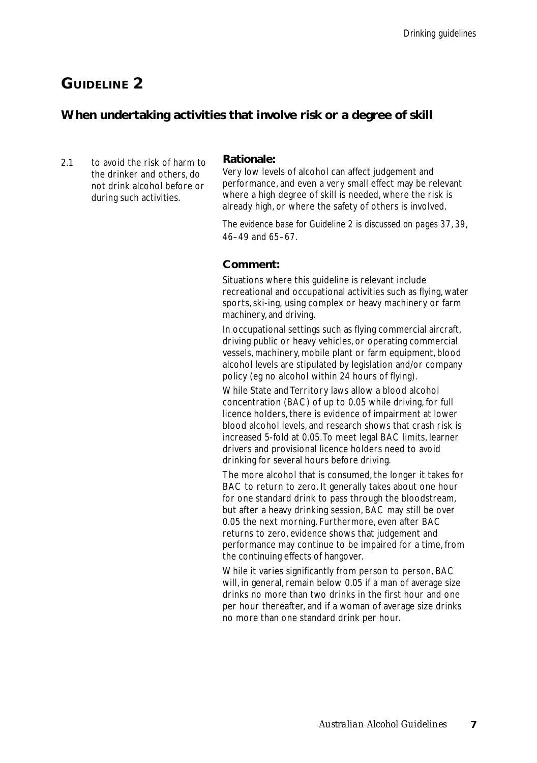# GUIDELINE 2

## When undertaking activities that involve risk or a degree of skill

2.1 to avoid the risk of harm to the drinker and others, do not drink alcohol before or during such activities.

### Rationale:

Very low levels of alcohol can affect judgement and performance, and even a very small effect may be relevant where a high degree of skill is needed, where the risk is already high, or where the safety of others is involved.

*The evidence base for Guideline 2 is discussed on pages 37, 39, 46–49 and 65–67.*

### Comment:

Situations where this guideline is relevant include recreational and occupational activities such as flying, water sports, ski-ing, using complex or heavy machinery or farm machinery, and driving.

In occupational settings such as flying commercial aircraft, driving public or heavy vehicles, or operating commercial vessels, machinery, mobile plant or farm equipment, blood alcohol levels are stipulated by legislation and/or company policy (eg no alcohol within 24 hours of flying).

While State and Territory laws allow a blood alcohol concentration (BAC) of up to 0.05 while driving, for full licence holders, there is evidence of impairment at lower blood alcohol levels, and research shows that crash risk is increased 5-fold at 0.05. To meet legal BAC limits, learner drivers and provisional licence holders need to avoid drinking for several hours before driving.

The more alcohol that is consumed, the longer it takes for BAC to return to zero. It generally takes about one hour for one standard drink to pass through the bloodstream, but after a heavy drinking session, BAC may still be over 0.05 the next morning. Furthermore, even after BAC returns to zero, evidence shows that judgement and performance may continue to be impaired for a time, from the continuing effects of hangover.

While it varies significantly from person to person, BAC will, in general, remain below 0.05 if a man of average size drinks no more than two drinks in the first hour and one per hour thereafter, and if a woman of average size drinks no more than one standard drink per hour.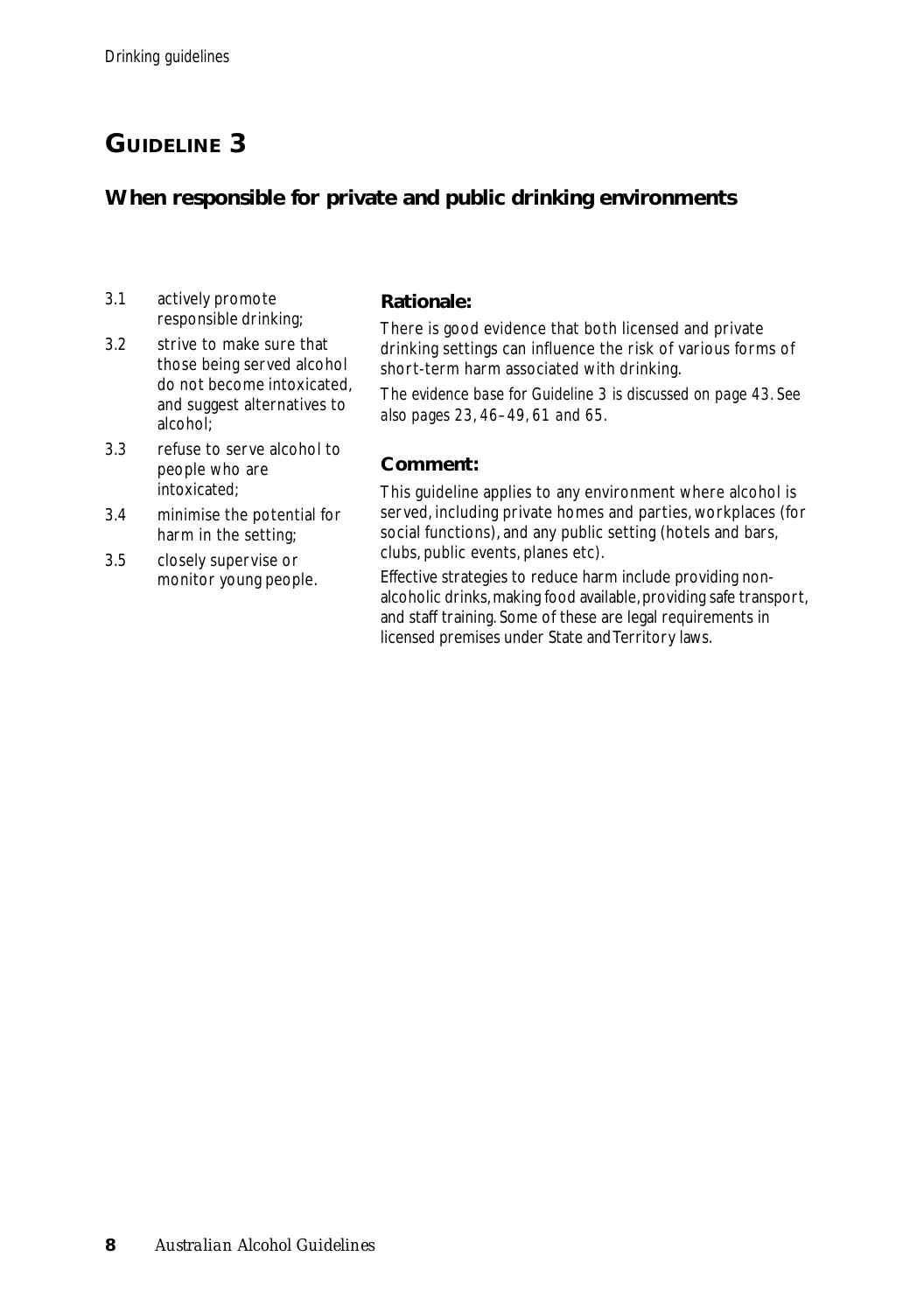# GUIDELINE 3

## When responsible for private and public drinking environments

3.1 actively promote responsible drinking;

3.2 strive to make sure that those being served alcohol do not become intoxicated, and suggest alternatives to alcohol;

3.3 refuse to serve alcohol to people who are intoxicated;

3.4 minimise the potential for harm in the setting;

3.5 closely supervise or monitor young people.

### Rationale:

There is good evidence that both licensed and private drinking settings can influence the risk of various forms of short-term harm associated with drinking.

*The evidence base for Guideline 3 is discussed on page 43. See also pages 23, 46–49, 61 and 65.*

### Comment:

This guideline applies to any environment where alcohol is served, including private homes and parties, workplaces (for social functions), and any public setting (hotels and bars, clubs, public events, planes etc).

Effective strategies to reduce harm include providing non-alcoholic drinks, making food available, providing safe transport, and staff training. Some of these are legal requirements in licensed premises under State and Territory laws.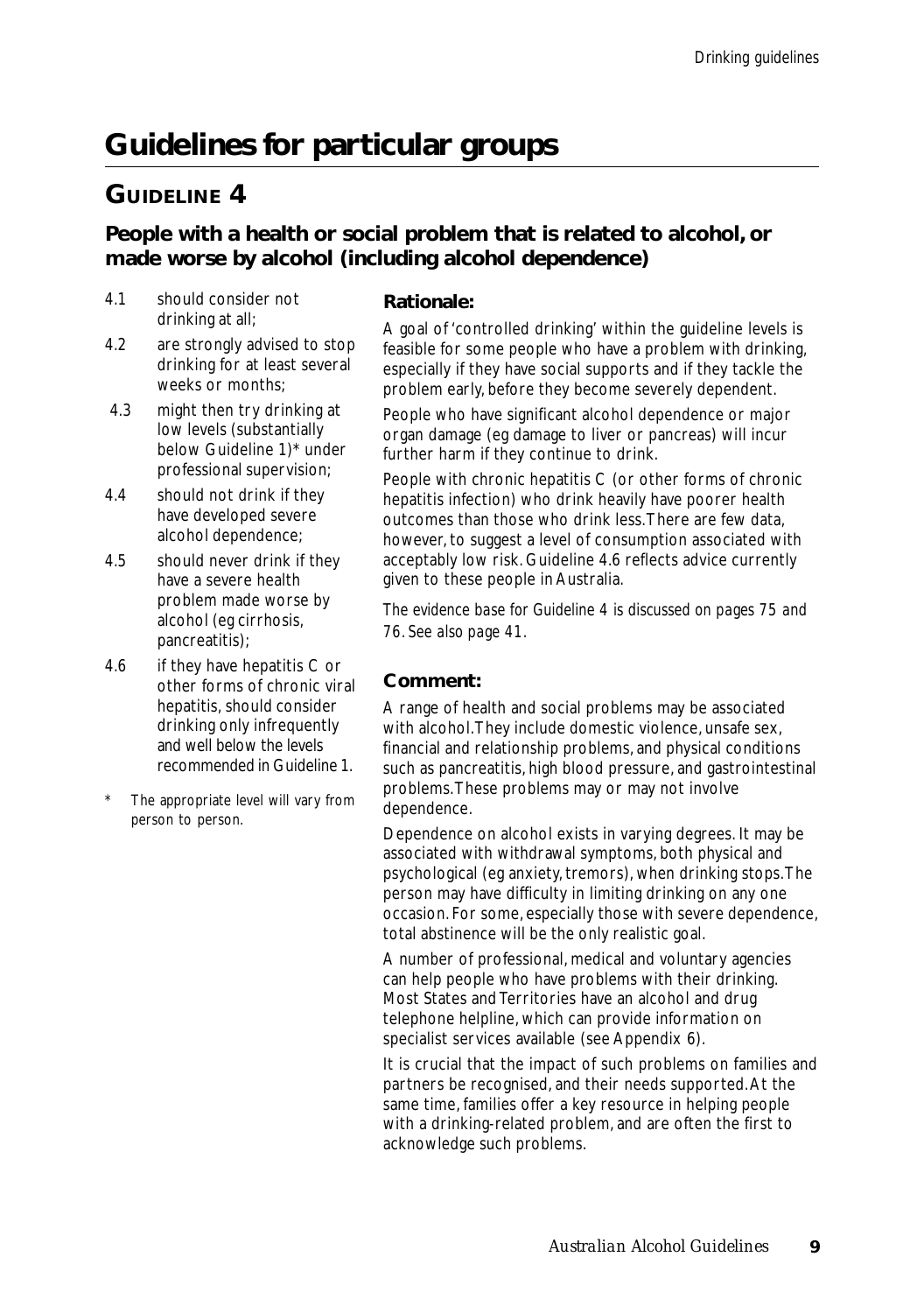# Guidelines for particular groups

## GUIDELINE 4

### People with a health or social problem that is related to alcohol, or made worse by alcohol (including alcohol dependence)

4.1 should consider not drinking at all;

4.2 are strongly advised to stop drinking for at least several weeks or months;

4.3 might then try drinking at low levels (substantially below Guideline 1)* under professional supervision;

4.4 should not drink if they have developed severe alcohol dependence;

4.5 should never drink if they have a severe health problem made worse by alcohol (eg cirrhosis, pancreatitis);

4.6 if they have hepatitis C or other forms of chronic viral hepatitis, should consider drinking only infrequently and well below the levels recommended in Guideline 1.

\* The appropriate level will vary from person to person.

**Rationale:**

A goal of 'controlled drinking' within the guideline levels is feasible for some people who have a problem with drinking, especially if they have social supports and if they tackle the problem early, before they become severely dependent.

People who have significant alcohol dependence or major organ damage (eg damage to liver or pancreas) will incur further harm if they continue to drink.

People with chronic hepatitis C (or other forms of chronic hepatitis infection) who drink heavily have poorer health outcomes than those who drink less. There are few data, however, to suggest a level of consumption associated with acceptably low risk. Guideline 4.6 reflects advice currently given to these people in Australia.

*The evidence base for Guideline 4 is discussed on pages 75 and 76. See also page 41.*

**Comment:**

A range of health and social problems may be associated with alcohol. They include domestic violence, unsafe sex, financial and relationship problems, and physical conditions such as pancreatitis, high blood pressure, and gastrointestinal problems. These problems may or may not involve dependence.

Dependence on alcohol exists in varying degrees. It may be associated with withdrawal symptoms, both physical and psychological (eg anxiety, tremors), when drinking stops. The person may have difficulty in limiting drinking on any one occasion. For some, especially those with severe dependence, total abstinence will be the only realistic goal.

A number of professional, medical and voluntary agencies can help people who have problems with their drinking. Most States and Territories have an alcohol and drug telephone helpline, which can provide information on specialist services available (see Appendix 6).

It is crucial that the impact of such problems on families and partners be recognised, and their needs supported. At the same time, families offer a key resource in helping people with a drinking-related problem, and are often the first to acknowledge such problems.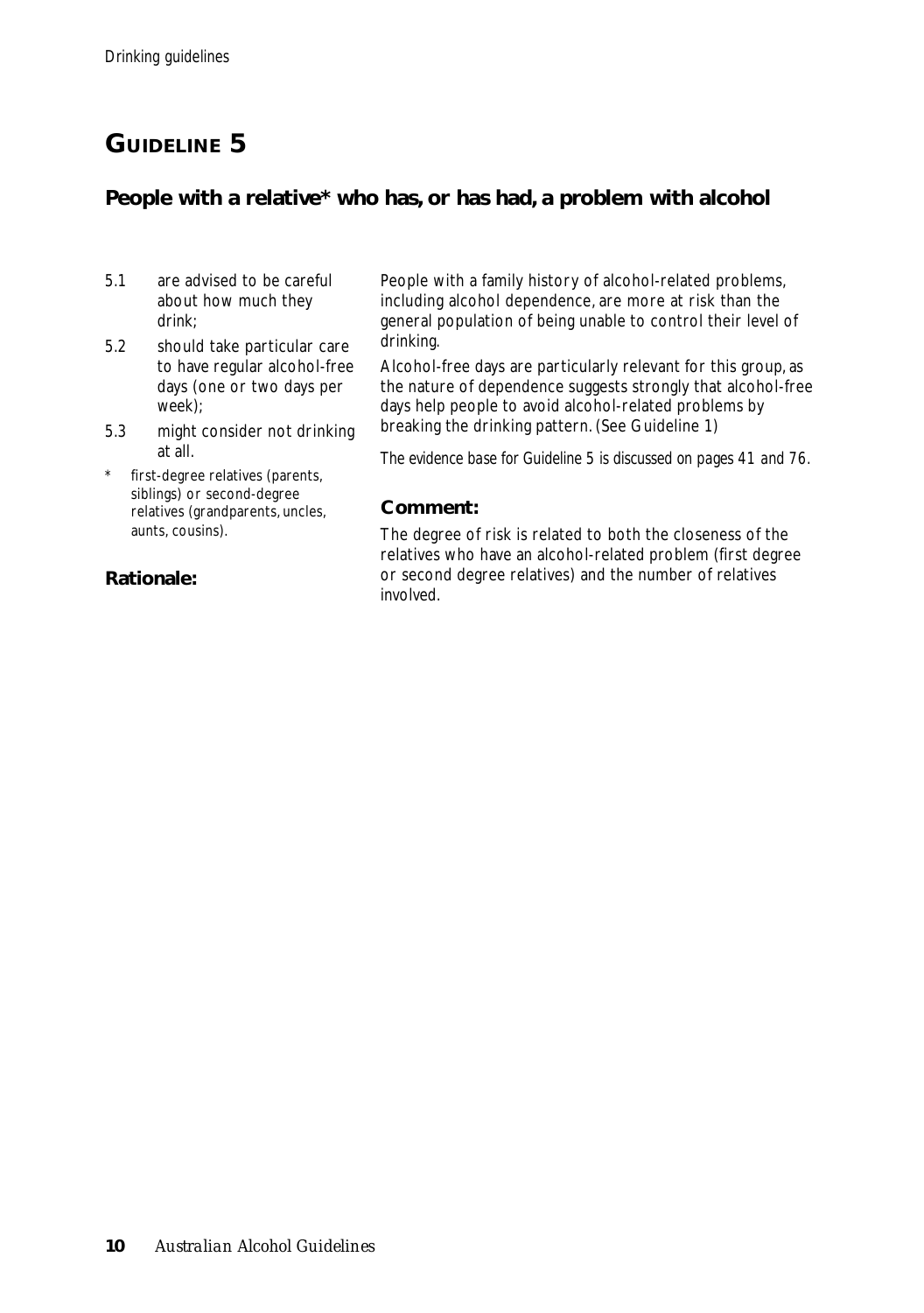# GUIDELINE 5

## People with a relative* who has, or has had, a problem with alcohol

5.1 are advised to be careful about how much they drink;

5.2 should take particular care to have regular alcohol-free days (one or two days per week);

5.3 might consider not drinking at all.

\* first-degree relatives (parents, siblings) or second-degree relatives (grandparents, uncles, aunts, cousins).

### Rationale:

People with a family history of alcohol-related problems, including alcohol dependence, are more at risk than the general population of being unable to control their level of drinking.

Alcohol-free days are particularly relevant for this group, as the nature of dependence suggests strongly that alcohol-free days help people to avoid alcohol-related problems by breaking the drinking pattern. (See Guideline 1)

*The evidence base for Guideline 5 is discussed on pages 41 and 76.*

### Comment:

The degree of risk is related to both the closeness of the relatives who have an alcohol-related problem (first degree or second degree relatives) and the number of relatives involved.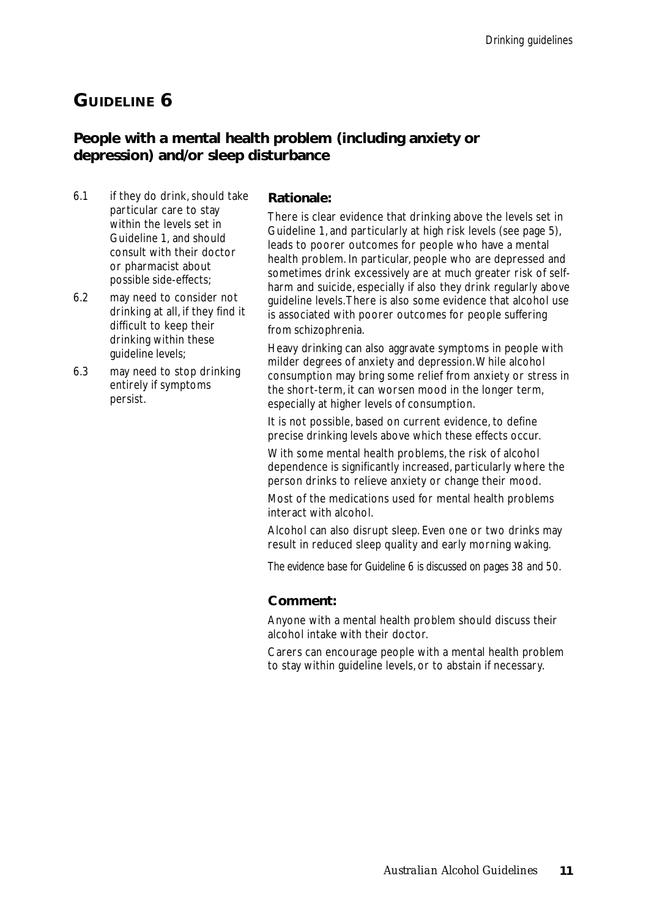# GUIDELINE 6

## People with a mental health problem (including anxiety or depression) and/or sleep disturbance

6.1 if they do drink, should take particular care to stay within the levels set in Guideline 1, and should consult with their doctor or pharmacist about possible side-effects;

6.2 may need to consider not drinking at all, if they find it difficult to keep their drinking within these guideline levels;

6.3 may need to stop drinking entirely if symptoms persist.

### Rationale:

There is clear evidence that drinking above the levels set in Guideline 1, and particularly at high risk levels (see page 5), leads to poorer outcomes for people who have a mental health problem. In particular, people who are depressed and sometimes drink excessively are at much greater risk of self-harm and suicide, especially if also they drink regularly above guideline levels. There is also some evidence that alcohol use is associated with poorer outcomes for people suffering from schizophrenia.

Heavy drinking can also aggravate symptoms in people with milder degrees of anxiety and depression. While alcohol consumption may bring some relief from anxiety or stress in the short-term, it can worsen mood in the longer term, especially at higher levels of consumption.

It is not possible, based on current evidence, to define precise drinking levels above which these effects occur.

With some mental health problems, the risk of alcohol dependence is significantly increased, particularly where the person drinks to relieve anxiety or change their mood.

Most of the medications used for mental health problems interact with alcohol.

Alcohol can also disrupt sleep. Even one or two drinks may result in reduced sleep quality and early morning waking.

*The evidence base for Guideline 6 is discussed on pages 38 and 50.*

### Comment:

Anyone with a mental health problem should discuss their alcohol intake with their doctor.

Carers can encourage people with a mental health problem to stay within guideline levels, or to abstain if necessary.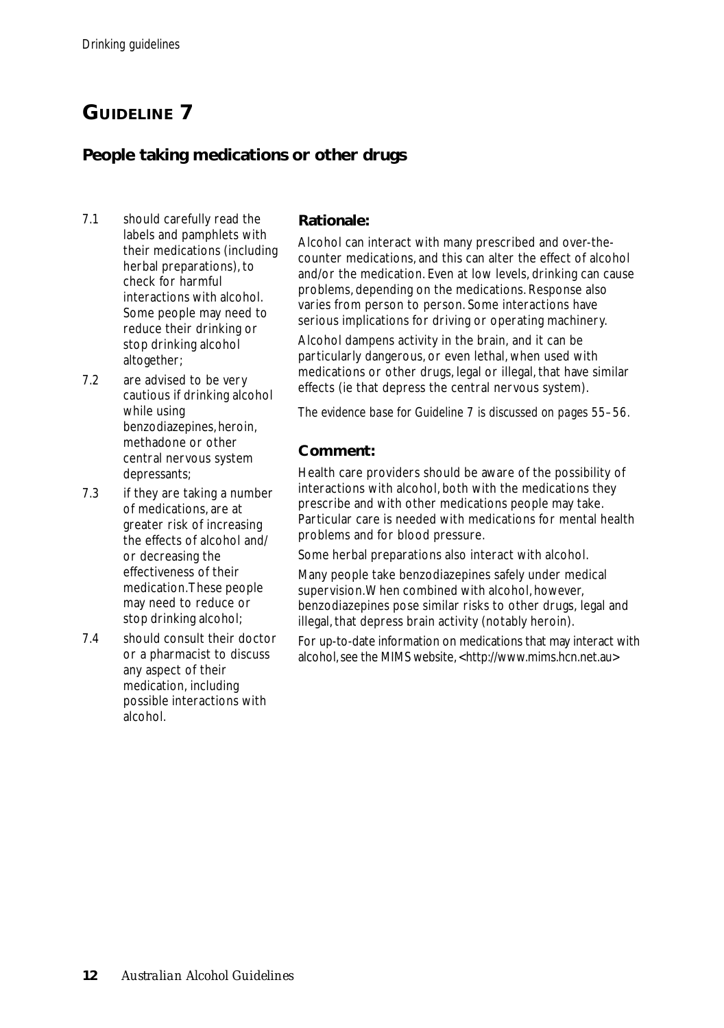# GUIDELINE 7

## People taking medications or other drugs

7.1 should carefully read the labels and pamphlets with their medications (including herbal preparations), to check for harmful interactions with alcohol. Some people may need to reduce their drinking or stop drinking alcohol altogether;

7.2 are advised to be very cautious if drinking alcohol while using benzodiazepines, heroin, methadone or other central nervous system depressants;

7.3 if they are taking a number of medications, are at greater risk of increasing the effects of alcohol and/ or decreasing the effectiveness of their medication. These people may need to reduce or stop drinking alcohol;

7.4 should consult their doctor or a pharmacist to discuss any aspect of their medication, including possible interactions with alcohol.

### Rationale:

Alcohol can interact with many prescribed and over-the-counter medications, and this can alter the effect of alcohol and/or the medication. Even at low levels, drinking can cause problems, depending on the medications. Response also varies from person to person. Some interactions have serious implications for driving or operating machinery.

Alcohol dampens activity in the brain, and it can be particularly dangerous, or even lethal, when used with medications or other drugs, legal or illegal, that have similar effects (ie that depress the central nervous system).

*The evidence base for Guideline 7 is discussed on pages 55–56.*

### Comment:

Health care providers should be aware of the possibility of interactions with alcohol, both with the medications they prescribe and with other medications people may take. Particular care is needed with medications for mental health problems and for blood pressure.

Some herbal preparations also interact with alcohol.

Many people take benzodiazepines safely under medical supervision. When combined with alcohol, however, benzodiazepines pose similar risks to other drugs, legal and illegal, that depress brain activity (notably heroin).

For up-to-date information on medications that may interact with alcohol, see the MIMS website, <http://www.mims.hcn.net.au>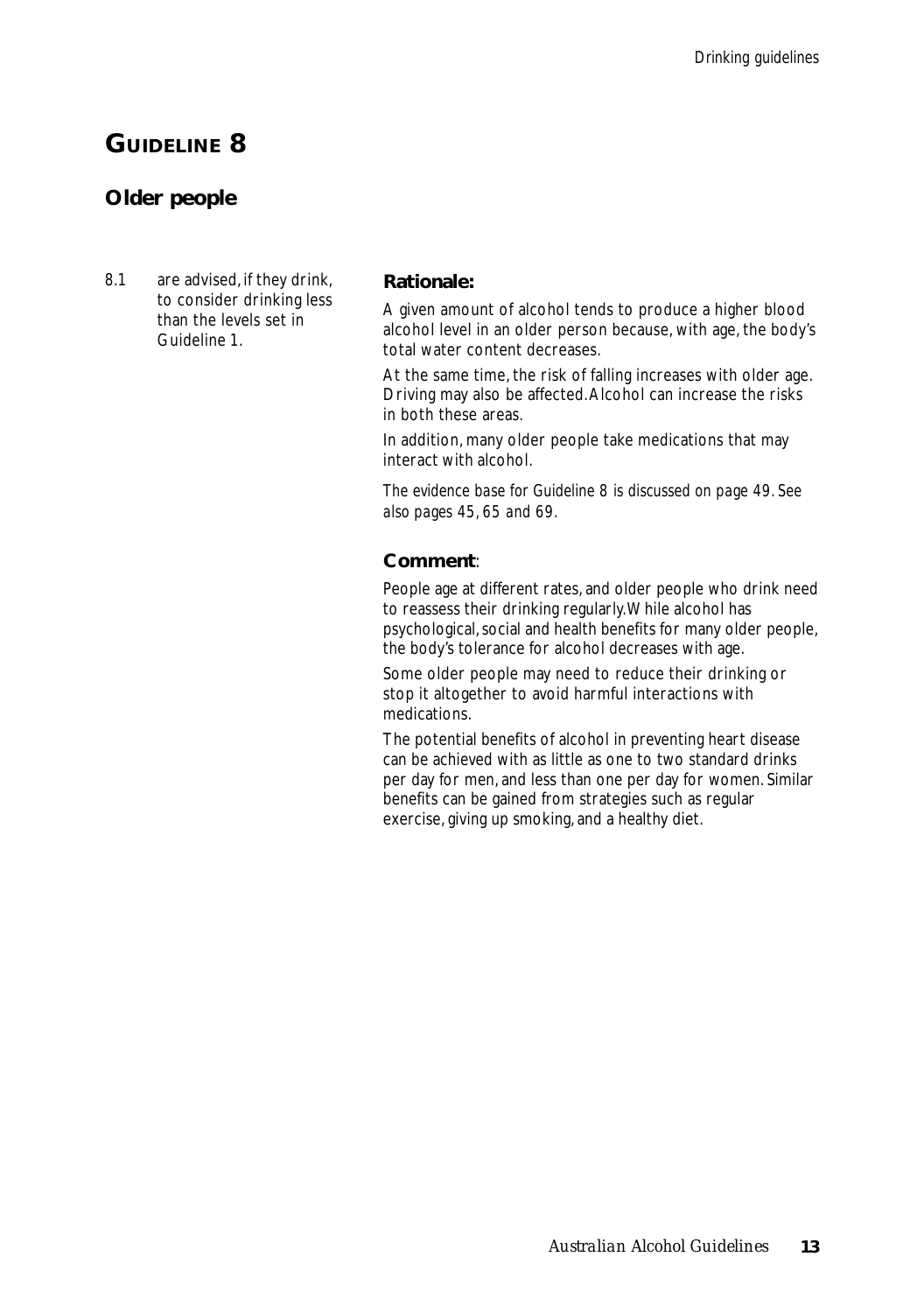# GUIDELINE 8

## Older people

8.1 are advised, if they drink, to consider drinking less than the levels set in Guideline 1.

**Rationale:**

A given amount of alcohol tends to produce a higher blood alcohol level in an older person because, with age, the body's total water content decreases.

At the same time, the risk of falling increases with older age. Driving may also be affected. Alcohol can increase the risks in both these areas.

In addition, many older people take medications that may interact with alcohol.

*The evidence base for Guideline 8 is discussed on page 49. See also pages 45, 65 and 69.*

**Comment**:

People age at different rates, and older people who drink need to reassess their drinking regularly. While alcohol has psychological, social and health benefits for many older people, the body's tolerance for alcohol decreases with age.

Some older people may need to reduce their drinking or stop it altogether to avoid harmful interactions with medications.

The potential benefits of alcohol in preventing heart disease can be achieved with as little as one to two standard drinks per day for men, and less than one per day for women. Similar benefits can be gained from strategies such as regular exercise, giving up smoking, and a healthy diet.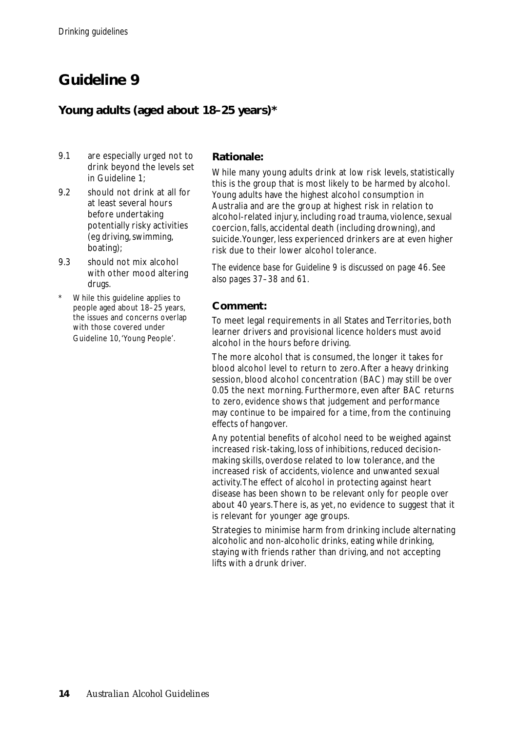# Guideline 9

## Young adults (aged about 18–25 years)*

9.1 are especially urged not to drink beyond the levels set in Guideline 1;

9.2 should not drink at all for at least several hours before undertaking potentially risky activities (eg driving, swimming, boating);

9.3 should not mix alcohol with other mood altering drugs.

\* While this guideline applies to people aged about 18–25 years, the issues and concerns overlap with those covered under Guideline 10, 'Young People'.

### Rationale:

While many young adults drink at low risk levels, statistically this is the group that is most likely to be harmed by alcohol. Young adults have the highest alcohol consumption in Australia and are the group at highest risk in relation to alcohol-related injury, including road trauma, violence, sexual coercion, falls, accidental death (including drowning), and suicide. Younger, less experienced drinkers are at even higher risk due to their lower alcohol tolerance.

*The evidence base for Guideline 9 is discussed on page 46. See also pages 37–38 and 61.*

### Comment:

To meet legal requirements in all States and Territories, both learner drivers and provisional licence holders must avoid alcohol in the hours before driving.

The more alcohol that is consumed, the longer it takes for blood alcohol level to return to zero. After a heavy drinking session, blood alcohol concentration (BAC) may still be over 0.05 the next morning. Furthermore, even after BAC returns to zero, evidence shows that judgement and performance may continue to be impaired for a time, from the continuing effects of hangover.

Any potential benefits of alcohol need to be weighed against increased risk-taking, loss of inhibitions, reduced decision-making skills, overdose related to low tolerance, and the increased risk of accidents, violence and unwanted sexual activity. The effect of alcohol in protecting against heart disease has been shown to be relevant only for people over about 40 years. There is, as yet, no evidence to suggest that it is relevant for younger age groups.

Strategies to minimise harm from drinking include alternating alcoholic and non-alcoholic drinks, eating while drinking, staying with friends rather than driving, and not accepting lifts with a drunk driver.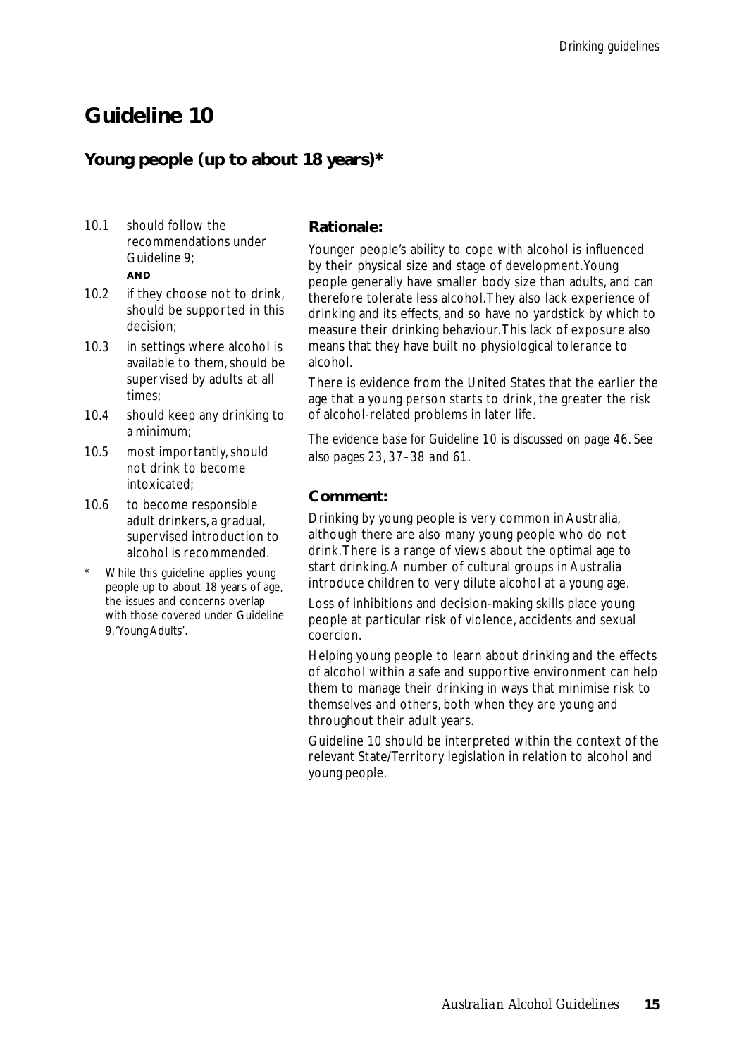# Guideline 10

## Young people (up to about 18 years)*

10.1 should follow the recommendations under Guideline 9;

**AND**

10.2 if they choose not to drink, should be supported in this decision;

10.3 in settings where alcohol is available to them, should be supervised by adults at all times;

10.4 should keep any drinking to a minimum;

10.5 most importantly, should not drink to become intoxicated;

10.6 to become responsible adult drinkers, a gradual, supervised introduction to alcohol is recommended.

\* While this guideline applies young people up to about 18 years of age, the issues and concerns overlap with those covered under Guideline 9, 'Young Adults'.

### Rationale:

Younger people's ability to cope with alcohol is influenced by their physical size and stage of development. Young people generally have smaller body size than adults, and can therefore tolerate less alcohol. They also lack experience of drinking and its effects, and so have no yardstick by which to measure their drinking behaviour. This lack of exposure also means that they have built no physiological tolerance to alcohol.

There is evidence from the United States that the earlier the age that a young person starts to drink, the greater the risk of alcohol-related problems in later life.

*The evidence base for Guideline 10 is discussed on page 46. See also pages 23, 37–38 and 61.*

### Comment:

Drinking by young people is very common in Australia, although there are also many young people who do not drink. There is a range of views about the optimal age to start drinking. A number of cultural groups in Australia introduce children to very dilute alcohol at a young age.

Loss of inhibitions and decision-making skills place young people at particular risk of violence, accidents and sexual coercion.

Helping young people to learn about drinking and the effects of alcohol within a safe and supportive environment can help them to manage their drinking in ways that minimise risk to themselves and others, both when they are young and throughout their adult years.

Guideline 10 should be interpreted within the context of the relevant State/Territory legislation in relation to alcohol and young people.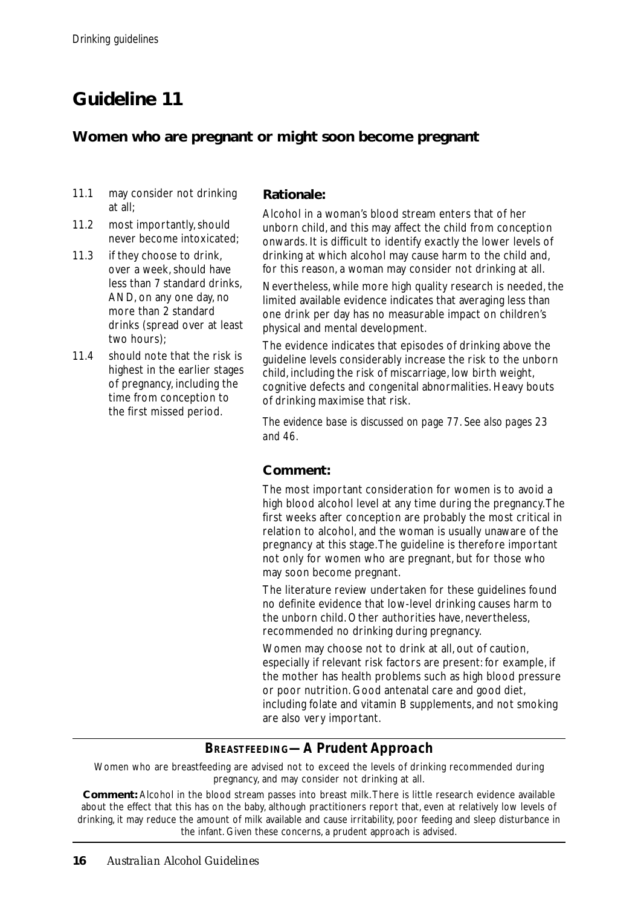# Guideline 11

## Women who are pregnant or might soon become pregnant

11.1 may consider not drinking at all;

11.2 most importantly, should never become intoxicated;

11.3 if they choose to drink, over a week, should have less than 7 standard drinks, AND, on any one day, no more than 2 standard drinks (spread over at least two hours);

11.4 should note that the risk is highest in the earlier stages of pregnancy, including the time from conception to the first missed period.

### Rationale:

Alcohol in a woman's blood stream enters that of her unborn child, and this may affect the child from conception onwards. It is difficult to identify exactly the lower levels of drinking at which alcohol may cause harm to the child and, for this reason, a woman may consider not drinking at all.

Nevertheless, while more high quality research is needed, the limited available evidence indicates that averaging less than one drink per day has no measurable impact on children's physical and mental development.

The evidence indicates that episodes of drinking above the guideline levels considerably increase the risk to the unborn child, including the risk of miscarriage, low birth weight, cognitive defects and congenital abnormalities. Heavy bouts of drinking maximise that risk.

*The evidence base is discussed on page 77. See also pages 23 and 46.*

### Comment:

The most important consideration for women is to avoid a high blood alcohol level at any time during the pregnancy. The first weeks after conception are probably the most critical in relation to alcohol, and the woman is usually unaware of the pregnancy at this stage. The guideline is therefore important not only for women who are pregnant, but for those who may soon become pregnant.

The literature review undertaken for these guidelines found no definite evidence that low-level drinking causes harm to the unborn child. Other authorities have, nevertheless, recommended no drinking during pregnancy.

Women may choose not to drink at all, out of caution, especially if relevant risk factors are present: for example, if the mother has health problems such as high blood pressure or poor nutrition. Good antenatal care and good diet, including folate and vitamin B supplements, and not smoking are also very important.

---

### BREASTFEEDING—A Prudent Approach

Women who are breastfeeding are advised not to exceed the levels of drinking recommended during pregnancy, and may consider not drinking at all.

**Comment:** Alcohol in the blood stream passes into breast milk. There is little research evidence available about the effect that this has on the baby, although practitioners report that, even at relatively low levels of drinking, it may reduce the amount of milk available and cause irritability, poor feeding and sleep disturbance in the infant. Given these concerns, a prudent approach is advised.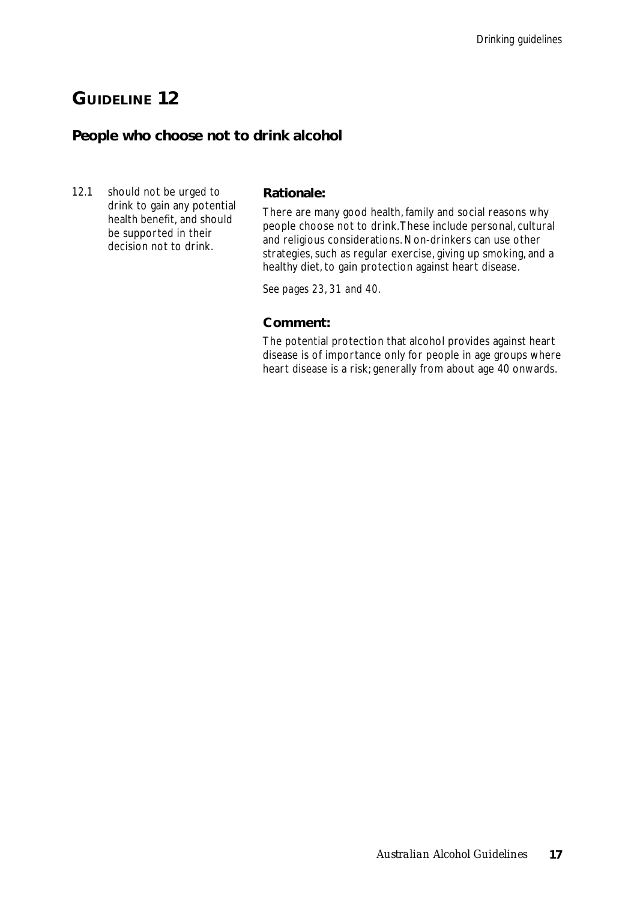# GUIDELINE 12

## People who choose not to drink alcohol

12.1 should not be urged to drink to gain any potential health benefit, and should be supported in their decision not to drink.

### Rationale:

There are many good health, family and social reasons why people choose not to drink. These include personal, cultural and religious considerations. Non-drinkers can use other strategies, such as regular exercise, giving up smoking, and a healthy diet, to gain protection against heart disease.

*See pages 23, 31 and 40.*

### Comment:

The potential protection that alcohol provides against heart disease is of importance only for people in age groups where heart disease is a risk; generally from about age 40 onwards.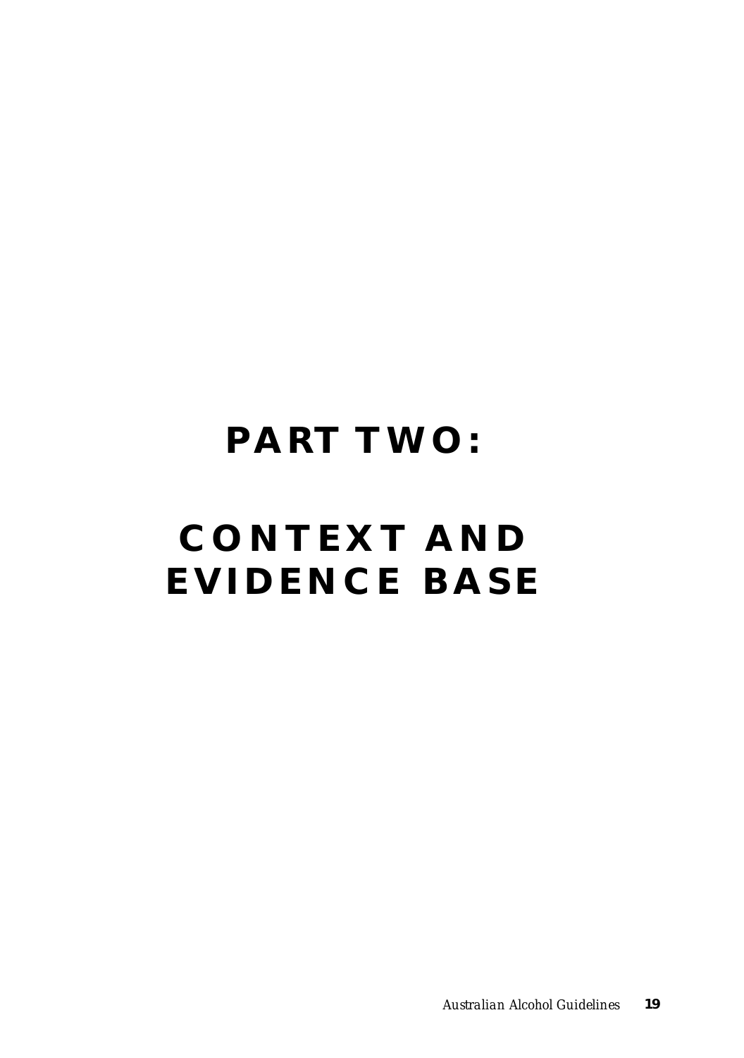# PART TWO:

# CONTEXT AND EVIDENCE BASE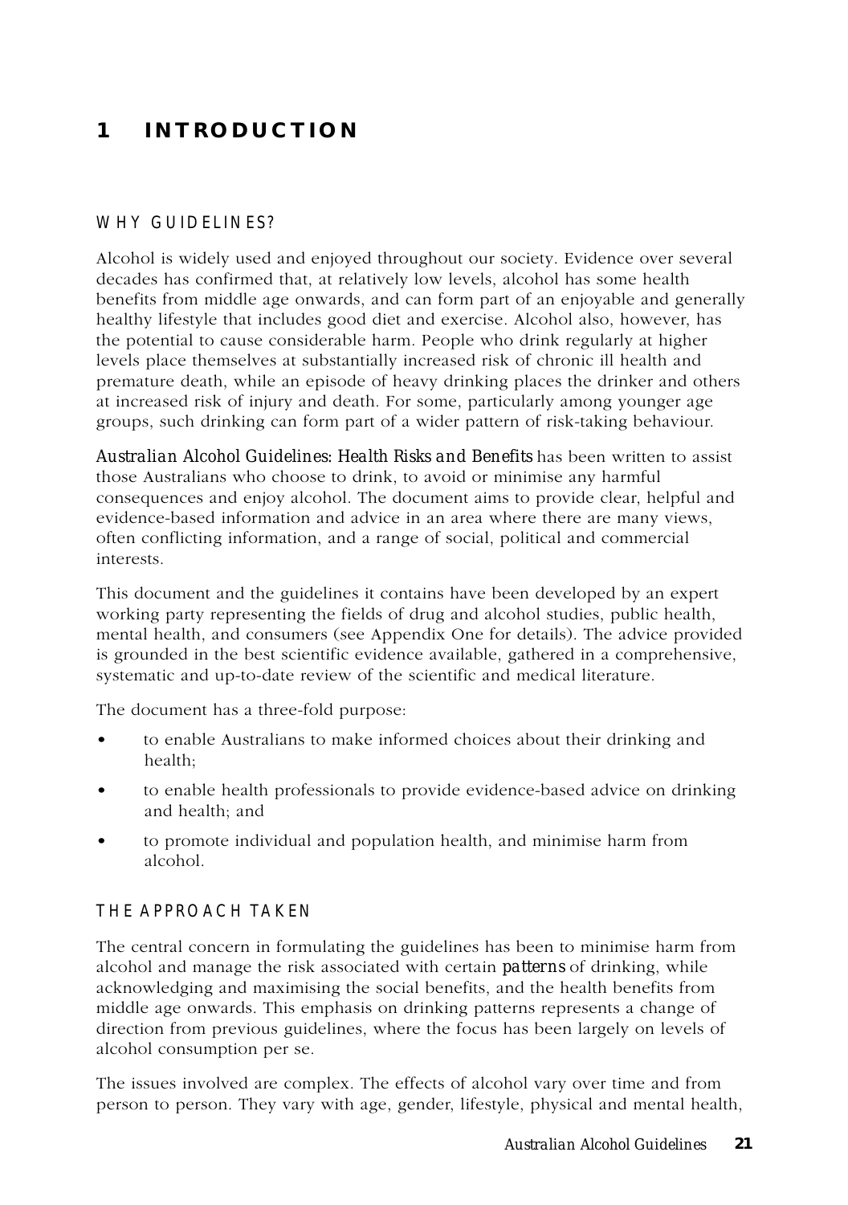# 1 INTRODUCTION

## WHY GUIDELINES?

Alcohol is widely used and enjoyed throughout our society. Evidence over several decades has confirmed that, at relatively low levels, alcohol has some health benefits from middle age onwards, and can form part of an enjoyable and generally healthy lifestyle that includes good diet and exercise. Alcohol also, however, has the potential to cause considerable harm. People who drink regularly at higher levels place themselves at substantially increased risk of chronic ill health and premature death, while an episode of heavy drinking places the drinker and others at increased risk of injury and death. For some, particularly among younger age groups, such drinking can form part of a wider pattern of risk-taking behaviour.

*Australian Alcohol Guidelines: Health Risks and Benefits* has been written to assist those Australians who choose to drink, to avoid or minimise any harmful consequences and enjoy alcohol. The document aims to provide clear, helpful and evidence-based information and advice in an area where there are many views, often conflicting information, and a range of social, political and commercial interests.

This document and the guidelines it contains have been developed by an expert working party representing the fields of drug and alcohol studies, public health, mental health, and consumers (see Appendix One for details). The advice provided is grounded in the best scientific evidence available, gathered in a comprehensive, systematic and up-to-date review of the scientific and medical literature.

The document has a three-fold purpose:

- to enable Australians to make informed choices about their drinking and health;
- to enable health professionals to provide evidence-based advice on drinking and health; and
- to promote individual and population health, and minimise harm from alcohol.

## THE APPROACH TAKEN

The central concern in formulating the guidelines has been to minimise harm from alcohol and manage the risk associated with certain *patterns* of drinking, while acknowledging and maximising the social benefits, and the health benefits from middle age onwards. This emphasis on drinking patterns represents a change of direction from previous guidelines, where the focus has been largely on levels of alcohol consumption per se.

The issues involved are complex. The effects of alcohol vary over time and from person to person. They vary with age, gender, lifestyle, physical and mental health,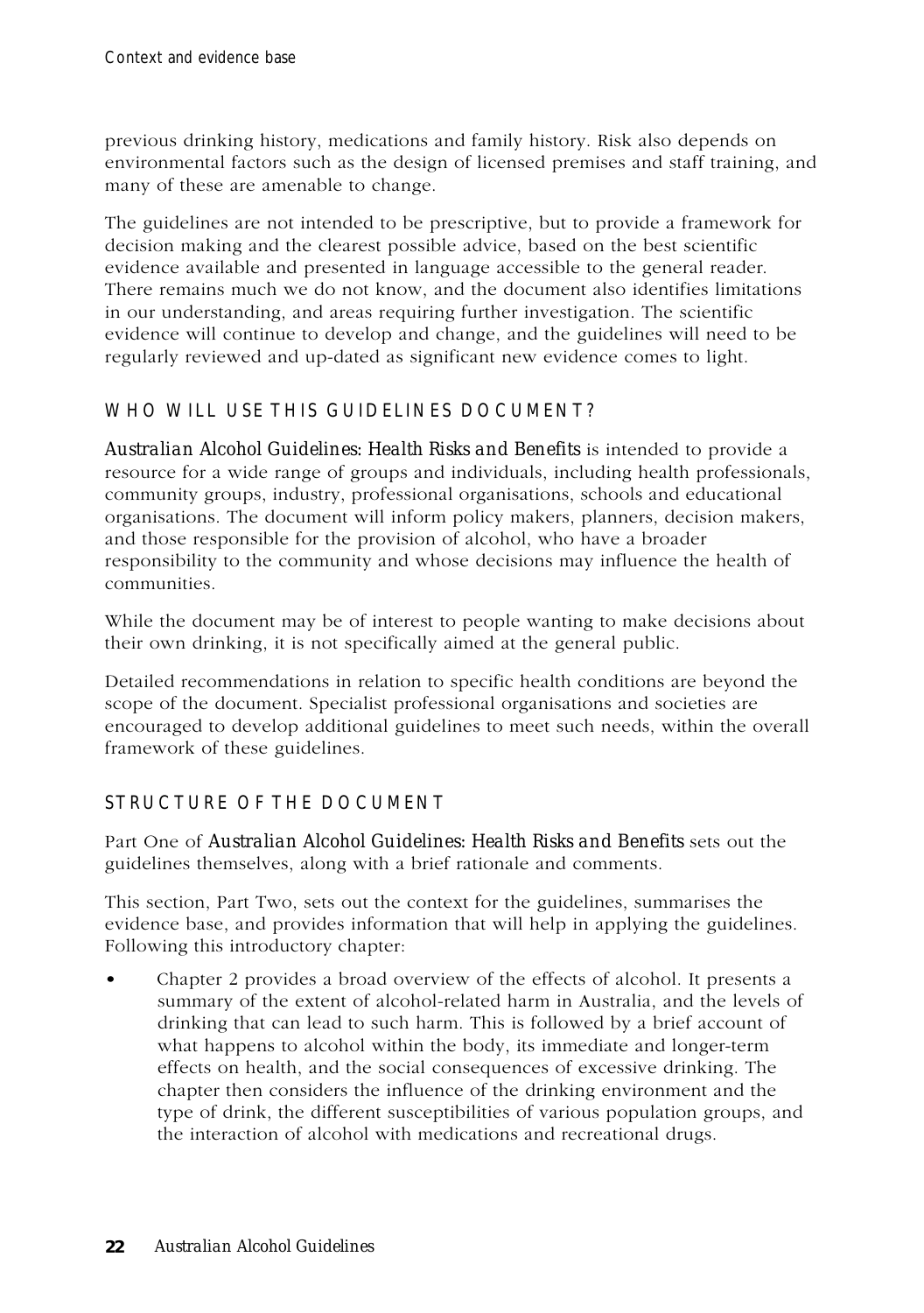previous drinking history, medications and family history. Risk also depends on environmental factors such as the design of licensed premises and staff training, and many of these are amenable to change.

The guidelines are not intended to be prescriptive, but to provide a framework for decision making and the clearest possible advice, based on the best scientific evidence available and presented in language accessible to the general reader. There remains much we do not know, and the document also identifies limitations in our understanding, and areas requiring further investigation. The scientific evidence will continue to develop and change, and the guidelines will need to be regularly reviewed and up-dated as significant new evidence comes to light.

## WHO WILL USE THIS GUIDELINES DOCUMENT?

*Australian Alcohol Guidelines: Health Risks and Benefits* is intended to provide a resource for a wide range of groups and individuals, including health professionals, community groups, industry, professional organisations, schools and educational organisations. The document will inform policy makers, planners, decision makers, and those responsible for the provision of alcohol, who have a broader responsibility to the community and whose decisions may influence the health of communities.

While the document may be of interest to people wanting to make decisions about their own drinking, it is not specifically aimed at the general public.

Detailed recommendations in relation to specific health conditions are beyond the scope of the document. Specialist professional organisations and societies are encouraged to develop additional guidelines to meet such needs, within the overall framework of these guidelines.

## STRUCTURE OF THE DOCUMENT

Part One of *Australian Alcohol Guidelines: Health Risks and Benefits* sets out the guidelines themselves, along with a brief rationale and comments.

This section, Part Two, sets out the context for the guidelines, summarises the evidence base, and provides information that will help in applying the guidelines. Following this introductory chapter:

- Chapter 2 provides a broad overview of the effects of alcohol. It presents a summary of the extent of alcohol-related harm in Australia, and the levels of drinking that can lead to such harm. This is followed by a brief account of what happens to alcohol within the body, its immediate and longer-term effects on health, and the social consequences of excessive drinking. The chapter then considers the influence of the drinking environment and the type of drink, the different susceptibilities of various population groups, and the interaction of alcohol with medications and recreational drugs.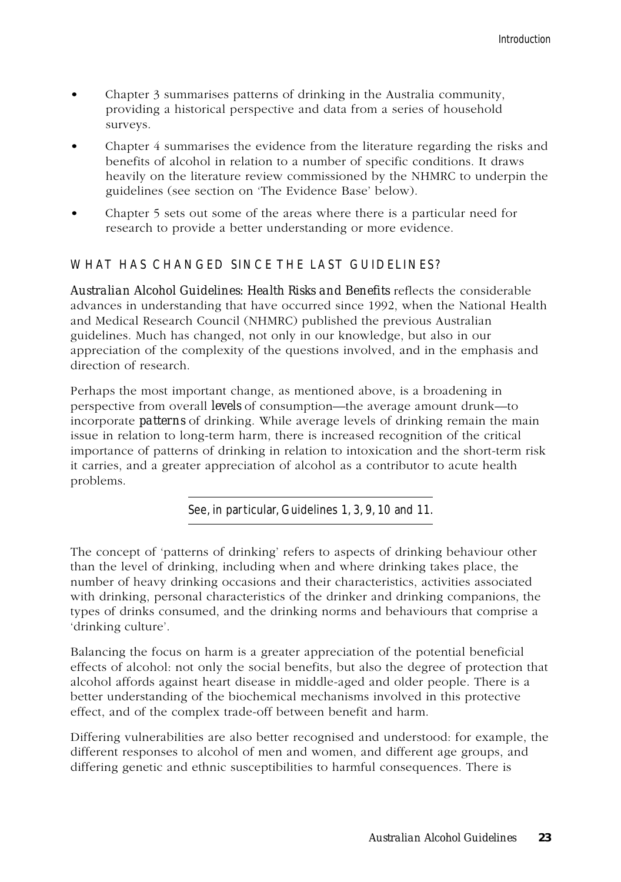- Chapter 3 summarises patterns of drinking in the Australia community, providing a historical perspective and data from a series of household surveys.
- Chapter 4 summarises the evidence from the literature regarding the risks and benefits of alcohol in relation to a number of specific conditions. It draws heavily on the literature review commissioned by the NHMRC to underpin the guidelines (see section on 'The Evidence Base' below).
- Chapter 5 sets out some of the areas where there is a particular need for research to provide a better understanding or more evidence.

## WHAT HAS CHANGED SINCE THE LAST GUIDELINES?

*Australian Alcohol Guidelines: Health Risks and Benefits* reflects the considerable advances in understanding that have occurred since 1992, when the National Health and Medical Research Council (NHMRC) published the previous Australian guidelines. Much has changed, not only in our knowledge, but also in our appreciation of the complexity of the questions involved, and in the emphasis and direction of research.

Perhaps the most important change, as mentioned above, is a broadening in perspective from overall *levels* of consumption—the average amount drunk—to incorporate *patterns* of drinking. While average levels of drinking remain the main issue in relation to long-term harm, there is increased recognition of the critical importance of patterns of drinking in relation to intoxication and the short-term risk it carries, and a greater appreciation of alcohol as a contributor to acute health problems.

*See, in particular, Guidelines 1, 3, 9, 10 and 11.*

The concept of 'patterns of drinking' refers to aspects of drinking behaviour other than the level of drinking, including when and where drinking takes place, the number of heavy drinking occasions and their characteristics, activities associated with drinking, personal characteristics of the drinker and drinking companions, the types of drinks consumed, and the drinking norms and behaviours that comprise a 'drinking culture'.

Balancing the focus on harm is a greater appreciation of the potential beneficial effects of alcohol: not only the social benefits, but also the degree of protection that alcohol affords against heart disease in middle-aged and older people. There is a better understanding of the biochemical mechanisms involved in this protective effect, and of the complex trade-off between benefit and harm.

Differing vulnerabilities are also better recognised and understood: for example, the different responses to alcohol of men and women, and different age groups, and differing genetic and ethnic susceptibilities to harmful consequences. There is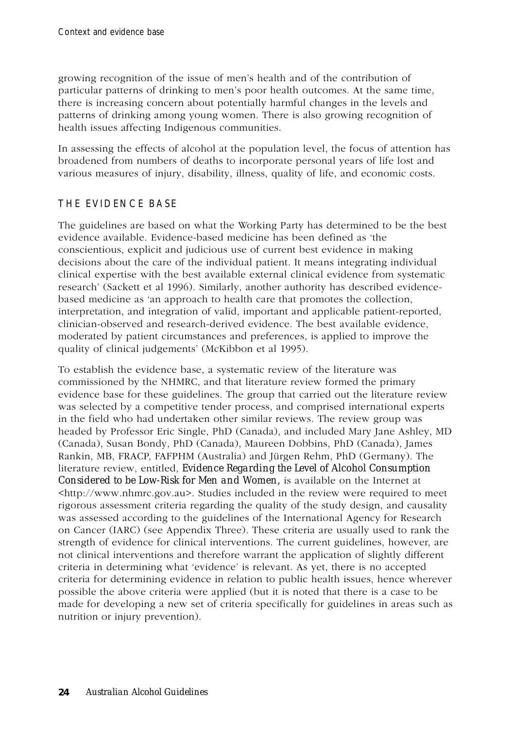growing recognition of the issue of men's health and of the contribution of particular patterns of drinking to men's poor health outcomes. At the same time, there is increasing concern about potentially harmful changes in the levels and patterns of drinking among young women. There is also growing recognition of health issues affecting Indigenous communities.

In assessing the effects of alcohol at the population level, the focus of attention has broadened from numbers of deaths to incorporate personal years of life lost and various measures of injury, disability, illness, quality of life, and economic costs.

## THE EVIDENCE BASE

The guidelines are based on what the Working Party has determined to be the best evidence available. Evidence-based medicine has been defined as 'the conscientious, explicit and judicious use of current best evidence in making decisions about the care of the individual patient. It means integrating individual clinical expertise with the best available external clinical evidence from systematic research' (Sackett et al 1996). Similarly, another authority has described evidence-based medicine as 'an approach to health care that promotes the collection, interpretation, and integration of valid, important and applicable patient-reported, clinician-observed and research-derived evidence. The best available evidence, moderated by patient circumstances and preferences, is applied to improve the quality of clinical judgements' (McKibbon et al 1995).

To establish the evidence base, a systematic review of the literature was commissioned by the NHMRC, and that literature review formed the primary evidence base for these guidelines. The group that carried out the literature review was selected by a competitive tender process, and comprised international experts in the field who had undertaken other similar reviews. The review group was headed by Professor Eric Single, PhD (Canada), and included Mary Jane Ashley, MD (Canada), Susan Bondy, PhD (Canada), Maureen Dobbins, PhD (Canada), James Rankin, MB, FRACP, FAFPHM (Australia) and Jürgen Rehm, PhD (Germany). The literature review, entitled, *Evidence Regarding the Level of Alcohol Consumption Considered to be Low-Risk for Men and Women,* is available on the Internet at <http://www.nhmrc.gov.au>. Studies included in the review were required to meet rigorous assessment criteria regarding the quality of the study design, and causality was assessed according to the guidelines of the International Agency for Research on Cancer (IARC) (see Appendix Three). These criteria are usually used to rank the strength of evidence for clinical interventions. The current guidelines, however, are not clinical interventions and therefore warrant the application of slightly different criteria in determining what 'evidence' is relevant. As yet, there is no accepted criteria for determining evidence in relation to public health issues, hence wherever possible the above criteria were applied (but it is noted that there is a case to be made for developing a new set of criteria specifically for guidelines in areas such as nutrition or injury prevention).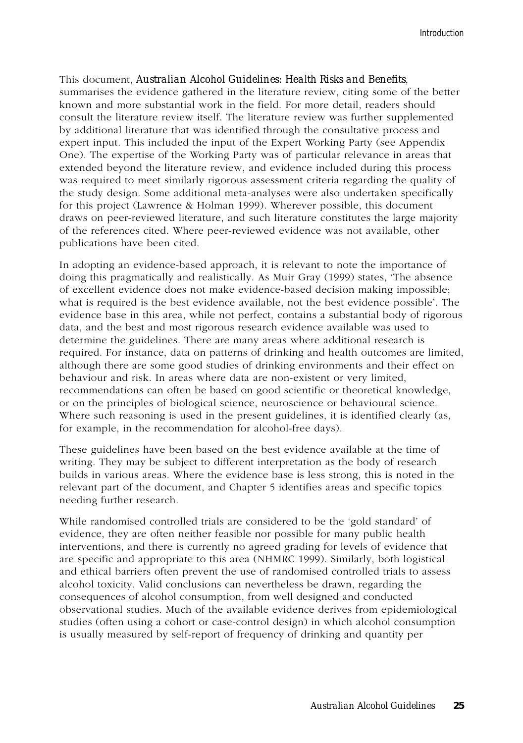This document, *Australian Alcohol Guidelines: Health Risks and Benefits*, summarises the evidence gathered in the literature review, citing some of the better known and more substantial work in the field. For more detail, readers should consult the literature review itself. The literature review was further supplemented by additional literature that was identified through the consultative process and expert input. This included the input of the Expert Working Party (see Appendix One). The expertise of the Working Party was of particular relevance in areas that extended beyond the literature review, and evidence included during this process was required to meet similarly rigorous assessment criteria regarding the quality of the study design. Some additional meta-analyses were also undertaken specifically for this project (Lawrence & Holman 1999). Wherever possible, this document draws on peer-reviewed literature, and such literature constitutes the large majority of the references cited. Where peer-reviewed evidence was not available, other publications have been cited.

In adopting an evidence-based approach, it is relevant to note the importance of doing this pragmatically and realistically. As Muir Gray (1999) states, 'The absence of excellent evidence does not make evidence-based decision making impossible; what is required is the best evidence available, not the best evidence possible'. The evidence base in this area, while not perfect, contains a substantial body of rigorous data, and the best and most rigorous research evidence available was used to determine the guidelines. There are many areas where additional research is required. For instance, data on patterns of drinking and health outcomes are limited, although there are some good studies of drinking environments and their effect on behaviour and risk. In areas where data are non-existent or very limited, recommendations can often be based on good scientific or theoretical knowledge, or on the principles of biological science, neuroscience or behavioural science. Where such reasoning is used in the present guidelines, it is identified clearly (as, for example, in the recommendation for alcohol-free days).

These guidelines have been based on the best evidence available at the time of writing. They may be subject to different interpretation as the body of research builds in various areas. Where the evidence base is less strong, this is noted in the relevant part of the document, and Chapter 5 identifies areas and specific topics needing further research.

While randomised controlled trials are considered to be the 'gold standard' of evidence, they are often neither feasible nor possible for many public health interventions, and there is currently no agreed grading for levels of evidence that are specific and appropriate to this area (NHMRC 1999). Similarly, both logistical and ethical barriers often prevent the use of randomised controlled trials to assess alcohol toxicity. Valid conclusions can nevertheless be drawn, regarding the consequences of alcohol consumption, from well designed and conducted observational studies. Much of the available evidence derives from epidemiological studies (often using a cohort or case-control design) in which alcohol consumption is usually measured by self-report of frequency of drinking and quantity per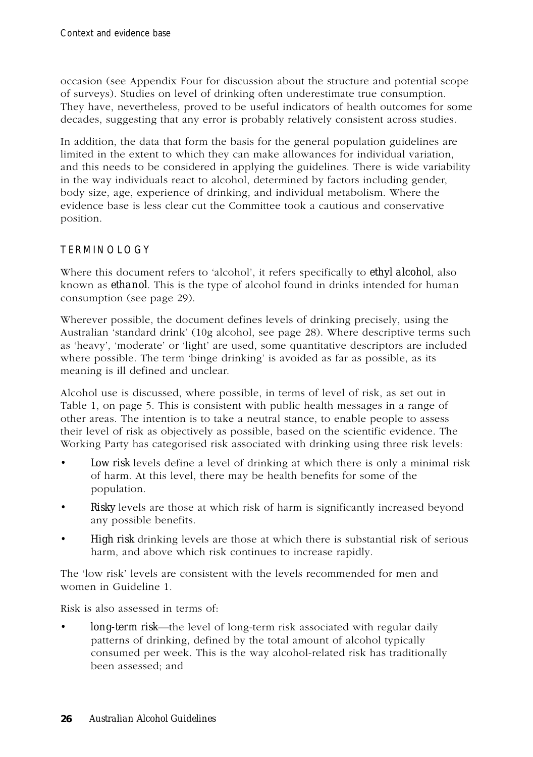occasion (see Appendix Four for discussion about the structure and potential scope of surveys). Studies on level of drinking often underestimate true consumption. They have, nevertheless, proved to be useful indicators of health outcomes for some decades, suggesting that any error is probably relatively consistent across studies.

In addition, the data that form the basis for the general population guidelines are limited in the extent to which they can make allowances for individual variation, and this needs to be considered in applying the guidelines. There is wide variability in the way individuals react to alcohol, determined by factors including gender, body size, age, experience of drinking, and individual metabolism. Where the evidence base is less clear cut the Committee took a cautious and conservative position.

## TERMINOLOGY

Where this document refers to 'alcohol', it refers specifically to *ethyl alcohol*, also known as *ethanol*. This is the type of alcohol found in drinks intended for human consumption (see page 29).

Wherever possible, the document defines levels of drinking precisely, using the Australian 'standard drink' (10g alcohol, see page 28). Where descriptive terms such as 'heavy', 'moderate' or 'light' are used, some quantitative descriptors are included where possible. The term 'binge drinking' is avoided as far as possible, as its meaning is ill defined and unclear.

Alcohol use is discussed, where possible, in terms of level of risk, as set out in Table 1, on page 5. This is consistent with public health messages in a range of other areas. The intention is to take a neutral stance, to enable people to assess their level of risk as objectively as possible, based on the scientific evidence. The Working Party has categorised risk associated with drinking using three risk levels:

- *Low risk* levels define a level of drinking at which there is only a minimal risk of harm. At this level, there may be health benefits for some of the population.
- *Risky* levels are those at which risk of harm is significantly increased beyond any possible benefits.
- *High risk* drinking levels are those at which there is substantial risk of serious harm, and above which risk continues to increase rapidly.

The 'low risk' levels are consistent with the levels recommended for men and women in Guideline 1.

Risk is also assessed in terms of:

- *long-term risk*—the level of long-term risk associated with regular daily patterns of drinking, defined by the total amount of alcohol typically consumed per week. This is the way alcohol-related risk has traditionally been assessed; and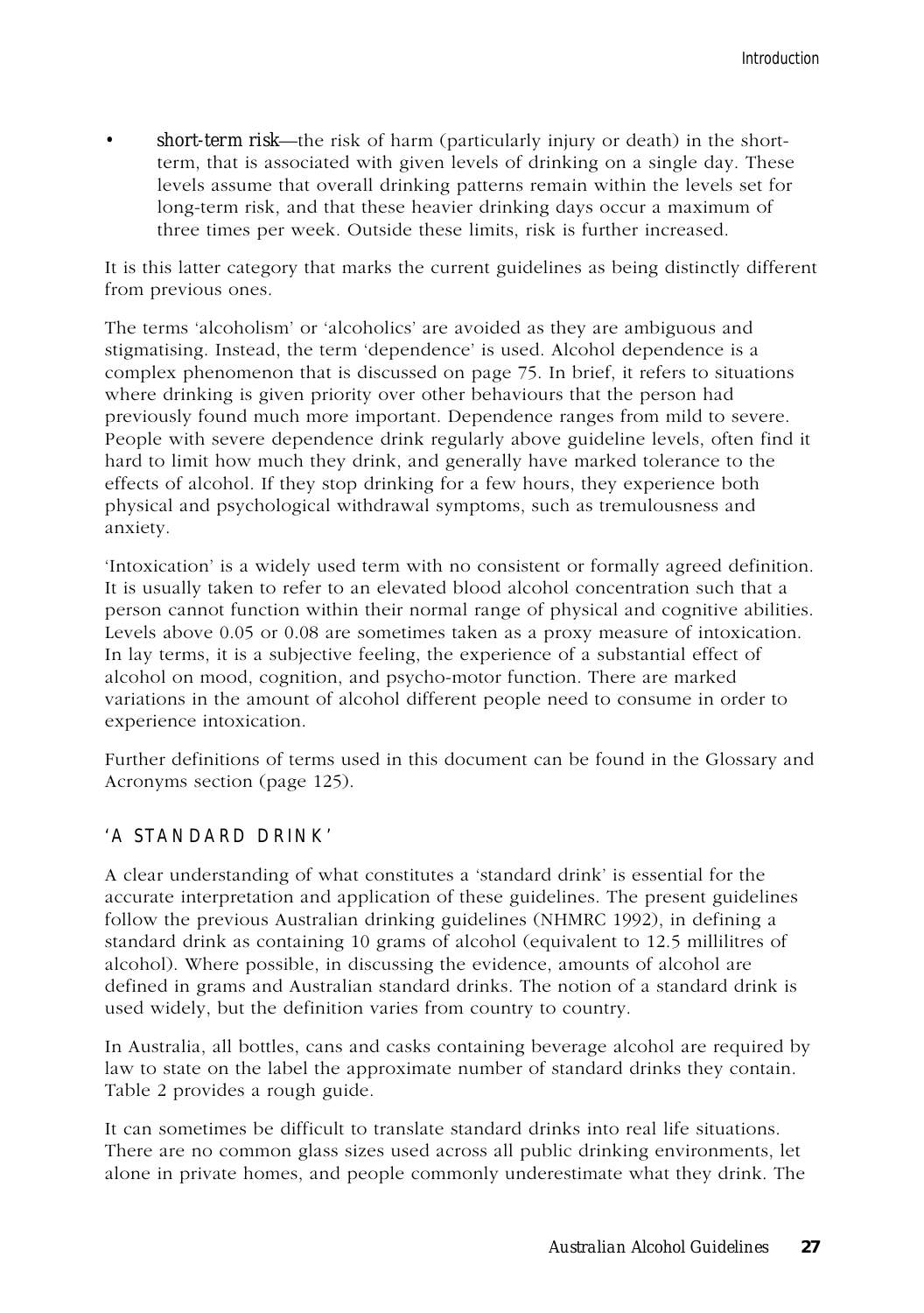- *short-term risk*—the risk of harm (particularly injury or death) in the short-term, that is associated with given levels of drinking on a single day. These levels assume that overall drinking patterns remain within the levels set for long-term risk, and that these heavier drinking days occur a maximum of three times per week. Outside these limits, risk is further increased.

It is this latter category that marks the current guidelines as being distinctly different from previous ones.

The terms 'alcoholism' or 'alcoholics' are avoided as they are ambiguous and stigmatising. Instead, the term 'dependence' is used. Alcohol dependence is a complex phenomenon that is discussed on page 75. In brief, it refers to situations where drinking is given priority over other behaviours that the person had previously found much more important. Dependence ranges from mild to severe. People with severe dependence drink regularly above guideline levels, often find it hard to limit how much they drink, and generally have marked tolerance to the effects of alcohol. If they stop drinking for a few hours, they experience both physical and psychological withdrawal symptoms, such as tremulousness and anxiety.

'Intoxication' is a widely used term with no consistent or formally agreed definition. It is usually taken to refer to an elevated blood alcohol concentration such that a person cannot function within their normal range of physical and cognitive abilities. Levels above 0.05 or 0.08 are sometimes taken as a proxy measure of intoxication. In lay terms, it is a subjective feeling, the experience of a substantial effect of alcohol on mood, cognition, and psycho-motor function. There are marked variations in the amount of alcohol different people need to consume in order to experience intoxication.

Further definitions of terms used in this document can be found in the Glossary and Acronyms section (page 125).

## 'A STANDARD DRINK'

A clear understanding of what constitutes a 'standard drink' is essential for the accurate interpretation and application of these guidelines. The present guidelines follow the previous Australian drinking guidelines (NHMRC 1992), in defining a standard drink as containing 10 grams of alcohol (equivalent to 12.5 millilitres of alcohol). Where possible, in discussing the evidence, amounts of alcohol are defined in grams and Australian standard drinks. The notion of a standard drink is used widely, but the definition varies from country to country.

In Australia, all bottles, cans and casks containing beverage alcohol are required by law to state on the label the approximate number of standard drinks they contain. Table 2 provides a rough guide.

It can sometimes be difficult to translate standard drinks into real life situations. There are no common glass sizes used across all public drinking environments, let alone in private homes, and people commonly underestimate what they drink. The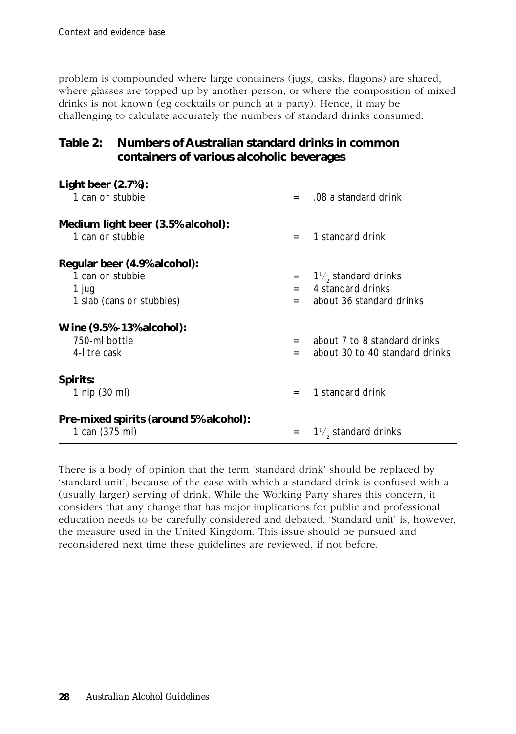problem is compounded where large containers (jugs, casks, flagons) are shared, where glasses are topped up by another person, or where the composition of mixed drinks is not known (eg cocktails or punch at a party). Hence, it may be challenging to calculate accurately the numbers of standard drinks consumed.

**Table 2: Numbers of Australian standard drinks in common containers of various alcoholic beverages**

| | | |
|---|---|---|
| **Light beer (2.7%):** | | |
| 1 can or stubbie | = | .08 a standard drink |
| **Medium light beer (3.5% alcohol):** | | |
| 1 can or stubbie | = | 1 standard drink |
| **Regular beer (4.9% alcohol):** | | |
| 1 can or stubbie | = | 1½ standard drinks |
| 1 jug | = | 4 standard drinks |
| 1 slab (cans or stubbies) | = | about 36 standard drinks |
| **Wine (9.5%–13% alcohol):** | | |
| 750-ml bottle | = | about 7 to 8 standard drinks |
| 4-litre cask | = | about 30 to 40 standard drinks |
| **Spirits:** | | |
| 1 nip (30 ml) | = | 1 standard drink |
| **Pre-mixed spirits (around 5% alcohol):** | | |
| 1 can (375 ml) | = | 1½ standard drinks |

There is a body of opinion that the term 'standard drink' should be replaced by 'standard unit', because of the ease with which a standard drink is confused with a (usually larger) serving of drink. While the Working Party shares this concern, it considers that any change that has major implications for public and professional education needs to be carefully considered and debated. 'Standard unit' is, however, the measure used in the United Kingdom. This issue should be pursued and reconsidered next time these guidelines are reviewed, if not before.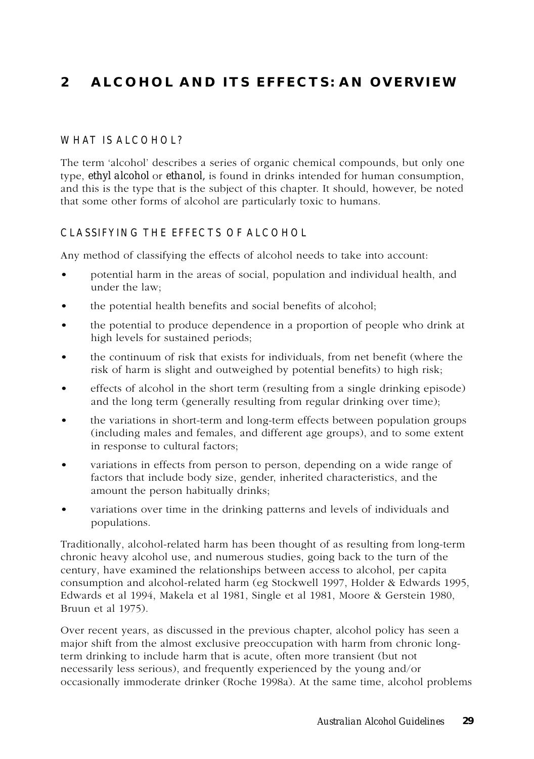# 2 ALCOHOL AND ITS EFFECTS: AN OVERVIEW

## WHAT IS ALCOHOL?

The term 'alcohol' describes a series of organic chemical compounds, but only one type, *ethyl alcohol* or *ethanol*, is found in drinks intended for human consumption, and this is the type that is the subject of this chapter. It should, however, be noted that some other forms of alcohol are particularly toxic to humans.

## CLASSIFYING THE EFFECTS OF ALCOHOL

Any method of classifying the effects of alcohol needs to take into account:

- potential harm in the areas of social, population and individual health, and under the law;
- the potential health benefits and social benefits of alcohol;
- the potential to produce dependence in a proportion of people who drink at high levels for sustained periods;
- the continuum of risk that exists for individuals, from net benefit (where the risk of harm is slight and outweighed by potential benefits) to high risk;
- effects of alcohol in the short term (resulting from a single drinking episode) and the long term (generally resulting from regular drinking over time);
- the variations in short-term and long-term effects between population groups (including males and females, and different age groups), and to some extent in response to cultural factors;
- variations in effects from person to person, depending on a wide range of factors that include body size, gender, inherited characteristics, and the amount the person habitually drinks;
- variations over time in the drinking patterns and levels of individuals and populations.

Traditionally, alcohol-related harm has been thought of as resulting from long-term chronic heavy alcohol use, and numerous studies, going back to the turn of the century, have examined the relationships between access to alcohol, per capita consumption and alcohol-related harm (eg Stockwell 1997, Holder & Edwards 1995, Edwards et al 1994, Makela et al 1981, Single et al 1981, Moore & Gerstein 1980, Bruun et al 1975).

Over recent years, as discussed in the previous chapter, alcohol policy has seen a major shift from the almost exclusive preoccupation with harm from chronic long-term drinking to include harm that is acute, often more transient (but not necessarily less serious), and frequently experienced by the young and/or occasionally immoderate drinker (Roche 1998a). At the same time, alcohol problems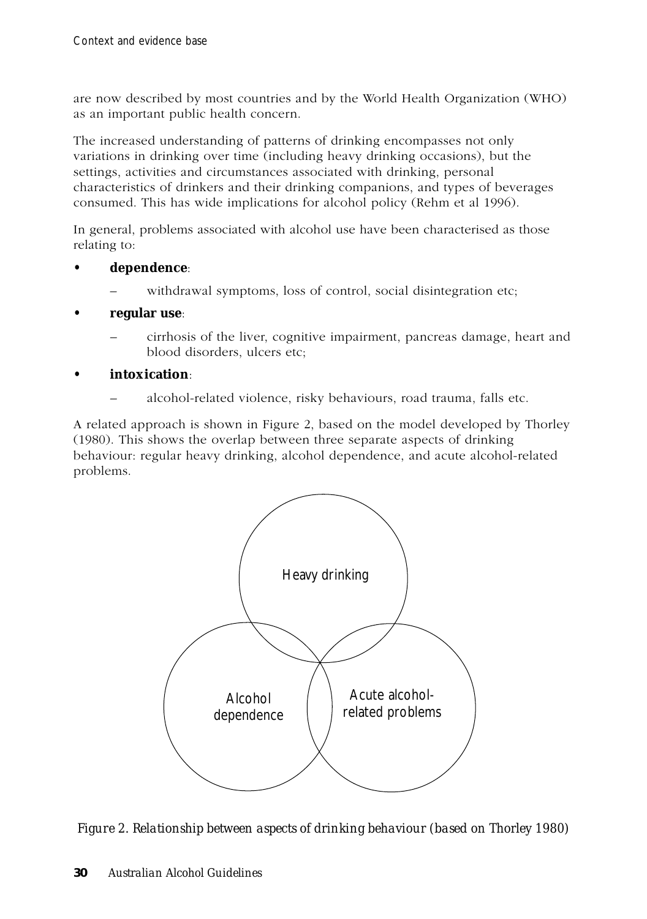are now described by most countries and by the World Health Organization (WHO) as an important public health concern.

The increased understanding of patterns of drinking encompasses not only variations in drinking over time (including heavy drinking occasions), but the settings, activities and circumstances associated with drinking, personal characteristics of drinkers and their drinking companions, and types of beverages consumed. This has wide implications for alcohol policy (Rehm et al 1996).

In general, problems associated with alcohol use have been characterised as those relating to:

- **dependence**:
  - withdrawal symptoms, loss of control, social disintegration etc;
- **regular use**:
  - cirrhosis of the liver, cognitive impairment, pancreas damage, heart and blood disorders, ulcers etc;
- **intoxication**:
  - alcohol-related violence, risky behaviours, road trauma, falls etc.

A related approach is shown in Figure 2, based on the model developed by Thorley (1980). This shows the overlap between three separate aspects of drinking behaviour: regular heavy drinking, alcohol dependence, and acute alcohol-related problems.

Heavy drinking

Alcohol dependence

Acute alcohol-related problems

*Figure 2. Relationship between aspects of drinking behaviour (based on Thorley 1980)*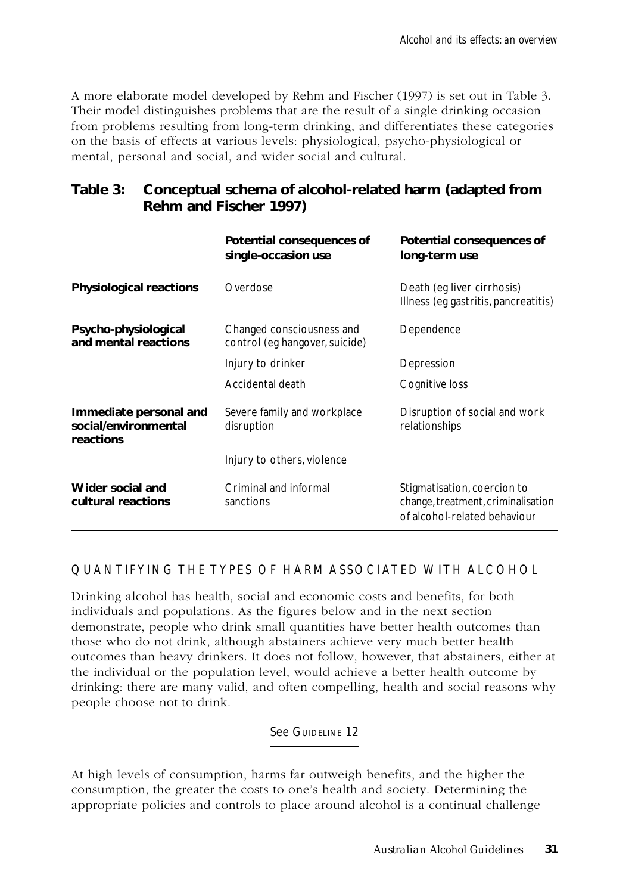A more elaborate model developed by Rehm and Fischer (1997) is set out in Table 3. Their model distinguishes problems that are the result of a single drinking occasion from problems resulting from long-term drinking, and differentiates these categories on the basis of effects at various levels: physiological, psycho-physiological or mental, personal and social, and wider social and cultural.

**Table 3: Conceptual schema of alcohol-related harm (adapted from Rehm and Fischer 1997)**

| | **Potential consequences of single-occasion use** | **Potential consequences of long-term use** |
|---|---|---|
| **Physiological reactions** | Overdose | Death (eg liver cirrhosis) Illness (eg gastritis, pancreatitis) |
| **Psycho-physiological and mental reactions** | Changed consciousness and control (eg hangover, suicide) | Dependence |
| | Injury to drinker | Depression |
| | Accidental death | Cognitive loss |
| **Immediate personal and social/environmental reactions** | Severe family and workplace disruption | Disruption of social and work relationships |
| | Injury to others, violence | |
| **Wider social and cultural reactions** | Criminal and informal sanctions | Stigmatisation, coercion to change, treatment, criminalisation of alcohol-related behaviour |

## QUANTIFYING THE TYPES OF HARM ASSOCIATED WITH ALCOHOL

Drinking alcohol has health, social and economic costs and benefits, for both individuals and populations. As the figures below and in the next section demonstrate, people who drink small quantities have better health outcomes than those who do not drink, although abstainers achieve very much better health outcomes than heavy drinkers. It does not follow, however, that abstainers, either at the individual or the population level, would achieve a better health outcome by drinking: there are many valid, and often compelling, health and social reasons why people choose not to drink.

See GUIDELINE 12

At high levels of consumption, harms far outweigh benefits, and the higher the consumption, the greater the costs to one's health and society. Determining the appropriate policies and controls to place around alcohol is a continual challenge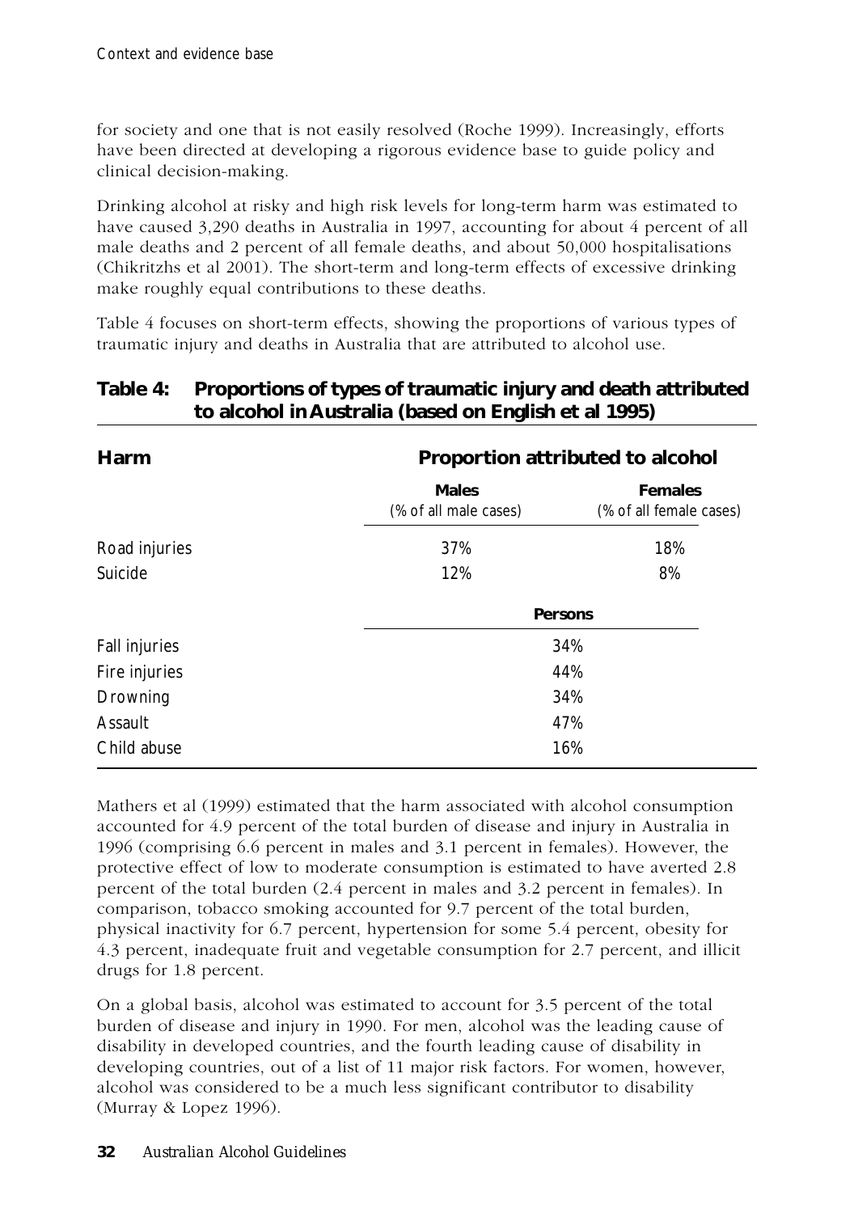for society and one that is not easily resolved (Roche 1999). Increasingly, efforts have been directed at developing a rigorous evidence base to guide policy and clinical decision-making.

Drinking alcohol at risky and high risk levels for long-term harm was estimated to have caused 3,290 deaths in Australia in 1997, accounting for about 4 percent of all male deaths and 2 percent of all female deaths, and about 50,000 hospitalisations (Chikritzhs et al 2001). The short-term and long-term effects of excessive drinking make roughly equal contributions to these deaths.

Table 4 focuses on short-term effects, showing the proportions of various types of traumatic injury and deaths in Australia that are attributed to alcohol use.

**Table 4: Proportions of types of traumatic injury and death attributed to alcohol in Australia (based on English et al 1995)**

| Harm | Proportion attributed to alcohol | |
|---|---|---|
| | **Males** (% of all male cases) | **Females** (% of all female cases) |
| Road injuries | 37% | 18% |
| Suicide | 12% | 8% |
| | **Persons** | |
| Fall injuries | 34% | |
| Fire injuries | 44% | |
| Drowning | 34% | |
| Assault | 47% | |
| Child abuse | 16% | |

Mathers et al (1999) estimated that the harm associated with alcohol consumption accounted for 4.9 percent of the total burden of disease and injury in Australia in 1996 (comprising 6.6 percent in males and 3.1 percent in females). However, the protective effect of low to moderate consumption is estimated to have averted 2.8 percent of the total burden (2.4 percent in males and 3.2 percent in females). In comparison, tobacco smoking accounted for 9.7 percent of the total burden, physical inactivity for 6.7 percent, hypertension for some 5.4 percent, obesity for 4.3 percent, inadequate fruit and vegetable consumption for 2.7 percent, and illicit drugs for 1.8 percent.

On a global basis, alcohol was estimated to account for 3.5 percent of the total burden of disease and injury in 1990. For men, alcohol was the leading cause of disability in developed countries, and the fourth leading cause of disability in developing countries, out of a list of 11 major risk factors. For women, however, alcohol was considered to be a much less significant contributor to disability (Murray & Lopez 1996).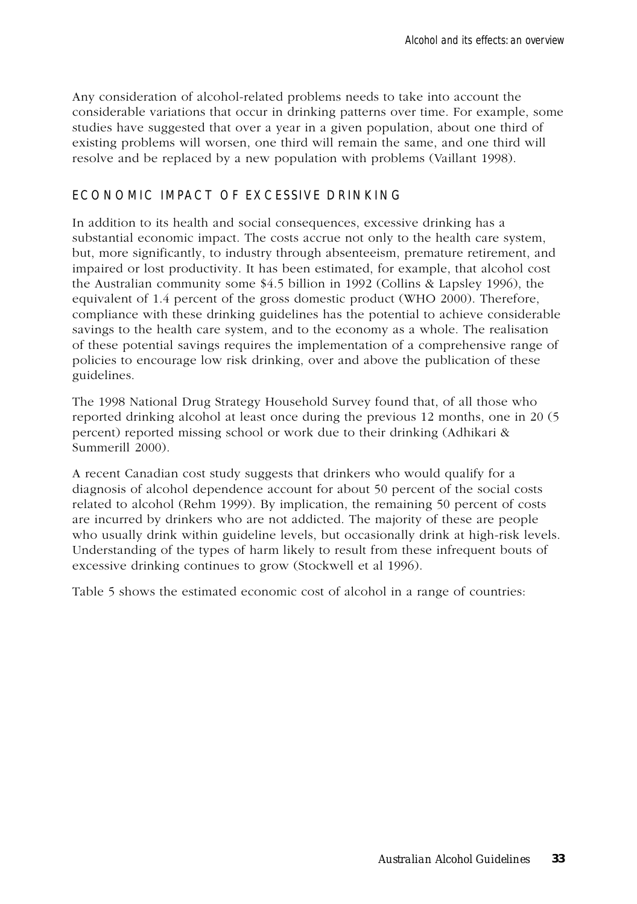Any consideration of alcohol-related problems needs to take into account the considerable variations that occur in drinking patterns over time. For example, some studies have suggested that over a year in a given population, about one third of existing problems will worsen, one third will remain the same, and one third will resolve and be replaced by a new population with problems (Vaillant 1998).

## ECONOMIC IMPACT OF EXCESSIVE DRINKING

In addition to its health and social consequences, excessive drinking has a substantial economic impact. The costs accrue not only to the health care system, but, more significantly, to industry through absenteeism, premature retirement, and impaired or lost productivity. It has been estimated, for example, that alcohol cost the Australian community some $4.5 billion in 1992 (Collins & Lapsley 1996), the equivalent of 1.4 percent of the gross domestic product (WHO 2000). Therefore, compliance with these drinking guidelines has the potential to achieve considerable savings to the health care system, and to the economy as a whole. The realisation of these potential savings requires the implementation of a comprehensive range of policies to encourage low risk drinking, over and above the publication of these guidelines.

The 1998 National Drug Strategy Household Survey found that, of all those who reported drinking alcohol at least once during the previous 12 months, one in 20 (5 percent) reported missing school or work due to their drinking (Adhikari & Summerill 2000).

A recent Canadian cost study suggests that drinkers who would qualify for a diagnosis of alcohol dependence account for about 50 percent of the social costs related to alcohol (Rehm 1999). By implication, the remaining 50 percent of costs are incurred by drinkers who are not addicted. The majority of these are people who usually drink within guideline levels, but occasionally drink at high-risk levels. Understanding of the types of harm likely to result from these infrequent bouts of excessive drinking continues to grow (Stockwell et al 1996).

Table 5 shows the estimated economic cost of alcohol in a range of countries: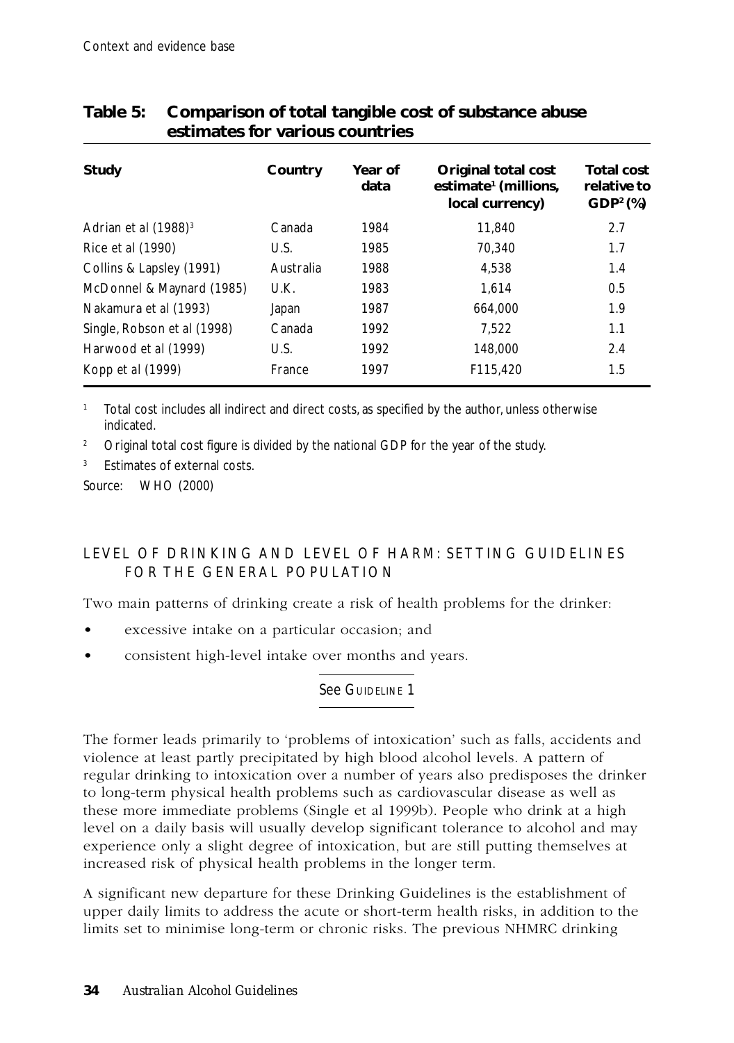**Table 5: Comparison of total tangible cost of substance abuse estimates for various countries**

| Study | Country | Year of data | Original total cost estimate[1] (millions, local currency) | Total cost relative to GDP[2] (%) |
|---|---|---|---|---|
| Adrian et al (1988)[3] | Canada | 1984 | 11,840 | 2.7 |
| Rice et al (1990) | U.S. | 1985 | 70,340 | 1.7 |
| Collins & Lapsley (1991) | Australia | 1988 | 4,538 | 1.4 |
| McDonnel & Maynard (1985) | U.K. | 1983 | 1,614 | 0.5 |
| Nakamura et al (1993) | Japan | 1987 | 664,000 | 1.9 |
| Single, Robson et al (1998) | Canada | 1992 | 7,522 | 1.1 |
| Harwood et al (1999) | U.S. | 1992 | 148,000 | 2.4 |
| Kopp et al (1999) | France | 1997 | F115,420 | 1.5 |

[1] Total cost includes all indirect and direct costs, as specified by the author, unless otherwise indicated.

[2] Original total cost figure is divided by the national GDP for the year of the study.

[3] Estimates of external costs.

Source: WHO (2000)

## LEVEL OF DRINKING AND LEVEL OF HARM: SETTING GUIDELINES FOR THE GENERAL POPULATION

Two main patterns of drinking create a risk of health problems for the drinker:

- excessive intake on a particular occasion; and
- consistent high-level intake over months and years.

See GUIDELINE 1

The former leads primarily to 'problems of intoxication' such as falls, accidents and violence at least partly precipitated by high blood alcohol levels. A pattern of regular drinking to intoxication over a number of years also predisposes the drinker to long-term physical health problems such as cardiovascular disease as well as these more immediate problems (Single et al 1999b). People who drink at a high level on a daily basis will usually develop significant tolerance to alcohol and may experience only a slight degree of intoxication, but are still putting themselves at increased risk of physical health problems in the longer term.

A significant new departure for these Drinking Guidelines is the establishment of upper daily limits to address the acute or short-term health risks, in addition to the limits set to minimise long-term or chronic risks. The previous NHMRC drinking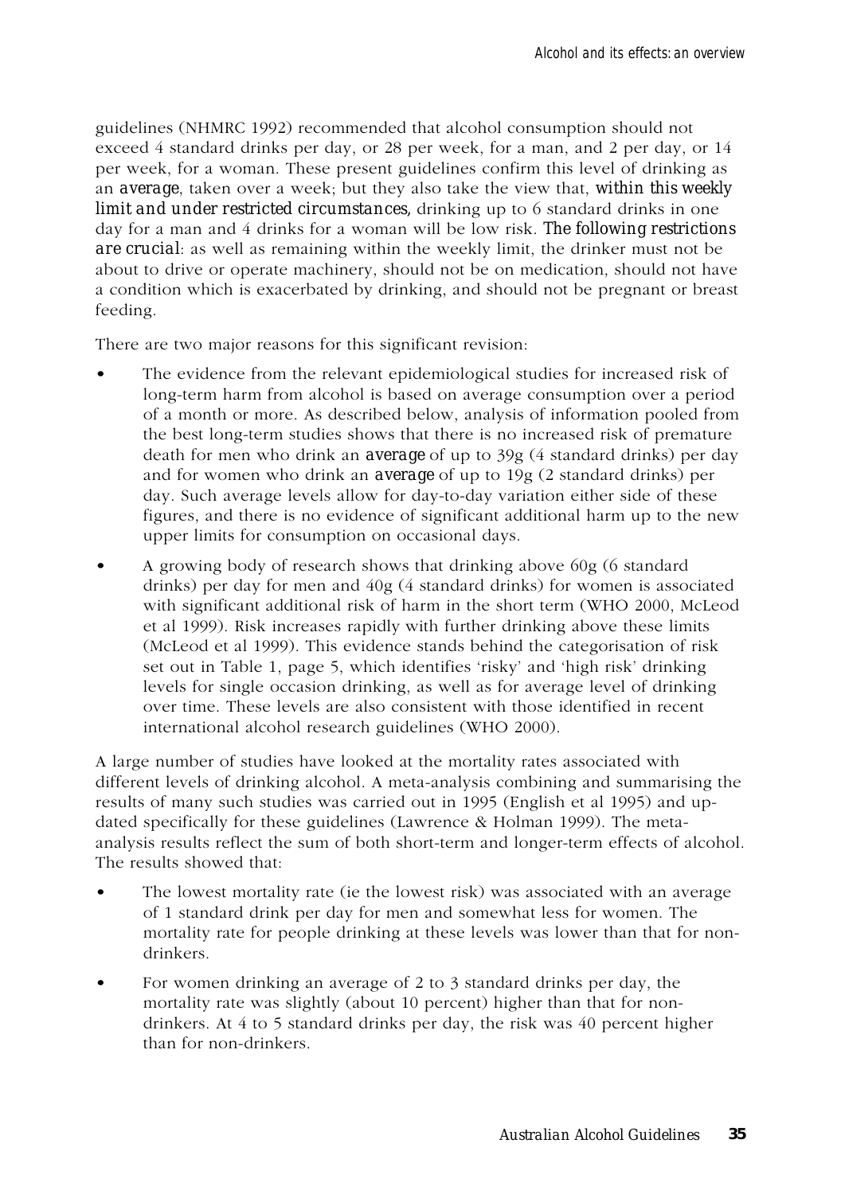guidelines (NHMRC 1992) recommended that alcohol consumption should not exceed 4 standard drinks per day, or 28 per week, for a man, and 2 per day, or 14 per week, for a woman. These present guidelines confirm this level of drinking as an *average*, taken over a week; but they also take the view that, *within this weekly limit and under restricted circumstances,* drinking up to 6 standard drinks in one day for a man and 4 drinks for a woman will be low risk. *The following restrictions are crucial*: as well as remaining within the weekly limit, the drinker must not be about to drive or operate machinery, should not be on medication, should not have a condition which is exacerbated by drinking, and should not be pregnant or breast feeding.

There are two major reasons for this significant revision:

- The evidence from the relevant epidemiological studies for increased risk of long-term harm from alcohol is based on average consumption over a period of a month or more. As described below, analysis of information pooled from the best long-term studies shows that there is no increased risk of premature death for men who drink an *average* of up to 39g (4 standard drinks) per day and for women who drink an *average* of up to 19g (2 standard drinks) per day. Such average levels allow for day-to-day variation either side of these figures, and there is no evidence of significant additional harm up to the new upper limits for consumption on occasional days.
- A growing body of research shows that drinking above 60g (6 standard drinks) per day for men and 40g (4 standard drinks) for women is associated with significant additional risk of harm in the short term (WHO 2000, McLeod et al 1999). Risk increases rapidly with further drinking above these limits (McLeod et al 1999). This evidence stands behind the categorisation of risk set out in Table 1, page 5, which identifies 'risky' and 'high risk' drinking levels for single occasion drinking, as well as for average level of drinking over time. These levels are also consistent with those identified in recent international alcohol research guidelines (WHO 2000).

A large number of studies have looked at the mortality rates associated with different levels of drinking alcohol. A meta-analysis combining and summarising the results of many such studies was carried out in 1995 (English et al 1995) and up-dated specifically for these guidelines (Lawrence & Holman 1999). The meta-analysis results reflect the sum of both short-term and longer-term effects of alcohol. The results showed that:

- The lowest mortality rate (ie the lowest risk) was associated with an average of 1 standard drink per day for men and somewhat less for women. The mortality rate for people drinking at these levels was lower than that for non-drinkers.
- For women drinking an average of 2 to 3 standard drinks per day, the mortality rate was slightly (about 10 percent) higher than that for non-drinkers. At 4 to 5 standard drinks per day, the risk was 40 percent higher than for non-drinkers.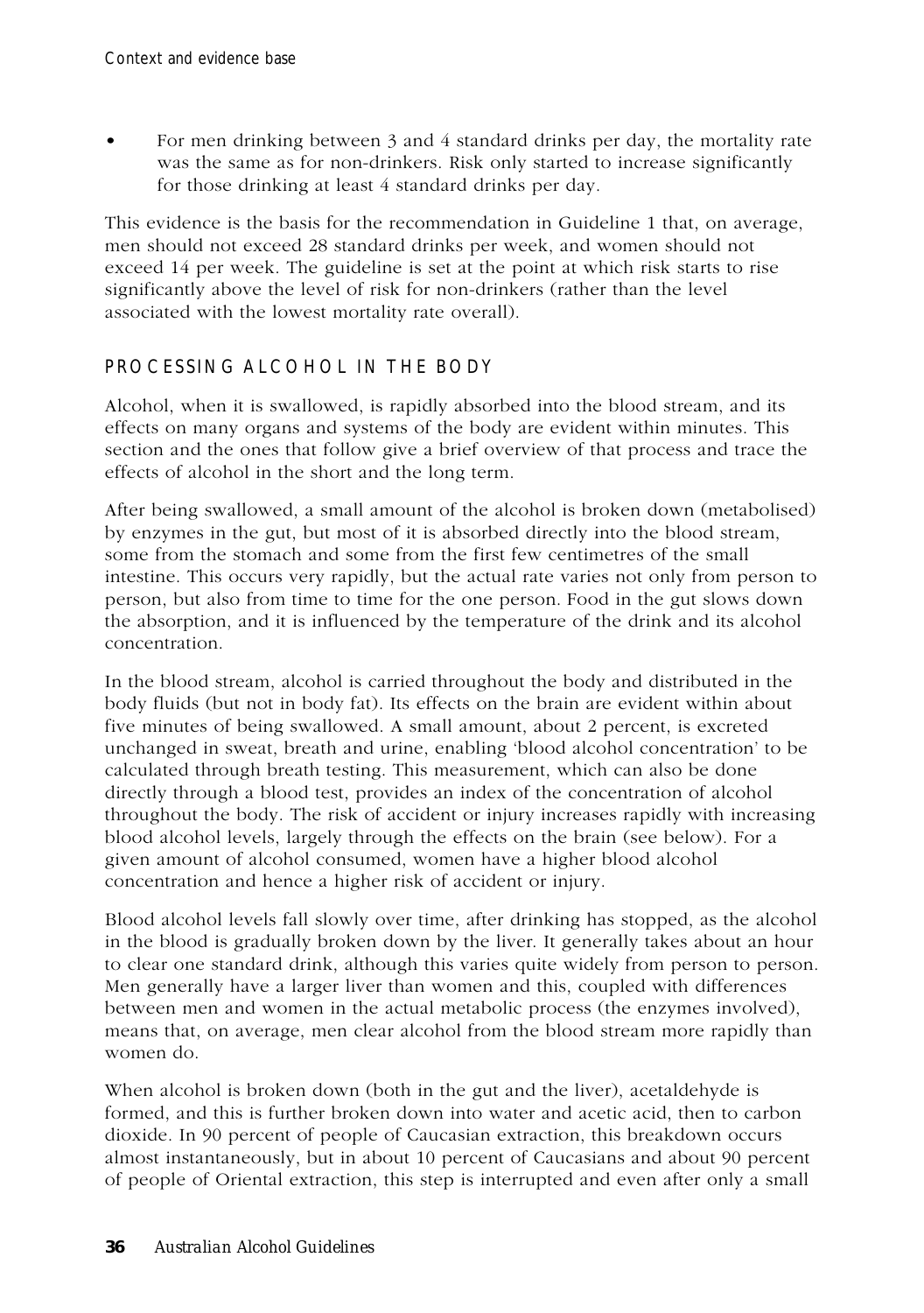- For men drinking between 3 and 4 standard drinks per day, the mortality rate was the same as for non-drinkers. Risk only started to increase significantly for those drinking at least 4 standard drinks per day.

This evidence is the basis for the recommendation in Guideline 1 that, on average, men should not exceed 28 standard drinks per week, and women should not exceed 14 per week. The guideline is set at the point at which risk starts to rise significantly above the level of risk for non-drinkers (rather than the level associated with the lowest mortality rate overall).

## PROCESSING ALCOHOL IN THE BODY

Alcohol, when it is swallowed, is rapidly absorbed into the blood stream, and its effects on many organs and systems of the body are evident within minutes. This section and the ones that follow give a brief overview of that process and trace the effects of alcohol in the short and the long term.

After being swallowed, a small amount of the alcohol is broken down (metabolised) by enzymes in the gut, but most of it is absorbed directly into the blood stream, some from the stomach and some from the first few centimetres of the small intestine. This occurs very rapidly, but the actual rate varies not only from person to person, but also from time to time for the one person. Food in the gut slows down the absorption, and it is influenced by the temperature of the drink and its alcohol concentration.

In the blood stream, alcohol is carried throughout the body and distributed in the body fluids (but not in body fat). Its effects on the brain are evident within about five minutes of being swallowed. A small amount, about 2 percent, is excreted unchanged in sweat, breath and urine, enabling 'blood alcohol concentration' to be calculated through breath testing. This measurement, which can also be done directly through a blood test, provides an index of the concentration of alcohol throughout the body. The risk of accident or injury increases rapidly with increasing blood alcohol levels, largely through the effects on the brain (see below). For a given amount of alcohol consumed, women have a higher blood alcohol concentration and hence a higher risk of accident or injury.

Blood alcohol levels fall slowly over time, after drinking has stopped, as the alcohol in the blood is gradually broken down by the liver. It generally takes about an hour to clear one standard drink, although this varies quite widely from person to person. Men generally have a larger liver than women and this, coupled with differences between men and women in the actual metabolic process (the enzymes involved), means that, on average, men clear alcohol from the blood stream more rapidly than women do.

When alcohol is broken down (both in the gut and the liver), acetaldehyde is formed, and this is further broken down into water and acetic acid, then to carbon dioxide. In 90 percent of people of Caucasian extraction, this breakdown occurs almost instantaneously, but in about 10 percent of Caucasians and about 90 percent of people of Oriental extraction, this step is interrupted and even after only a small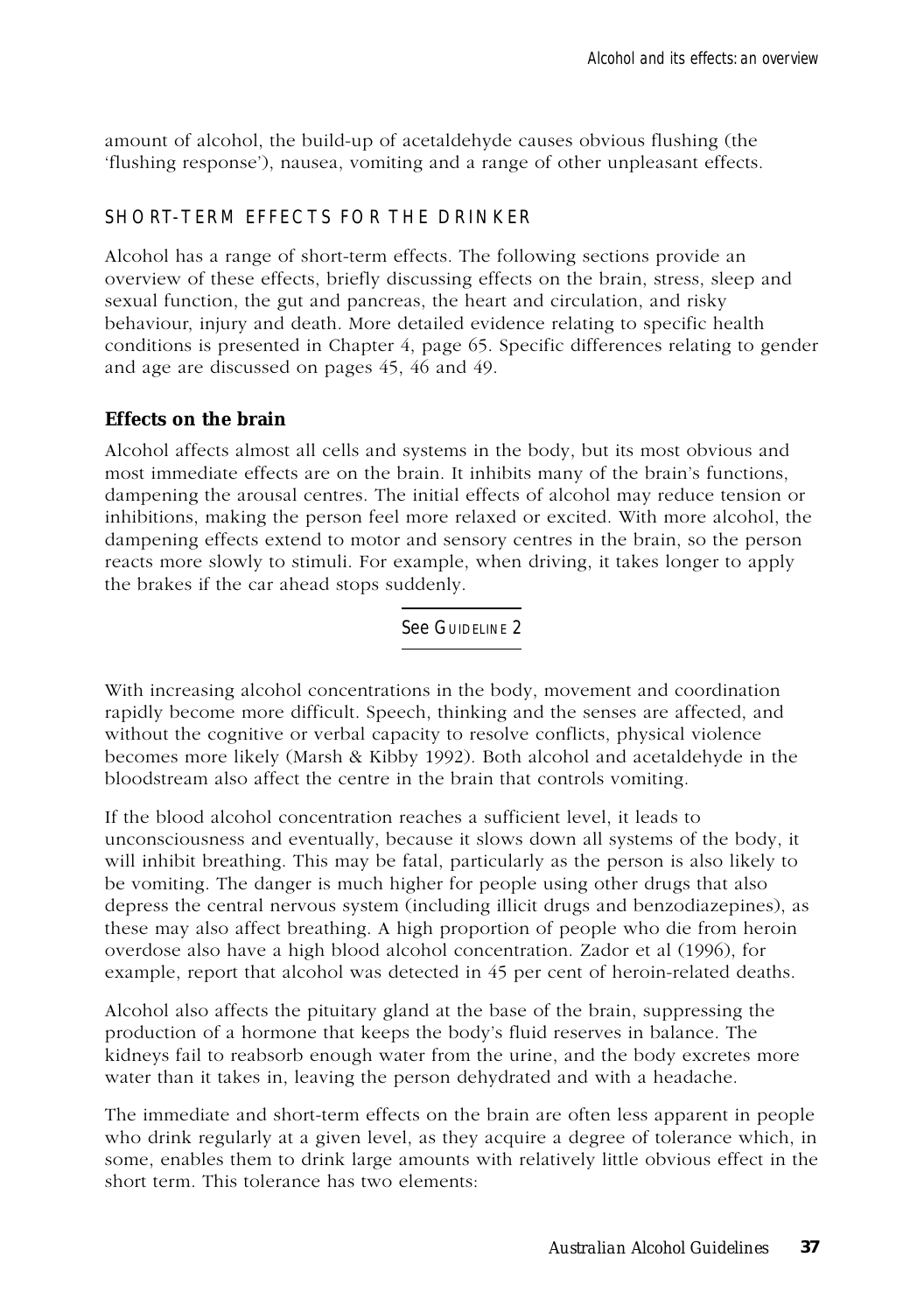amount of alcohol, the build-up of acetaldehyde causes obvious flushing (the 'flushing response'), nausea, vomiting and a range of other unpleasant effects.

## SHORT-TERM EFFECTS FOR THE DRINKER

Alcohol has a range of short-term effects. The following sections provide an overview of these effects, briefly discussing effects on the brain, stress, sleep and sexual function, the gut and pancreas, the heart and circulation, and risky behaviour, injury and death. More detailed evidence relating to specific health conditions is presented in Chapter 4, page 65. Specific differences relating to gender and age are discussed on pages 45, 46 and 49.

### Effects on the brain

Alcohol affects almost all cells and systems in the body, but its most obvious and most immediate effects are on the brain. It inhibits many of the brain's functions, dampening the arousal centres. The initial effects of alcohol may reduce tension or inhibitions, making the person feel more relaxed or excited. With more alcohol, the dampening effects extend to motor and sensory centres in the brain, so the person reacts more slowly to stimuli. For example, when driving, it takes longer to apply the brakes if the car ahead stops suddenly.

See GUIDELINE 2

With increasing alcohol concentrations in the body, movement and coordination rapidly become more difficult. Speech, thinking and the senses are affected, and without the cognitive or verbal capacity to resolve conflicts, physical violence becomes more likely (Marsh & Kibby 1992). Both alcohol and acetaldehyde in the bloodstream also affect the centre in the brain that controls vomiting.

If the blood alcohol concentration reaches a sufficient level, it leads to unconsciousness and eventually, because it slows down all systems of the body, it will inhibit breathing. This may be fatal, particularly as the person is also likely to be vomiting. The danger is much higher for people using other drugs that also depress the central nervous system (including illicit drugs and benzodiazepines), as these may also affect breathing. A high proportion of people who die from heroin overdose also have a high blood alcohol concentration. Zador et al (1996), for example, report that alcohol was detected in 45 per cent of heroin-related deaths.

Alcohol also affects the pituitary gland at the base of the brain, suppressing the production of a hormone that keeps the body's fluid reserves in balance. The kidneys fail to reabsorb enough water from the urine, and the body excretes more water than it takes in, leaving the person dehydrated and with a headache.

The immediate and short-term effects on the brain are often less apparent in people who drink regularly at a given level, as they acquire a degree of tolerance which, in some, enables them to drink large amounts with relatively little obvious effect in the short term. This tolerance has two elements: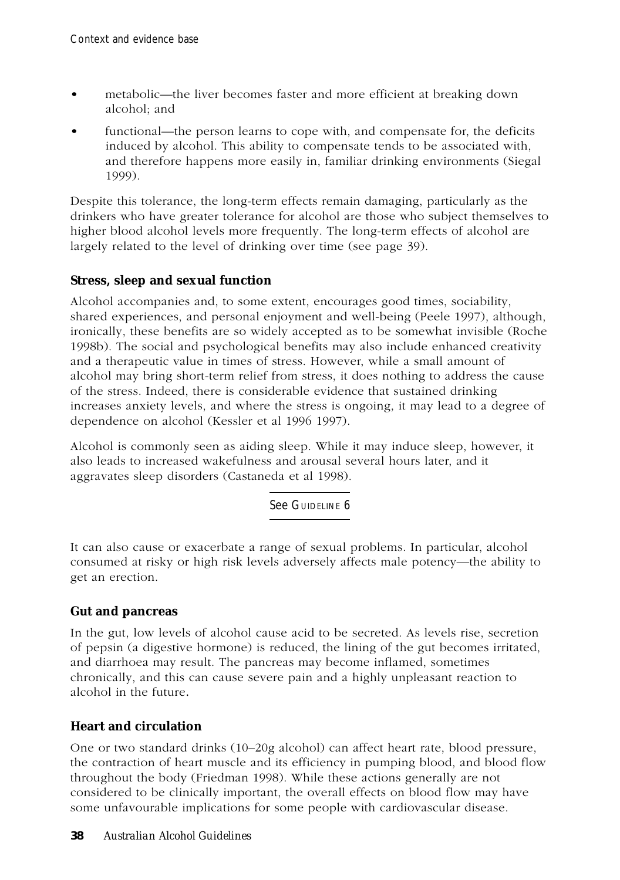- metabolic—the liver becomes faster and more efficient at breaking down alcohol; and
- functional—the person learns to cope with, and compensate for, the deficits induced by alcohol. This ability to compensate tends to be associated with, and therefore happens more easily in, familiar drinking environments (Siegal 1999).

Despite this tolerance, the long-term effects remain damaging, particularly as the drinkers who have greater tolerance for alcohol are those who subject themselves to higher blood alcohol levels more frequently. The long-term effects of alcohol are largely related to the level of drinking over time (see page 39).

### Stress, sleep and sexual function

Alcohol accompanies and, to some extent, encourages good times, sociability, shared experiences, and personal enjoyment and well-being (Peele 1997), although, ironically, these benefits are so widely accepted as to be somewhat invisible (Roche 1998b). The social and psychological benefits may also include enhanced creativity and a therapeutic value in times of stress. However, while a small amount of alcohol may bring short-term relief from stress, it does nothing to address the cause of the stress. Indeed, there is considerable evidence that sustained drinking increases anxiety levels, and where the stress is ongoing, it may lead to a degree of dependence on alcohol (Kessler et al 1996 1997).

Alcohol is commonly seen as aiding sleep. While it may induce sleep, however, it also leads to increased wakefulness and arousal several hours later, and it aggravates sleep disorders (Castaneda et al 1998).

See Guideline 6

It can also cause or exacerbate a range of sexual problems. In particular, alcohol consumed at risky or high risk levels adversely affects male potency—the ability to get an erection.

### Gut and pancreas

In the gut, low levels of alcohol cause acid to be secreted. As levels rise, secretion of pepsin (a digestive hormone) is reduced, the lining of the gut becomes irritated, and diarrhoea may result. The pancreas may become inflamed, sometimes chronically, and this can cause severe pain and a highly unpleasant reaction to alcohol in the future.

### Heart and circulation

One or two standard drinks (10–20g alcohol) can affect heart rate, blood pressure, the contraction of heart muscle and its efficiency in pumping blood, and blood flow throughout the body (Friedman 1998). While these actions generally are not considered to be clinically important, the overall effects on blood flow may have some unfavourable implications for some people with cardiovascular disease.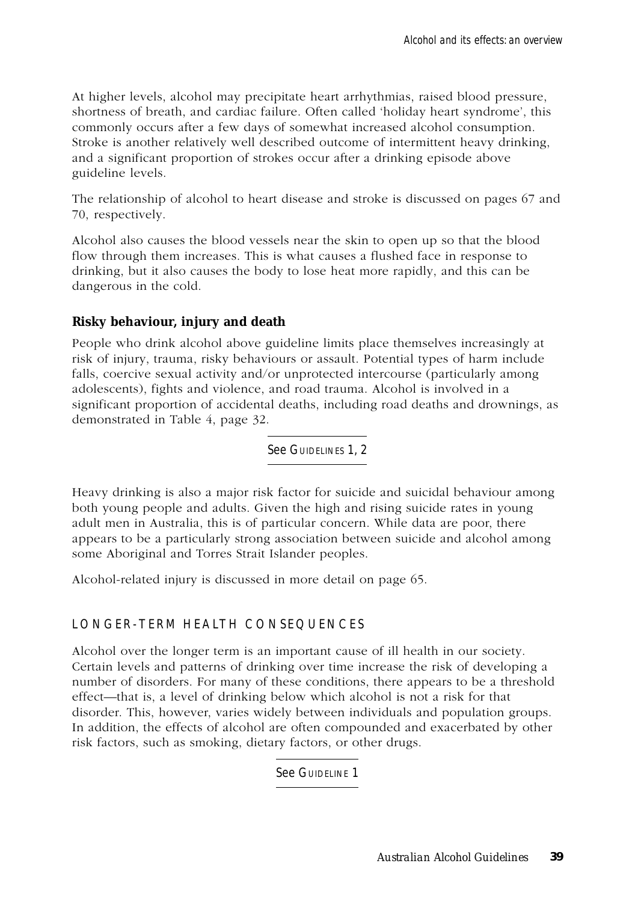At higher levels, alcohol may precipitate heart arrhythmias, raised blood pressure, shortness of breath, and cardiac failure. Often called 'holiday heart syndrome', this commonly occurs after a few days of somewhat increased alcohol consumption. Stroke is another relatively well described outcome of intermittent heavy drinking, and a significant proportion of strokes occur after a drinking episode above guideline levels.

The relationship of alcohol to heart disease and stroke is discussed on pages 67 and 70, respectively.

Alcohol also causes the blood vessels near the skin to open up so that the blood flow through them increases. This is what causes a flushed face in response to drinking, but it also causes the body to lose heat more rapidly, and this can be dangerous in the cold.

### Risky behaviour, injury and death

People who drink alcohol above guideline limits place themselves increasingly at risk of injury, trauma, risky behaviours or assault. Potential types of harm include falls, coercive sexual activity and/or unprotected intercourse (particularly among adolescents), fights and violence, and road trauma. Alcohol is involved in a significant proportion of accidental deaths, including road deaths and drownings, as demonstrated in Table 4, page 32.

See Guidelines 1, 2

Heavy drinking is also a major risk factor for suicide and suicidal behaviour among both young people and adults. Given the high and rising suicide rates in young adult men in Australia, this is of particular concern. While data are poor, there appears to be a particularly strong association between suicide and alcohol among some Aboriginal and Torres Strait Islander peoples.

Alcohol-related injury is discussed in more detail on page 65.

## LONGER-TERM HEALTH CONSEQUENCES

Alcohol over the longer term is an important cause of ill health in our society. Certain levels and patterns of drinking over time increase the risk of developing a number of disorders. For many of these conditions, there appears to be a threshold effect—that is, a level of drinking below which alcohol is not a risk for that disorder. This, however, varies widely between individuals and population groups. In addition, the effects of alcohol are often compounded and exacerbated by other risk factors, such as smoking, dietary factors, or other drugs.

See Guideline 1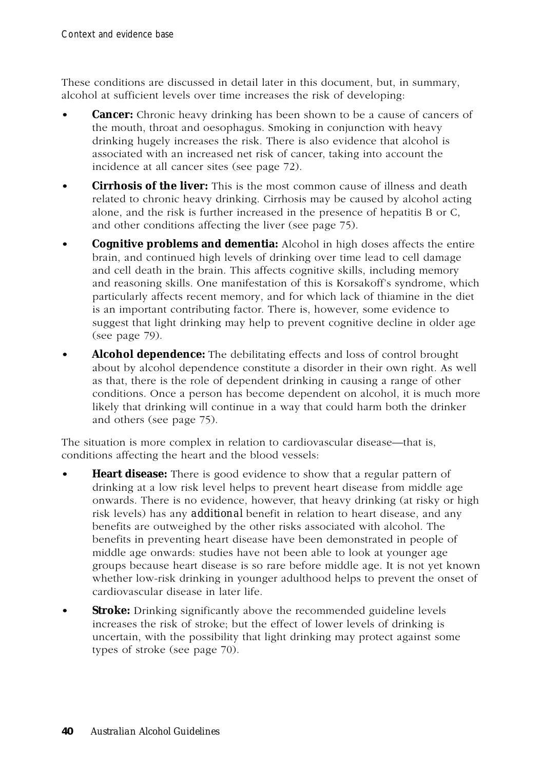These conditions are discussed in detail later in this document, but, in summary, alcohol at sufficient levels over time increases the risk of developing:

- **Cancer:** Chronic heavy drinking has been shown to be a cause of cancers of the mouth, throat and oesophagus. Smoking in conjunction with heavy drinking hugely increases the risk. There is also evidence that alcohol is associated with an increased net risk of cancer, taking into account the incidence at all cancer sites (see page 72).
- **Cirrhosis of the liver:** This is the most common cause of illness and death related to chronic heavy drinking. Cirrhosis may be caused by alcohol acting alone, and the risk is further increased in the presence of hepatitis B or C, and other conditions affecting the liver (see page 75).
- **Cognitive problems and dementia:** Alcohol in high doses affects the entire brain, and continued high levels of drinking over time lead to cell damage and cell death in the brain. This affects cognitive skills, including memory and reasoning skills. One manifestation of this is Korsakoff's syndrome, which particularly affects recent memory, and for which lack of thiamine in the diet is an important contributing factor. There is, however, some evidence to suggest that light drinking may help to prevent cognitive decline in older age (see page 79).
- **Alcohol dependence:** The debilitating effects and loss of control brought about by alcohol dependence constitute a disorder in their own right. As well as that, there is the role of dependent drinking in causing a range of other conditions. Once a person has become dependent on alcohol, it is much more likely that drinking will continue in a way that could harm both the drinker and others (see page 75).

The situation is more complex in relation to cardiovascular disease—that is, conditions affecting the heart and the blood vessels:

- **Heart disease:** There is good evidence to show that a regular pattern of drinking at a low risk level helps to prevent heart disease from middle age onwards. There is no evidence, however, that heavy drinking (at risky or high risk levels) has any *additional* benefit in relation to heart disease, and any benefits are outweighed by the other risks associated with alcohol. The benefits in preventing heart disease have been demonstrated in people of middle age onwards: studies have not been able to look at younger age groups because heart disease is so rare before middle age. It is not yet known whether low-risk drinking in younger adulthood helps to prevent the onset of cardiovascular disease in later life.
- **Stroke:** Drinking significantly above the recommended guideline levels increases the risk of stroke; but the effect of lower levels of drinking is uncertain, with the possibility that light drinking may protect against some types of stroke (see page 70).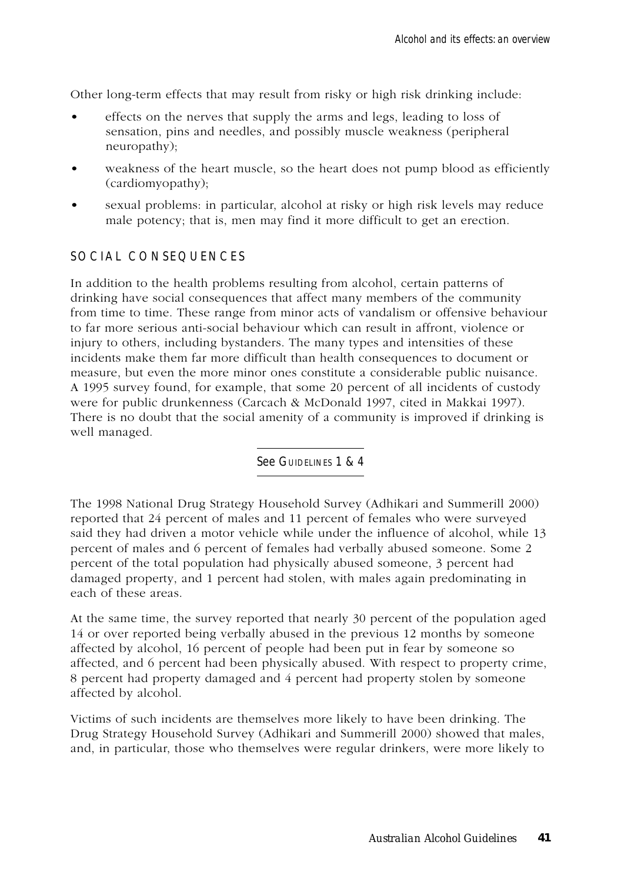Other long-term effects that may result from risky or high risk drinking include:

- effects on the nerves that supply the arms and legs, leading to loss of sensation, pins and needles, and possibly muscle weakness (peripheral neuropathy);
- weakness of the heart muscle, so the heart does not pump blood as efficiently (cardiomyopathy);
- sexual problems: in particular, alcohol at risky or high risk levels may reduce male potency; that is, men may find it more difficult to get an erection.

## SOCIAL CONSEQUENCES

In addition to the health problems resulting from alcohol, certain patterns of drinking have social consequences that affect many members of the community from time to time. These range from minor acts of vandalism or offensive behaviour to far more serious anti-social behaviour which can result in affront, violence or injury to others, including bystanders. The many types and intensities of these incidents make them far more difficult than health consequences to document or measure, but even the more minor ones constitute a considerable public nuisance. A 1995 survey found, for example, that some 20 percent of all incidents of custody were for public drunkenness (Carcach & McDonald 1997, cited in Makkai 1997). There is no doubt that the social amenity of a community is improved if drinking is well managed.

*See Guidelines 1 & 4*

The 1998 National Drug Strategy Household Survey (Adhikari and Summerill 2000) reported that 24 percent of males and 11 percent of females who were surveyed said they had driven a motor vehicle while under the influence of alcohol, while 13 percent of males and 6 percent of females had verbally abused someone. Some 2 percent of the total population had physically abused someone, 3 percent had damaged property, and 1 percent had stolen, with males again predominating in each of these areas.

At the same time, the survey reported that nearly 30 percent of the population aged 14 or over reported being verbally abused in the previous 12 months by someone affected by alcohol, 16 percent of people had been put in fear by someone so affected, and 6 percent had been physically abused. With respect to property crime, 8 percent had property damaged and 4 percent had property stolen by someone affected by alcohol.

Victims of such incidents are themselves more likely to have been drinking. The Drug Strategy Household Survey (Adhikari and Summerill 2000) showed that males, and, in particular, those who themselves were regular drinkers, were more likely to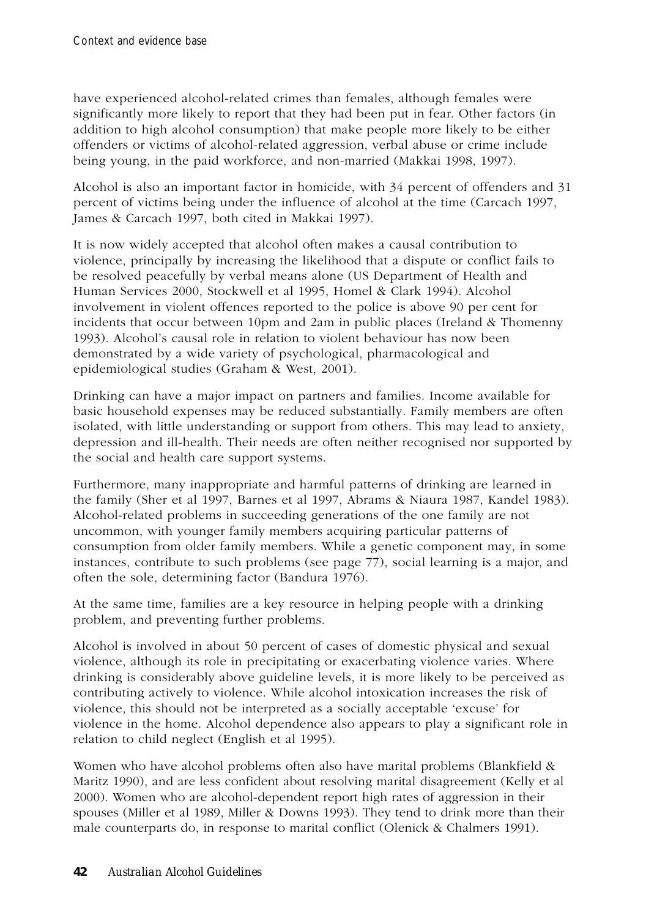have experienced alcohol-related crimes than females, although females were significantly more likely to report that they had been put in fear. Other factors (in addition to high alcohol consumption) that make people more likely to be either offenders or victims of alcohol-related aggression, verbal abuse or crime include being young, in the paid workforce, and non-married (Makkai 1998, 1997).

Alcohol is also an important factor in homicide, with 34 percent of offenders and 31 percent of victims being under the influence of alcohol at the time (Carcach 1997, James & Carcach 1997, both cited in Makkai 1997).

It is now widely accepted that alcohol often makes a causal contribution to violence, principally by increasing the likelihood that a dispute or conflict fails to be resolved peacefully by verbal means alone (US Department of Health and Human Services 2000, Stockwell et al 1995, Homel & Clark 1994). Alcohol involvement in violent offences reported to the police is above 90 per cent for incidents that occur between 10pm and 2am in public places (Ireland & Thomenny 1993). Alcohol's causal role in relation to violent behaviour has now been demonstrated by a wide variety of psychological, pharmacological and epidemiological studies (Graham & West, 2001).

Drinking can have a major impact on partners and families. Income available for basic household expenses may be reduced substantially. Family members are often isolated, with little understanding or support from others. This may lead to anxiety, depression and ill-health. Their needs are often neither recognised nor supported by the social and health care support systems.

Furthermore, many inappropriate and harmful patterns of drinking are learned in the family (Sher et al 1997, Barnes et al 1997, Abrams & Niaura 1987, Kandel 1983). Alcohol-related problems in succeeding generations of the one family are not uncommon, with younger family members acquiring particular patterns of consumption from older family members. While a genetic component may, in some instances, contribute to such problems (see page 77), social learning is a major, and often the sole, determining factor (Bandura 1976).

At the same time, families are a key resource in helping people with a drinking problem, and preventing further problems.

Alcohol is involved in about 50 percent of cases of domestic physical and sexual violence, although its role in precipitating or exacerbating violence varies. Where drinking is considerably above guideline levels, it is more likely to be perceived as contributing actively to violence. While alcohol intoxication increases the risk of violence, this should not be interpreted as a socially acceptable 'excuse' for violence in the home. Alcohol dependence also appears to play a significant role in relation to child neglect (English et al 1995).

Women who have alcohol problems often also have marital problems (Blankfield & Maritz 1990), and are less confident about resolving marital disagreement (Kelly et al 2000). Women who are alcohol-dependent report high rates of aggression in their spouses (Miller et al 1989, Miller & Downs 1993). They tend to drink more than their male counterparts do, in response to marital conflict (Olenick & Chalmers 1991).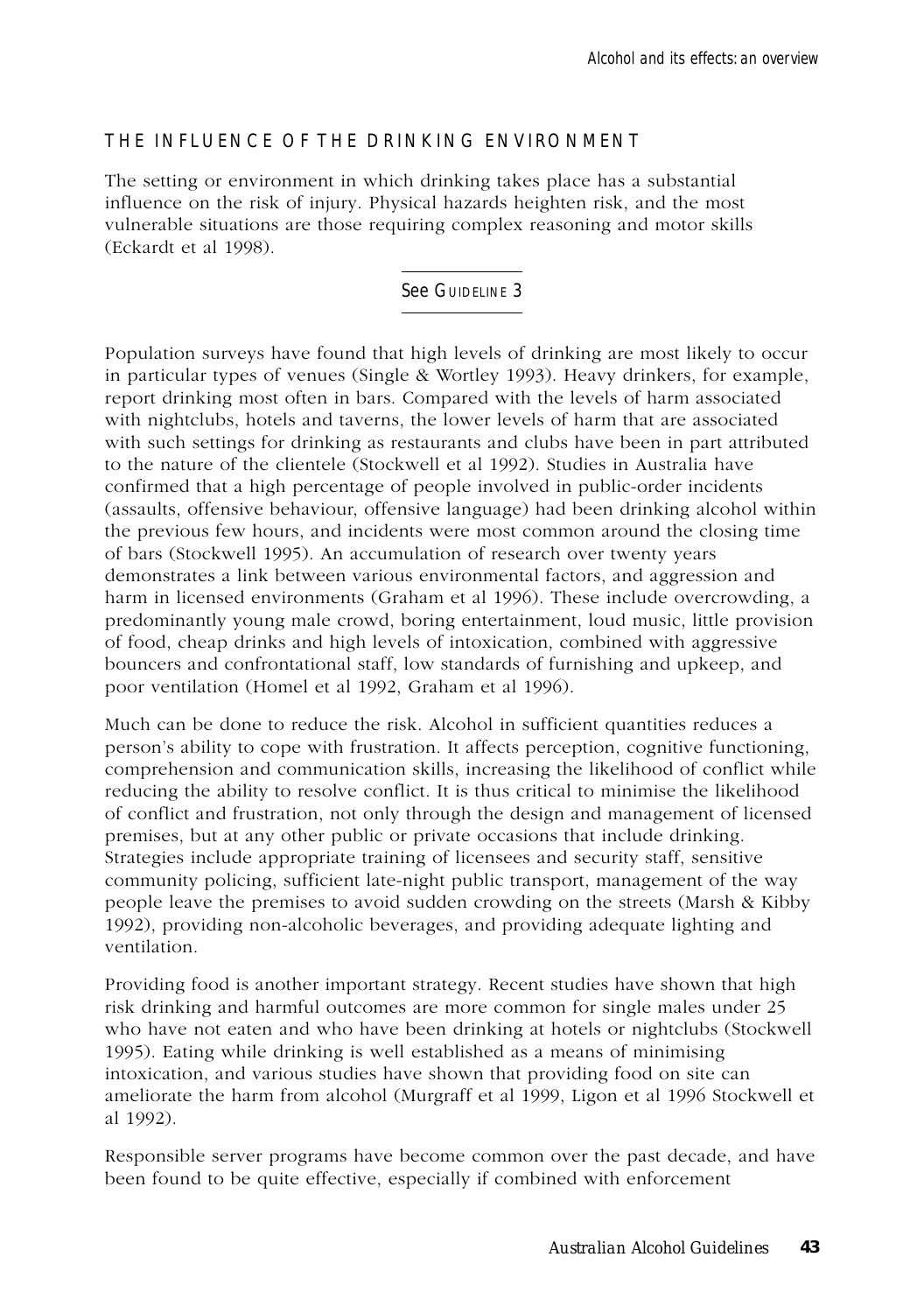## THE INFLUENCE OF THE DRINKING ENVIRONMENT

The setting or environment in which drinking takes place has a substantial influence on the risk of injury. Physical hazards heighten risk, and the most vulnerable situations are those requiring complex reasoning and motor skills (Eckardt et al 1998).

See GUIDELINE 3

Population surveys have found that high levels of drinking are most likely to occur in particular types of venues (Single & Wortley 1993). Heavy drinkers, for example, report drinking most often in bars. Compared with the levels of harm associated with nightclubs, hotels and taverns, the lower levels of harm that are associated with such settings for drinking as restaurants and clubs have been in part attributed to the nature of the clientele (Stockwell et al 1992). Studies in Australia have confirmed that a high percentage of people involved in public-order incidents (assaults, offensive behaviour, offensive language) had been drinking alcohol within the previous few hours, and incidents were most common around the closing time of bars (Stockwell 1995). An accumulation of research over twenty years demonstrates a link between various environmental factors, and aggression and harm in licensed environments (Graham et al 1996). These include overcrowding, a predominantly young male crowd, boring entertainment, loud music, little provision of food, cheap drinks and high levels of intoxication, combined with aggressive bouncers and confrontational staff, low standards of furnishing and upkeep, and poor ventilation (Homel et al 1992, Graham et al 1996).

Much can be done to reduce the risk. Alcohol in sufficient quantities reduces a person's ability to cope with frustration. It affects perception, cognitive functioning, comprehension and communication skills, increasing the likelihood of conflict while reducing the ability to resolve conflict. It is thus critical to minimise the likelihood of conflict and frustration, not only through the design and management of licensed premises, but at any other public or private occasions that include drinking. Strategies include appropriate training of licensees and security staff, sensitive community policing, sufficient late-night public transport, management of the way people leave the premises to avoid sudden crowding on the streets (Marsh & Kibby 1992), providing non-alcoholic beverages, and providing adequate lighting and ventilation.

Providing food is another important strategy. Recent studies have shown that high risk drinking and harmful outcomes are more common for single males under 25 who have not eaten and who have been drinking at hotels or nightclubs (Stockwell 1995). Eating while drinking is well established as a means of minimising intoxication, and various studies have shown that providing food on site can ameliorate the harm from alcohol (Murgraff et al 1999, Ligon et al 1996 Stockwell et al 1992).

Responsible server programs have become common over the past decade, and have been found to be quite effective, especially if combined with enforcement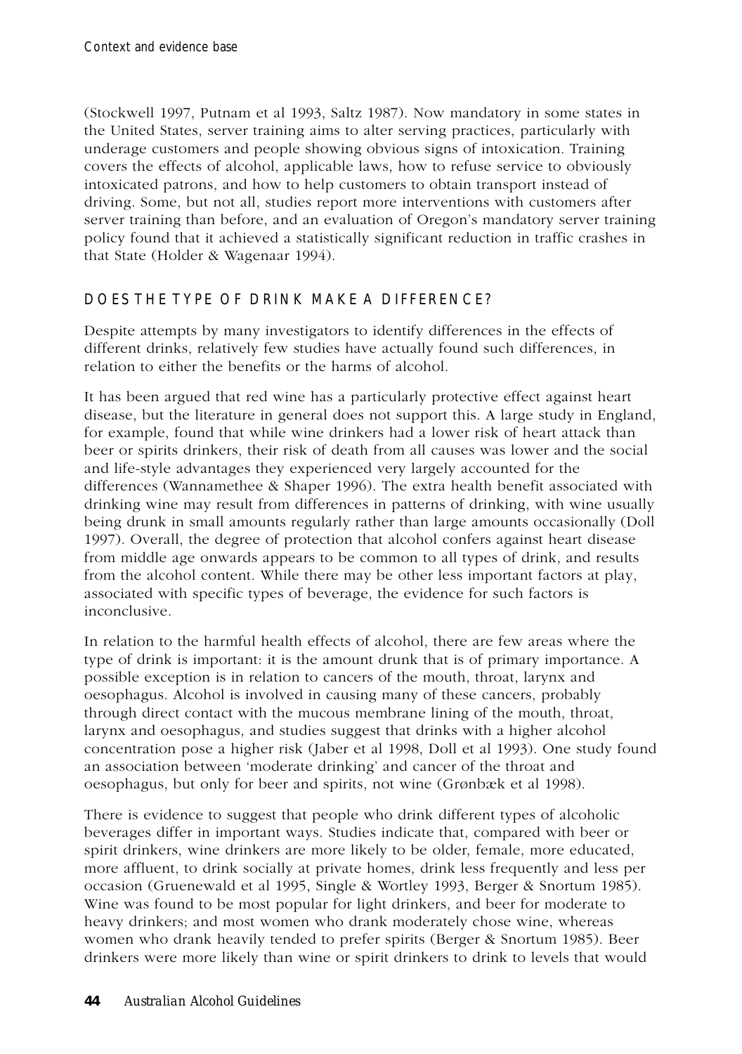(Stockwell 1997, Putnam et al 1993, Saltz 1987). Now mandatory in some states in the United States, server training aims to alter serving practices, particularly with underage customers and people showing obvious signs of intoxication. Training covers the effects of alcohol, applicable laws, how to refuse service to obviously intoxicated patrons, and how to help customers to obtain transport instead of driving. Some, but not all, studies report more interventions with customers after server training than before, and an evaluation of Oregon's mandatory server training policy found that it achieved a statistically significant reduction in traffic crashes in that State (Holder & Wagenaar 1994).

## DOES THE TYPE OF DRINK MAKE A DIFFERENCE?

Despite attempts by many investigators to identify differences in the effects of different drinks, relatively few studies have actually found such differences, in relation to either the benefits or the harms of alcohol.

It has been argued that red wine has a particularly protective effect against heart disease, but the literature in general does not support this. A large study in England, for example, found that while wine drinkers had a lower risk of heart attack than beer or spirits drinkers, their risk of death from all causes was lower and the social and life-style advantages they experienced very largely accounted for the differences (Wannamethee & Shaper 1996). The extra health benefit associated with drinking wine may result from differences in patterns of drinking, with wine usually being drunk in small amounts regularly rather than large amounts occasionally (Doll 1997). Overall, the degree of protection that alcohol confers against heart disease from middle age onwards appears to be common to all types of drink, and results from the alcohol content. While there may be other less important factors at play, associated with specific types of beverage, the evidence for such factors is inconclusive.

In relation to the harmful health effects of alcohol, there are few areas where the type of drink is important: it is the amount drunk that is of primary importance. A possible exception is in relation to cancers of the mouth, throat, larynx and oesophagus. Alcohol is involved in causing many of these cancers, probably through direct contact with the mucous membrane lining of the mouth, throat, larynx and oesophagus, and studies suggest that drinks with a higher alcohol concentration pose a higher risk (Jaber et al 1998, Doll et al 1993). One study found an association between 'moderate drinking' and cancer of the throat and oesophagus, but only for beer and spirits, not wine (Grønbæk et al 1998).

There is evidence to suggest that people who drink different types of alcoholic beverages differ in important ways. Studies indicate that, compared with beer or spirit drinkers, wine drinkers are more likely to be older, female, more educated, more affluent, to drink socially at private homes, drink less frequently and less per occasion (Gruenewald et al 1995, Single & Wortley 1993, Berger & Snortum 1985). Wine was found to be most popular for light drinkers, and beer for moderate to heavy drinkers; and most women who drank moderately chose wine, whereas women who drank heavily tended to prefer spirits (Berger & Snortum 1985). Beer drinkers were more likely than wine or spirit drinkers to drink to levels that would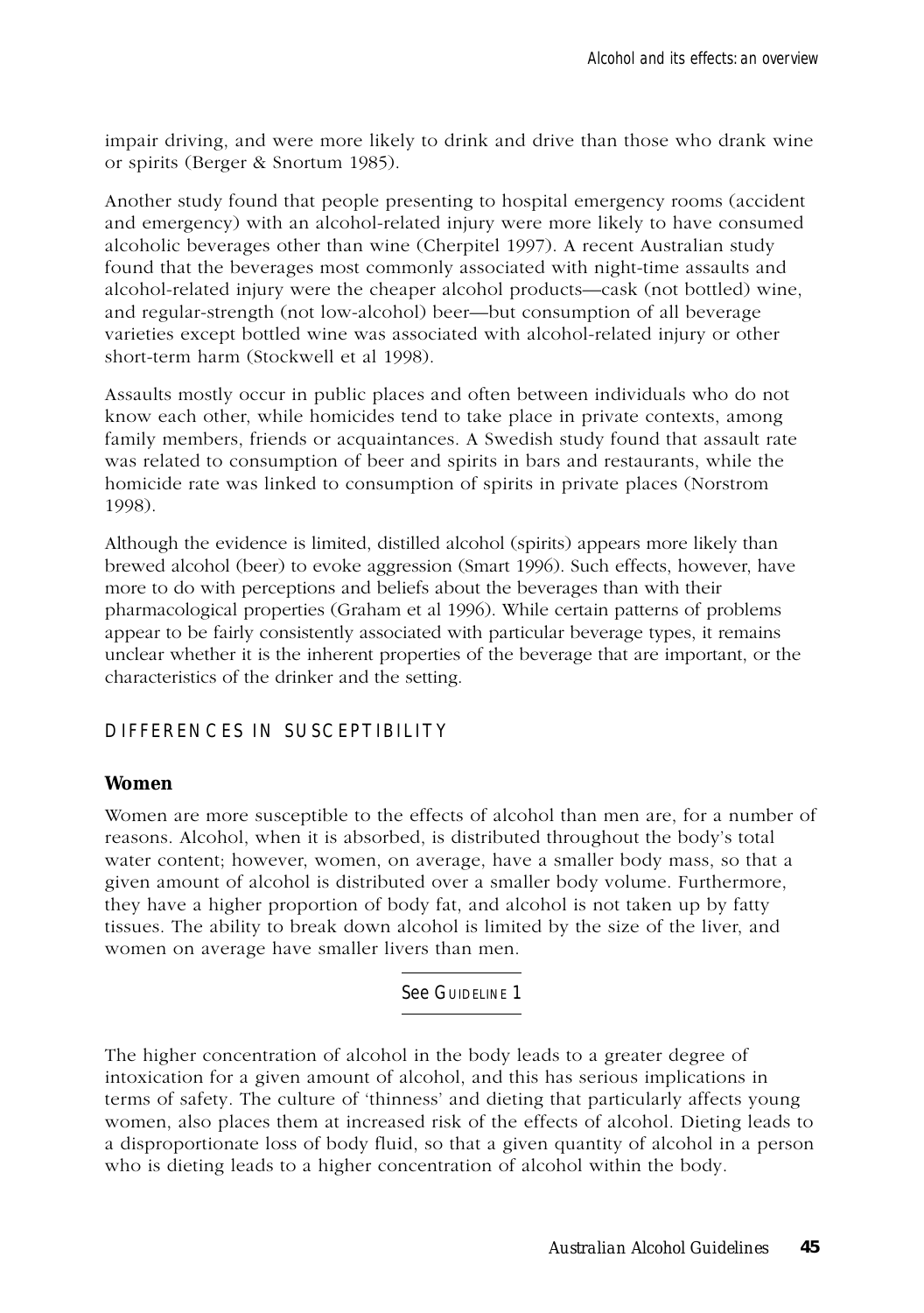impair driving, and were more likely to drink and drive than those who drank wine or spirits (Berger & Snortum 1985).

Another study found that people presenting to hospital emergency rooms (accident and emergency) with an alcohol-related injury were more likely to have consumed alcoholic beverages other than wine (Cherpitel 1997). A recent Australian study found that the beverages most commonly associated with night-time assaults and alcohol-related injury were the cheaper alcohol products—cask (not bottled) wine, and regular-strength (not low-alcohol) beer—but consumption of all beverage varieties except bottled wine was associated with alcohol-related injury or other short-term harm (Stockwell et al 1998).

Assaults mostly occur in public places and often between individuals who do not know each other, while homicides tend to take place in private contexts, among family members, friends or acquaintances. A Swedish study found that assault rate was related to consumption of beer and spirits in bars and restaurants, while the homicide rate was linked to consumption of spirits in private places (Norstrom 1998).

Although the evidence is limited, distilled alcohol (spirits) appears more likely than brewed alcohol (beer) to evoke aggression (Smart 1996). Such effects, however, have more to do with perceptions and beliefs about the beverages than with their pharmacological properties (Graham et al 1996). While certain patterns of problems appear to be fairly consistently associated with particular beverage types, it remains unclear whether it is the inherent properties of the beverage that are important, or the characteristics of the drinker and the setting.

## DIFFERENCES IN SUSCEPTIBILITY

### Women

Women are more susceptible to the effects of alcohol than men are, for a number of reasons. Alcohol, when it is absorbed, is distributed throughout the body's total water content; however, women, on average, have a smaller body mass, so that a given amount of alcohol is distributed over a smaller body volume. Furthermore, they have a higher proportion of body fat, and alcohol is not taken up by fatty tissues. The ability to break down alcohol is limited by the size of the liver, and women on average have smaller livers than men.

See GUIDELINE 1

The higher concentration of alcohol in the body leads to a greater degree of intoxication for a given amount of alcohol, and this has serious implications in terms of safety. The culture of 'thinness' and dieting that particularly affects young women, also places them at increased risk of the effects of alcohol. Dieting leads to a disproportionate loss of body fluid, so that a given quantity of alcohol in a person who is dieting leads to a higher concentration of alcohol within the body.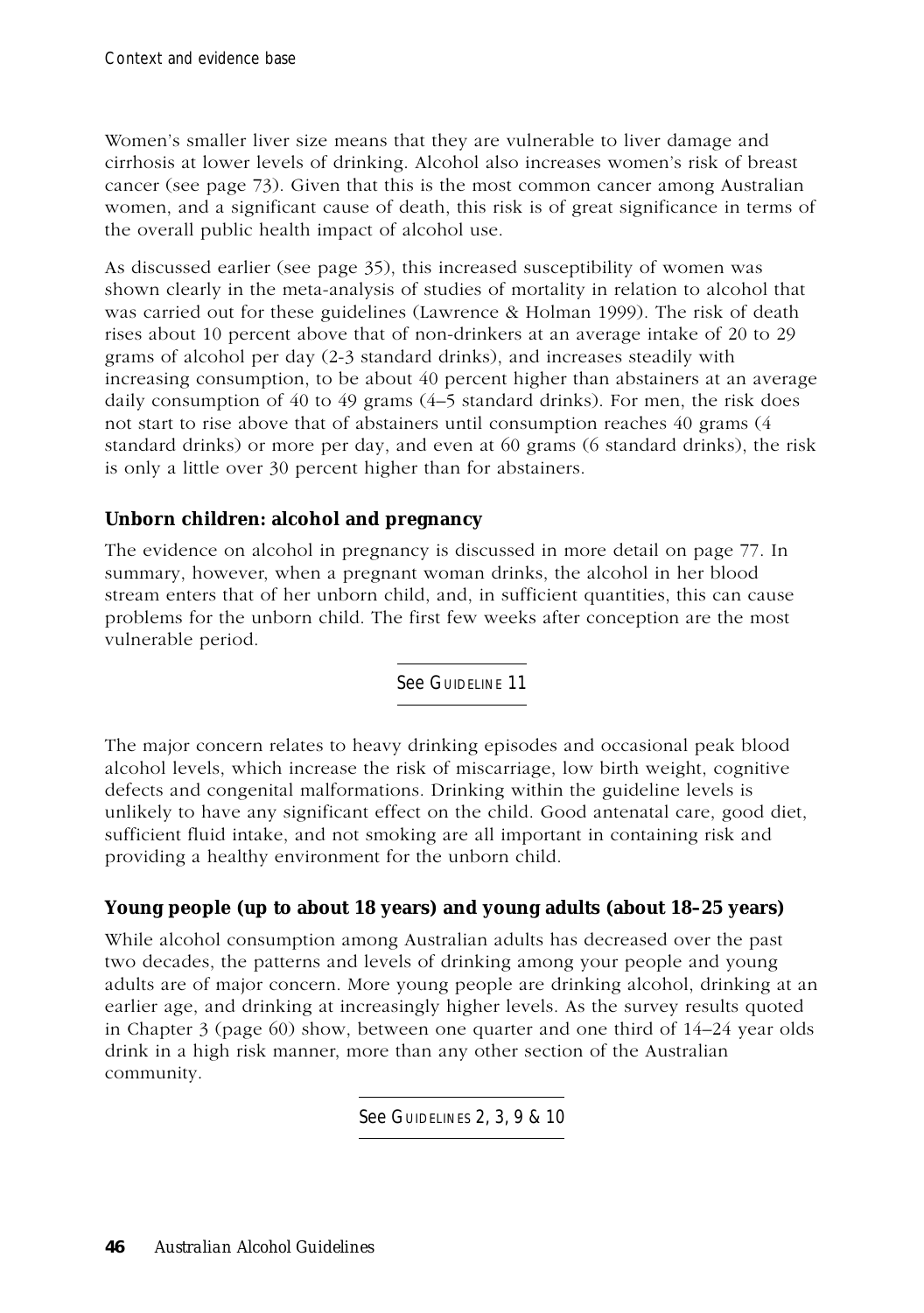Women's smaller liver size means that they are vulnerable to liver damage and cirrhosis at lower levels of drinking. Alcohol also increases women's risk of breast cancer (see page 73). Given that this is the most common cancer among Australian women, and a significant cause of death, this risk is of great significance in terms of the overall public health impact of alcohol use.

As discussed earlier (see page 35), this increased susceptibility of women was shown clearly in the meta-analysis of studies of mortality in relation to alcohol that was carried out for these guidelines (Lawrence & Holman 1999). The risk of death rises about 10 percent above that of non-drinkers at an average intake of 20 to 29 grams of alcohol per day (2-3 standard drinks), and increases steadily with increasing consumption, to be about 40 percent higher than abstainers at an average daily consumption of 40 to 49 grams (4–5 standard drinks). For men, the risk does not start to rise above that of abstainers until consumption reaches 40 grams (4 standard drinks) or more per day, and even at 60 grams (6 standard drinks), the risk is only a little over 30 percent higher than for abstainers.

### Unborn children: alcohol and pregnancy

The evidence on alcohol in pregnancy is discussed in more detail on page 77. In summary, however, when a pregnant woman drinks, the alcohol in her blood stream enters that of her unborn child, and, in sufficient quantities, this can cause problems for the unborn child. The first few weeks after conception are the most vulnerable period.

See GUIDELINE 11

The major concern relates to heavy drinking episodes and occasional peak blood alcohol levels, which increase the risk of miscarriage, low birth weight, cognitive defects and congenital malformations. Drinking within the guideline levels is unlikely to have any significant effect on the child. Good antenatal care, good diet, sufficient fluid intake, and not smoking are all important in containing risk and providing a healthy environment for the unborn child.

### Young people (up to about 18 years) and young adults (about 18–25 years)

While alcohol consumption among Australian adults has decreased over the past two decades, the patterns and levels of drinking among your people and young adults are of major concern. More young people are drinking alcohol, drinking at an earlier age, and drinking at increasingly higher levels. As the survey results quoted in Chapter 3 (page 60) show, between one quarter and one third of 14–24 year olds drink in a high risk manner, more than any other section of the Australian community.

See GUIDELINES 2, 3, 9 & 10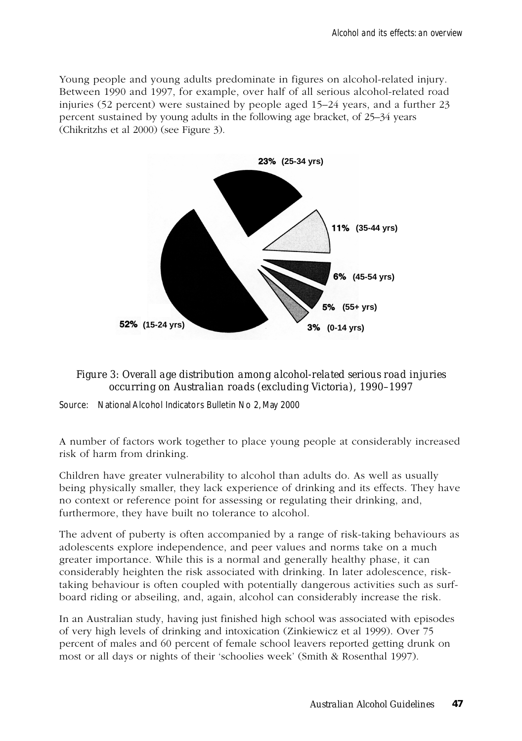Young people and young adults predominate in figures on alcohol-related injury. Between 1990 and 1997, for example, over half of all serious alcohol-related road injuries (52 percent) were sustained by people aged 15–24 years, and a further 23 percent sustained by young adults in the following age bracket, of 25–34 years (Chikritzhs et al 2000) (see Figure 3).

*Figure 3: Overall age distribution among alcohol-related serious road injuries occurring on Australian roads (excluding Victoria), 1990–1997*

Source: National Alcohol Indicators Bulletin No 2, May 2000

A number of factors work together to place young people at considerably increased risk of harm from drinking.

Children have greater vulnerability to alcohol than adults do. As well as usually being physically smaller, they lack experience of drinking and its effects. They have no context or reference point for assessing or regulating their drinking, and, furthermore, they have built no tolerance to alcohol.

The advent of puberty is often accompanied by a range of risk-taking behaviours as adolescents explore independence, and peer values and norms take on a much greater importance. While this is a normal and generally healthy phase, it can considerably heighten the risk associated with drinking. In later adolescence, risk-taking behaviour is often coupled with potentially dangerous activities such as surf-board riding or abseiling, and, again, alcohol can considerably increase the risk.

In an Australian study, having just finished high school was associated with episodes of very high levels of drinking and intoxication (Zinkiewicz et al 1999). Over 75 percent of males and 60 percent of female school leavers reported getting drunk on most or all days or nights of their 'schoolies week' (Smith & Rosenthal 1997).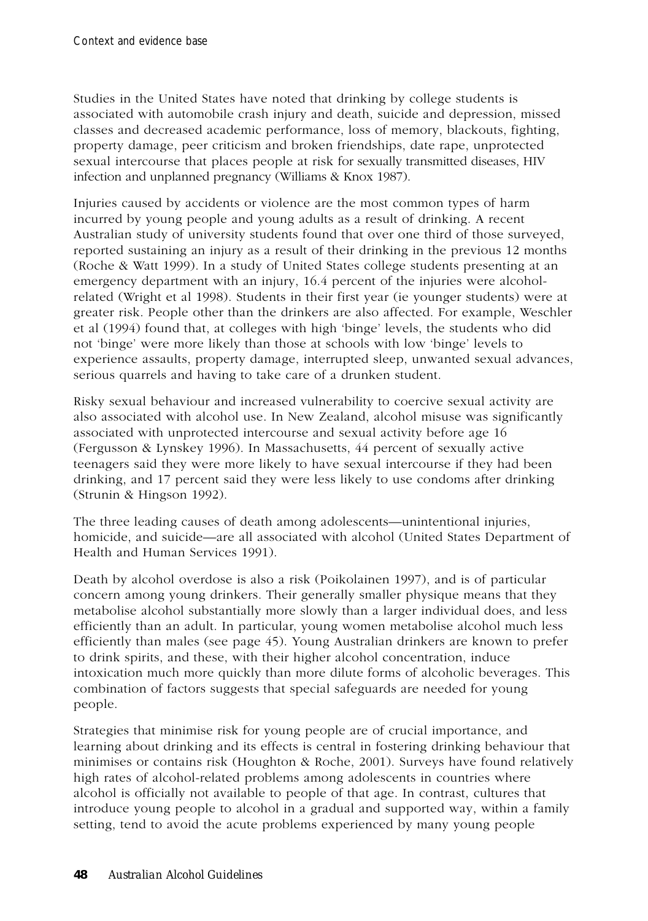Studies in the United States have noted that drinking by college students is associated with automobile crash injury and death, suicide and depression, missed classes and decreased academic performance, loss of memory, blackouts, fighting, property damage, peer criticism and broken friendships, date rape, unprotected sexual intercourse that places people at risk for sexually transmitted diseases, HIV infection and unplanned pregnancy (Williams & Knox 1987).

Injuries caused by accidents or violence are the most common types of harm incurred by young people and young adults as a result of drinking. A recent Australian study of university students found that over one third of those surveyed, reported sustaining an injury as a result of their drinking in the previous 12 months (Roche & Watt 1999). In a study of United States college students presenting at an emergency department with an injury, 16.4 percent of the injuries were alcohol-related (Wright et al 1998). Students in their first year (ie younger students) were at greater risk. People other than the drinkers are also affected. For example, Weschler et al (1994) found that, at colleges with high 'binge' levels, the students who did not 'binge' were more likely than those at schools with low 'binge' levels to experience assaults, property damage, interrupted sleep, unwanted sexual advances, serious quarrels and having to take care of a drunken student.

Risky sexual behaviour and increased vulnerability to coercive sexual activity are also associated with alcohol use. In New Zealand, alcohol misuse was significantly associated with unprotected intercourse and sexual activity before age 16 (Fergusson & Lynskey 1996). In Massachusetts, 44 percent of sexually active teenagers said they were more likely to have sexual intercourse if they had been drinking, and 17 percent said they were less likely to use condoms after drinking (Strunin & Hingson 1992).

The three leading causes of death among adolescents—unintentional injuries, homicide, and suicide—are all associated with alcohol (United States Department of Health and Human Services 1991).

Death by alcohol overdose is also a risk (Poikolainen 1997), and is of particular concern among young drinkers. Their generally smaller physique means that they metabolise alcohol substantially more slowly than a larger individual does, and less efficiently than an adult. In particular, young women metabolise alcohol much less efficiently than males (see page 45). Young Australian drinkers are known to prefer to drink spirits, and these, with their higher alcohol concentration, induce intoxication much more quickly than more dilute forms of alcoholic beverages. This combination of factors suggests that special safeguards are needed for young people.

Strategies that minimise risk for young people are of crucial importance, and learning about drinking and its effects is central in fostering drinking behaviour that minimises or contains risk (Houghton & Roche, 2001). Surveys have found relatively high rates of alcohol-related problems among adolescents in countries where alcohol is officially not available to people of that age. In contrast, cultures that introduce young people to alcohol in a gradual and supported way, within a family setting, tend to avoid the acute problems experienced by many young people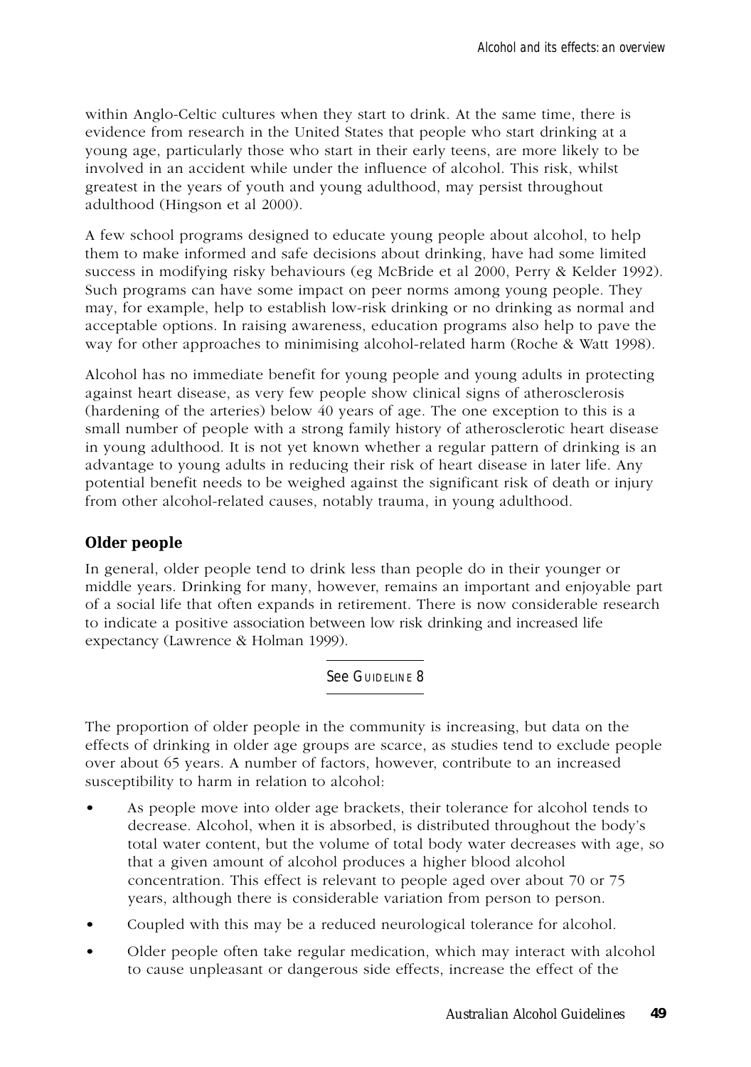within Anglo-Celtic cultures when they start to drink. At the same time, there is evidence from research in the United States that people who start drinking at a young age, particularly those who start in their early teens, are more likely to be involved in an accident while under the influence of alcohol. This risk, whilst greatest in the years of youth and young adulthood, may persist throughout adulthood (Hingson et al 2000).

A few school programs designed to educate young people about alcohol, to help them to make informed and safe decisions about drinking, have had some limited success in modifying risky behaviours (eg McBride et al 2000, Perry & Kelder 1992). Such programs can have some impact on peer norms among young people. They may, for example, help to establish low-risk drinking or no drinking as normal and acceptable options. In raising awareness, education programs also help to pave the way for other approaches to minimising alcohol-related harm (Roche & Watt 1998).

Alcohol has no immediate benefit for young people and young adults in protecting against heart disease, as very few people show clinical signs of atherosclerosis (hardening of the arteries) below 40 years of age. The one exception to this is a small number of people with a strong family history of atherosclerotic heart disease in young adulthood. It is not yet known whether a regular pattern of drinking is an advantage to young adults in reducing their risk of heart disease in later life. Any potential benefit needs to be weighed against the significant risk of death or injury from other alcohol-related causes, notably trauma, in young adulthood.

### Older people

In general, older people tend to drink less than people do in their younger or middle years. Drinking for many, however, remains an important and enjoyable part of a social life that often expands in retirement. There is now considerable research to indicate a positive association between low risk drinking and increased life expectancy (Lawrence & Holman 1999).

See GUIDELINE 8

The proportion of older people in the community is increasing, but data on the effects of drinking in older age groups are scarce, as studies tend to exclude people over about 65 years. A number of factors, however, contribute to an increased susceptibility to harm in relation to alcohol:

- As people move into older age brackets, their tolerance for alcohol tends to decrease. Alcohol, when it is absorbed, is distributed throughout the body's total water content, but the volume of total body water decreases with age, so that a given amount of alcohol produces a higher blood alcohol concentration. This effect is relevant to people aged over about 70 or 75 years, although there is considerable variation from person to person.
- Coupled with this may be a reduced neurological tolerance for alcohol.
- Older people often take regular medication, which may interact with alcohol to cause unpleasant or dangerous side effects, increase the effect of the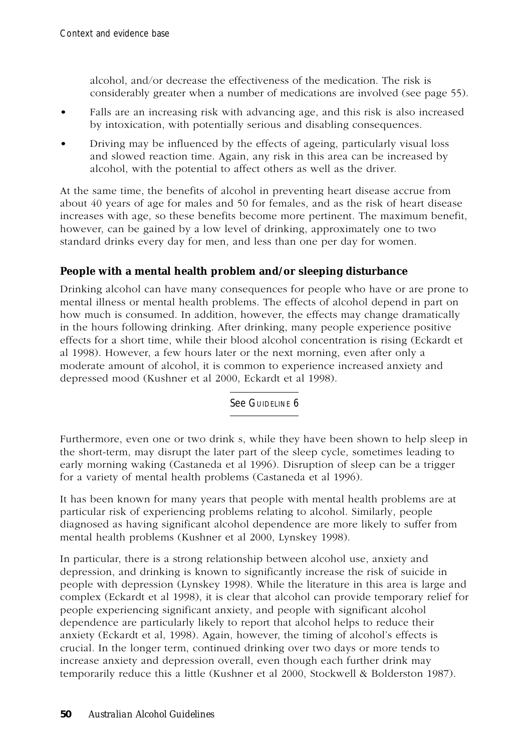alcohol, and/or decrease the effectiveness of the medication. The risk is considerably greater when a number of medications are involved (see page 55).

- Falls are an increasing risk with advancing age, and this risk is also increased by intoxication, with potentially serious and disabling consequences.
- Driving may be influenced by the effects of ageing, particularly visual loss and slowed reaction time. Again, any risk in this area can be increased by alcohol, with the potential to affect others as well as the driver.

At the same time, the benefits of alcohol in preventing heart disease accrue from about 40 years of age for males and 50 for females, and as the risk of heart disease increases with age, so these benefits become more pertinent. The maximum benefit, however, can be gained by a low level of drinking, approximately one to two standard drinks every day for men, and less than one per day for women.

### People with a mental health problem and/or sleeping disturbance

Drinking alcohol can have many consequences for people who have or are prone to mental illness or mental health problems. The effects of alcohol depend in part on how much is consumed. In addition, however, the effects may change dramatically in the hours following drinking. After drinking, many people experience positive effects for a short time, while their blood alcohol concentration is rising (Eckardt et al 1998). However, a few hours later or the next morning, even after only a moderate amount of alcohol, it is common to experience increased anxiety and depressed mood (Kushner et al 2000, Eckardt et al 1998).

See Guideline 6

Furthermore, even one or two drink s, while they have been shown to help sleep in the short-term, may disrupt the later part of the sleep cycle, sometimes leading to early morning waking (Castaneda et al 1996). Disruption of sleep can be a trigger for a variety of mental health problems (Castaneda et al 1996).

It has been known for many years that people with mental health problems are at particular risk of experiencing problems relating to alcohol. Similarly, people diagnosed as having significant alcohol dependence are more likely to suffer from mental health problems (Kushner et al 2000, Lynskey 1998).

In particular, there is a strong relationship between alcohol use, anxiety and depression, and drinking is known to significantly increase the risk of suicide in people with depression (Lynskey 1998). While the literature in this area is large and complex (Eckardt et al 1998), it is clear that alcohol can provide temporary relief for people experiencing significant anxiety, and people with significant alcohol dependence are particularly likely to report that alcohol helps to reduce their anxiety (Eckardt et al, 1998). Again, however, the timing of alcohol's effects is crucial. In the longer term, continued drinking over two days or more tends to increase anxiety and depression overall, even though each further drink may temporarily reduce this a little (Kushner et al 2000, Stockwell & Bolderston 1987).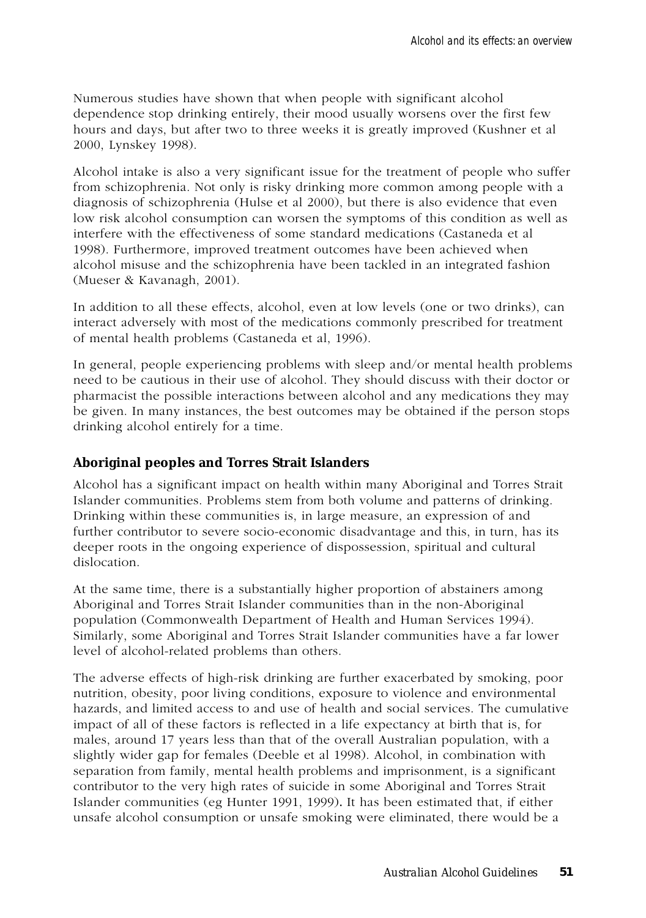Numerous studies have shown that when people with significant alcohol dependence stop drinking entirely, their mood usually worsens over the first few hours and days, but after two to three weeks it is greatly improved (Kushner et al 2000, Lynskey 1998).

Alcohol intake is also a very significant issue for the treatment of people who suffer from schizophrenia. Not only is risky drinking more common among people with a diagnosis of schizophrenia (Hulse et al 2000), but there is also evidence that even low risk alcohol consumption can worsen the symptoms of this condition as well as interfere with the effectiveness of some standard medications (Castaneda et al 1998). Furthermore, improved treatment outcomes have been achieved when alcohol misuse and the schizophrenia have been tackled in an integrated fashion (Mueser & Kavanagh, 2001).

In addition to all these effects, alcohol, even at low levels (one or two drinks), can interact adversely with most of the medications commonly prescribed for treatment of mental health problems (Castaneda et al, 1996).

In general, people experiencing problems with sleep and/or mental health problems need to be cautious in their use of alcohol. They should discuss with their doctor or pharmacist the possible interactions between alcohol and any medications they may be given. In many instances, the best outcomes may be obtained if the person stops drinking alcohol entirely for a time.

### Aboriginal peoples and Torres Strait Islanders

Alcohol has a significant impact on health within many Aboriginal and Torres Strait Islander communities. Problems stem from both volume and patterns of drinking. Drinking within these communities is, in large measure, an expression of and further contributor to severe socio-economic disadvantage and this, in turn, has its deeper roots in the ongoing experience of dispossession, spiritual and cultural dislocation.

At the same time, there is a substantially higher proportion of abstainers among Aboriginal and Torres Strait Islander communities than in the non-Aboriginal population (Commonwealth Department of Health and Human Services 1994). Similarly, some Aboriginal and Torres Strait Islander communities have a far lower level of alcohol-related problems than others.

The adverse effects of high-risk drinking are further exacerbated by smoking, poor nutrition, obesity, poor living conditions, exposure to violence and environmental hazards, and limited access to and use of health and social services. The cumulative impact of all of these factors is reflected in a life expectancy at birth that is, for males, around 17 years less than that of the overall Australian population, with a slightly wider gap for females (Deeble et al 1998). Alcohol, in combination with separation from family, mental health problems and imprisonment, is a significant contributor to the very high rates of suicide in some Aboriginal and Torres Strait Islander communities (eg Hunter 1991, 1999). It has been estimated that, if either unsafe alcohol consumption or unsafe smoking were eliminated, there would be a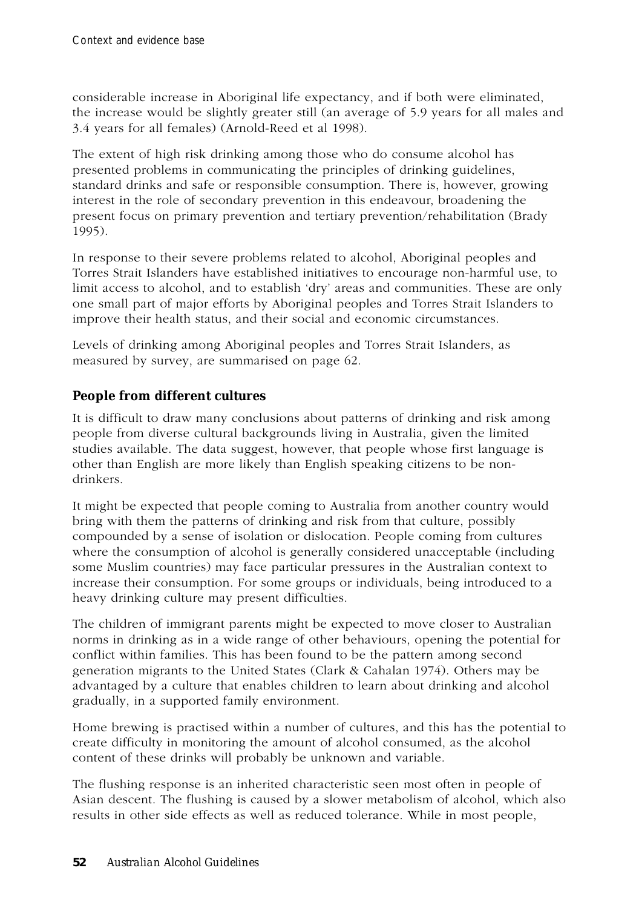considerable increase in Aboriginal life expectancy, and if both were eliminated, the increase would be slightly greater still (an average of 5.9 years for all males and 3.4 years for all females) (Arnold-Reed et al 1998).

The extent of high risk drinking among those who do consume alcohol has presented problems in communicating the principles of drinking guidelines, standard drinks and safe or responsible consumption. There is, however, growing interest in the role of secondary prevention in this endeavour, broadening the present focus on primary prevention and tertiary prevention/rehabilitation (Brady 1995).

In response to their severe problems related to alcohol, Aboriginal peoples and Torres Strait Islanders have established initiatives to encourage non-harmful use, to limit access to alcohol, and to establish 'dry' areas and communities. These are only one small part of major efforts by Aboriginal peoples and Torres Strait Islanders to improve their health status, and their social and economic circumstances.

Levels of drinking among Aboriginal peoples and Torres Strait Islanders, as measured by survey, are summarised on page 62.

### People from different cultures

It is difficult to draw many conclusions about patterns of drinking and risk among people from diverse cultural backgrounds living in Australia, given the limited studies available. The data suggest, however, that people whose first language is other than English are more likely than English speaking citizens to be non-drinkers.

It might be expected that people coming to Australia from another country would bring with them the patterns of drinking and risk from that culture, possibly compounded by a sense of isolation or dislocation. People coming from cultures where the consumption of alcohol is generally considered unacceptable (including some Muslim countries) may face particular pressures in the Australian context to increase their consumption. For some groups or individuals, being introduced to a heavy drinking culture may present difficulties.

The children of immigrant parents might be expected to move closer to Australian norms in drinking as in a wide range of other behaviours, opening the potential for conflict within families. This has been found to be the pattern among second generation migrants to the United States (Clark & Cahalan 1974). Others may be advantaged by a culture that enables children to learn about drinking and alcohol gradually, in a supported family environment.

Home brewing is practised within a number of cultures, and this has the potential to create difficulty in monitoring the amount of alcohol consumed, as the alcohol content of these drinks will probably be unknown and variable.

The flushing response is an inherited characteristic seen most often in people of Asian descent. The flushing is caused by a slower metabolism of alcohol, which also results in other side effects as well as reduced tolerance. While in most people,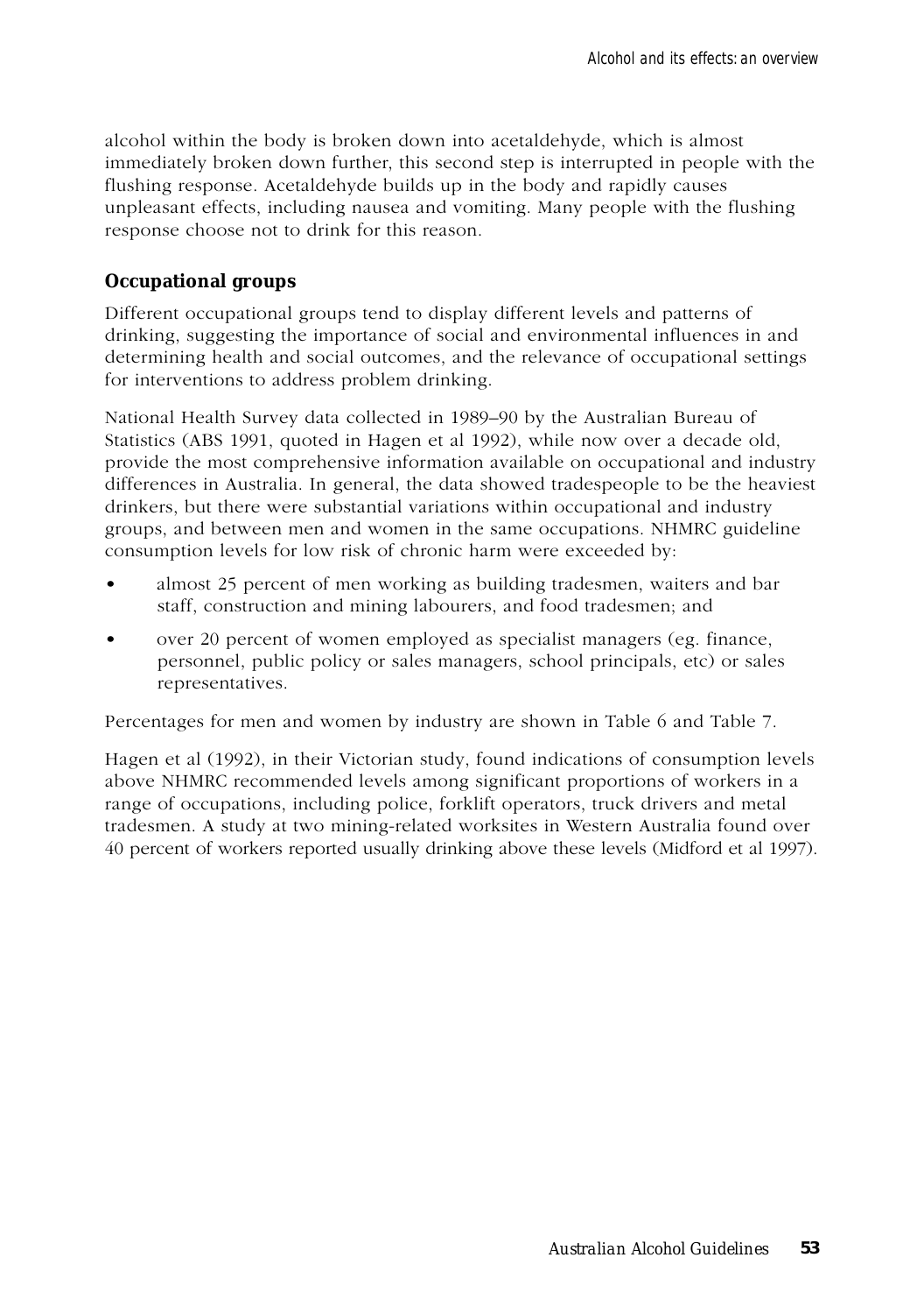alcohol within the body is broken down into acetaldehyde, which is almost immediately broken down further, this second step is interrupted in people with the flushing response. Acetaldehyde builds up in the body and rapidly causes unpleasant effects, including nausea and vomiting. Many people with the flushing response choose not to drink for this reason.

### Occupational groups

Different occupational groups tend to display different levels and patterns of drinking, suggesting the importance of social and environmental influences in and determining health and social outcomes, and the relevance of occupational settings for interventions to address problem drinking.

National Health Survey data collected in 1989–90 by the Australian Bureau of Statistics (ABS 1991, quoted in Hagen et al 1992), while now over a decade old, provide the most comprehensive information available on occupational and industry differences in Australia. In general, the data showed tradespeople to be the heaviest drinkers, but there were substantial variations within occupational and industry groups, and between men and women in the same occupations. NHMRC guideline consumption levels for low risk of chronic harm were exceeded by:

- almost 25 percent of men working as building tradesmen, waiters and bar staff, construction and mining labourers, and food tradesmen; and
- over 20 percent of women employed as specialist managers (eg. finance, personnel, public policy or sales managers, school principals, etc) or sales representatives.

Percentages for men and women by industry are shown in Table 6 and Table 7.

Hagen et al (1992), in their Victorian study, found indications of consumption levels above NHMRC recommended levels among significant proportions of workers in a range of occupations, including police, forklift operators, truck drivers and metal tradesmen. A study at two mining-related worksites in Western Australia found over 40 percent of workers reported usually drinking above these levels (Midford et al 1997).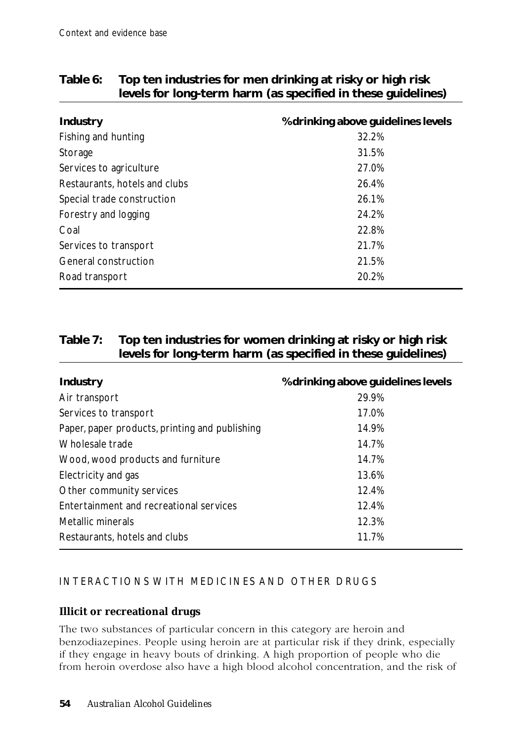**Table 6: Top ten industries for men drinking at risky or high risk levels for long-term harm (as specified in these guidelines)**

| Industry | % drinking above guidelines levels |
|---|---|
| Fishing and hunting | 32.2% |
| Storage | 31.5% |
| Services to agriculture | 27.0% |
| Restaurants, hotels and clubs | 26.4% |
| Special trade construction | 26.1% |
| Forestry and logging | 24.2% |
| Coal | 22.8% |
| Services to transport | 21.7% |
| General construction | 21.5% |
| Road transport | 20.2% |

**Table 7: Top ten industries for women drinking at risky or high risk levels for long-term harm (as specified in these guidelines)**

| Industry | % drinking above guidelines levels |
|---|---|
| Air transport | 29.9% |
| Services to transport | 17.0% |
| Paper, paper products, printing and publishing | 14.9% |
| Wholesale trade | 14.7% |
| Wood, wood products and furniture | 14.7% |
| Electricity and gas | 13.6% |
| Other community services | 12.4% |
| Entertainment and recreational services | 12.4% |
| Metallic minerals | 12.3% |
| Restaurants, hotels and clubs | 11.7% |

## INTERACTIONS WITH MEDICINES AND OTHER DRUGS

### Illicit or recreational drugs

The two substances of particular concern in this category are heroin and benzodiazepines. People using heroin are at particular risk if they drink, especially if they engage in heavy bouts of drinking. A high proportion of people who die from heroin overdose also have a high blood alcohol concentration, and the risk of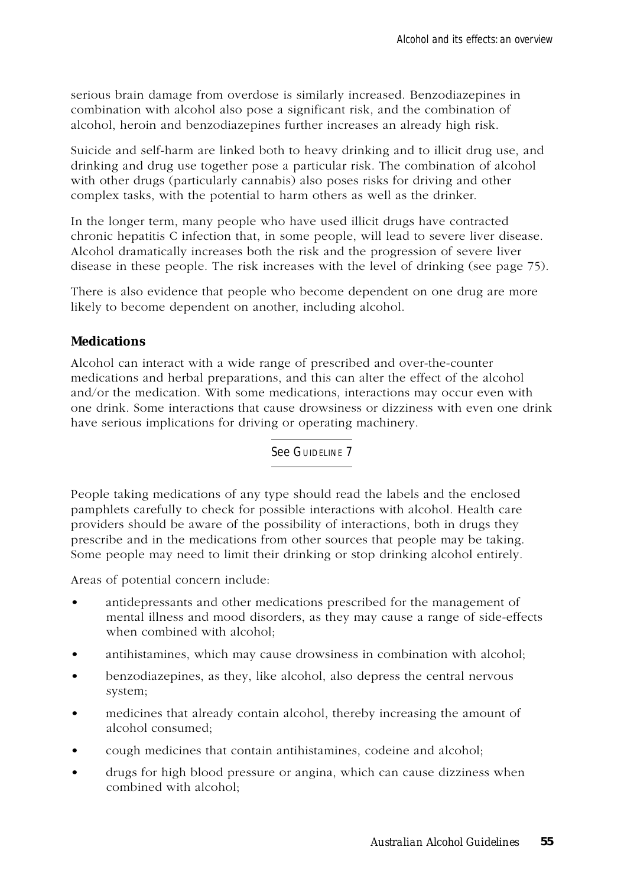serious brain damage from overdose is similarly increased. Benzodiazepines in combination with alcohol also pose a significant risk, and the combination of alcohol, heroin and benzodiazepines further increases an already high risk.

Suicide and self-harm are linked both to heavy drinking and to illicit drug use, and drinking and drug use together pose a particular risk. The combination of alcohol with other drugs (particularly cannabis) also poses risks for driving and other complex tasks, with the potential to harm others as well as the drinker.

In the longer term, many people who have used illicit drugs have contracted chronic hepatitis C infection that, in some people, will lead to severe liver disease. Alcohol dramatically increases both the risk and the progression of severe liver disease in these people. The risk increases with the level of drinking (see page 75).

There is also evidence that people who become dependent on one drug are more likely to become dependent on another, including alcohol.

### Medications

Alcohol can interact with a wide range of prescribed and over-the-counter medications and herbal preparations, and this can alter the effect of the alcohol and/or the medication. With some medications, interactions may occur even with one drink. Some interactions that cause drowsiness or dizziness with even one drink have serious implications for driving or operating machinery.

See GUIDELINE 7

People taking medications of any type should read the labels and the enclosed pamphlets carefully to check for possible interactions with alcohol. Health care providers should be aware of the possibility of interactions, both in drugs they prescribe and in the medications from other sources that people may be taking. Some people may need to limit their drinking or stop drinking alcohol entirely.

Areas of potential concern include:

- antidepressants and other medications prescribed for the management of mental illness and mood disorders, as they may cause a range of side-effects when combined with alcohol;
- antihistamines, which may cause drowsiness in combination with alcohol;
- benzodiazepines, as they, like alcohol, also depress the central nervous system;
- medicines that already contain alcohol, thereby increasing the amount of alcohol consumed;
- cough medicines that contain antihistamines, codeine and alcohol;
- drugs for high blood pressure or angina, which can cause dizziness when combined with alcohol;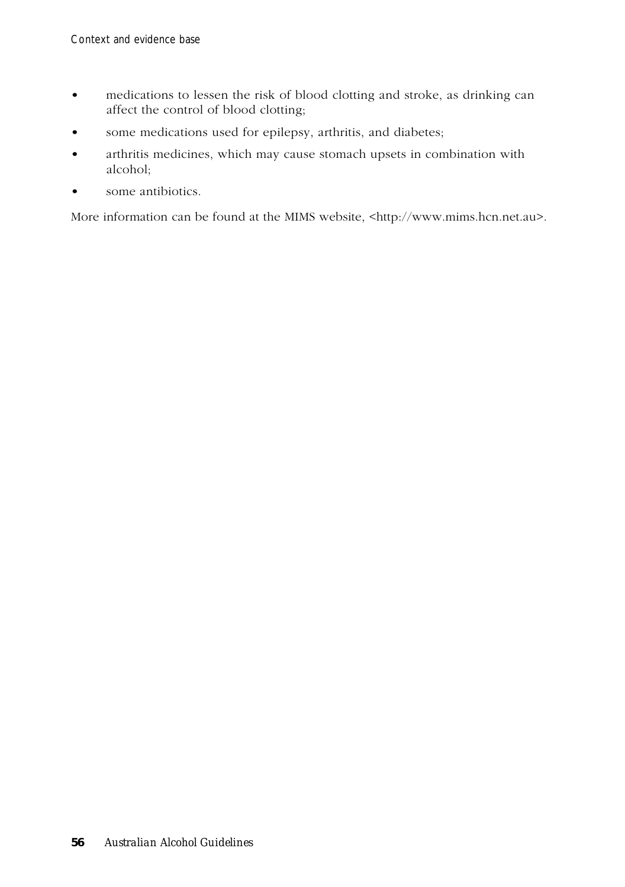- medications to lessen the risk of blood clotting and stroke, as drinking can affect the control of blood clotting;
- some medications used for epilepsy, arthritis, and diabetes;
- arthritis medicines, which may cause stomach upsets in combination with alcohol;
- some antibiotics.

More information can be found at the MIMS website, <http://www.mims.hcn.net.au>.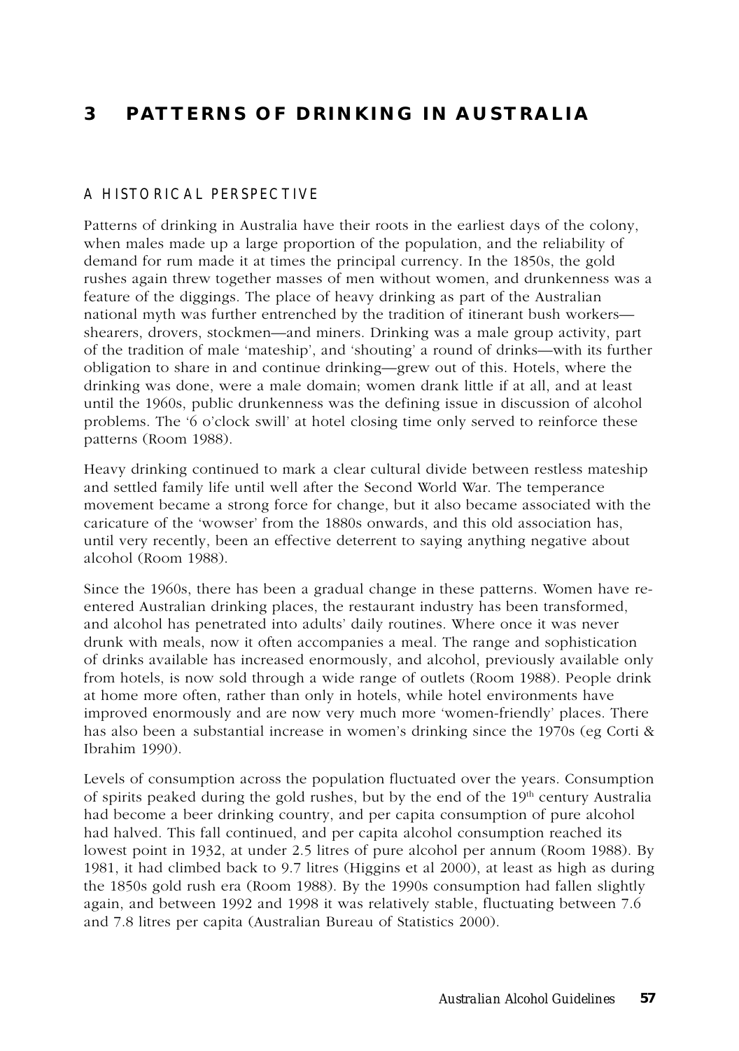# 3 PATTERNS OF DRINKING IN AUSTRALIA

## A HISTORICAL PERSPECTIVE

Patterns of drinking in Australia have their roots in the earliest days of the colony, when males made up a large proportion of the population, and the reliability of demand for rum made it at times the principal currency. In the 1850s, the gold rushes again threw together masses of men without women, and drunkenness was a feature of the diggings. The place of heavy drinking as part of the Australian national myth was further entrenched by the tradition of itinerant bush workers—shearers, drovers, stockmen—and miners. Drinking was a male group activity, part of the tradition of male 'mateship', and 'shouting' a round of drinks—with its further obligation to share in and continue drinking—grew out of this. Hotels, where the drinking was done, were a male domain; women drank little if at all, and at least until the 1960s, public drunkenness was the defining issue in discussion of alcohol problems. The '6 o'clock swill' at hotel closing time only served to reinforce these patterns (Room 1988).

Heavy drinking continued to mark a clear cultural divide between restless mateship and settled family life until well after the Second World War. The temperance movement became a strong force for change, but it also became associated with the caricature of the 'wowser' from the 1880s onwards, and this old association has, until very recently, been an effective deterrent to saying anything negative about alcohol (Room 1988).

Since the 1960s, there has been a gradual change in these patterns. Women have re-entered Australian drinking places, the restaurant industry has been transformed, and alcohol has penetrated into adults' daily routines. Where once it was never drunk with meals, now it often accompanies a meal. The range and sophistication of drinks available has increased enormously, and alcohol, previously available only from hotels, is now sold through a wide range of outlets (Room 1988). People drink at home more often, rather than only in hotels, while hotel environments have improved enormously and are now very much more 'women-friendly' places. There has also been a substantial increase in women's drinking since the 1970s (eg Corti & Ibrahim 1990).

Levels of consumption across the population fluctuated over the years. Consumption of spirits peaked during the gold rushes, but by the end of the 19th century Australia had become a beer drinking country, and per capita consumption of pure alcohol had halved. This fall continued, and per capita alcohol consumption reached its lowest point in 1932, at under 2.5 litres of pure alcohol per annum (Room 1988). By 1981, it had climbed back to 9.7 litres (Higgins et al 2000), at least as high as during the 1850s gold rush era (Room 1988). By the 1990s consumption had fallen slightly again, and between 1992 and 1998 it was relatively stable, fluctuating between 7.6 and 7.8 litres per capita (Australian Bureau of Statistics 2000).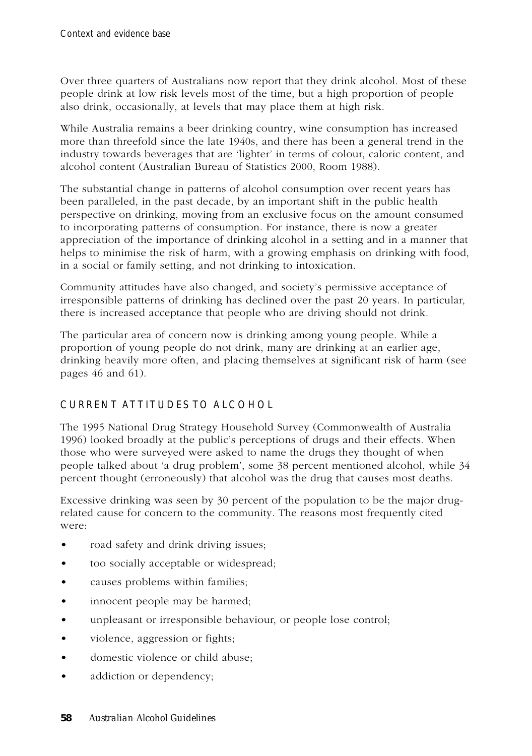Over three quarters of Australians now report that they drink alcohol. Most of these people drink at low risk levels most of the time, but a high proportion of people also drink, occasionally, at levels that may place them at high risk.

While Australia remains a beer drinking country, wine consumption has increased more than threefold since the late 1940s, and there has been a general trend in the industry towards beverages that are 'lighter' in terms of colour, caloric content, and alcohol content (Australian Bureau of Statistics 2000, Room 1988).

The substantial change in patterns of alcohol consumption over recent years has been paralleled, in the past decade, by an important shift in the public health perspective on drinking, moving from an exclusive focus on the amount consumed to incorporating patterns of consumption. For instance, there is now a greater appreciation of the importance of drinking alcohol in a setting and in a manner that helps to minimise the risk of harm, with a growing emphasis on drinking with food, in a social or family setting, and not drinking to intoxication.

Community attitudes have also changed, and society's permissive acceptance of irresponsible patterns of drinking has declined over the past 20 years. In particular, there is increased acceptance that people who are driving should not drink.

The particular area of concern now is drinking among young people. While a proportion of young people do not drink, many are drinking at an earlier age, drinking heavily more often, and placing themselves at significant risk of harm (see pages 46 and 61).

## CURRENT ATTITUDES TO ALCOHOL

The 1995 National Drug Strategy Household Survey (Commonwealth of Australia 1996) looked broadly at the public's perceptions of drugs and their effects. When those who were surveyed were asked to name the drugs they thought of when people talked about 'a drug problem', some 38 percent mentioned alcohol, while 34 percent thought (erroneously) that alcohol was the drug that causes most deaths.

Excessive drinking was seen by 30 percent of the population to be the major drug-related cause for concern to the community. The reasons most frequently cited were:

- road safety and drink driving issues;
- too socially acceptable or widespread;
- causes problems within families;
- innocent people may be harmed;
- unpleasant or irresponsible behaviour, or people lose control;
- violence, aggression or fights;
- domestic violence or child abuse;
- addiction or dependency;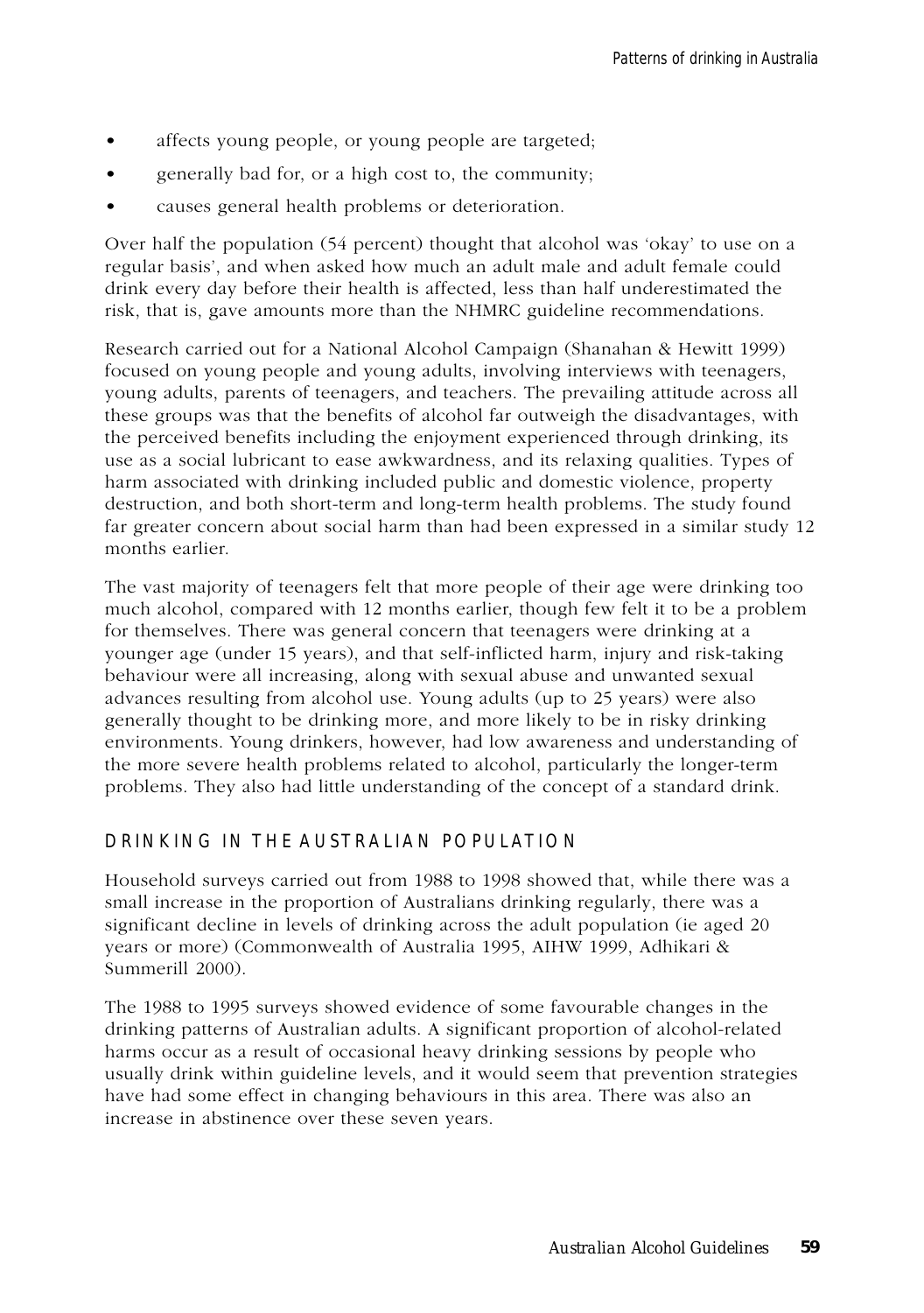- affects young people, or young people are targeted;
- generally bad for, or a high cost to, the community;
- causes general health problems or deterioration.

Over half the population (54 percent) thought that alcohol was 'okay' to use on a regular basis', and when asked how much an adult male and adult female could drink every day before their health is affected, less than half underestimated the risk, that is, gave amounts more than the NHMRC guideline recommendations.

Research carried out for a National Alcohol Campaign (Shanahan & Hewitt 1999) focused on young people and young adults, involving interviews with teenagers, young adults, parents of teenagers, and teachers. The prevailing attitude across all these groups was that the benefits of alcohol far outweigh the disadvantages, with the perceived benefits including the enjoyment experienced through drinking, its use as a social lubricant to ease awkwardness, and its relaxing qualities. Types of harm associated with drinking included public and domestic violence, property destruction, and both short-term and long-term health problems. The study found far greater concern about social harm than had been expressed in a similar study 12 months earlier.

The vast majority of teenagers felt that more people of their age were drinking too much alcohol, compared with 12 months earlier, though few felt it to be a problem for themselves. There was general concern that teenagers were drinking at a younger age (under 15 years), and that self-inflicted harm, injury and risk-taking behaviour were all increasing, along with sexual abuse and unwanted sexual advances resulting from alcohol use. Young adults (up to 25 years) were also generally thought to be drinking more, and more likely to be in risky drinking environments. Young drinkers, however, had low awareness and understanding of the more severe health problems related to alcohol, particularly the longer-term problems. They also had little understanding of the concept of a standard drink.

## DRINKING IN THE AUSTRALIAN POPULATION

Household surveys carried out from 1988 to 1998 showed that, while there was a small increase in the proportion of Australians drinking regularly, there was a significant decline in levels of drinking across the adult population (ie aged 20 years or more) (Commonwealth of Australia 1995, AIHW 1999, Adhikari & Summerill 2000).

The 1988 to 1995 surveys showed evidence of some favourable changes in the drinking patterns of Australian adults. A significant proportion of alcohol-related harms occur as a result of occasional heavy drinking sessions by people who usually drink within guideline levels, and it would seem that prevention strategies have had some effect in changing behaviours in this area. There was also an increase in abstinence over these seven years.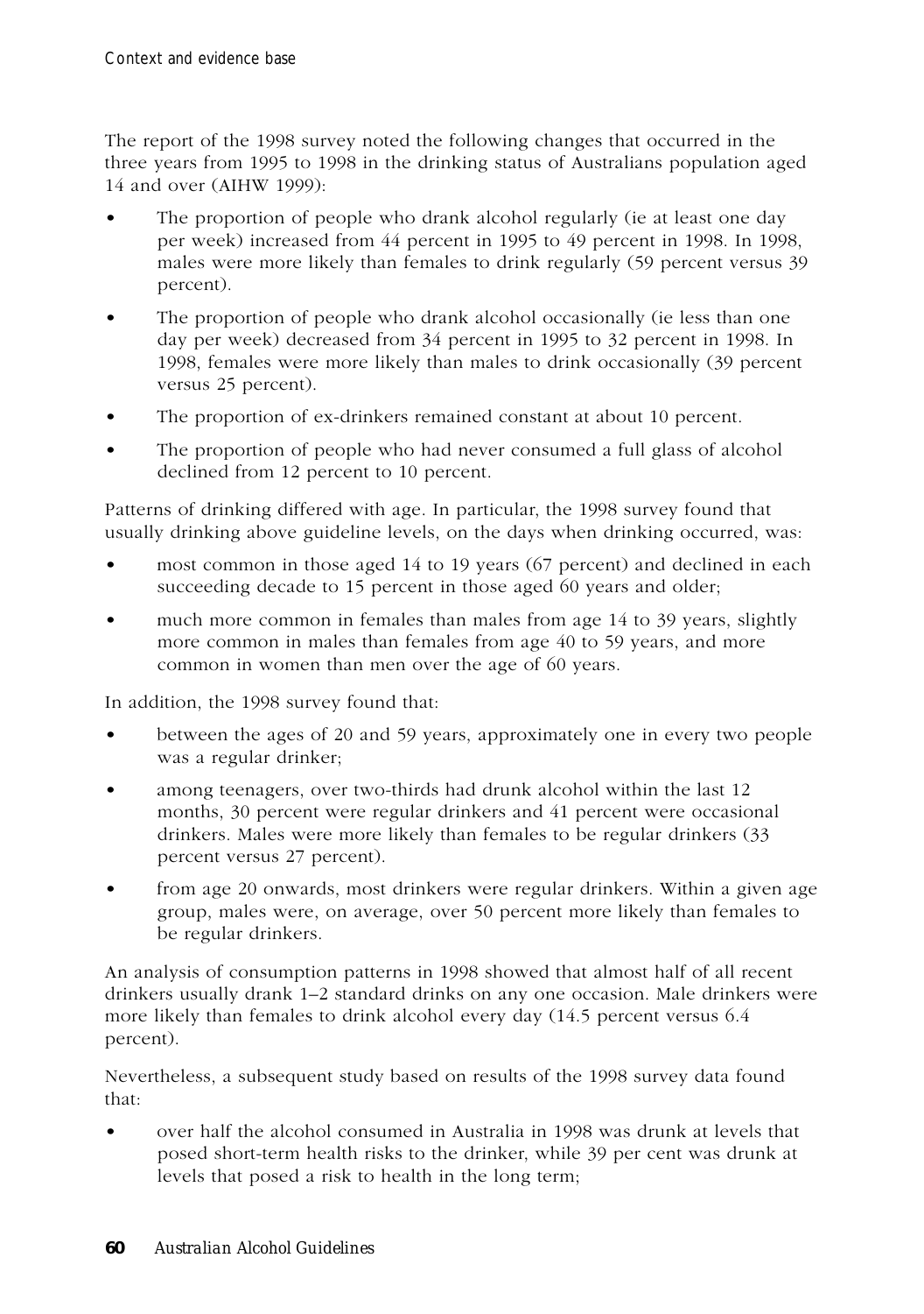The report of the 1998 survey noted the following changes that occurred in the three years from 1995 to 1998 in the drinking status of Australians population aged 14 and over (AIHW 1999):

- The proportion of people who drank alcohol regularly (ie at least one day per week) increased from 44 percent in 1995 to 49 percent in 1998. In 1998, males were more likely than females to drink regularly (59 percent versus 39 percent).
- The proportion of people who drank alcohol occasionally (ie less than one day per week) decreased from 34 percent in 1995 to 32 percent in 1998. In 1998, females were more likely than males to drink occasionally (39 percent versus 25 percent).
- The proportion of ex-drinkers remained constant at about 10 percent.
- The proportion of people who had never consumed a full glass of alcohol declined from 12 percent to 10 percent.

Patterns of drinking differed with age. In particular, the 1998 survey found that usually drinking above guideline levels, on the days when drinking occurred, was:

- most common in those aged 14 to 19 years (67 percent) and declined in each succeeding decade to 15 percent in those aged 60 years and older;
- much more common in females than males from age 14 to 39 years, slightly more common in males than females from age 40 to 59 years, and more common in women than men over the age of 60 years.

In addition, the 1998 survey found that:

- between the ages of 20 and 59 years, approximately one in every two people was a regular drinker;
- among teenagers, over two-thirds had drunk alcohol within the last 12 months, 30 percent were regular drinkers and 41 percent were occasional drinkers. Males were more likely than females to be regular drinkers (33 percent versus 27 percent).
- from age 20 onwards, most drinkers were regular drinkers. Within a given age group, males were, on average, over 50 percent more likely than females to be regular drinkers.

An analysis of consumption patterns in 1998 showed that almost half of all recent drinkers usually drank 1–2 standard drinks on any one occasion. Male drinkers were more likely than females to drink alcohol every day (14.5 percent versus 6.4 percent).

Nevertheless, a subsequent study based on results of the 1998 survey data found that:

- over half the alcohol consumed in Australia in 1998 was drunk at levels that posed short-term health risks to the drinker, while 39 per cent was drunk at levels that posed a risk to health in the long term;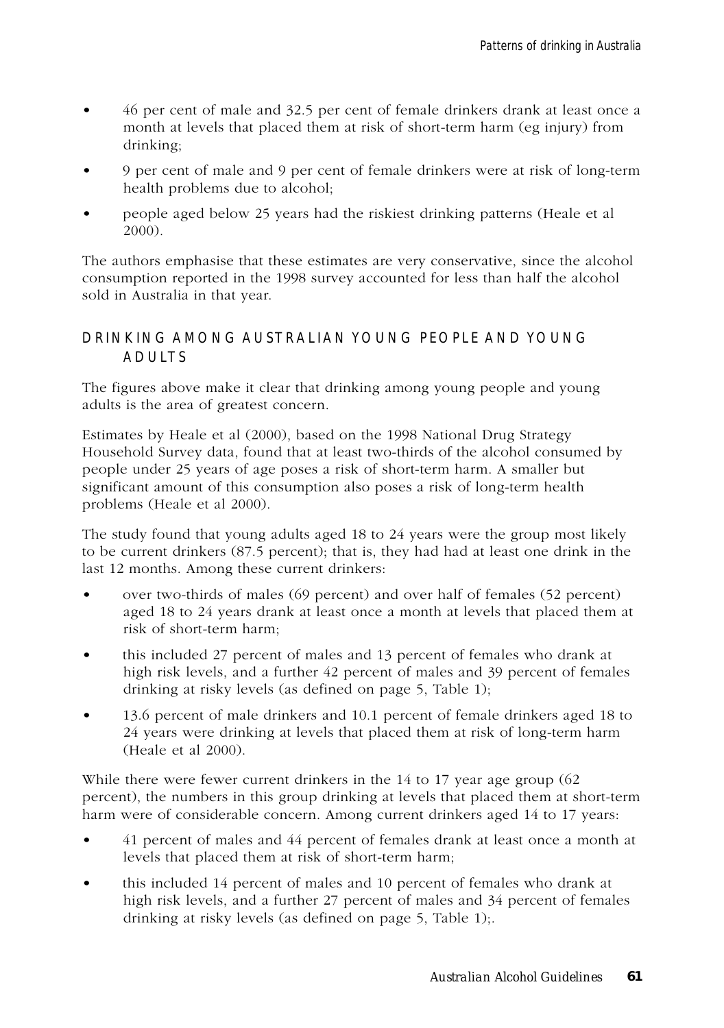- 46 per cent of male and 32.5 per cent of female drinkers drank at least once a month at levels that placed them at risk of short-term harm (eg injury) from drinking;
- 9 per cent of male and 9 per cent of female drinkers were at risk of long-term health problems due to alcohol;
- people aged below 25 years had the riskiest drinking patterns (Heale et al 2000).

The authors emphasise that these estimates are very conservative, since the alcohol consumption reported in the 1998 survey accounted for less than half the alcohol sold in Australia in that year.

## DRINKING AMONG AUSTRALIAN YOUNG PEOPLE AND YOUNG ADULTS

The figures above make it clear that drinking among young people and young adults is the area of greatest concern.

Estimates by Heale et al (2000), based on the 1998 National Drug Strategy Household Survey data, found that at least two-thirds of the alcohol consumed by people under 25 years of age poses a risk of short-term harm. A smaller but significant amount of this consumption also poses a risk of long-term health problems (Heale et al 2000).

The study found that young adults aged 18 to 24 years were the group most likely to be current drinkers (87.5 percent); that is, they had had at least one drink in the last 12 months. Among these current drinkers:

- over two-thirds of males (69 percent) and over half of females (52 percent) aged 18 to 24 years drank at least once a month at levels that placed them at risk of short-term harm;
- this included 27 percent of males and 13 percent of females who drank at high risk levels, and a further 42 percent of males and 39 percent of females drinking at risky levels (as defined on page 5, Table 1);
- 13.6 percent of male drinkers and 10.1 percent of female drinkers aged 18 to 24 years were drinking at levels that placed them at risk of long-term harm (Heale et al 2000).

While there were fewer current drinkers in the 14 to 17 year age group (62 percent), the numbers in this group drinking at levels that placed them at short-term harm were of considerable concern. Among current drinkers aged 14 to 17 years:

- 41 percent of males and 44 percent of females drank at least once a month at levels that placed them at risk of short-term harm;
- this included 14 percent of males and 10 percent of females who drank at high risk levels, and a further 27 percent of males and 34 percent of females drinking at risky levels (as defined on page 5, Table 1);.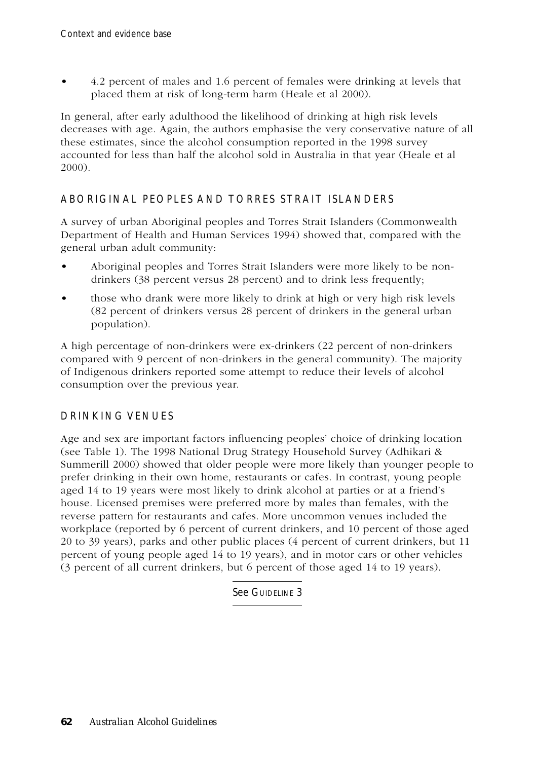- 4.2 percent of males and 1.6 percent of females were drinking at levels that placed them at risk of long-term harm (Heale et al 2000).

In general, after early adulthood the likelihood of drinking at high risk levels decreases with age. Again, the authors emphasise the very conservative nature of all these estimates, since the alcohol consumption reported in the 1998 survey accounted for less than half the alcohol sold in Australia in that year (Heale et al 2000).

## ABORIGINAL PEOPLES AND TORRES STRAIT ISLANDERS

A survey of urban Aboriginal peoples and Torres Strait Islanders (Commonwealth Department of Health and Human Services 1994) showed that, compared with the general urban adult community:

- Aboriginal peoples and Torres Strait Islanders were more likely to be non-drinkers (38 percent versus 28 percent) and to drink less frequently;
- those who drank were more likely to drink at high or very high risk levels (82 percent of drinkers versus 28 percent of drinkers in the general urban population).

A high percentage of non-drinkers were ex-drinkers (22 percent of non-drinkers compared with 9 percent of non-drinkers in the general community). The majority of Indigenous drinkers reported some attempt to reduce their levels of alcohol consumption over the previous year.

## DRINKING VENUES

Age and sex are important factors influencing peoples' choice of drinking location (see Table 1). The 1998 National Drug Strategy Household Survey (Adhikari & Summerill 2000) showed that older people were more likely than younger people to prefer drinking in their own home, restaurants or cafes. In contrast, young people aged 14 to 19 years were most likely to drink alcohol at parties or at a friend's house. Licensed premises were preferred more by males than females, with the reverse pattern for restaurants and cafes. More uncommon venues included the workplace (reported by 6 percent of current drinkers, and 10 percent of those aged 20 to 39 years), parks and other public places (4 percent of current drinkers, but 11 percent of young people aged 14 to 19 years), and in motor cars or other vehicles (3 percent of all current drinkers, but 6 percent of those aged 14 to 19 years).

See GUIDELINE 3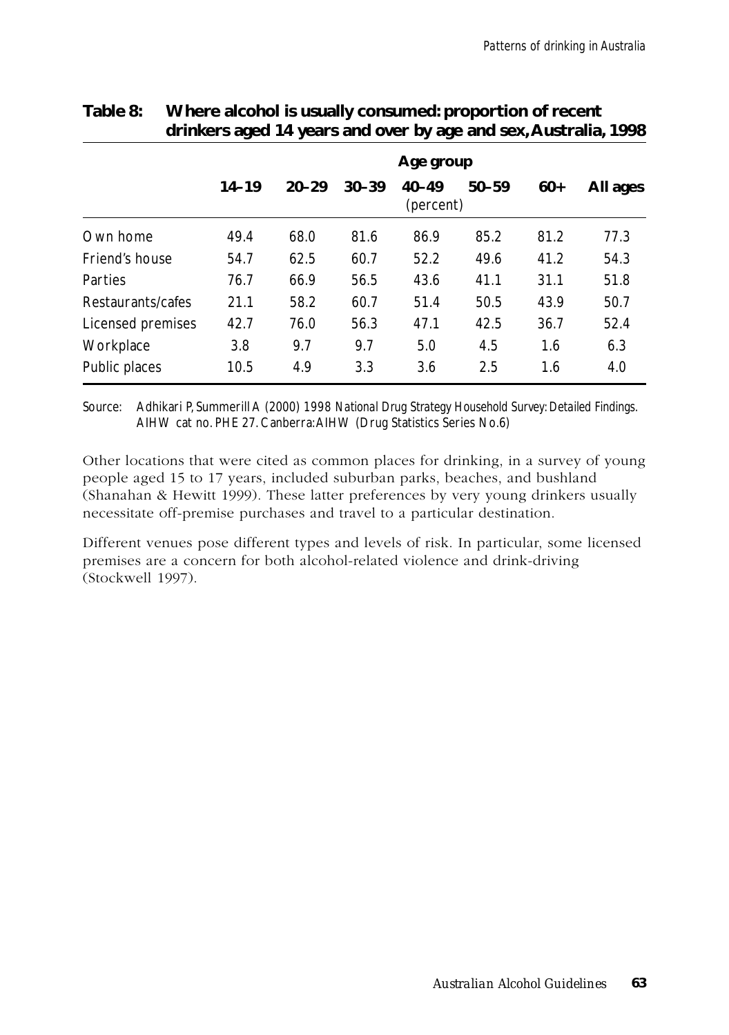**Table 8: Where alcohol is usually consumed: proportion of recent drinkers aged 14 years and over by age and sex, Australia, 1998**

| | Age group | | | | | | |
|---|---|---|---|---|---|---|---|
| | 14–19 | 20–29 | 30–39 | 40–49 (percent) | 50–59 | 60+ | All ages |
| Own home | 49.4 | 68.0 | 81.6 | 86.9 | 85.2 | 81.2 | 77.3 |
| Friend's house | 54.7 | 62.5 | 60.7 | 52.2 | 49.6 | 41.2 | 54.3 |
| Parties | 76.7 | 66.9 | 56.5 | 43.6 | 41.1 | 31.1 | 51.8 |
| Restaurants/cafes | 21.1 | 58.2 | 60.7 | 51.4 | 50.5 | 43.9 | 50.7 |
| Licensed premises | 42.7 | 76.0 | 56.3 | 47.1 | 42.5 | 36.7 | 52.4 |
| Workplace | 3.8 | 9.7 | 9.7 | 5.0 | 4.5 | 1.6 | 6.3 |
| Public places | 10.5 | 4.9 | 3.3 | 3.6 | 2.5 | 1.6 | 4.0 |

Source: Adhikari P, Summerill A (2000) *1998 National Drug Strategy Household Survey: Detailed Findings.* AIHW cat no. PHE 27. Canberra: AIHW (Drug Statistics Series No.6)

Other locations that were cited as common places for drinking, in a survey of young people aged 15 to 17 years, included suburban parks, beaches, and bushland (Shanahan & Hewitt 1999). These latter preferences by very young drinkers usually necessitate off-premise purchases and travel to a particular destination.

Different venues pose different types and levels of risk. In particular, some licensed premises are a concern for both alcohol-related violence and drink-driving (Stockwell 1997).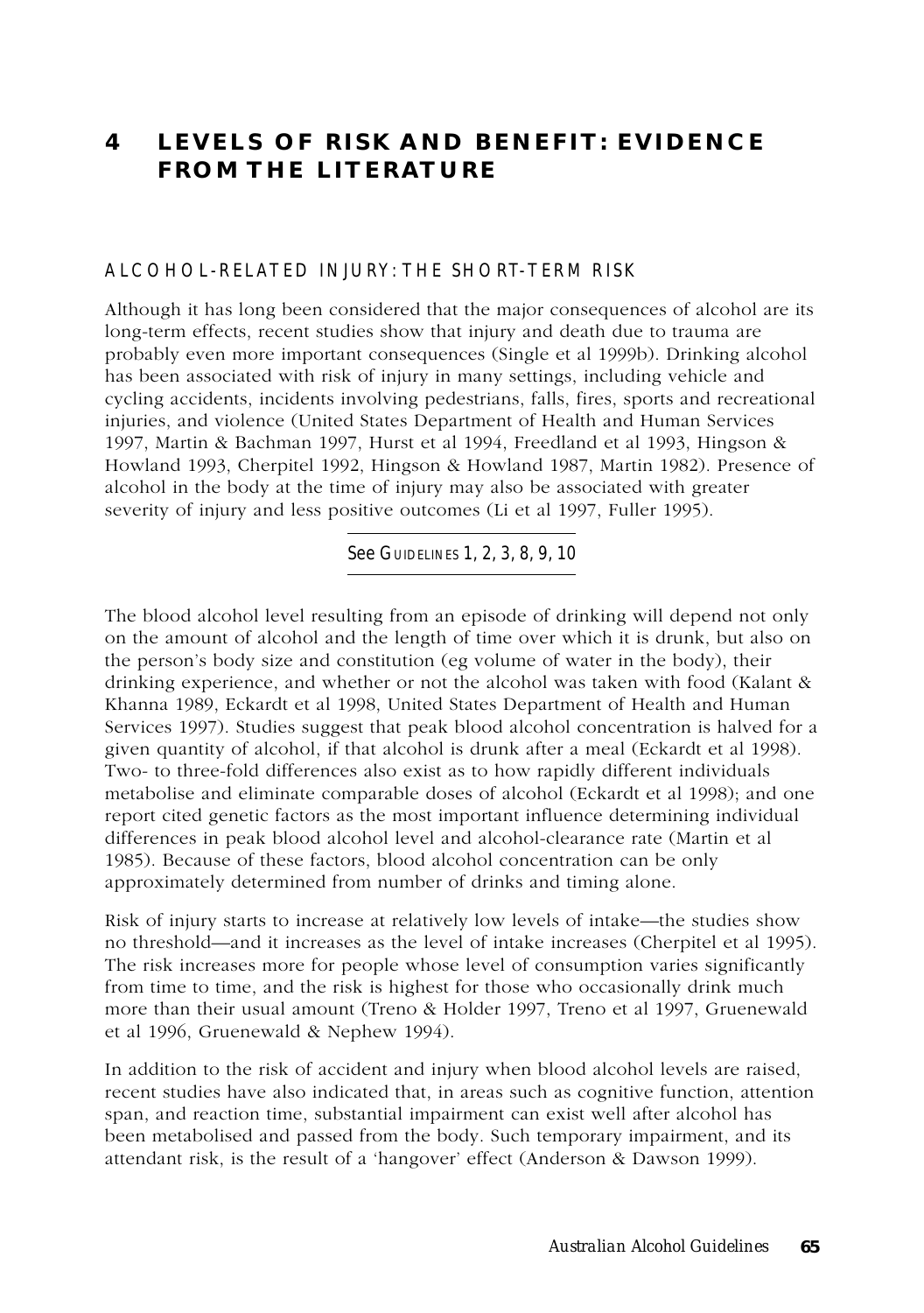# 4 LEVELS OF RISK AND BENEFIT: EVIDENCE FROM THE LITERATURE

## ALCOHOL-RELATED INJURY: THE SHORT-TERM RISK

Although it has long been considered that the major consequences of alcohol are its long-term effects, recent studies show that injury and death due to trauma are probably even more important consequences (Single et al 1999b). Drinking alcohol has been associated with risk of injury in many settings, including vehicle and cycling accidents, incidents involving pedestrians, falls, fires, sports and recreational injuries, and violence (United States Department of Health and Human Services 1997, Martin & Bachman 1997, Hurst et al 1994, Freedland et al 1993, Hingson & Howland 1993, Cherpitel 1992, Hingson & Howland 1987, Martin 1982). Presence of alcohol in the body at the time of injury may also be associated with greater severity of injury and less positive outcomes (Li et al 1997, Fuller 1995).

See Guidelines 1, 2, 3, 8, 9, 10

The blood alcohol level resulting from an episode of drinking will depend not only on the amount of alcohol and the length of time over which it is drunk, but also on the person's body size and constitution (eg volume of water in the body), their drinking experience, and whether or not the alcohol was taken with food (Kalant & Khanna 1989, Eckardt et al 1998, United States Department of Health and Human Services 1997). Studies suggest that peak blood alcohol concentration is halved for a given quantity of alcohol, if that alcohol is drunk after a meal (Eckardt et al 1998). Two- to three-fold differences also exist as to how rapidly different individuals metabolise and eliminate comparable doses of alcohol (Eckardt et al 1998); and one report cited genetic factors as the most important influence determining individual differences in peak blood alcohol level and alcohol-clearance rate (Martin et al 1985). Because of these factors, blood alcohol concentration can be only approximately determined from number of drinks and timing alone.

Risk of injury starts to increase at relatively low levels of intake—the studies show no threshold—and it increases as the level of intake increases (Cherpitel et al 1995). The risk increases more for people whose level of consumption varies significantly from time to time, and the risk is highest for those who occasionally drink much more than their usual amount (Treno & Holder 1997, Treno et al 1997, Gruenewald et al 1996, Gruenewald & Nephew 1994).

In addition to the risk of accident and injury when blood alcohol levels are raised, recent studies have also indicated that, in areas such as cognitive function, attention span, and reaction time, substantial impairment can exist well after alcohol has been metabolised and passed from the body. Such temporary impairment, and its attendant risk, is the result of a 'hangover' effect (Anderson & Dawson 1999).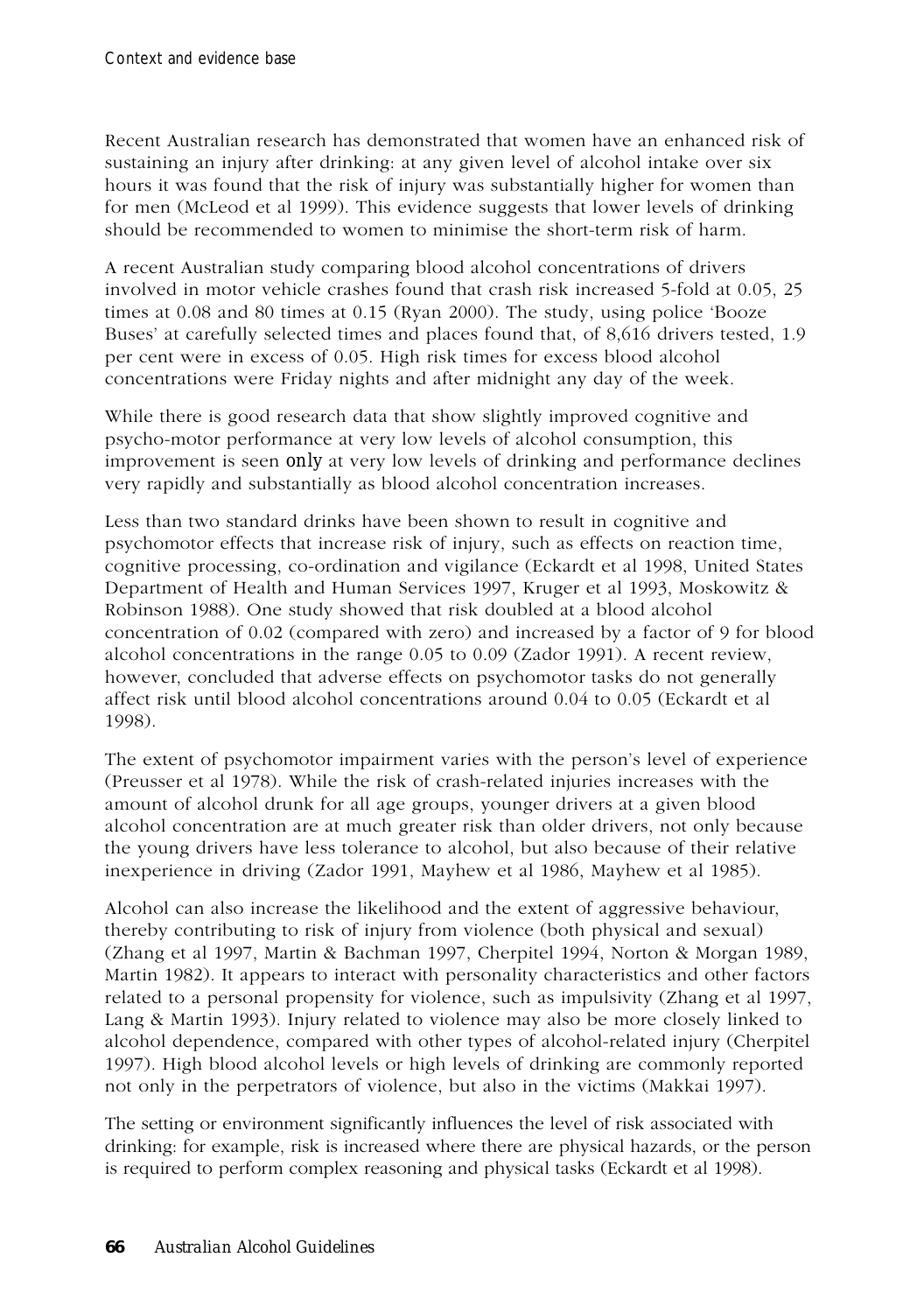Recent Australian research has demonstrated that women have an enhanced risk of sustaining an injury after drinking: at any given level of alcohol intake over six hours it was found that the risk of injury was substantially higher for women than for men (McLeod et al 1999). This evidence suggests that lower levels of drinking should be recommended to women to minimise the short-term risk of harm.

A recent Australian study comparing blood alcohol concentrations of drivers involved in motor vehicle crashes found that crash risk increased 5-fold at 0.05, 25 times at 0.08 and 80 times at 0.15 (Ryan 2000). The study, using police 'Booze Buses' at carefully selected times and places found that, of 8,616 drivers tested, 1.9 per cent were in excess of 0.05. High risk times for excess blood alcohol concentrations were Friday nights and after midnight any day of the week.

While there is good research data that show slightly improved cognitive and psycho-motor performance at very low levels of alcohol consumption, this improvement is seen *only* at very low levels of drinking and performance declines very rapidly and substantially as blood alcohol concentration increases.

Less than two standard drinks have been shown to result in cognitive and psychomotor effects that increase risk of injury, such as effects on reaction time, cognitive processing, co-ordination and vigilance (Eckardt et al 1998, United States Department of Health and Human Services 1997, Kruger et al 1993, Moskowitz & Robinson 1988). One study showed that risk doubled at a blood alcohol concentration of 0.02 (compared with zero) and increased by a factor of 9 for blood alcohol concentrations in the range 0.05 to 0.09 (Zador 1991). A recent review, however, concluded that adverse effects on psychomotor tasks do not generally affect risk until blood alcohol concentrations around 0.04 to 0.05 (Eckardt et al 1998).

The extent of psychomotor impairment varies with the person's level of experience (Preusser et al 1978). While the risk of crash-related injuries increases with the amount of alcohol drunk for all age groups, younger drivers at a given blood alcohol concentration are at much greater risk than older drivers, not only because the young drivers have less tolerance to alcohol, but also because of their relative inexperience in driving (Zador 1991, Mayhew et al 1986, Mayhew et al 1985).

Alcohol can also increase the likelihood and the extent of aggressive behaviour, thereby contributing to risk of injury from violence (both physical and sexual) (Zhang et al 1997, Martin & Bachman 1997, Cherpitel 1994, Norton & Morgan 1989, Martin 1982). It appears to interact with personality characteristics and other factors related to a personal propensity for violence, such as impulsivity (Zhang et al 1997, Lang & Martin 1993). Injury related to violence may also be more closely linked to alcohol dependence, compared with other types of alcohol-related injury (Cherpitel 1997). High blood alcohol levels or high levels of drinking are commonly reported not only in the perpetrators of violence, but also in the victims (Makkai 1997).

The setting or environment significantly influences the level of risk associated with drinking: for example, risk is increased where there are physical hazards, or the person is required to perform complex reasoning and physical tasks (Eckardt et al 1998).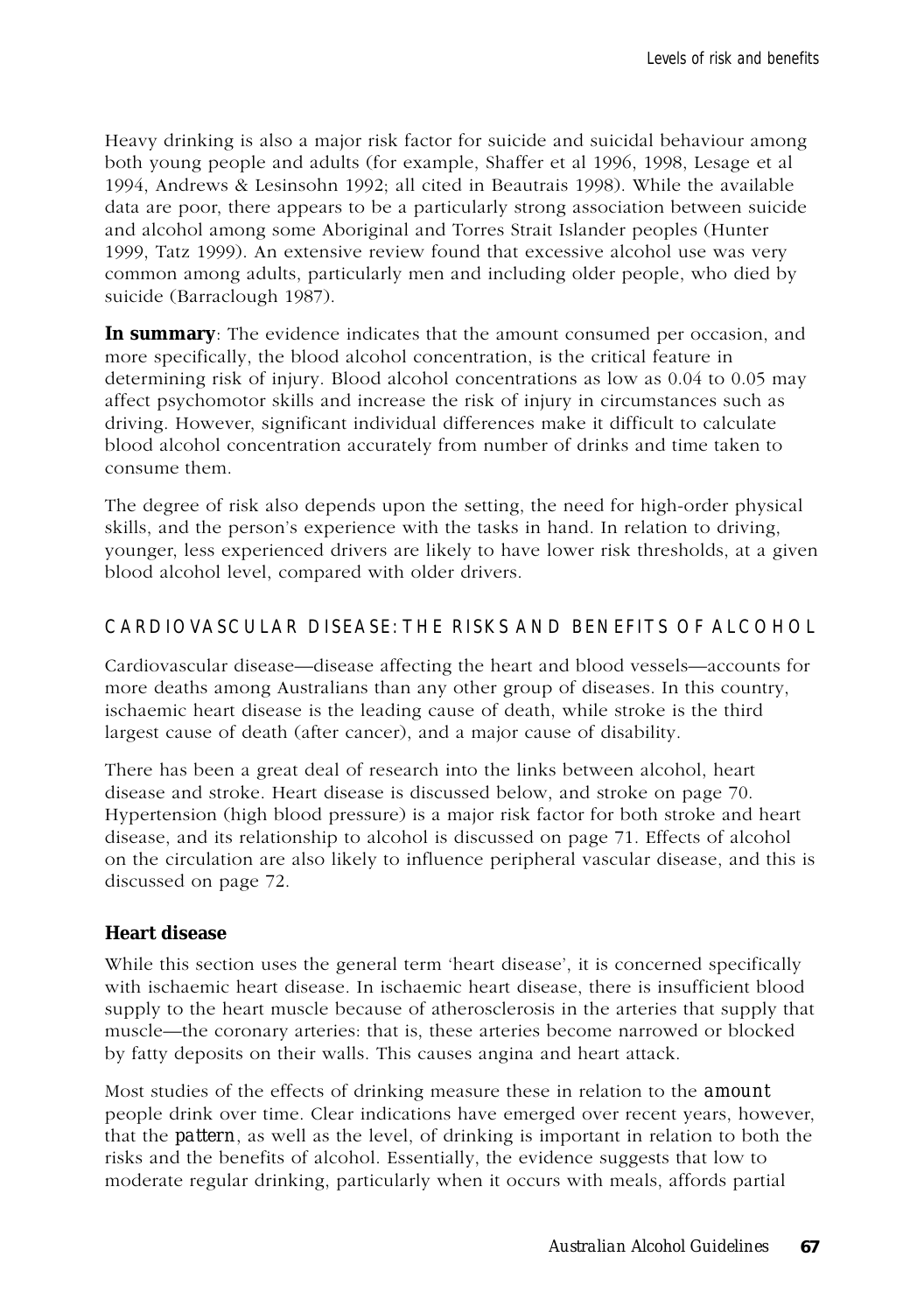Heavy drinking is also a major risk factor for suicide and suicidal behaviour among both young people and adults (for example, Shaffer et al 1996, 1998, Lesage et al 1994, Andrews & Lesinsohn 1992; all cited in Beautrais 1998). While the available data are poor, there appears to be a particularly strong association between suicide and alcohol among some Aboriginal and Torres Strait Islander peoples (Hunter 1999, Tatz 1999). An extensive review found that excessive alcohol use was very common among adults, particularly men and including older people, who died by suicide (Barraclough 1987).

**In summary**: The evidence indicates that the amount consumed per occasion, and more specifically, the blood alcohol concentration, is the critical feature in determining risk of injury. Blood alcohol concentrations as low as 0.04 to 0.05 may affect psychomotor skills and increase the risk of injury in circumstances such as driving. However, significant individual differences make it difficult to calculate blood alcohol concentration accurately from number of drinks and time taken to consume them.

The degree of risk also depends upon the setting, the need for high-order physical skills, and the person's experience with the tasks in hand. In relation to driving, younger, less experienced drivers are likely to have lower risk thresholds, at a given blood alcohol level, compared with older drivers.

## CARDIOVASCULAR DISEASE: THE RISKS AND BENEFITS OF ALCOHOL

Cardiovascular disease—disease affecting the heart and blood vessels—accounts for more deaths among Australians than any other group of diseases. In this country, ischaemic heart disease is the leading cause of death, while stroke is the third largest cause of death (after cancer), and a major cause of disability.

There has been a great deal of research into the links between alcohol, heart disease and stroke. Heart disease is discussed below, and stroke on page 70. Hypertension (high blood pressure) is a major risk factor for both stroke and heart disease, and its relationship to alcohol is discussed on page 71. Effects of alcohol on the circulation are also likely to influence peripheral vascular disease, and this is discussed on page 72.

### Heart disease

While this section uses the general term 'heart disease', it is concerned specifically with ischaemic heart disease. In ischaemic heart disease, there is insufficient blood supply to the heart muscle because of atherosclerosis in the arteries that supply that muscle—the coronary arteries: that is, these arteries become narrowed or blocked by fatty deposits on their walls. This causes angina and heart attack.

Most studies of the effects of drinking measure these in relation to the *amount* people drink over time. Clear indications have emerged over recent years, however, that the *pattern*, as well as the level, of drinking is important in relation to both the risks and the benefits of alcohol. Essentially, the evidence suggests that low to moderate regular drinking, particularly when it occurs with meals, affords partial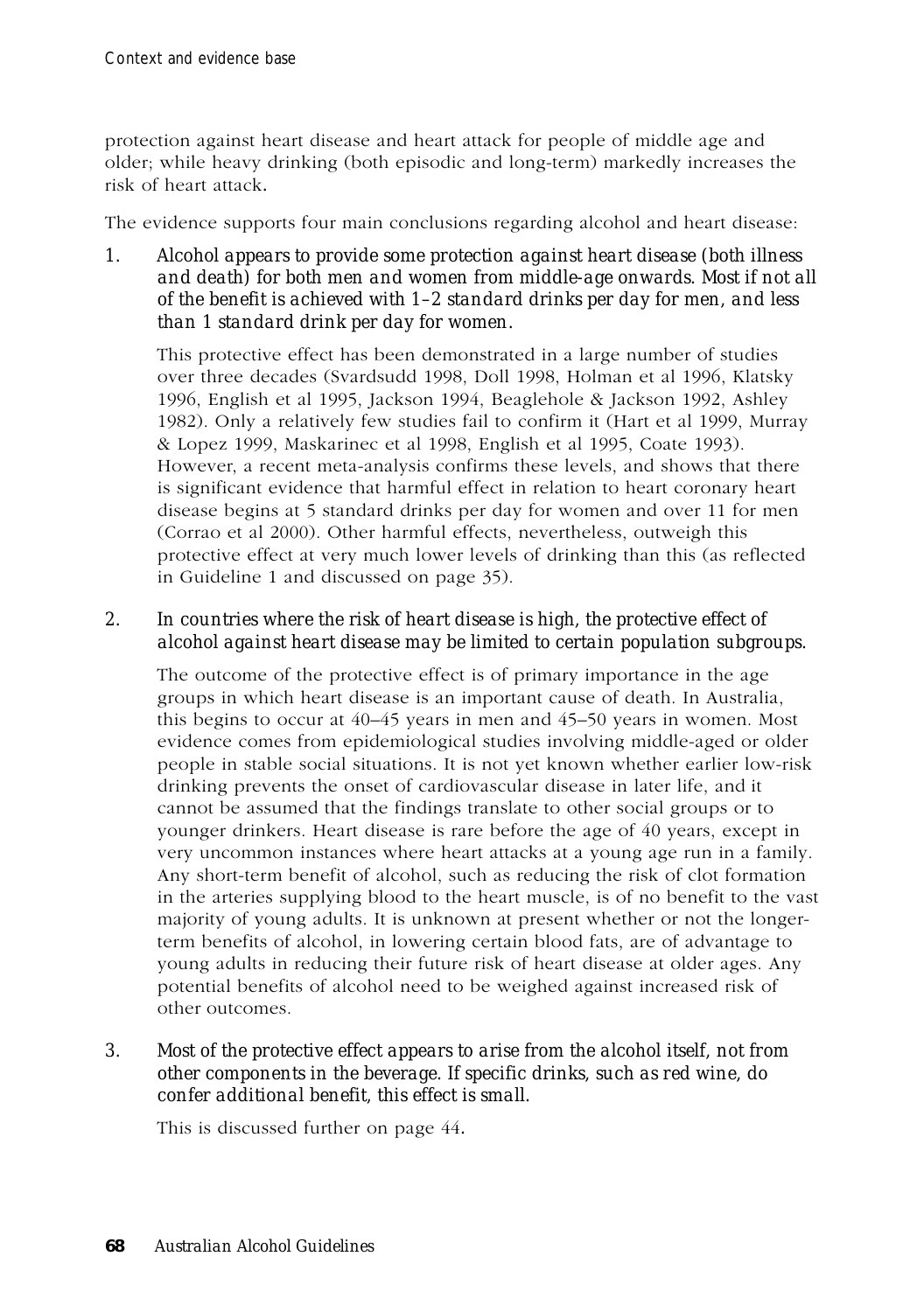protection against heart disease and heart attack for people of middle age and older; while heavy drinking (both episodic and long-term) markedly increases the risk of heart attack.

The evidence supports four main conclusions regarding alcohol and heart disease:

1. *Alcohol appears to provide some protection against heart disease (both illness and death) for both men and women from middle-age onwards. Most if not all of the benefit is achieved with 1–2 standard drinks per day for men, and less than 1 standard drink per day for women.*

   This protective effect has been demonstrated in a large number of studies over three decades (Svardsudd 1998, Doll 1998, Holman et al 1996, Klatsky 1996, English et al 1995, Jackson 1994, Beaglehole & Jackson 1992, Ashley 1982). Only a relatively few studies fail to confirm it (Hart et al 1999, Murray & Lopez 1999, Maskarinec et al 1998, English et al 1995, Coate 1993). However, a recent meta-analysis confirms these levels, and shows that there is significant evidence that harmful effect in relation to heart coronary heart disease begins at 5 standard drinks per day for women and over 11 for men (Corrao et al 2000). Other harmful effects, nevertheless, outweigh this protective effect at very much lower levels of drinking than this (as reflected in Guideline 1 and discussed on page 35).

2. *In countries where the risk of heart disease is high, the protective effect of alcohol against heart disease may be limited to certain population subgroups.*

   The outcome of the protective effect is of primary importance in the age groups in which heart disease is an important cause of death. In Australia, this begins to occur at 40–45 years in men and 45–50 years in women. Most evidence comes from epidemiological studies involving middle-aged or older people in stable social situations. It is not yet known whether earlier low-risk drinking prevents the onset of cardiovascular disease in later life, and it cannot be assumed that the findings translate to other social groups or to younger drinkers. Heart disease is rare before the age of 40 years, except in very uncommon instances where heart attacks at a young age run in a family. Any short-term benefit of alcohol, such as reducing the risk of clot formation in the arteries supplying blood to the heart muscle, is of no benefit to the vast majority of young adults. It is unknown at present whether or not the longer-term benefits of alcohol, in lowering certain blood fats, are of advantage to young adults in reducing their future risk of heart disease at older ages. Any potential benefits of alcohol need to be weighed against increased risk of other outcomes.

3. *Most of the protective effect appears to arise from the alcohol itself, not from other components in the beverage. If specific drinks, such as red wine, do confer additional benefit, this effect is small.*

   This is discussed further on page 44.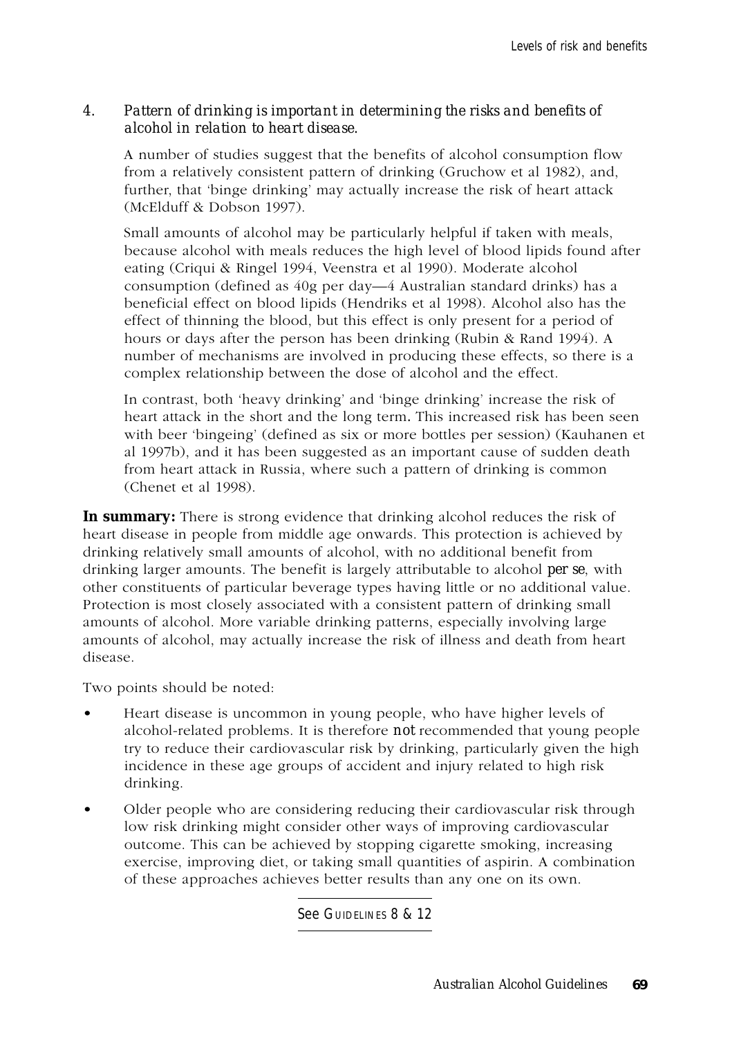4. *Pattern of drinking is important in determining the risks and benefits of alcohol in relation to heart disease.*

   A number of studies suggest that the benefits of alcohol consumption flow from a relatively consistent pattern of drinking (Gruchow et al 1982), and, further, that 'binge drinking' may actually increase the risk of heart attack (McElduff & Dobson 1997).

   Small amounts of alcohol may be particularly helpful if taken with meals, because alcohol with meals reduces the high level of blood lipids found after eating (Criqui & Ringel 1994, Veenstra et al 1990). Moderate alcohol consumption (defined as 40g per day—4 Australian standard drinks) has a beneficial effect on blood lipids (Hendriks et al 1998). Alcohol also has the effect of thinning the blood, but this effect is only present for a period of hours or days after the person has been drinking (Rubin & Rand 1994). A number of mechanisms are involved in producing these effects, so there is a complex relationship between the dose of alcohol and the effect.

   In contrast, both 'heavy drinking' and 'binge drinking' increase the risk of heart attack in the short and the long term. This increased risk has been seen with beer 'bingeing' (defined as six or more bottles per session) (Kauhanen et al 1997b), and it has been suggested as an important cause of sudden death from heart attack in Russia, where such a pattern of drinking is common (Chenet et al 1998).

**In summary:** There is strong evidence that drinking alcohol reduces the risk of heart disease in people from middle age onwards. This protection is achieved by drinking relatively small amounts of alcohol, with no additional benefit from drinking larger amounts. The benefit is largely attributable to alcohol *per se*, with other constituents of particular beverage types having little or no additional value. Protection is most closely associated with a consistent pattern of drinking small amounts of alcohol. More variable drinking patterns, especially involving large amounts of alcohol, may actually increase the risk of illness and death from heart disease.

Two points should be noted:

- Heart disease is uncommon in young people, who have higher levels of alcohol-related problems. It is therefore *not* recommended that young people try to reduce their cardiovascular risk by drinking, particularly given the high incidence in these age groups of accident and injury related to high risk drinking.
- Older people who are considering reducing their cardiovascular risk through low risk drinking might consider other ways of improving cardiovascular outcome. This can be achieved by stopping cigarette smoking, increasing exercise, improving diet, or taking small quantities of aspirin. A combination of these approaches achieves better results than any one on its own.

*See* GUIDELINES *8 & 12*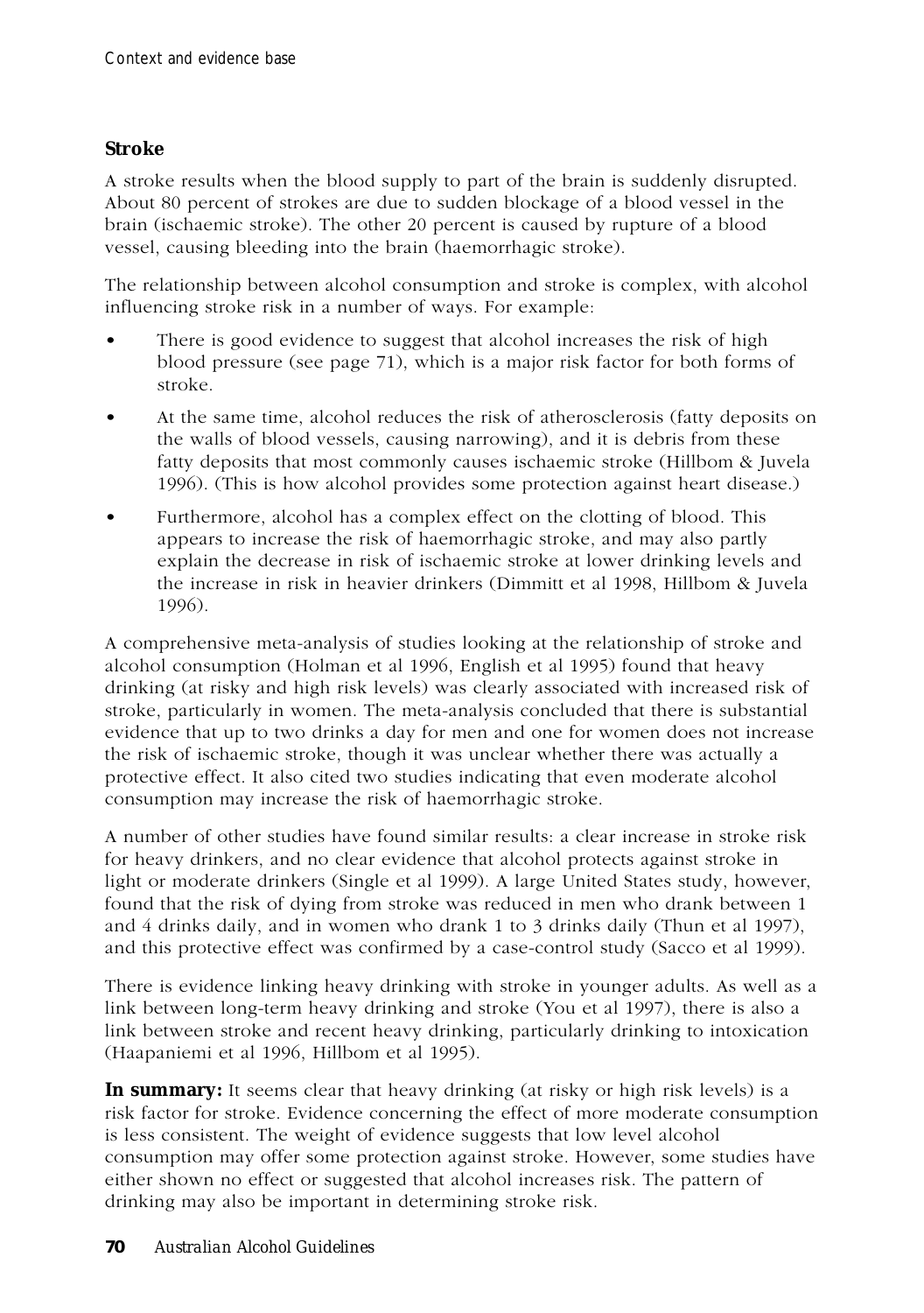## Stroke

A stroke results when the blood supply to part of the brain is suddenly disrupted. About 80 percent of strokes are due to sudden blockage of a blood vessel in the brain (ischaemic stroke). The other 20 percent is caused by rupture of a blood vessel, causing bleeding into the brain (haemorrhagic stroke).

The relationship between alcohol consumption and stroke is complex, with alcohol influencing stroke risk in a number of ways. For example:

- There is good evidence to suggest that alcohol increases the risk of high blood pressure (see page 71), which is a major risk factor for both forms of stroke.
- At the same time, alcohol reduces the risk of atherosclerosis (fatty deposits on the walls of blood vessels, causing narrowing), and it is debris from these fatty deposits that most commonly causes ischaemic stroke (Hillbom & Juvela 1996). (This is how alcohol provides some protection against heart disease.)
- Furthermore, alcohol has a complex effect on the clotting of blood. This appears to increase the risk of haemorrhagic stroke, and may also partly explain the decrease in risk of ischaemic stroke at lower drinking levels and the increase in risk in heavier drinkers (Dimmitt et al 1998, Hillbom & Juvela 1996).

A comprehensive meta-analysis of studies looking at the relationship of stroke and alcohol consumption (Holman et al 1996, English et al 1995) found that heavy drinking (at risky and high risk levels) was clearly associated with increased risk of stroke, particularly in women. The meta-analysis concluded that there is substantial evidence that up to two drinks a day for men and one for women does not increase the risk of ischaemic stroke, though it was unclear whether there was actually a protective effect. It also cited two studies indicating that even moderate alcohol consumption may increase the risk of haemorrhagic stroke.

A number of other studies have found similar results: a clear increase in stroke risk for heavy drinkers, and no clear evidence that alcohol protects against stroke in light or moderate drinkers (Single et al 1999). A large United States study, however, found that the risk of dying from stroke was reduced in men who drank between 1 and 4 drinks daily, and in women who drank 1 to 3 drinks daily (Thun et al 1997), and this protective effect was confirmed by a case-control study (Sacco et al 1999).

There is evidence linking heavy drinking with stroke in younger adults. As well as a link between long-term heavy drinking and stroke (You et al 1997), there is also a link between stroke and recent heavy drinking, particularly drinking to intoxication (Haapaniemi et al 1996, Hillbom et al 1995).

**In summary:** It seems clear that heavy drinking (at risky or high risk levels) is a risk factor for stroke. Evidence concerning the effect of more moderate consumption is less consistent. The weight of evidence suggests that low level alcohol consumption may offer some protection against stroke. However, some studies have either shown no effect or suggested that alcohol increases risk. The pattern of drinking may also be important in determining stroke risk.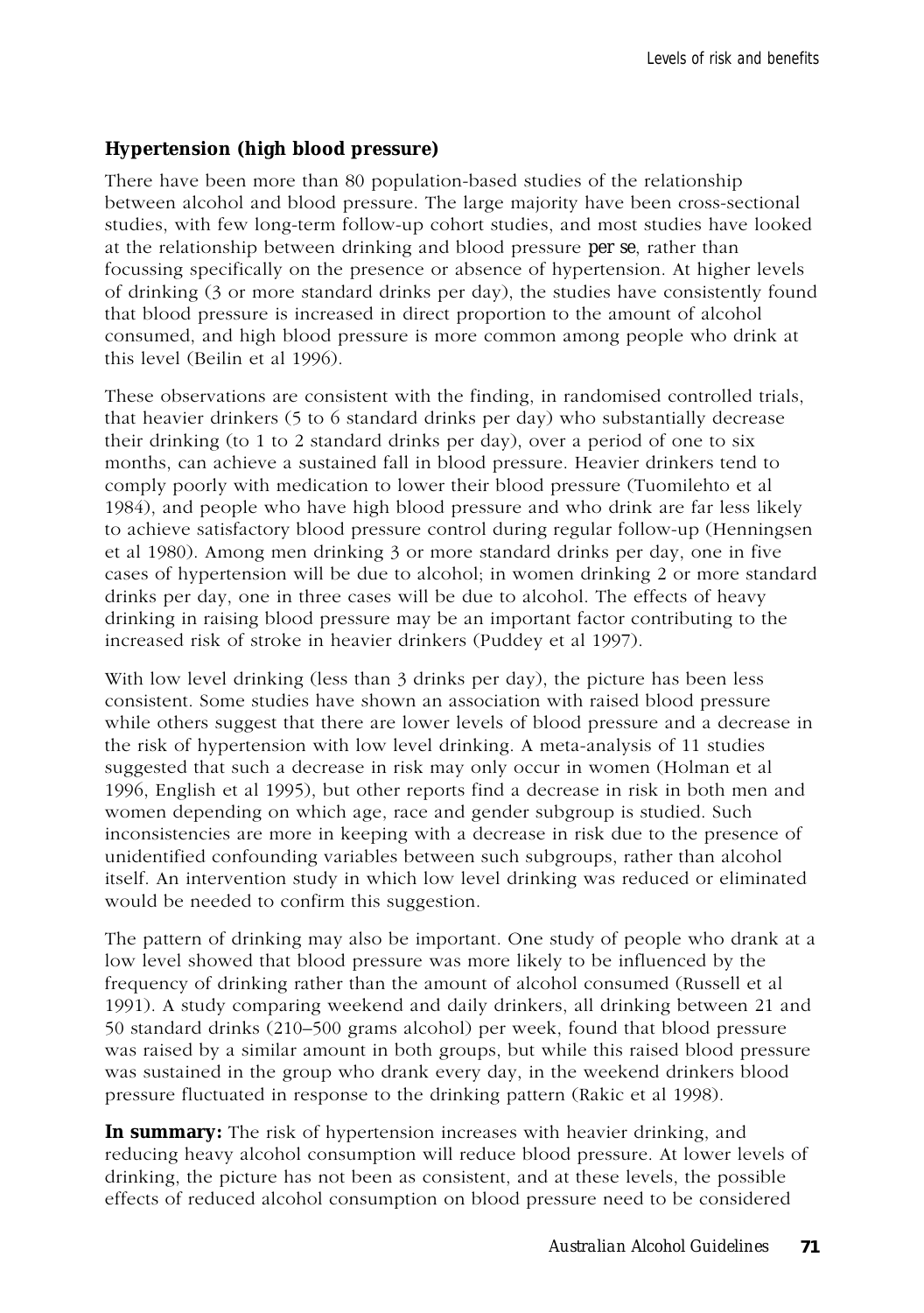### Hypertension (high blood pressure)

There have been more than 80 population-based studies of the relationship between alcohol and blood pressure. The large majority have been cross-sectional studies, with few long-term follow-up cohort studies, and most studies have looked at the relationship between drinking and blood pressure *per se*, rather than focussing specifically on the presence or absence of hypertension. At higher levels of drinking (3 or more standard drinks per day), the studies have consistently found that blood pressure is increased in direct proportion to the amount of alcohol consumed, and high blood pressure is more common among people who drink at this level (Beilin et al 1996).

These observations are consistent with the finding, in randomised controlled trials, that heavier drinkers (5 to 6 standard drinks per day) who substantially decrease their drinking (to 1 to 2 standard drinks per day), over a period of one to six months, can achieve a sustained fall in blood pressure. Heavier drinkers tend to comply poorly with medication to lower their blood pressure (Tuomilehto et al 1984), and people who have high blood pressure and who drink are far less likely to achieve satisfactory blood pressure control during regular follow-up (Henningsen et al 1980). Among men drinking 3 or more standard drinks per day, one in five cases of hypertension will be due to alcohol; in women drinking 2 or more standard drinks per day, one in three cases will be due to alcohol. The effects of heavy drinking in raising blood pressure may be an important factor contributing to the increased risk of stroke in heavier drinkers (Puddey et al 1997).

With low level drinking (less than 3 drinks per day), the picture has been less consistent. Some studies have shown an association with raised blood pressure while others suggest that there are lower levels of blood pressure and a decrease in the risk of hypertension with low level drinking. A meta-analysis of 11 studies suggested that such a decrease in risk may only occur in women (Holman et al 1996, English et al 1995), but other reports find a decrease in risk in both men and women depending on which age, race and gender subgroup is studied. Such inconsistencies are more in keeping with a decrease in risk due to the presence of unidentified confounding variables between such subgroups, rather than alcohol itself. An intervention study in which low level drinking was reduced or eliminated would be needed to confirm this suggestion.

The pattern of drinking may also be important. One study of people who drank at a low level showed that blood pressure was more likely to be influenced by the frequency of drinking rather than the amount of alcohol consumed (Russell et al 1991). A study comparing weekend and daily drinkers, all drinking between 21 and 50 standard drinks (210–500 grams alcohol) per week, found that blood pressure was raised by a similar amount in both groups, but while this raised blood pressure was sustained in the group who drank every day, in the weekend drinkers blood pressure fluctuated in response to the drinking pattern (Rakic et al 1998).

**In summary:** The risk of hypertension increases with heavier drinking, and reducing heavy alcohol consumption will reduce blood pressure. At lower levels of drinking, the picture has not been as consistent, and at these levels, the possible effects of reduced alcohol consumption on blood pressure need to be considered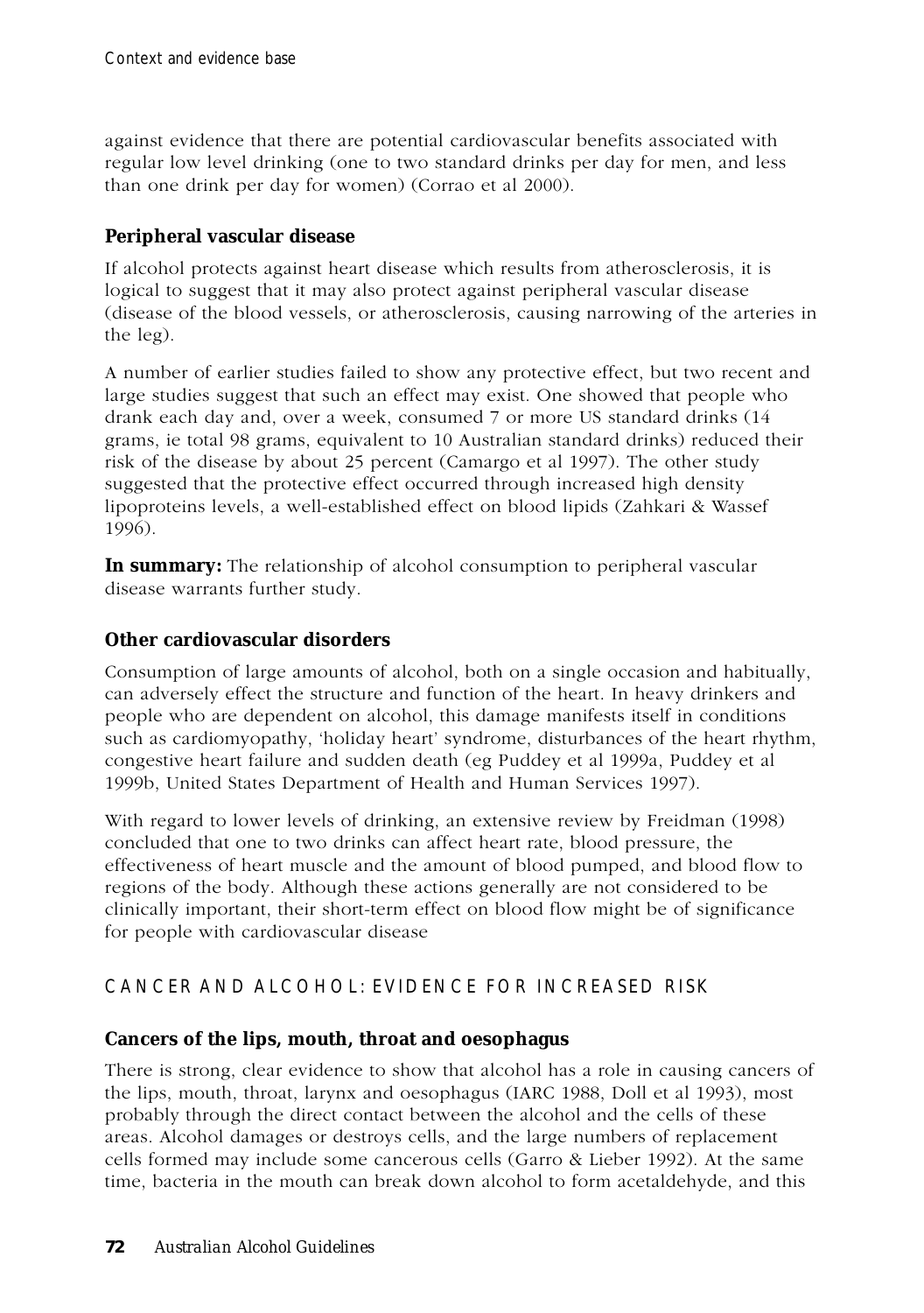against evidence that there are potential cardiovascular benefits associated with regular low level drinking (one to two standard drinks per day for men, and less than one drink per day for women) (Corrao et al 2000).

### Peripheral vascular disease

If alcohol protects against heart disease which results from atherosclerosis, it is logical to suggest that it may also protect against peripheral vascular disease (disease of the blood vessels, or atherosclerosis, causing narrowing of the arteries in the leg).

A number of earlier studies failed to show any protective effect, but two recent and large studies suggest that such an effect may exist. One showed that people who drank each day and, over a week, consumed 7 or more US standard drinks (14 grams, ie total 98 grams, equivalent to 10 Australian standard drinks) reduced their risk of the disease by about 25 percent (Camargo et al 1997). The other study suggested that the protective effect occurred through increased high density lipoproteins levels, a well-established effect on blood lipids (Zahkari & Wassef 1996).

**In summary:** The relationship of alcohol consumption to peripheral vascular disease warrants further study.

### Other cardiovascular disorders

Consumption of large amounts of alcohol, both on a single occasion and habitually, can adversely effect the structure and function of the heart. In heavy drinkers and people who are dependent on alcohol, this damage manifests itself in conditions such as cardiomyopathy, 'holiday heart' syndrome, disturbances of the heart rhythm, congestive heart failure and sudden death (eg Puddey et al 1999a, Puddey et al 1999b, United States Department of Health and Human Services 1997).

With regard to lower levels of drinking, an extensive review by Freidman (1998) concluded that one to two drinks can affect heart rate, blood pressure, the effectiveness of heart muscle and the amount of blood pumped, and blood flow to regions of the body. Although these actions generally are not considered to be clinically important, their short-term effect on blood flow might be of significance for people with cardiovascular disease

## CANCER AND ALCOHOL: EVIDENCE FOR INCREASED RISK

### Cancers of the lips, mouth, throat and oesophagus

There is strong, clear evidence to show that alcohol has a role in causing cancers of the lips, mouth, throat, larynx and oesophagus (IARC 1988, Doll et al 1993), most probably through the direct contact between the alcohol and the cells of these areas. Alcohol damages or destroys cells, and the large numbers of replacement cells formed may include some cancerous cells (Garro & Lieber 1992). At the same time, bacteria in the mouth can break down alcohol to form acetaldehyde, and this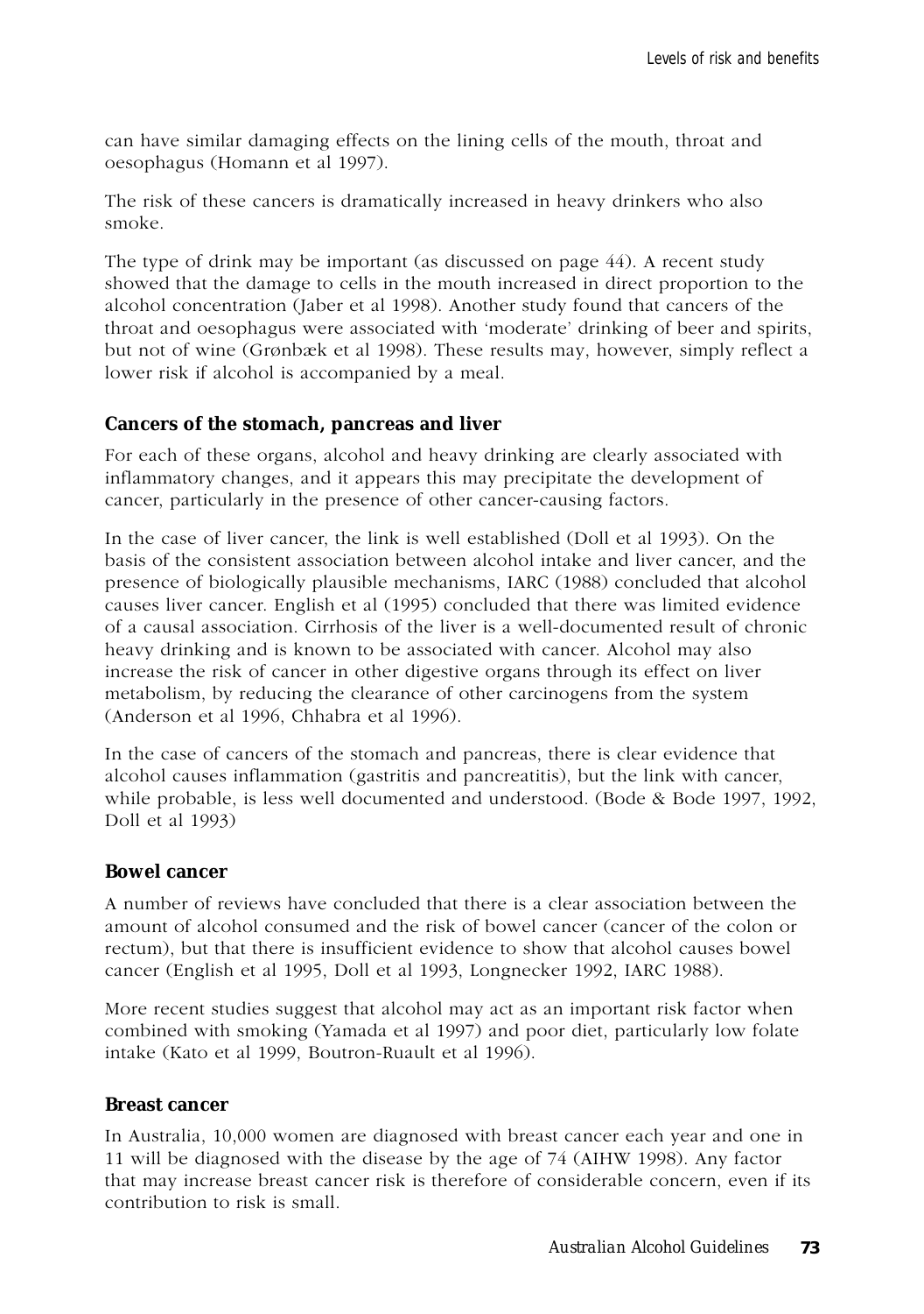can have similar damaging effects on the lining cells of the mouth, throat and oesophagus (Homann et al 1997).

The risk of these cancers is dramatically increased in heavy drinkers who also smoke.

The type of drink may be important (as discussed on page 44). A recent study showed that the damage to cells in the mouth increased in direct proportion to the alcohol concentration (Jaber et al 1998). Another study found that cancers of the throat and oesophagus were associated with 'moderate' drinking of beer and spirits, but not of wine (Grønbæk et al 1998). These results may, however, simply reflect a lower risk if alcohol is accompanied by a meal.

### Cancers of the stomach, pancreas and liver

For each of these organs, alcohol and heavy drinking are clearly associated with inflammatory changes, and it appears this may precipitate the development of cancer, particularly in the presence of other cancer-causing factors.

In the case of liver cancer, the link is well established (Doll et al 1993). On the basis of the consistent association between alcohol intake and liver cancer, and the presence of biologically plausible mechanisms, IARC (1988) concluded that alcohol causes liver cancer. English et al (1995) concluded that there was limited evidence of a causal association. Cirrhosis of the liver is a well-documented result of chronic heavy drinking and is known to be associated with cancer. Alcohol may also increase the risk of cancer in other digestive organs through its effect on liver metabolism, by reducing the clearance of other carcinogens from the system (Anderson et al 1996, Chhabra et al 1996).

In the case of cancers of the stomach and pancreas, there is clear evidence that alcohol causes inflammation (gastritis and pancreatitis), but the link with cancer, while probable, is less well documented and understood. (Bode & Bode 1997, 1992, Doll et al 1993)

### Bowel cancer

A number of reviews have concluded that there is a clear association between the amount of alcohol consumed and the risk of bowel cancer (cancer of the colon or rectum), but that there is insufficient evidence to show that alcohol causes bowel cancer (English et al 1995, Doll et al 1993, Longnecker 1992, IARC 1988).

More recent studies suggest that alcohol may act as an important risk factor when combined with smoking (Yamada et al 1997) and poor diet, particularly low folate intake (Kato et al 1999, Boutron-Ruault et al 1996).

### Breast cancer

In Australia, 10,000 women are diagnosed with breast cancer each year and one in 11 will be diagnosed with the disease by the age of 74 (AIHW 1998). Any factor that may increase breast cancer risk is therefore of considerable concern, even if its contribution to risk is small.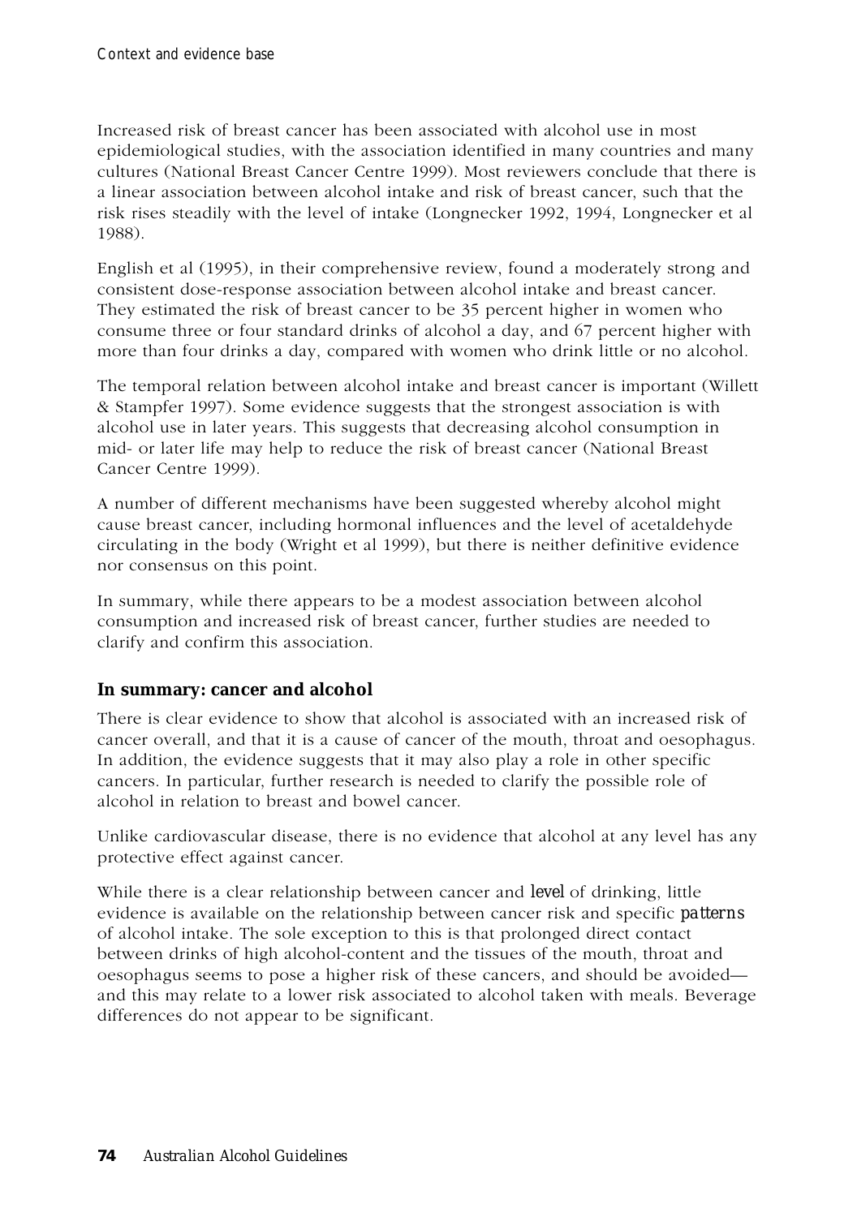Increased risk of breast cancer has been associated with alcohol use in most epidemiological studies, with the association identified in many countries and many cultures (National Breast Cancer Centre 1999). Most reviewers conclude that there is a linear association between alcohol intake and risk of breast cancer, such that the risk rises steadily with the level of intake (Longnecker 1992, 1994, Longnecker et al 1988).

English et al (1995), in their comprehensive review, found a moderately strong and consistent dose-response association between alcohol intake and breast cancer. They estimated the risk of breast cancer to be 35 percent higher in women who consume three or four standard drinks of alcohol a day, and 67 percent higher with more than four drinks a day, compared with women who drink little or no alcohol.

The temporal relation between alcohol intake and breast cancer is important (Willett & Stampfer 1997). Some evidence suggests that the strongest association is with alcohol use in later years. This suggests that decreasing alcohol consumption in mid- or later life may help to reduce the risk of breast cancer (National Breast Cancer Centre 1999).

A number of different mechanisms have been suggested whereby alcohol might cause breast cancer, including hormonal influences and the level of acetaldehyde circulating in the body (Wright et al 1999), but there is neither definitive evidence nor consensus on this point.

In summary, while there appears to be a modest association between alcohol consumption and increased risk of breast cancer, further studies are needed to clarify and confirm this association.

### In summary: cancer and alcohol

There is clear evidence to show that alcohol is associated with an increased risk of cancer overall, and that it is a cause of cancer of the mouth, throat and oesophagus. In addition, the evidence suggests that it may also play a role in other specific cancers. In particular, further research is needed to clarify the possible role of alcohol in relation to breast and bowel cancer.

Unlike cardiovascular disease, there is no evidence that alcohol at any level has any protective effect against cancer.

While there is a clear relationship between cancer and *level* of drinking, little evidence is available on the relationship between cancer risk and specific *patterns* of alcohol intake. The sole exception to this is that prolonged direct contact between drinks of high alcohol-content and the tissues of the mouth, throat and oesophagus seems to pose a higher risk of these cancers, and should be avoided—and this may relate to a lower risk associated to alcohol taken with meals. Beverage differences do not appear to be significant.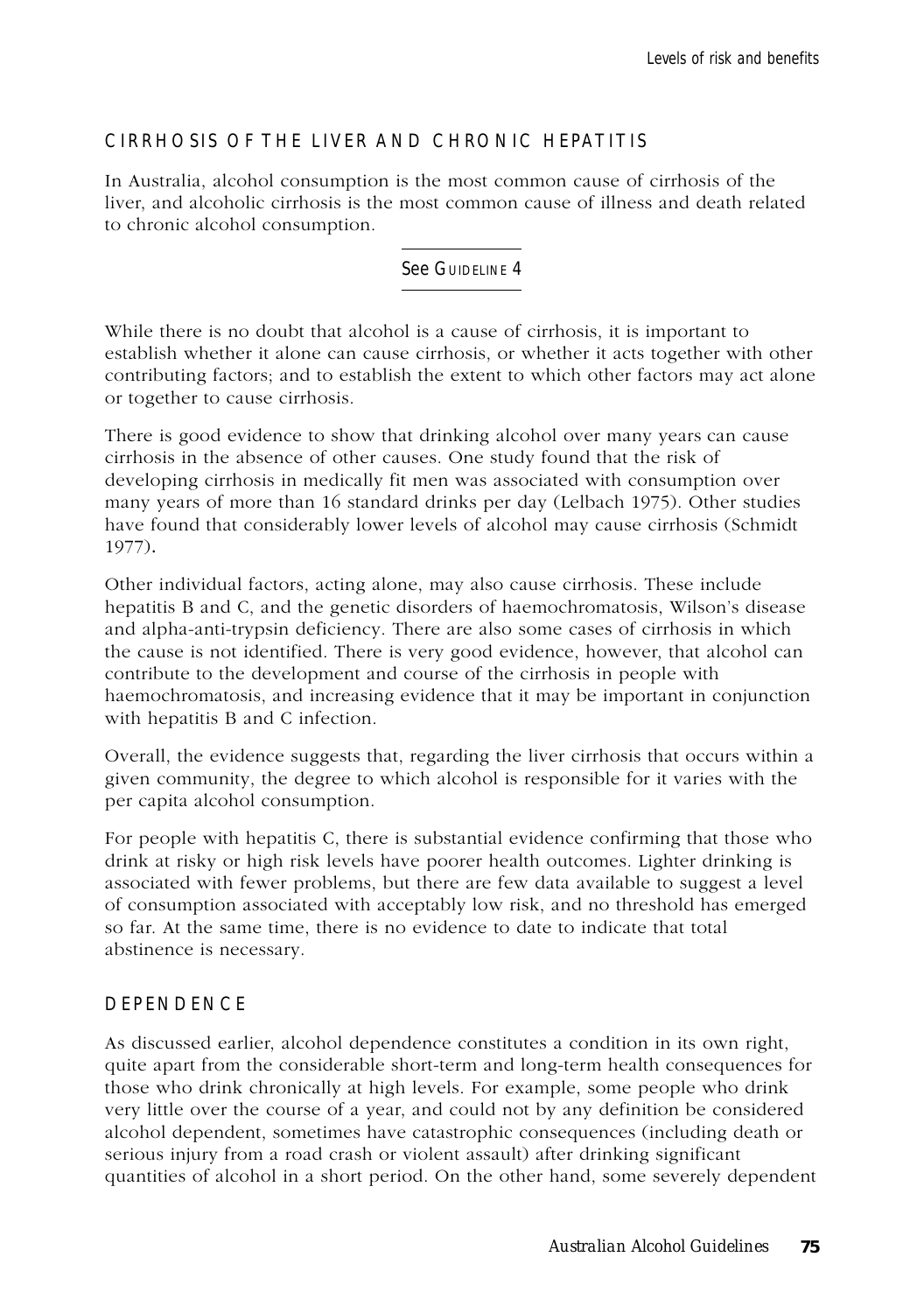## CIRRHOSIS OF THE LIVER AND CHRONIC HEPATITIS

In Australia, alcohol consumption is the most common cause of cirrhosis of the liver, and alcoholic cirrhosis is the most common cause of illness and death related to chronic alcohol consumption.

See GUIDELINE 4

While there is no doubt that alcohol is a cause of cirrhosis, it is important to establish whether it alone can cause cirrhosis, or whether it acts together with other contributing factors; and to establish the extent to which other factors may act alone or together to cause cirrhosis.

There is good evidence to show that drinking alcohol over many years can cause cirrhosis in the absence of other causes. One study found that the risk of developing cirrhosis in medically fit men was associated with consumption over many years of more than 16 standard drinks per day (Lelbach 1975). Other studies have found that considerably lower levels of alcohol may cause cirrhosis (Schmidt 1977).

Other individual factors, acting alone, may also cause cirrhosis. These include hepatitis B and C, and the genetic disorders of haemochromatosis, Wilson's disease and alpha-anti-trypsin deficiency. There are also some cases of cirrhosis in which the cause is not identified. There is very good evidence, however, that alcohol can contribute to the development and course of the cirrhosis in people with haemochromatosis, and increasing evidence that it may be important in conjunction with hepatitis B and C infection.

Overall, the evidence suggests that, regarding the liver cirrhosis that occurs within a given community, the degree to which alcohol is responsible for it varies with the per capita alcohol consumption.

For people with hepatitis C, there is substantial evidence confirming that those who drink at risky or high risk levels have poorer health outcomes. Lighter drinking is associated with fewer problems, but there are few data available to suggest a level of consumption associated with acceptably low risk, and no threshold has emerged so far. At the same time, there is no evidence to date to indicate that total abstinence is necessary.

## DEPENDENCE

As discussed earlier, alcohol dependence constitutes a condition in its own right, quite apart from the considerable short-term and long-term health consequences for those who drink chronically at high levels. For example, some people who drink very little over the course of a year, and could not by any definition be considered alcohol dependent, sometimes have catastrophic consequences (including death or serious injury from a road crash or violent assault) after drinking significant quantities of alcohol in a short period. On the other hand, some severely dependent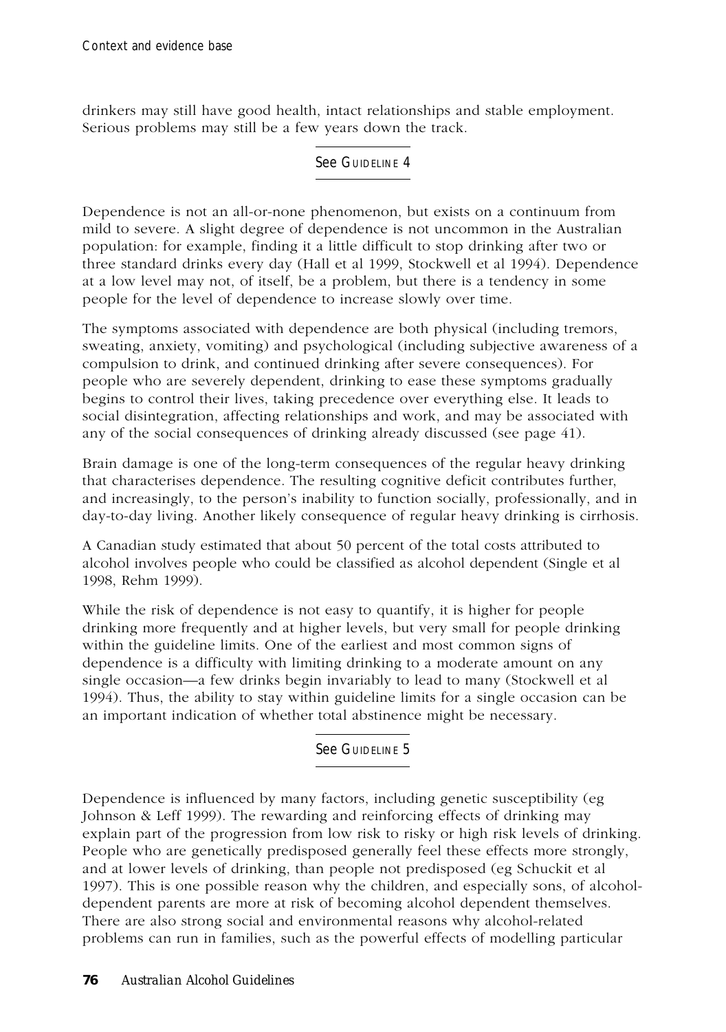drinkers may still have good health, intact relationships and stable employment. Serious problems may still be a few years down the track.

See GUIDELINE 4

Dependence is not an all-or-none phenomenon, but exists on a continuum from mild to severe. A slight degree of dependence is not uncommon in the Australian population: for example, finding it a little difficult to stop drinking after two or three standard drinks every day (Hall et al 1999, Stockwell et al 1994). Dependence at a low level may not, of itself, be a problem, but there is a tendency in some people for the level of dependence to increase slowly over time.

The symptoms associated with dependence are both physical (including tremors, sweating, anxiety, vomiting) and psychological (including subjective awareness of a compulsion to drink, and continued drinking after severe consequences). For people who are severely dependent, drinking to ease these symptoms gradually begins to control their lives, taking precedence over everything else. It leads to social disintegration, affecting relationships and work, and may be associated with any of the social consequences of drinking already discussed (see page 41).

Brain damage is one of the long-term consequences of the regular heavy drinking that characterises dependence. The resulting cognitive deficit contributes further, and increasingly, to the person's inability to function socially, professionally, and in day-to-day living. Another likely consequence of regular heavy drinking is cirrhosis.

A Canadian study estimated that about 50 percent of the total costs attributed to alcohol involves people who could be classified as alcohol dependent (Single et al 1998, Rehm 1999).

While the risk of dependence is not easy to quantify, it is higher for people drinking more frequently and at higher levels, but very small for people drinking within the guideline limits. One of the earliest and most common signs of dependence is a difficulty with limiting drinking to a moderate amount on any single occasion—a few drinks begin invariably to lead to many (Stockwell et al 1994). Thus, the ability to stay within guideline limits for a single occasion can be an important indication of whether total abstinence might be necessary.

See GUIDELINE 5

Dependence is influenced by many factors, including genetic susceptibility (eg Johnson & Leff 1999). The rewarding and reinforcing effects of drinking may explain part of the progression from low risk to risky or high risk levels of drinking. People who are genetically predisposed generally feel these effects more strongly, and at lower levels of drinking, than people not predisposed (eg Schuckit et al 1997). This is one possible reason why the children, and especially sons, of alcohol-dependent parents are more at risk of becoming alcohol dependent themselves. There are also strong social and environmental reasons why alcohol-related problems can run in families, such as the powerful effects of modelling particular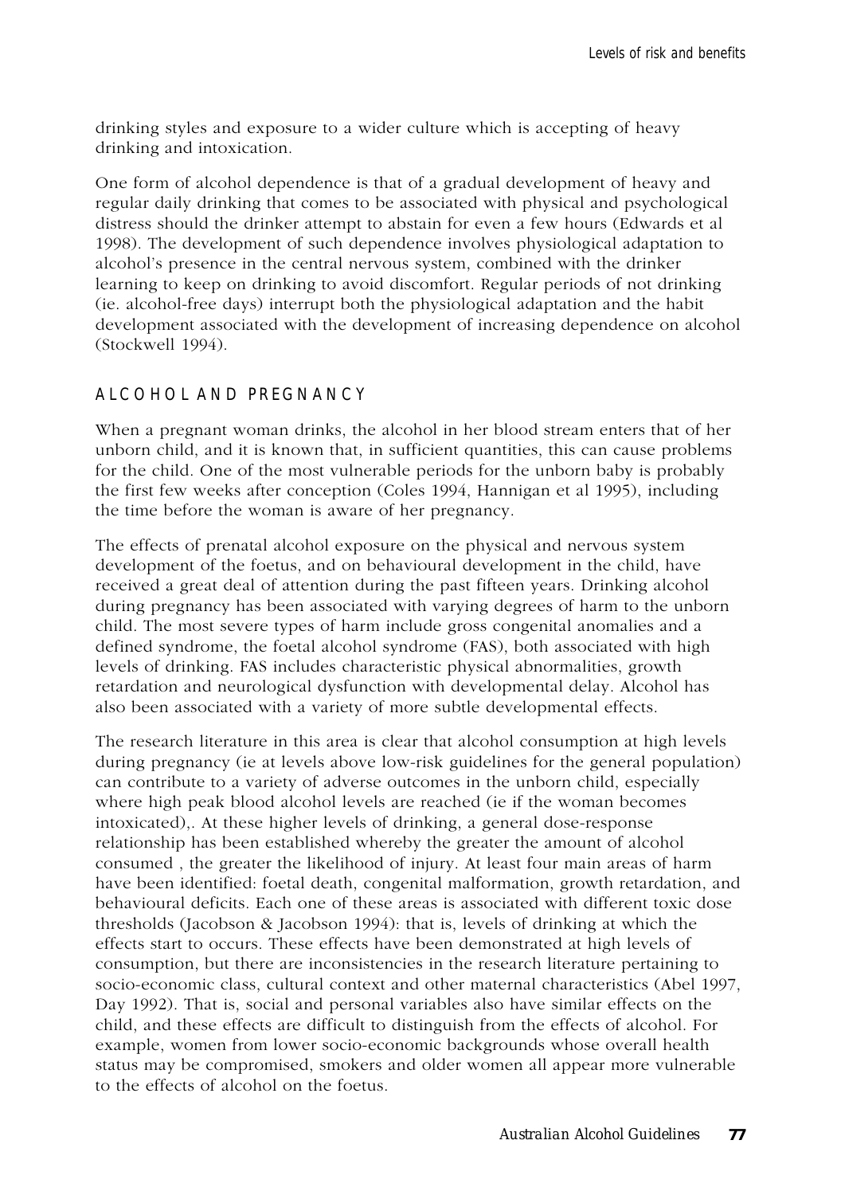drinking styles and exposure to a wider culture which is accepting of heavy drinking and intoxication.

One form of alcohol dependence is that of a gradual development of heavy and regular daily drinking that comes to be associated with physical and psychological distress should the drinker attempt to abstain for even a few hours (Edwards et al 1998). The development of such dependence involves physiological adaptation to alcohol's presence in the central nervous system, combined with the drinker learning to keep on drinking to avoid discomfort. Regular periods of not drinking (ie. alcohol-free days) interrupt both the physiological adaptation and the habit development associated with the development of increasing dependence on alcohol (Stockwell 1994).

## ALCOHOL AND PREGNANCY

When a pregnant woman drinks, the alcohol in her blood stream enters that of her unborn child, and it is known that, in sufficient quantities, this can cause problems for the child. One of the most vulnerable periods for the unborn baby is probably the first few weeks after conception (Coles 1994, Hannigan et al 1995), including the time before the woman is aware of her pregnancy.

The effects of prenatal alcohol exposure on the physical and nervous system development of the foetus, and on behavioural development in the child, have received a great deal of attention during the past fifteen years. Drinking alcohol during pregnancy has been associated with varying degrees of harm to the unborn child. The most severe types of harm include gross congenital anomalies and a defined syndrome, the foetal alcohol syndrome (FAS), both associated with high levels of drinking. FAS includes characteristic physical abnormalities, growth retardation and neurological dysfunction with developmental delay. Alcohol has also been associated with a variety of more subtle developmental effects.

The research literature in this area is clear that alcohol consumption at high levels during pregnancy (ie at levels above low-risk guidelines for the general population) can contribute to a variety of adverse outcomes in the unborn child, especially where high peak blood alcohol levels are reached (ie if the woman becomes intoxicated),. At these higher levels of drinking, a general dose-response relationship has been established whereby the greater the amount of alcohol consumed , the greater the likelihood of injury. At least four main areas of harm have been identified: foetal death, congenital malformation, growth retardation, and behavioural deficits. Each one of these areas is associated with different toxic dose thresholds (Jacobson & Jacobson 1994): that is, levels of drinking at which the effects start to occurs. These effects have been demonstrated at high levels of consumption, but there are inconsistencies in the research literature pertaining to socio-economic class, cultural context and other maternal characteristics (Abel 1997, Day 1992). That is, social and personal variables also have similar effects on the child, and these effects are difficult to distinguish from the effects of alcohol. For example, women from lower socio-economic backgrounds whose overall health status may be compromised, smokers and older women all appear more vulnerable to the effects of alcohol on the foetus.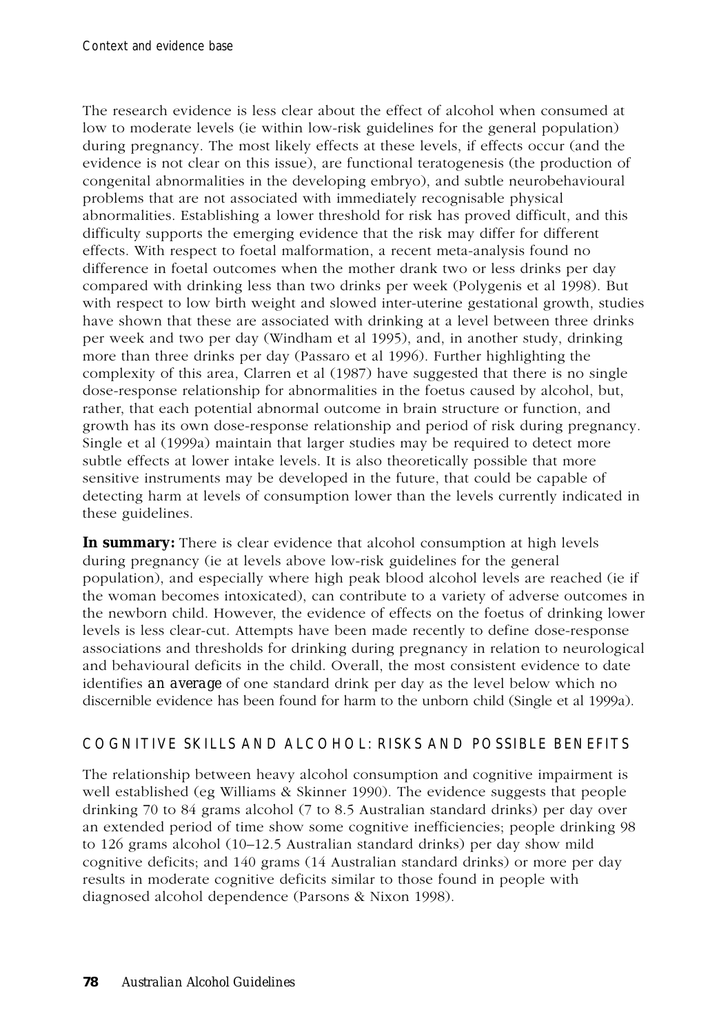The research evidence is less clear about the effect of alcohol when consumed at low to moderate levels (ie within low-risk guidelines for the general population) during pregnancy. The most likely effects at these levels, if effects occur (and the evidence is not clear on this issue), are functional teratogenesis (the production of congenital abnormalities in the developing embryo), and subtle neurobehavioural problems that are not associated with immediately recognisable physical abnormalities. Establishing a lower threshold for risk has proved difficult, and this difficulty supports the emerging evidence that the risk may differ for different effects. With respect to foetal malformation, a recent meta-analysis found no difference in foetal outcomes when the mother drank two or less drinks per day compared with drinking less than two drinks per week (Polygenis et al 1998). But with respect to low birth weight and slowed inter-uterine gestational growth, studies have shown that these are associated with drinking at a level between three drinks per week and two per day (Windham et al 1995), and, in another study, drinking more than three drinks per day (Passaro et al 1996). Further highlighting the complexity of this area, Clarren et al (1987) have suggested that there is no single dose-response relationship for abnormalities in the foetus caused by alcohol, but, rather, that each potential abnormal outcome in brain structure or function, and growth has its own dose-response relationship and period of risk during pregnancy. Single et al (1999a) maintain that larger studies may be required to detect more subtle effects at lower intake levels. It is also theoretically possible that more sensitive instruments may be developed in the future, that could be capable of detecting harm at levels of consumption lower than the levels currently indicated in these guidelines.

**In summary:** There is clear evidence that alcohol consumption at high levels during pregnancy (ie at levels above low-risk guidelines for the general population), and especially where high peak blood alcohol levels are reached (ie if the woman becomes intoxicated), can contribute to a variety of adverse outcomes in the newborn child. However, the evidence of effects on the foetus of drinking lower levels is less clear-cut. Attempts have been made recently to define dose-response associations and thresholds for drinking during pregnancy in relation to neurological and behavioural deficits in the child. Overall, the most consistent evidence to date identifies *an average* of one standard drink per day as the level below which no discernible evidence has been found for harm to the unborn child (Single et al 1999a).

## COGNITIVE SKILLS AND ALCOHOL: RISKS AND POSSIBLE BENEFITS

The relationship between heavy alcohol consumption and cognitive impairment is well established (eg Williams & Skinner 1990). The evidence suggests that people drinking 70 to 84 grams alcohol (7 to 8.5 Australian standard drinks) per day over an extended period of time show some cognitive inefficiencies; people drinking 98 to 126 grams alcohol (10–12.5 Australian standard drinks) per day show mild cognitive deficits; and 140 grams (14 Australian standard drinks) or more per day results in moderate cognitive deficits similar to those found in people with diagnosed alcohol dependence (Parsons & Nixon 1998).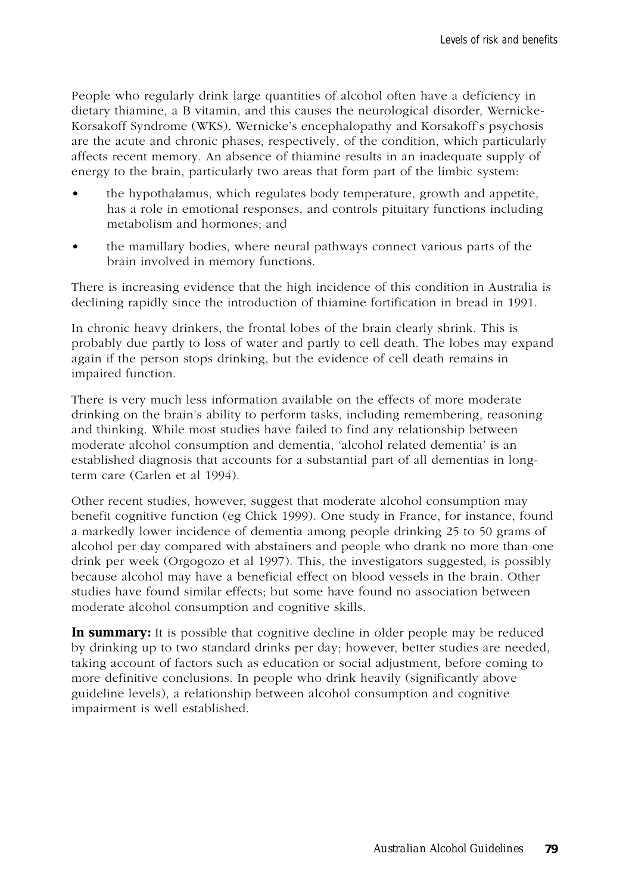People who regularly drink large quantities of alcohol often have a deficiency in dietary thiamine, a B vitamin, and this causes the neurological disorder, Wernicke-Korsakoff Syndrome (WKS). Wernicke's encephalopathy and Korsakoff's psychosis are the acute and chronic phases, respectively, of the condition, which particularly affects recent memory. An absence of thiamine results in an inadequate supply of energy to the brain, particularly two areas that form part of the limbic system:

- the hypothalamus, which regulates body temperature, growth and appetite, has a role in emotional responses, and controls pituitary functions including metabolism and hormones; and
- the mamillary bodies, where neural pathways connect various parts of the brain involved in memory functions.

There is increasing evidence that the high incidence of this condition in Australia is declining rapidly since the introduction of thiamine fortification in bread in 1991.

In chronic heavy drinkers, the frontal lobes of the brain clearly shrink. This is probably due partly to loss of water and partly to cell death. The lobes may expand again if the person stops drinking, but the evidence of cell death remains in impaired function.

There is very much less information available on the effects of more moderate drinking on the brain's ability to perform tasks, including remembering, reasoning and thinking. While most studies have failed to find any relationship between moderate alcohol consumption and dementia, 'alcohol related dementia' is an established diagnosis that accounts for a substantial part of all dementias in long-term care (Carlen et al 1994).

Other recent studies, however, suggest that moderate alcohol consumption may benefit cognitive function (eg Chick 1999). One study in France, for instance, found a markedly lower incidence of dementia among people drinking 25 to 50 grams of alcohol per day compared with abstainers and people who drank no more than one drink per week (Orgogozo et al 1997). This, the investigators suggested, is possibly because alcohol may have a beneficial effect on blood vessels in the brain. Other studies have found similar effects; but some have found no association between moderate alcohol consumption and cognitive skills.

**In summary:** It is possible that cognitive decline in older people may be reduced by drinking up to two standard drinks per day; however, better studies are needed, taking account of factors such as education or social adjustment, before coming to more definitive conclusions. In people who drink heavily (significantly above guideline levels), a relationship between alcohol consumption and cognitive impairment is well established.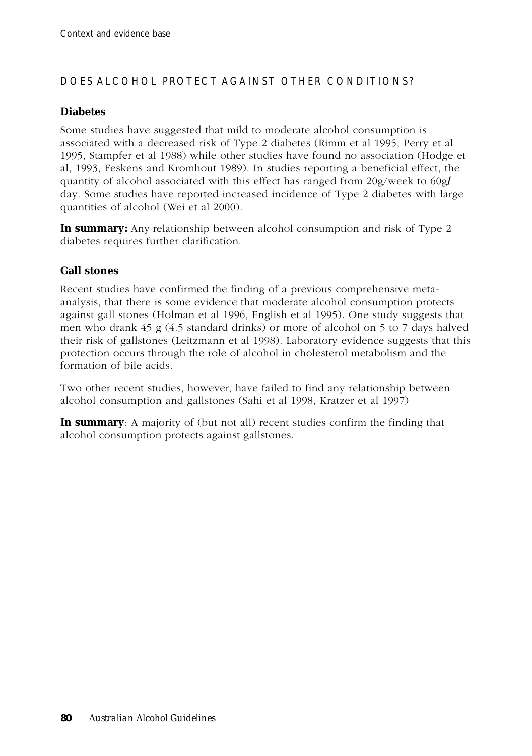## DOES ALCOHOL PROTECT AGAINST OTHER CONDITIONS?

### Diabetes

Some studies have suggested that mild to moderate alcohol consumption is associated with a decreased risk of Type 2 diabetes (Rimm et al 1995, Perry et al 1995, Stampfer et al 1988) while other studies have found no association (Hodge et al, 1993, Feskens and Kromhout 1989). In studies reporting a beneficial effect, the quantity of alcohol associated with this effect has ranged from 20g/week to 60g/day. Some studies have reported increased incidence of Type 2 diabetes with large quantities of alcohol (Wei et al 2000).

**In summary:** Any relationship between alcohol consumption and risk of Type 2 diabetes requires further clarification.

### Gall stones

Recent studies have confirmed the finding of a previous comprehensive meta-analysis, that there is some evidence that moderate alcohol consumption protects against gall stones (Holman et al 1996, English et al 1995). One study suggests that men who drank 45 g (4.5 standard drinks) or more of alcohol on 5 to 7 days halved their risk of gallstones (Leitzmann et al 1998). Laboratory evidence suggests that this protection occurs through the role of alcohol in cholesterol metabolism and the formation of bile acids.

Two other recent studies, however, have failed to find any relationship between alcohol consumption and gallstones (Sahi et al 1998, Kratzer et al 1997)

**In summary**: A majority of (but not all) recent studies confirm the finding that alcohol consumption protects against gallstones.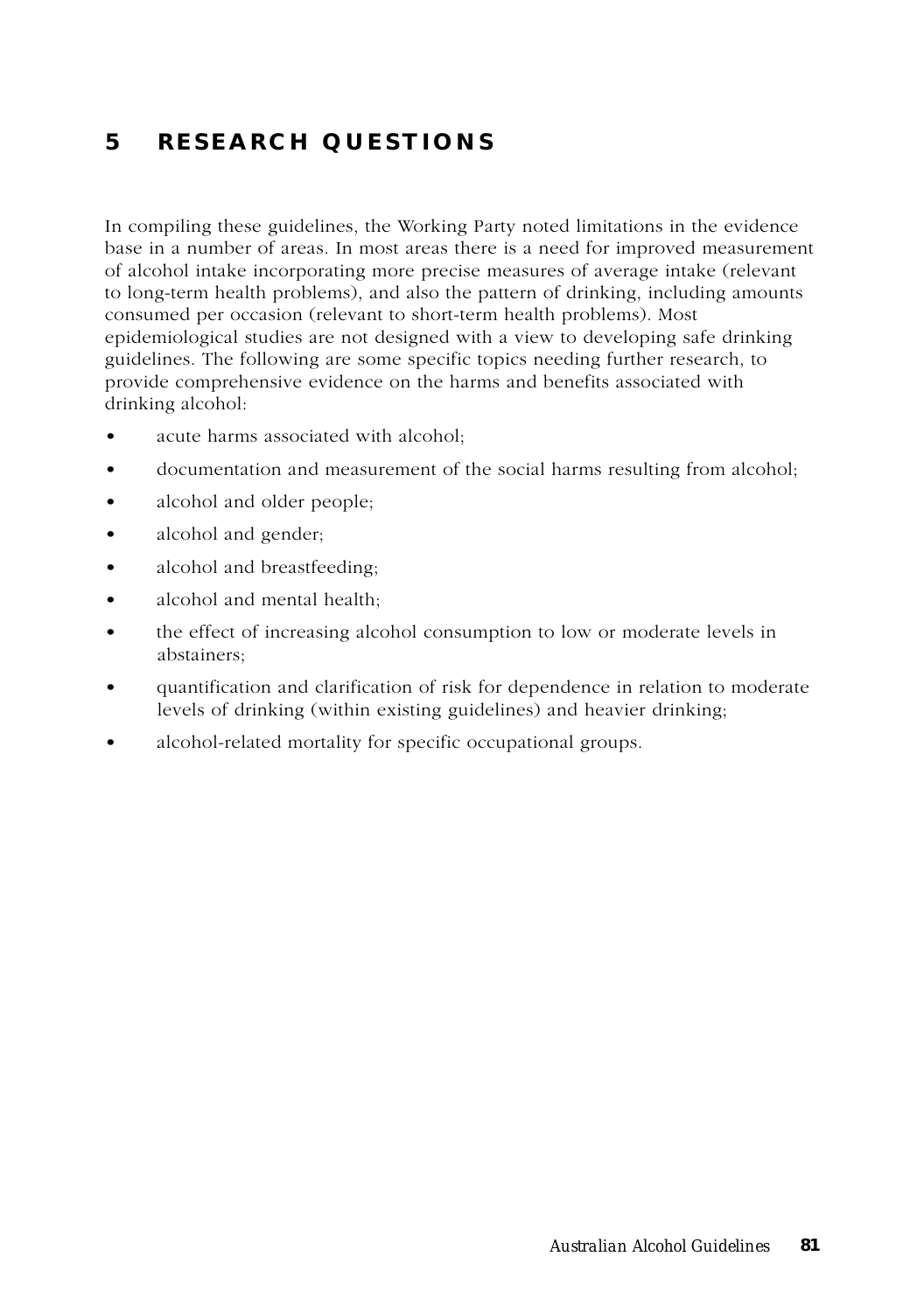# 5 RESEARCH QUESTIONS

In compiling these guidelines, the Working Party noted limitations in the evidence base in a number of areas. In most areas there is a need for improved measurement of alcohol intake incorporating more precise measures of average intake (relevant to long-term health problems), and also the pattern of drinking, including amounts consumed per occasion (relevant to short-term health problems). Most epidemiological studies are not designed with a view to developing safe drinking guidelines. The following are some specific topics needing further research, to provide comprehensive evidence on the harms and benefits associated with drinking alcohol:

- acute harms associated with alcohol;
- documentation and measurement of the social harms resulting from alcohol;
- alcohol and older people;
- alcohol and gender;
- alcohol and breastfeeding;
- alcohol and mental health;
- the effect of increasing alcohol consumption to low or moderate levels in abstainers;
- quantification and clarification of risk for dependence in relation to moderate levels of drinking (within existing guidelines) and heavier drinking;
- alcohol-related mortality for specific occupational groups.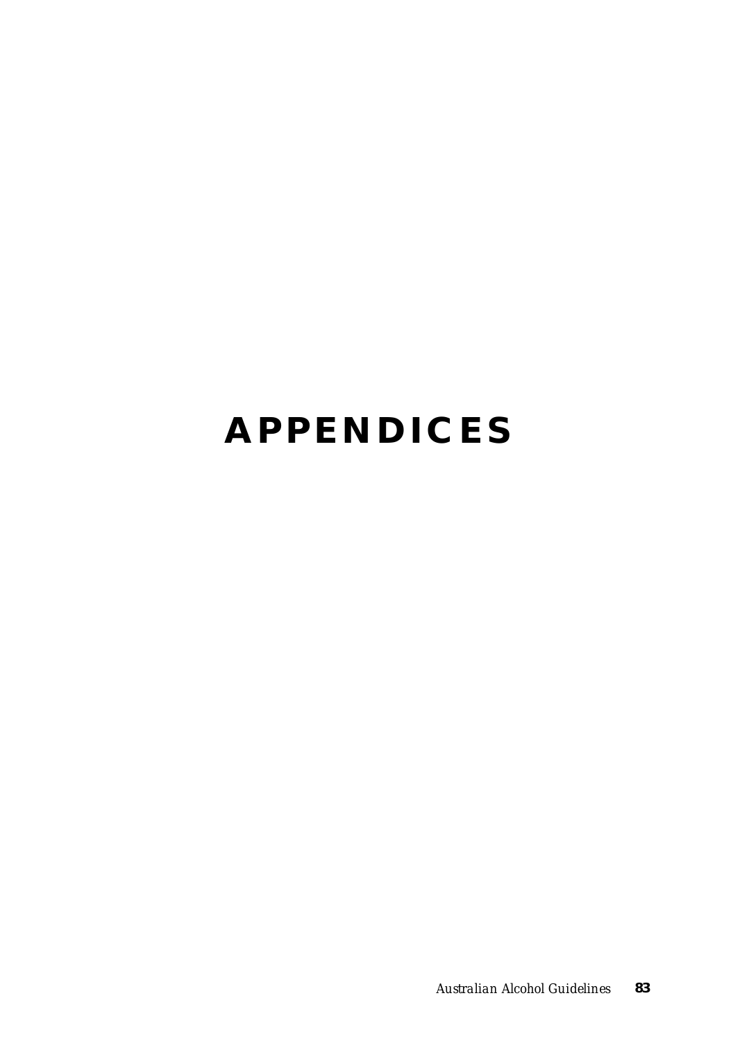# APPENDICES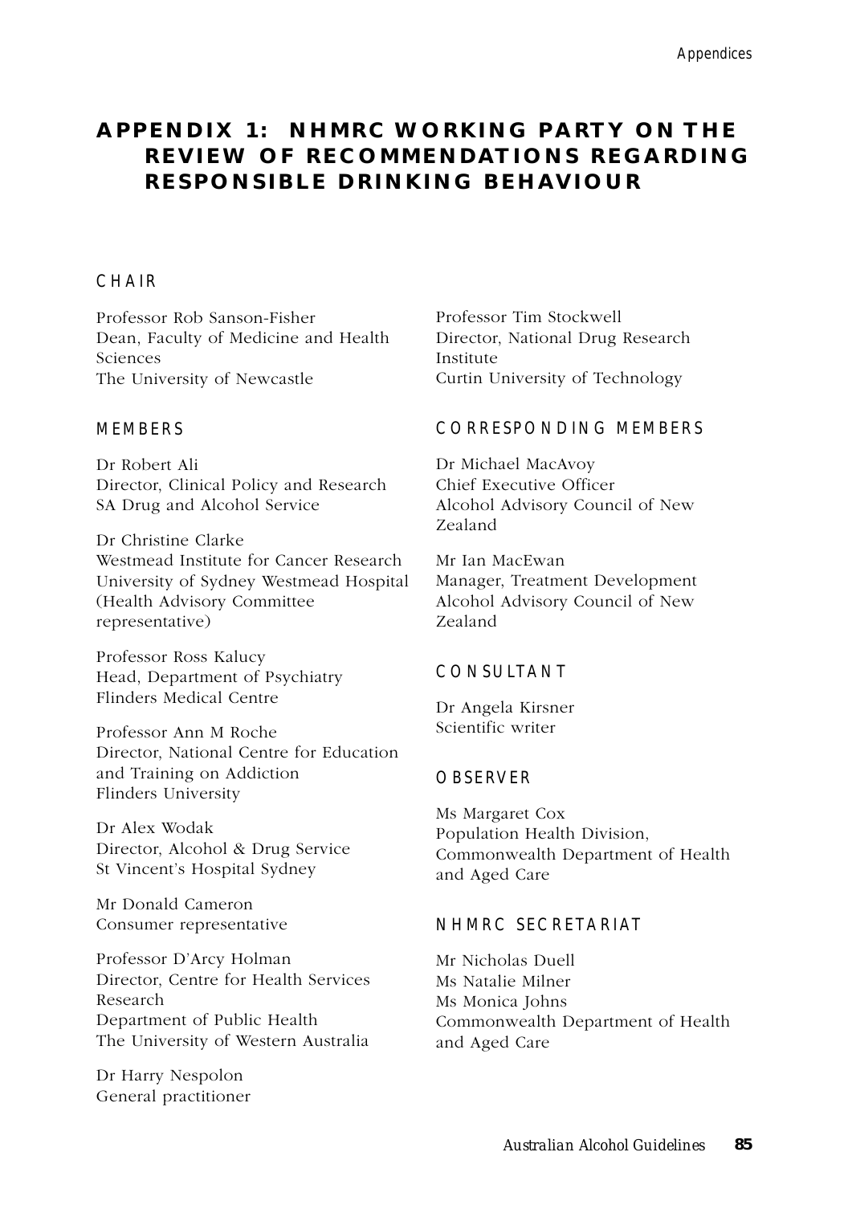# APPENDIX 1: NHMRC WORKING PARTY ON THE REVIEW OF RECOMMENDATIONS REGARDING RESPONSIBLE DRINKING BEHAVIOUR

## CHAIR

Professor Rob Sanson-Fisher
Dean, Faculty of Medicine and Health Sciences
The University of Newcastle

## MEMBERS

Dr Robert Ali
Director, Clinical Policy and Research
SA Drug and Alcohol Service

Dr Christine Clarke
Westmead Institute for Cancer Research
University of Sydney Westmead Hospital
(Health Advisory Committee representative)

Professor Ross Kalucy
Head, Department of Psychiatry
Flinders Medical Centre

Professor Ann M Roche
Director, National Centre for Education and Training on Addiction
Flinders University

Dr Alex Wodak
Director, Alcohol & Drug Service
St Vincent's Hospital Sydney

Mr Donald Cameron
Consumer representative

Professor D'Arcy Holman
Director, Centre for Health Services Research
Department of Public Health
The University of Western Australia

Dr Harry Nespolon
General practitioner

Professor Tim Stockwell
Director, National Drug Research Institute
Curtin University of Technology

## CORRESPONDING MEMBERS

Dr Michael MacAvoy
Chief Executive Officer
Alcohol Advisory Council of New Zealand

Mr Ian MacEwan
Manager, Treatment Development
Alcohol Advisory Council of New Zealand

## CONSULTANT

Dr Angela Kirsner
Scientific writer

## OBSERVER

Ms Margaret Cox
Population Health Division,
Commonwealth Department of Health and Aged Care

## NHMRC SECRETARIAT

Mr Nicholas Duell
Ms Natalie Milner
Ms Monica Johns
Commonwealth Department of Health and Aged Care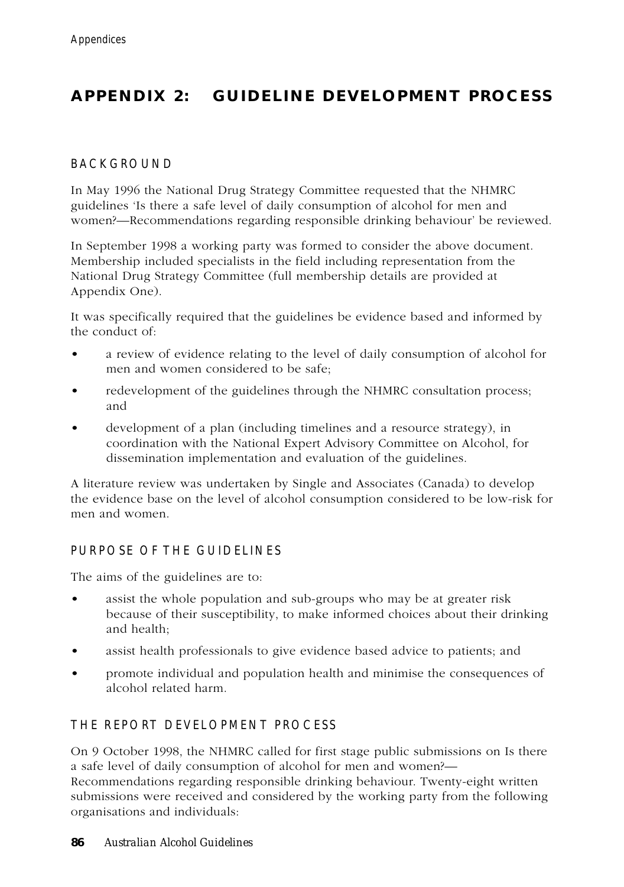# APPENDIX 2: GUIDELINE DEVELOPMENT PROCESS

## BACKGROUND

In May 1996 the National Drug Strategy Committee requested that the NHMRC guidelines 'Is there a safe level of daily consumption of alcohol for men and women?—Recommendations regarding responsible drinking behaviour' be reviewed.

In September 1998 a working party was formed to consider the above document. Membership included specialists in the field including representation from the National Drug Strategy Committee (full membership details are provided at Appendix One).

It was specifically required that the guidelines be evidence based and informed by the conduct of:

- a review of evidence relating to the level of daily consumption of alcohol for men and women considered to be safe;
- redevelopment of the guidelines through the NHMRC consultation process; and
- development of a plan (including timelines and a resource strategy), in coordination with the National Expert Advisory Committee on Alcohol, for dissemination implementation and evaluation of the guidelines.

A literature review was undertaken by Single and Associates (Canada) to develop the evidence base on the level of alcohol consumption considered to be low-risk for men and women.

## PURPOSE OF THE GUIDELINES

The aims of the guidelines are to:

- assist the whole population and sub-groups who may be at greater risk because of their susceptibility, to make informed choices about their drinking and health;
- assist health professionals to give evidence based advice to patients; and
- promote individual and population health and minimise the consequences of alcohol related harm.

## THE REPORT DEVELOPMENT PROCESS

On 9 October 1998, the NHMRC called for first stage public submissions on Is there a safe level of daily consumption of alcohol for men and women?—Recommendations regarding responsible drinking behaviour. Twenty-eight written submissions were received and considered by the working party from the following organisations and individuals: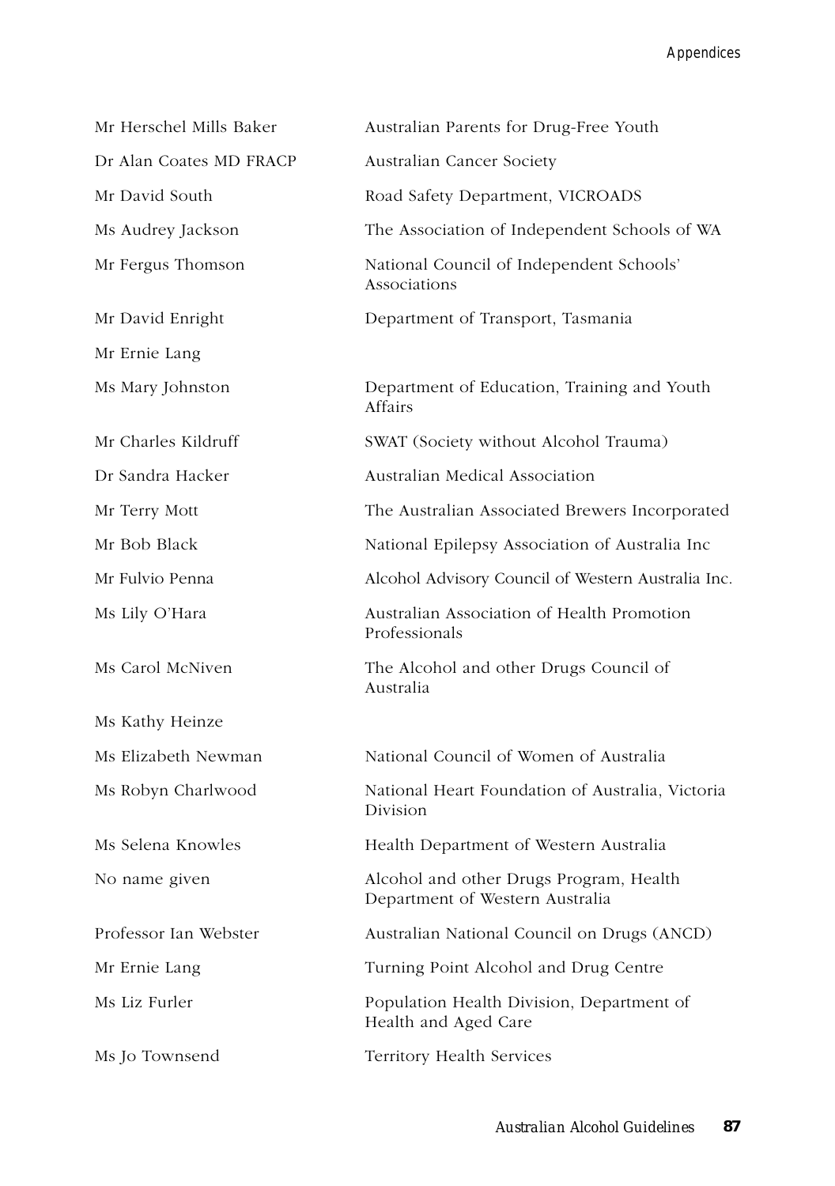| | |
|---|---|
| Mr Herschel Mills Baker | Australian Parents for Drug-Free Youth |
| Dr Alan Coates MD FRACP | Australian Cancer Society |
| Mr David South | Road Safety Department, VICROADS |
| Ms Audrey Jackson | The Association of Independent Schools of WA |
| Mr Fergus Thomson | National Council of Independent Schools' Associations |
| Mr David Enright | Department of Transport, Tasmania |
| Mr Ernie Lang | |
| Ms Mary Johnston | Department of Education, Training and Youth Affairs |
| Mr Charles Kildruff | SWAT (Society without Alcohol Trauma) |
| Dr Sandra Hacker | Australian Medical Association |
| Mr Terry Mott | The Australian Associated Brewers Incorporated |
| Mr Bob Black | National Epilepsy Association of Australia Inc |
| Mr Fulvio Penna | Alcohol Advisory Council of Western Australia Inc. |
| Ms Lily O'Hara | Australian Association of Health Promotion Professionals |
| Ms Carol McNiven | The Alcohol and other Drugs Council of Australia |
| Ms Kathy Heinze | |
| Ms Elizabeth Newman | National Council of Women of Australia |
| Ms Robyn Charlwood | National Heart Foundation of Australia, Victoria Division |
| Ms Selena Knowles | Health Department of Western Australia |
| No name given | Alcohol and other Drugs Program, Health Department of Western Australia |
| Professor Ian Webster | Australian National Council on Drugs (ANCD) |
| Mr Ernie Lang | Turning Point Alcohol and Drug Centre |
| Ms Liz Furler | Population Health Division, Department of Health and Aged Care |
| Ms Jo Townsend | Territory Health Services |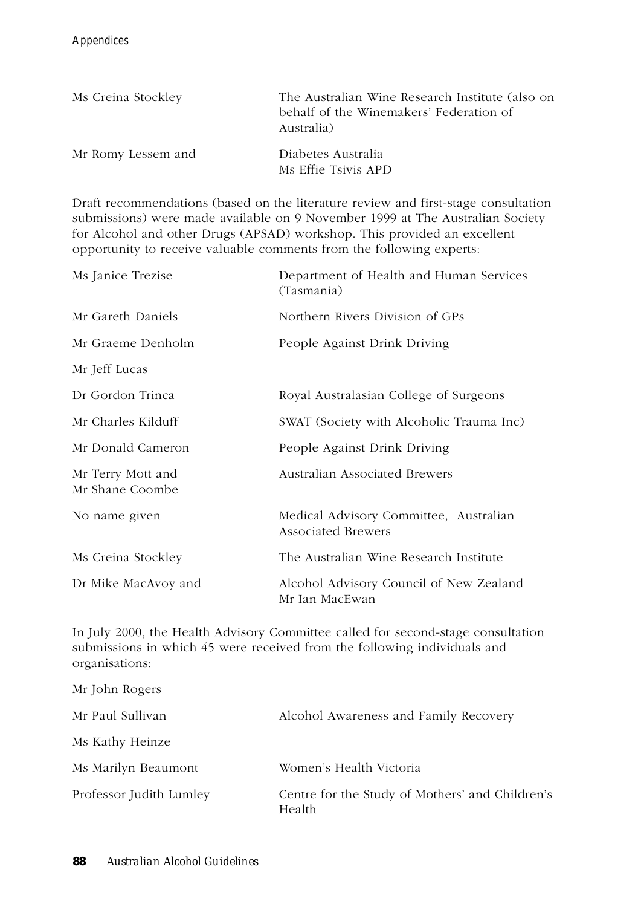| | |
|---|---|
| Ms Creina Stockley | The Australian Wine Research Institute (also on behalf of the Winemakers' Federation of Australia) |
| Mr Romy Lessem and | Diabetes Australia<br>Ms Effie Tsivis APD |

Draft recommendations (based on the literature review and first-stage consultation submissions) were made available on 9 November 1999 at The Australian Society for Alcohol and other Drugs (APSAD) workshop. This provided an excellent opportunity to receive valuable comments from the following experts:

| | |
|---|---|
| Ms Janice Trezise | Department of Health and Human Services (Tasmania) |
| Mr Gareth Daniels | Northern Rivers Division of GPs |
| Mr Graeme Denholm | People Against Drink Driving |
| Mr Jeff Lucas | |
| Dr Gordon Trinca | Royal Australasian College of Surgeons |
| Mr Charles Kilduff | SWAT (Society with Alcoholic Trauma Inc) |
| Mr Donald Cameron | People Against Drink Driving |
| Mr Terry Mott and<br>Mr Shane Coombe | Australian Associated Brewers |
| No name given | Medical Advisory Committee, Australian Associated Brewers |
| Ms Creina Stockley | The Australian Wine Research Institute |
| Dr Mike MacAvoy and | Alcohol Advisory Council of New Zealand<br>Mr Ian MacEwan |

In July 2000, the Health Advisory Committee called for second-stage consultation submissions in which 45 were received from the following individuals and organisations:

| | |
|---|---|
| Mr John Rogers | |
| Mr Paul Sullivan | Alcohol Awareness and Family Recovery |
| Ms Kathy Heinze | |
| Ms Marilyn Beaumont | Women's Health Victoria |
| Professor Judith Lumley | Centre for the Study of Mothers' and Children's Health |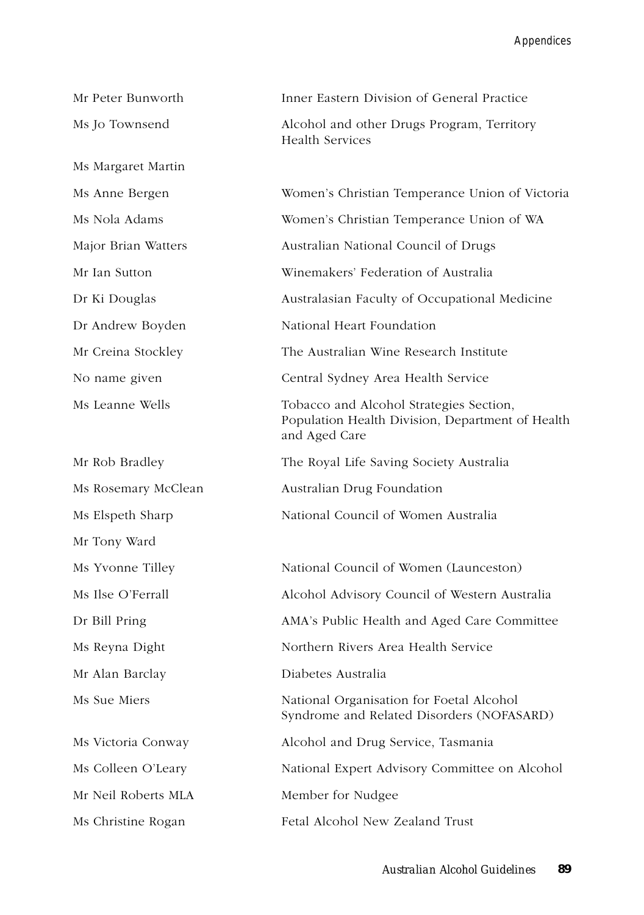| | |
|---|---|
| Mr Peter Bunworth | Inner Eastern Division of General Practice |
| Ms Jo Townsend | Alcohol and other Drugs Program, Territory Health Services |
| Ms Margaret Martin | |
| Ms Anne Bergen | Women's Christian Temperance Union of Victoria |
| Ms Nola Adams | Women's Christian Temperance Union of WA |
| Major Brian Watters | Australian National Council of Drugs |
| Mr Ian Sutton | Winemakers' Federation of Australia |
| Dr Ki Douglas | Australasian Faculty of Occupational Medicine |
| Dr Andrew Boyden | National Heart Foundation |
| Mr Creina Stockley | The Australian Wine Research Institute |
| No name given | Central Sydney Area Health Service |
| Ms Leanne Wells | Tobacco and Alcohol Strategies Section, Population Health Division, Department of Health and Aged Care |
| Mr Rob Bradley | The Royal Life Saving Society Australia |
| Ms Rosemary McClean | Australian Drug Foundation |
| Ms Elspeth Sharp | National Council of Women Australia |
| Mr Tony Ward | |
| Ms Yvonne Tilley | National Council of Women (Launceston) |
| Ms Ilse O'Ferrall | Alcohol Advisory Council of Western Australia |
| Dr Bill Pring | AMA's Public Health and Aged Care Committee |
| Ms Reyna Dight | Northern Rivers Area Health Service |
| Mr Alan Barclay | Diabetes Australia |
| Ms Sue Miers | National Organisation for Foetal Alcohol Syndrome and Related Disorders (NOFASARD) |
| Ms Victoria Conway | Alcohol and Drug Service, Tasmania |
| Ms Colleen O'Leary | National Expert Advisory Committee on Alcohol |
| Mr Neil Roberts MLA | Member for Nudgee |
| Ms Christine Rogan | Fetal Alcohol New Zealand Trust |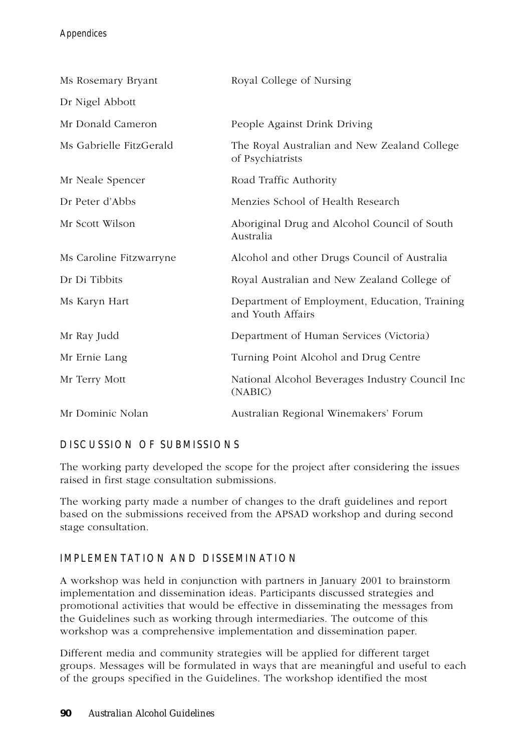| | |
|---|---|
| Ms Rosemary Bryant | Royal College of Nursing |
| Dr Nigel Abbott | |
| Mr Donald Cameron | People Against Drink Driving |
| Ms Gabrielle FitzGerald | The Royal Australian and New Zealand College of Psychiatrists |
| Mr Neale Spencer | Road Traffic Authority |
| Dr Peter d'Abbs | Menzies School of Health Research |
| Mr Scott Wilson | Aboriginal Drug and Alcohol Council of South Australia |
| Ms Caroline Fitzwarryne | Alcohol and other Drugs Council of Australia |
| Dr Di Tibbits | Royal Australian and New Zealand College of |
| Ms Karyn Hart | Department of Employment, Education, Training and Youth Affairs |
| Mr Ray Judd | Department of Human Services (Victoria) |
| Mr Ernie Lang | Turning Point Alcohol and Drug Centre |
| Mr Terry Mott | National Alcohol Beverages Industry Council Inc (NABIC) |
| Mr Dominic Nolan | Australian Regional Winemakers' Forum |

## DISCUSSION OF SUBMISSIONS

The working party developed the scope for the project after considering the issues raised in first stage consultation submissions.

The working party made a number of changes to the draft guidelines and report based on the submissions received from the APSAD workshop and during second stage consultation.

## IMPLEMENTATION AND DISSEMINATION

A workshop was held in conjunction with partners in January 2001 to brainstorm implementation and dissemination ideas. Participants discussed strategies and promotional activities that would be effective in disseminating the messages from the Guidelines such as working through intermediaries. The outcome of this workshop was a comprehensive implementation and dissemination paper.

Different media and community strategies will be applied for different target groups. Messages will be formulated in ways that are meaningful and useful to each of the groups specified in the Guidelines. The workshop identified the most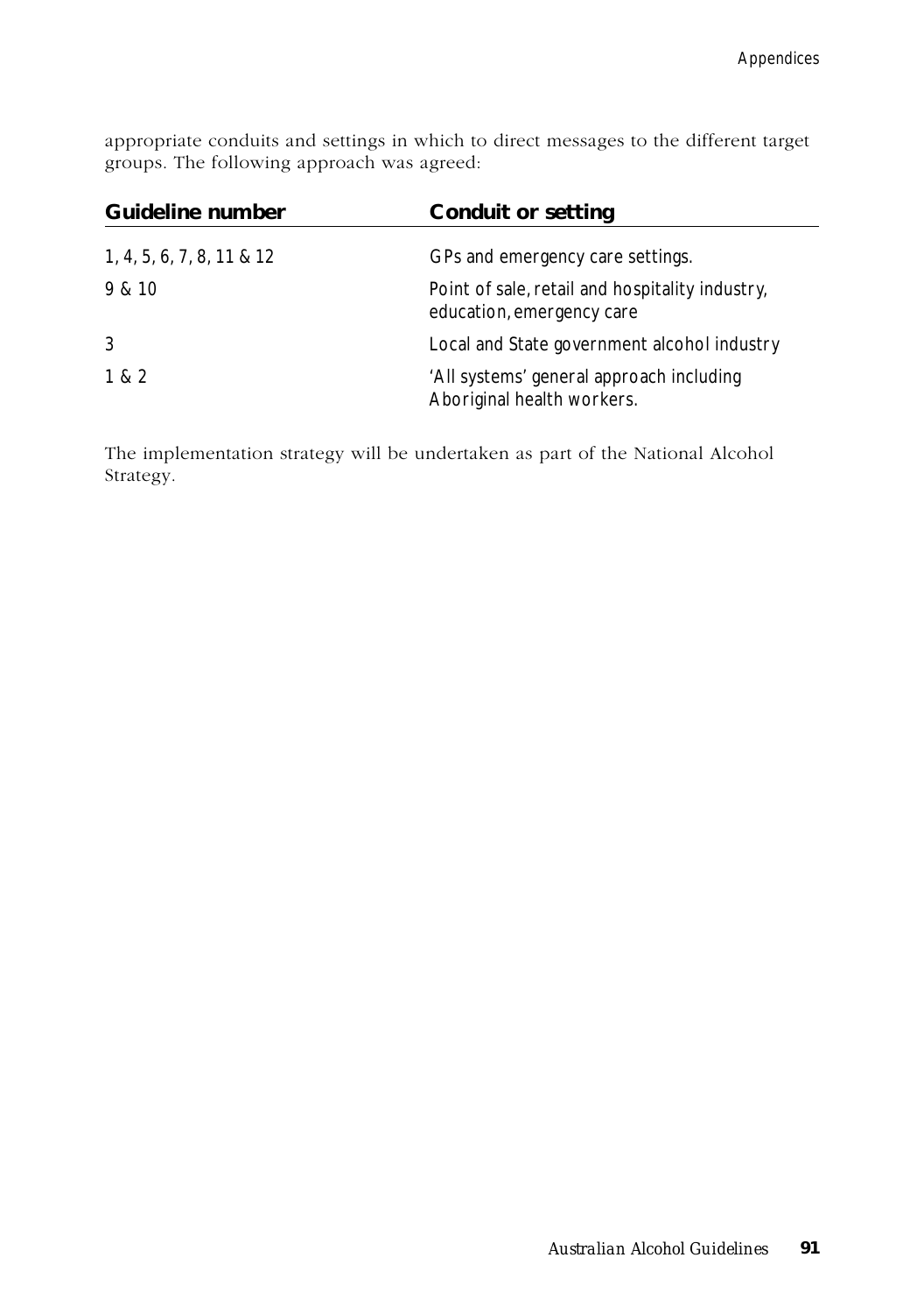appropriate conduits and settings in which to direct messages to the different target groups. The following approach was agreed:

| Guideline number | Conduit or setting |
| --- | --- |
| 1, 4, 5, 6, 7, 8, 11 & 12 | GPs and emergency care settings. |
| 9 & 10 | Point of sale, retail and hospitality industry, education, emergency care |
| 3 | Local and State government alcohol industry |
| 1 & 2 | 'All systems' general approach including Aboriginal health workers. |

The implementation strategy will be undertaken as part of the National Alcohol Strategy.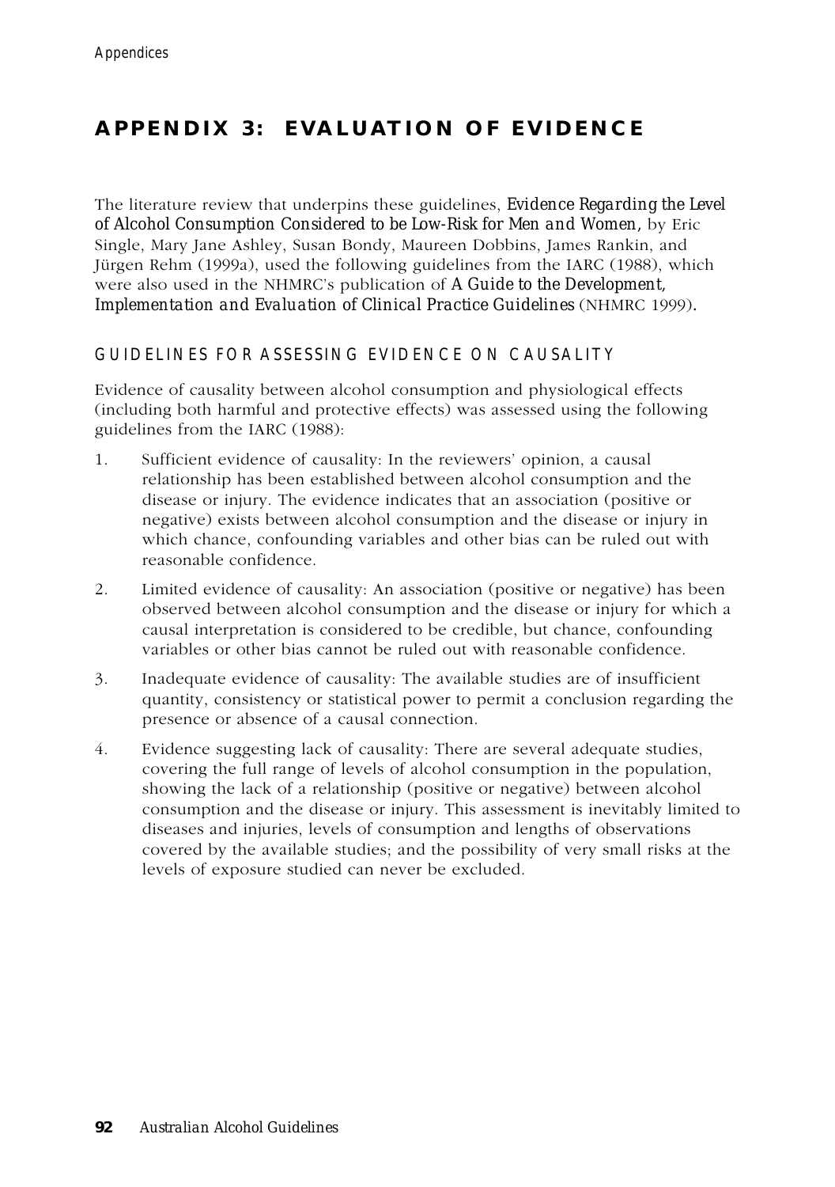# APPENDIX 3: EVALUATION OF EVIDENCE

The literature review that underpins these guidelines, *Evidence Regarding the Level of Alcohol Consumption Considered to be Low-Risk for Men and Women,* by Eric Single, Mary Jane Ashley, Susan Bondy, Maureen Dobbins, James Rankin, and Jürgen Rehm (1999a), used the following guidelines from the IARC (1988), which were also used in the NHMRC's publication of *A Guide to the Development, Implementation and Evaluation of Clinical Practice Guidelines* (NHMRC 1999).

## GUIDELINES FOR ASSESSING EVIDENCE ON CAUSALITY

Evidence of causality between alcohol consumption and physiological effects (including both harmful and protective effects) was assessed using the following guidelines from the IARC (1988):

1. Sufficient evidence of causality: In the reviewers' opinion, a causal relationship has been established between alcohol consumption and the disease or injury. The evidence indicates that an association (positive or negative) exists between alcohol consumption and the disease or injury in which chance, confounding variables and other bias can be ruled out with reasonable confidence.
2. Limited evidence of causality: An association (positive or negative) has been observed between alcohol consumption and the disease or injury for which a causal interpretation is considered to be credible, but chance, confounding variables or other bias cannot be ruled out with reasonable confidence.
3. Inadequate evidence of causality: The available studies are of insufficient quantity, consistency or statistical power to permit a conclusion regarding the presence or absence of a causal connection.
4. Evidence suggesting lack of causality: There are several adequate studies, covering the full range of levels of alcohol consumption in the population, showing the lack of a relationship (positive or negative) between alcohol consumption and the disease or injury. This assessment is inevitably limited to diseases and injuries, levels of consumption and lengths of observations covered by the available studies; and the possibility of very small risks at the levels of exposure studied can never be excluded.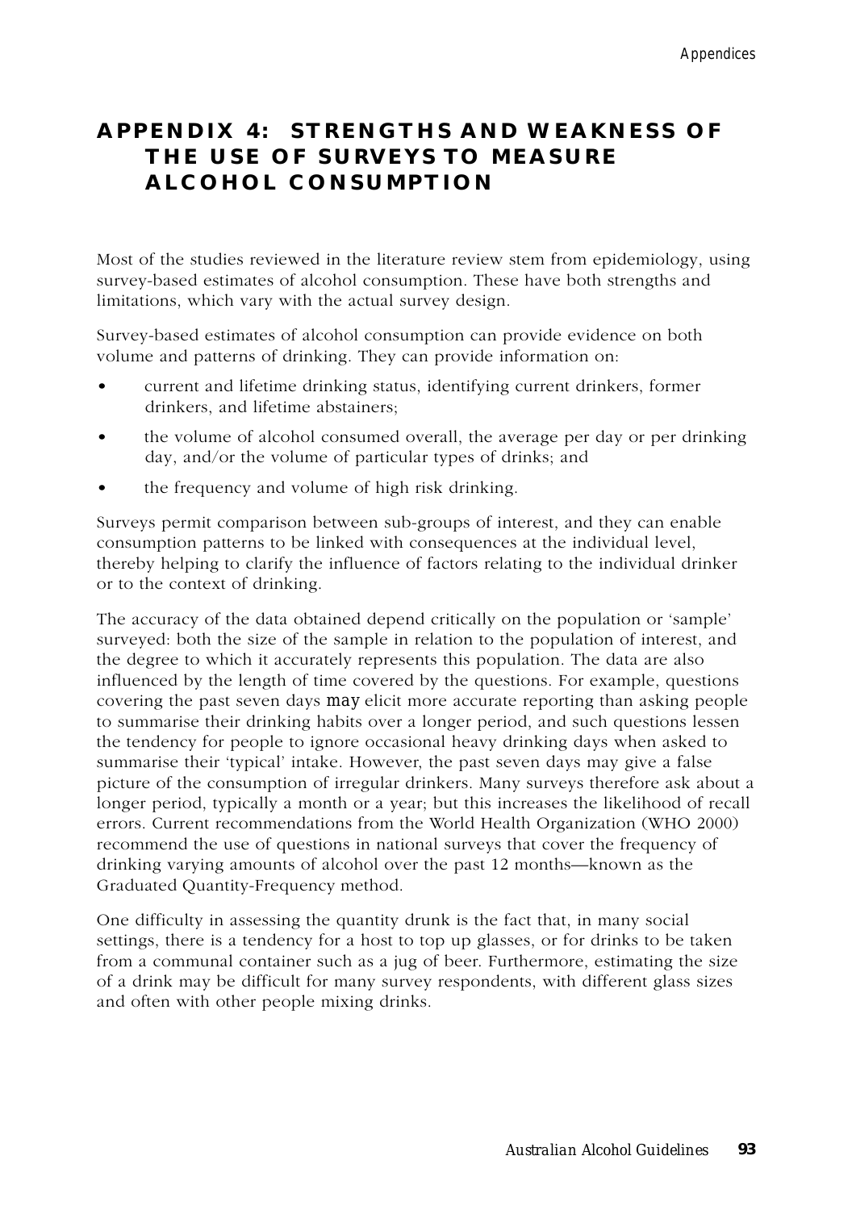# APPENDIX 4: STRENGTHS AND WEAKNESS OF THE USE OF SURVEYS TO MEASURE ALCOHOL CONSUMPTION

Most of the studies reviewed in the literature review stem from epidemiology, using survey-based estimates of alcohol consumption. These have both strengths and limitations, which vary with the actual survey design.

Survey-based estimates of alcohol consumption can provide evidence on both volume and patterns of drinking. They can provide information on:

- current and lifetime drinking status, identifying current drinkers, former drinkers, and lifetime abstainers;
- the volume of alcohol consumed overall, the average per day or per drinking day, and/or the volume of particular types of drinks; and
- the frequency and volume of high risk drinking.

Surveys permit comparison between sub-groups of interest, and they can enable consumption patterns to be linked with consequences at the individual level, thereby helping to clarify the influence of factors relating to the individual drinker or to the context of drinking.

The accuracy of the data obtained depend critically on the population or 'sample' surveyed: both the size of the sample in relation to the population of interest, and the degree to which it accurately represents this population. The data are also influenced by the length of time covered by the questions. For example, questions covering the past seven days *may* elicit more accurate reporting than asking people to summarise their drinking habits over a longer period, and such questions lessen the tendency for people to ignore occasional heavy drinking days when asked to summarise their 'typical' intake. However, the past seven days may give a false picture of the consumption of irregular drinkers. Many surveys therefore ask about a longer period, typically a month or a year; but this increases the likelihood of recall errors. Current recommendations from the World Health Organization (WHO 2000) recommend the use of questions in national surveys that cover the frequency of drinking varying amounts of alcohol over the past 12 months—known as the Graduated Quantity-Frequency method.

One difficulty in assessing the quantity drunk is the fact that, in many social settings, there is a tendency for a host to top up glasses, or for drinks to be taken from a communal container such as a jug of beer. Furthermore, estimating the size of a drink may be difficult for many survey respondents, with different glass sizes and often with other people mixing drinks.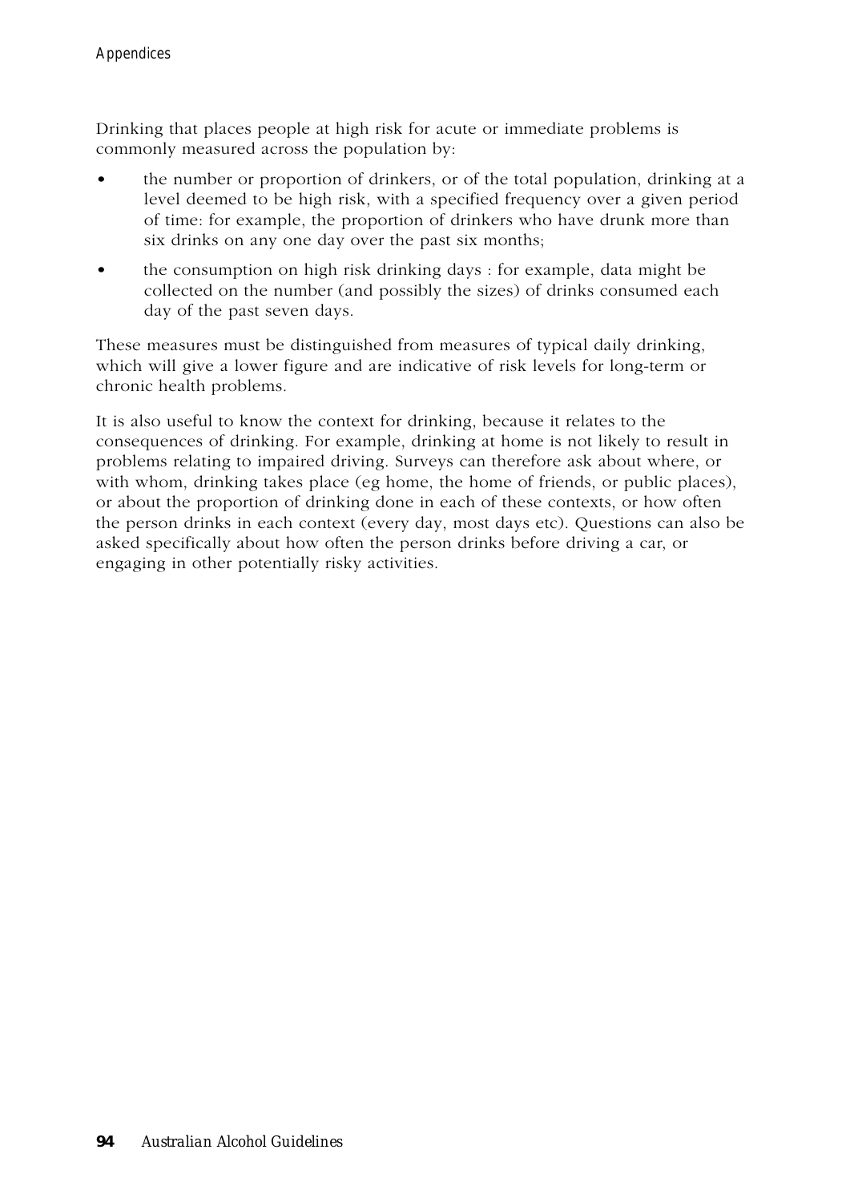Drinking that places people at high risk for acute or immediate problems is commonly measured across the population by:

- the number or proportion of drinkers, or of the total population, drinking at a level deemed to be high risk, with a specified frequency over a given period of time: for example, the proportion of drinkers who have drunk more than six drinks on any one day over the past six months;
- the consumption on high risk drinking days : for example, data might be collected on the number (and possibly the sizes) of drinks consumed each day of the past seven days.

These measures must be distinguished from measures of typical daily drinking, which will give a lower figure and are indicative of risk levels for long-term or chronic health problems.

It is also useful to know the context for drinking, because it relates to the consequences of drinking. For example, drinking at home is not likely to result in problems relating to impaired driving. Surveys can therefore ask about where, or with whom, drinking takes place (eg home, the home of friends, or public places), or about the proportion of drinking done in each of these contexts, or how often the person drinks in each context (every day, most days etc). Questions can also be asked specifically about how often the person drinks before driving a car, or engaging in other potentially risky activities.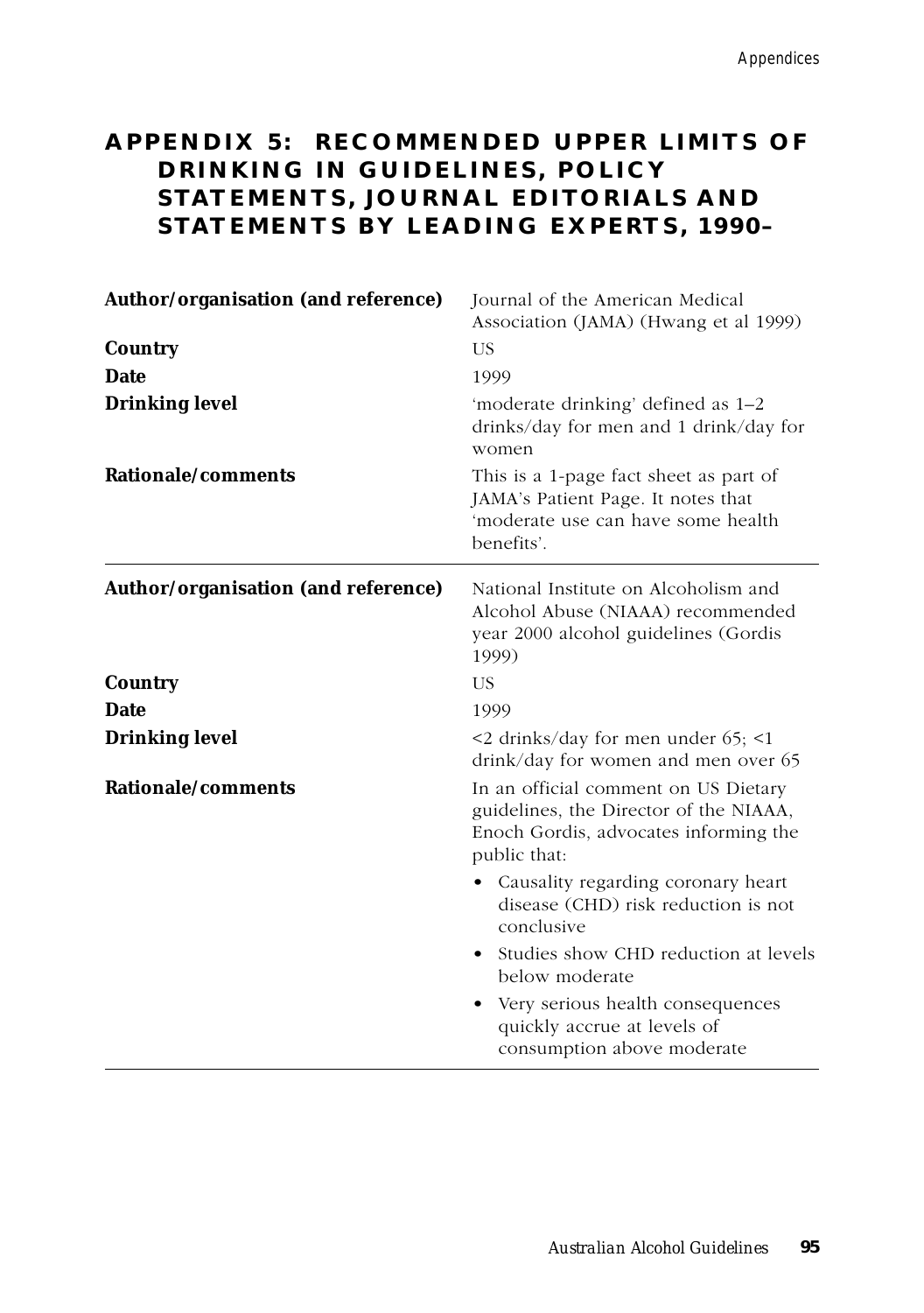# APPENDIX 5: RECOMMENDED UPPER LIMITS OF DRINKING IN GUIDELINES, POLICY STATEMENTS, JOURNAL EDITORIALS AND STATEMENTS BY LEADING EXPERTS, 1990–

| | |
|---|---|
| **Author/organisation (and reference)** | Journal of the American Medical Association (JAMA) (Hwang et al 1999) |
| **Country** | US |
| **Date** | 1999 |
| **Drinking level** | 'moderate drinking' defined as 1–2 drinks/day for men and 1 drink/day for women |
| **Rationale/comments** | This is a 1-page fact sheet as part of JAMA's Patient Page. It notes that 'moderate use can have some health benefits'. |

| | |
|---|---|
| **Author/organisation (and reference)** | National Institute on Alcoholism and Alcohol Abuse (NIAAA) recommended year 2000 alcohol guidelines (Gordis 1999) |
| **Country** | US |
| **Date** | 1999 |
| **Drinking level** | <2 drinks/day for men under 65; <1 drink/day for women and men over 65 |
| **Rationale/comments** | In an official comment on US Dietary guidelines, the Director of the NIAAA, Enoch Gordis, advocates informing the public that: <br>• Causality regarding coronary heart disease (CHD) risk reduction is not conclusive <br>• Studies show CHD reduction at levels below moderate <br>• Very serious health consequences quickly accrue at levels of consumption above moderate |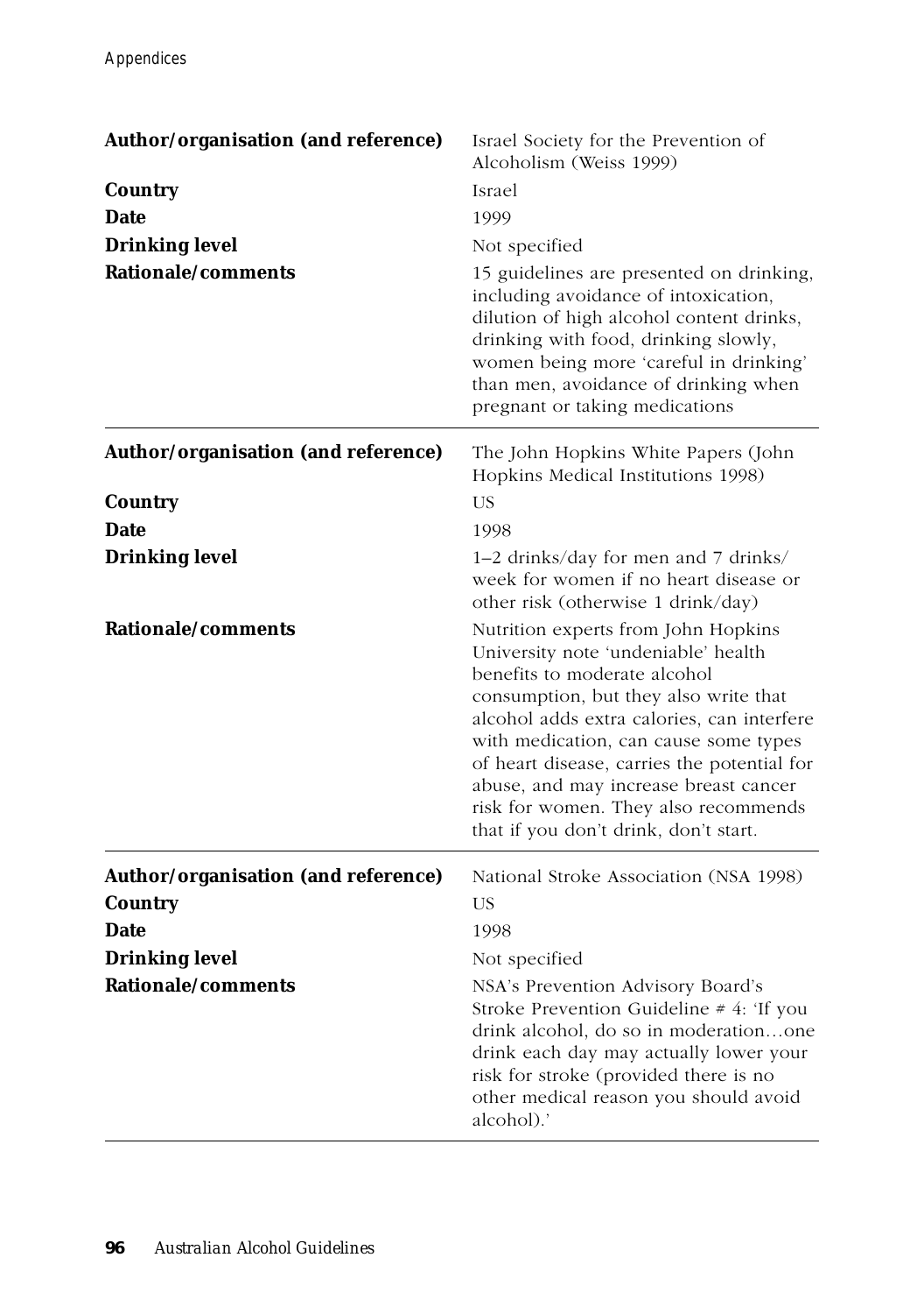| | |
|---|---|
| **Author/organisation (and reference)** | Israel Society for the Prevention of Alcoholism (Weiss 1999) |
| **Country** | Israel |
| **Date** | 1999 |
| **Drinking level** | Not specified |
| **Rationale/comments** | 15 guidelines are presented on drinking, including avoidance of intoxication, dilution of high alcohol content drinks, drinking with food, drinking slowly, women being more 'careful in drinking' than men, avoidance of drinking when pregnant or taking medications |

| | |
|---|---|
| **Author/organisation (and reference)** | The John Hopkins White Papers (John Hopkins Medical Institutions 1998) |
| **Country** | US |
| **Date** | 1998 |
| **Drinking level** | 1–2 drinks/day for men and 7 drinks/week for women if no heart disease or other risk (otherwise 1 drink/day) |
| **Rationale/comments** | Nutrition experts from John Hopkins University note 'undeniable' health benefits to moderate alcohol consumption, but they also write that alcohol adds extra calories, can interfere with medication, can cause some types of heart disease, carries the potential for abuse, and may increase breast cancer risk for women. They also recommends that if you don't drink, don't start. |

| | |
|---|---|
| **Author/organisation (and reference)** | National Stroke Association (NSA 1998) |
| **Country** | US |
| **Date** | 1998 |
| **Drinking level** | Not specified |
| **Rationale/comments** | NSA's Prevention Advisory Board's Stroke Prevention Guideline # 4: 'If you drink alcohol, do so in moderation…one drink each day may actually lower your risk for stroke (provided there is no other medical reason you should avoid alcohol).' |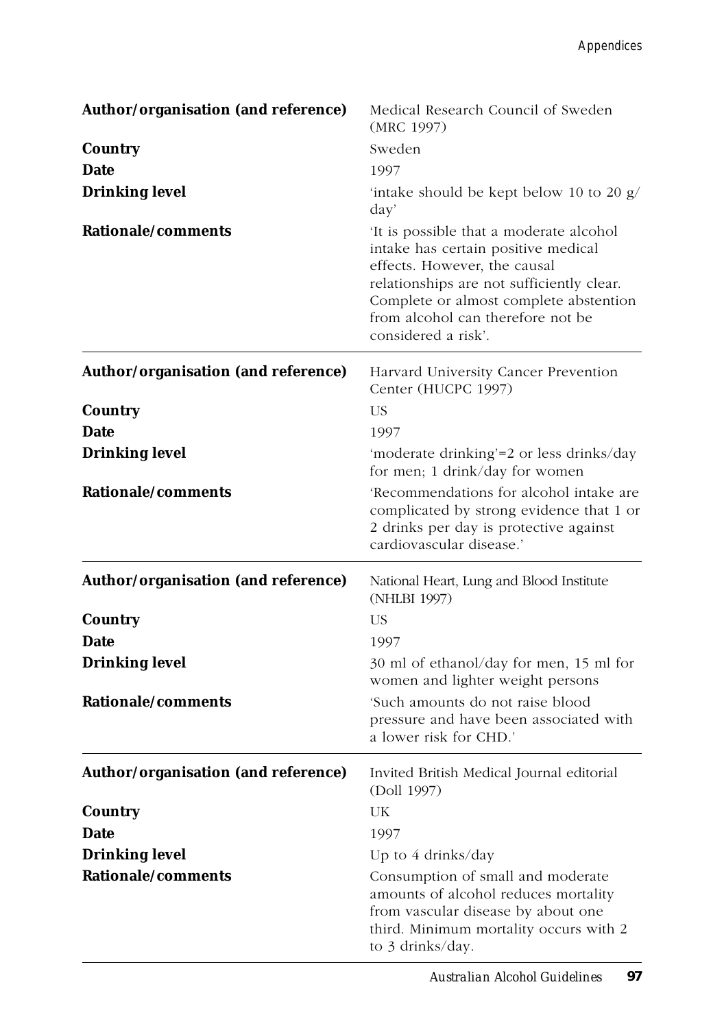| | |
|---|---|
| **Author/organisation (and reference)** | Medical Research Council of Sweden (MRC 1997) |
| **Country** | Sweden |
| **Date** | 1997 |
| **Drinking level** | 'intake should be kept below 10 to 20 g/day' |
| **Rationale/comments** | 'It is possible that a moderate alcohol intake has certain positive medical effects. However, the causal relationships are not sufficiently clear. Complete or almost complete abstention from alcohol can therefore not be considered a risk'. |

| | |
|---|---|
| **Author/organisation (and reference)** | Harvard University Cancer Prevention Center (HUCPC 1997) |
| **Country** | US |
| **Date** | 1997 |
| **Drinking level** | 'moderate drinking'=2 or less drinks/day for men; 1 drink/day for women |
| **Rationale/comments** | 'Recommendations for alcohol intake are complicated by strong evidence that 1 or 2 drinks per day is protective against cardiovascular disease.' |

| | |
|---|---|
| **Author/organisation (and reference)** | National Heart, Lung and Blood Institute (NHLBI 1997) |
| **Country** | US |
| **Date** | 1997 |
| **Drinking level** | 30 ml of ethanol/day for men, 15 ml for women and lighter weight persons |
| **Rationale/comments** | 'Such amounts do not raise blood pressure and have been associated with a lower risk for CHD.' |

| | |
|---|---|
| **Author/organisation (and reference)** | Invited British Medical Journal editorial (Doll 1997) |
| **Country** | UK |
| **Date** | 1997 |
| **Drinking level** | Up to 4 drinks/day |
| **Rationale/comments** | Consumption of small and moderate amounts of alcohol reduces mortality from vascular disease by about one third. Minimum mortality occurs with 2 to 3 drinks/day. |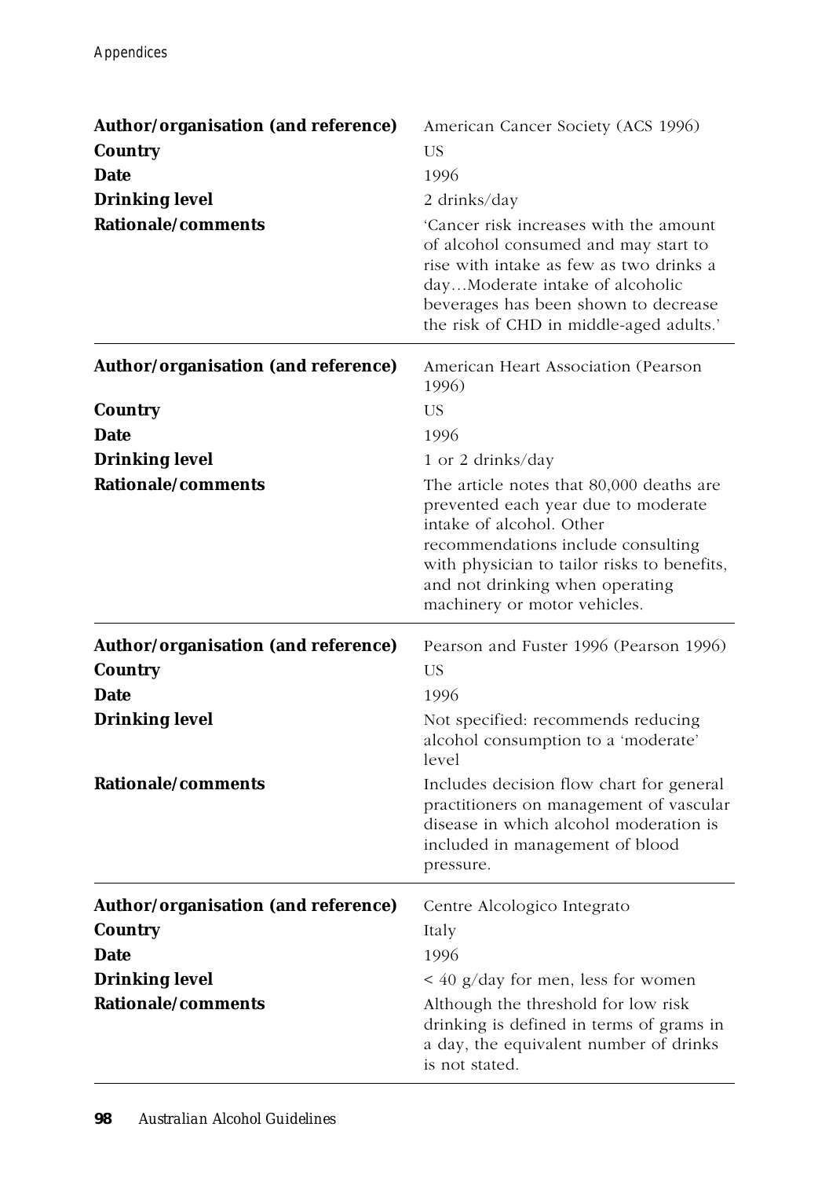| | |
|---|---|
| **Author/organisation (and reference)** | American Cancer Society (ACS 1996) |
| **Country** | US |
| **Date** | 1996 |
| **Drinking level** | 2 drinks/day |
| **Rationale/comments** | 'Cancer risk increases with the amount of alcohol consumed and may start to rise with intake as few as two drinks a day…Moderate intake of alcoholic beverages has been shown to decrease the risk of CHD in middle-aged adults.' |

| | |
|---|---|
| **Author/organisation (and reference)** | American Heart Association (Pearson 1996) |
| **Country** | US |
| **Date** | 1996 |
| **Drinking level** | 1 or 2 drinks/day |
| **Rationale/comments** | The article notes that 80,000 deaths are prevented each year due to moderate intake of alcohol. Other recommendations include consulting with physician to tailor risks to benefits, and not drinking when operating machinery or motor vehicles. |

| | |
|---|---|
| **Author/organisation (and reference)** | Pearson and Fuster 1996 (Pearson 1996) |
| **Country** | US |
| **Date** | 1996 |
| **Drinking level** | Not specified: recommends reducing alcohol consumption to a 'moderate' level |
| **Rationale/comments** | Includes decision flow chart for general practitioners on management of vascular disease in which alcohol moderation is included in management of blood pressure. |

| | |
|---|---|
| **Author/organisation (and reference)** | Centre Alcologico Integrato |
| **Country** | Italy |
| **Date** | 1996 |
| **Drinking level** | < 40 g/day for men, less for women |
| **Rationale/comments** | Although the threshold for low risk drinking is defined in terms of grams in a day, the equivalent number of drinks is not stated. |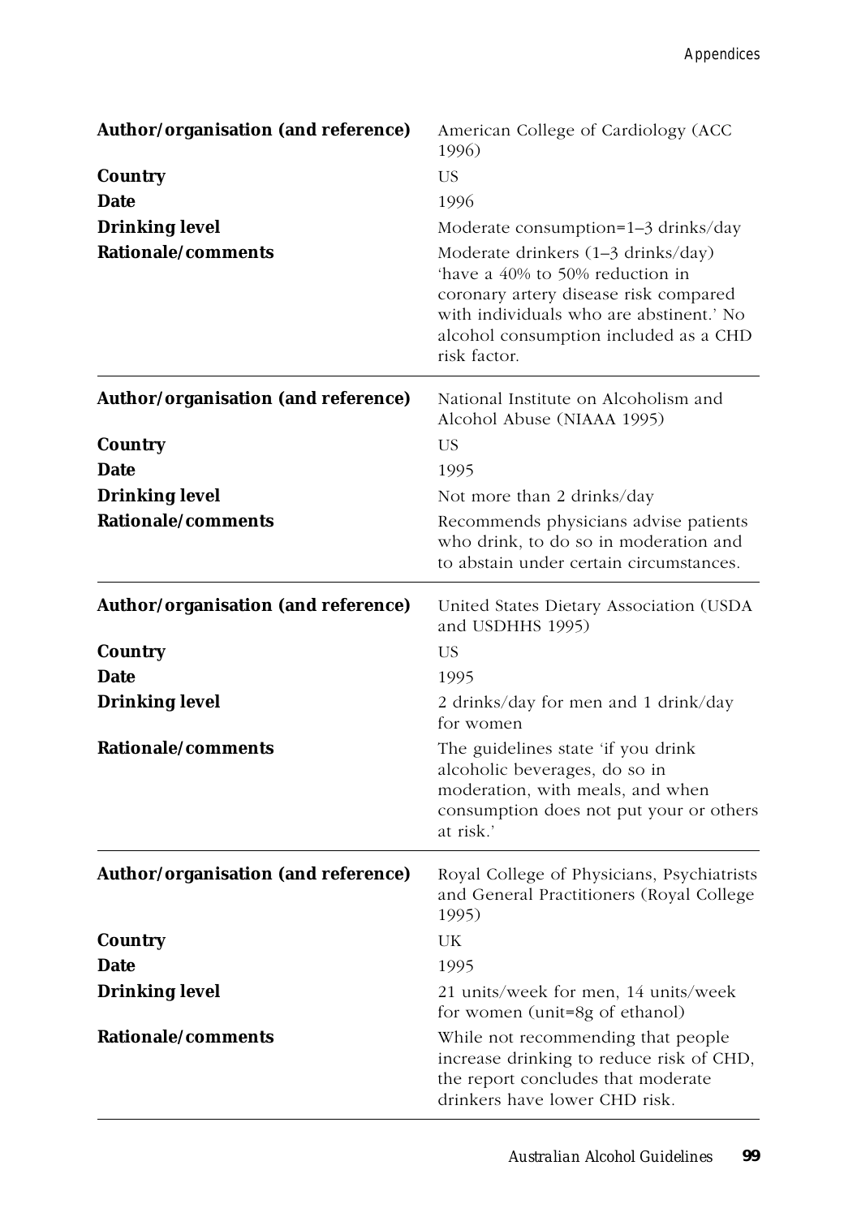| | |
|---|---|
| **Author/organisation (and reference)** | American College of Cardiology (ACC 1996) |
| **Country** | US |
| **Date** | 1996 |
| **Drinking level** | Moderate consumption=1–3 drinks/day |
| **Rationale/comments** | Moderate drinkers (1–3 drinks/day) 'have a 40% to 50% reduction in coronary artery disease risk compared with individuals who are abstinent.' No alcohol consumption included as a CHD risk factor. |

| | |
|---|---|
| **Author/organisation (and reference)** | National Institute on Alcoholism and Alcohol Abuse (NIAAA 1995) |
| **Country** | US |
| **Date** | 1995 |
| **Drinking level** | Not more than 2 drinks/day |
| **Rationale/comments** | Recommends physicians advise patients who drink, to do so in moderation and to abstain under certain circumstances. |

| | |
|---|---|
| **Author/organisation (and reference)** | United States Dietary Association (USDA and USDHHS 1995) |
| **Country** | US |
| **Date** | 1995 |
| **Drinking level** | 2 drinks/day for men and 1 drink/day for women |
| **Rationale/comments** | The guidelines state 'if you drink alcoholic beverages, do so in moderation, with meals, and when consumption does not put your or others at risk.' |

| | |
|---|---|
| **Author/organisation (and reference)** | Royal College of Physicians, Psychiatrists and General Practitioners (Royal College 1995) |
| **Country** | UK |
| **Date** | 1995 |
| **Drinking level** | 21 units/week for men, 14 units/week for women (unit=8g of ethanol) |
| **Rationale/comments** | While not recommending that people increase drinking to reduce risk of CHD, the report concludes that moderate drinkers have lower CHD risk. |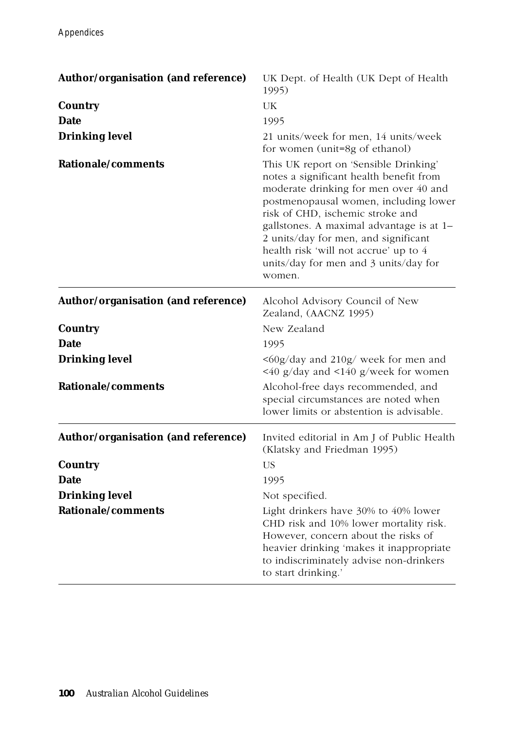| | |
|---|---|
| **Author/organisation (and reference)** | UK Dept. of Health (UK Dept of Health 1995) |
| **Country** | UK |
| **Date** | 1995 |
| **Drinking level** | 21 units/week for men, 14 units/week for women (unit=8g of ethanol) |
| **Rationale/comments** | This UK report on 'Sensible Drinking' notes a significant health benefit from moderate drinking for men over 40 and postmenopausal women, including lower risk of CHD, ischemic stroke and gallstones. A maximal advantage is at 1–2 units/day for men, and significant health risk 'will not accrue' up to 4 units/day for men and 3 units/day for women. |

| | |
|---|---|
| **Author/organisation (and reference)** | Alcohol Advisory Council of New Zealand, (AACNZ 1995) |
| **Country** | New Zealand |
| **Date** | 1995 |
| **Drinking level** | <60g/day and 210g/ week for men and <40 g/day and <140 g/week for women |
| **Rationale/comments** | Alcohol-free days recommended, and special circumstances are noted when lower limits or abstention is advisable. |

| | |
|---|---|
| **Author/organisation (and reference)** | Invited editorial in Am J of Public Health (Klatsky and Friedman 1995) |
| **Country** | US |
| **Date** | 1995 |
| **Drinking level** | Not specified. |
| **Rationale/comments** | Light drinkers have 30% to 40% lower CHD risk and 10% lower mortality risk. However, concern about the risks of heavier drinking 'makes it inappropriate to indiscriminately advise non-drinkers to start drinking.' |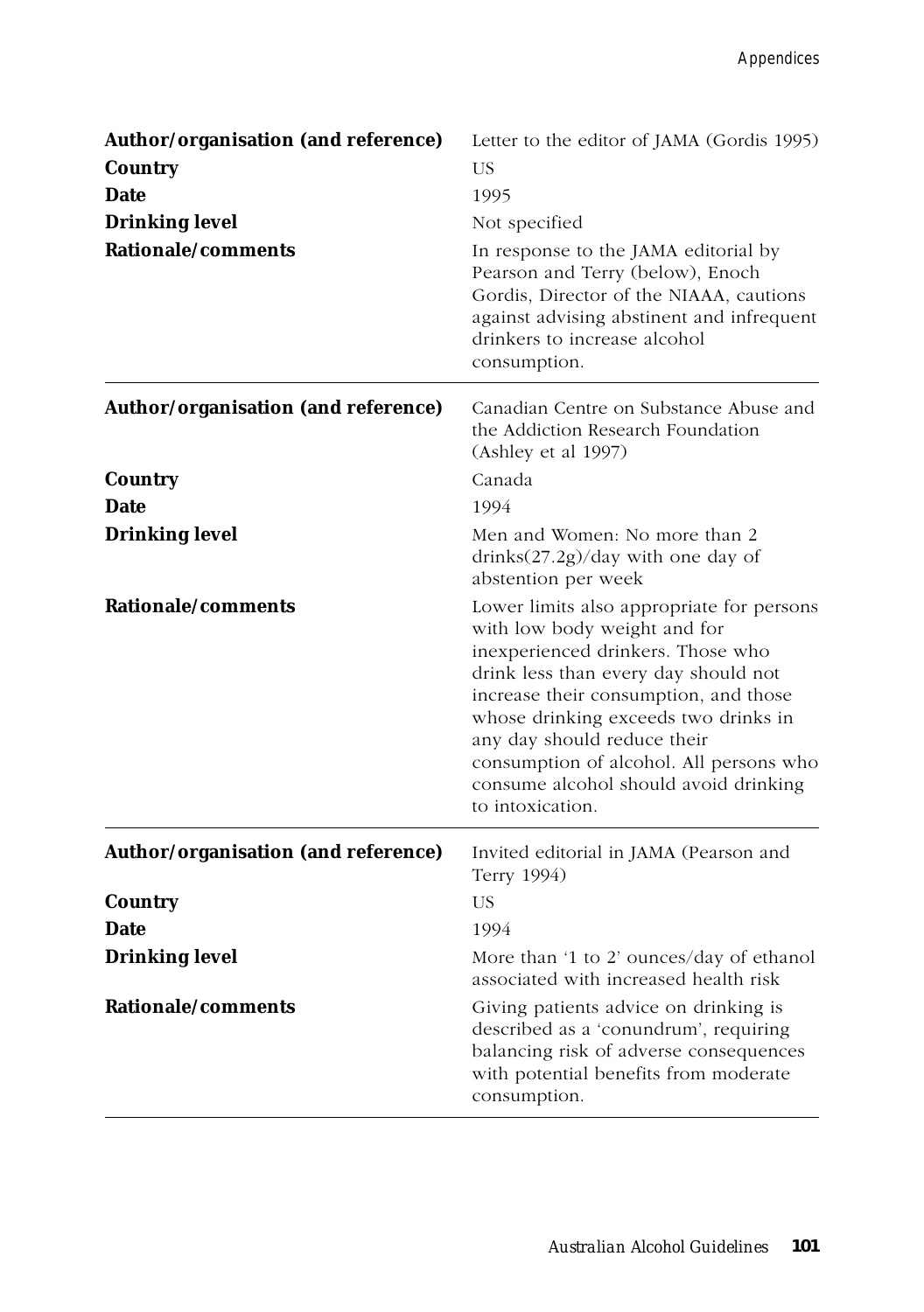| | |
|---|---|
| **Author/organisation (and reference)** | Letter to the editor of JAMA (Gordis 1995) |
| **Country** | US |
| **Date** | 1995 |
| **Drinking level** | Not specified |
| **Rationale/comments** | In response to the JAMA editorial by Pearson and Terry (below), Enoch Gordis, Director of the NIAAA, cautions against advising abstinent and infrequent drinkers to increase alcohol consumption. |

| | |
|---|---|
| **Author/organisation (and reference)** | Canadian Centre on Substance Abuse and the Addiction Research Foundation (Ashley et al 1997) |
| **Country** | Canada |
| **Date** | 1994 |
| **Drinking level** | Men and Women: No more than 2 drinks(27.2g)/day with one day of abstention per week |
| **Rationale/comments** | Lower limits also appropriate for persons with low body weight and for inexperienced drinkers. Those who drink less than every day should not increase their consumption, and those whose drinking exceeds two drinks in any day should reduce their consumption of alcohol. All persons who consume alcohol should avoid drinking to intoxication. |

| | |
|---|---|
| **Author/organisation (and reference)** | Invited editorial in JAMA (Pearson and Terry 1994) |
| **Country** | US |
| **Date** | 1994 |
| **Drinking level** | More than '1 to 2' ounces/day of ethanol associated with increased health risk |
| **Rationale/comments** | Giving patients advice on drinking is described as a 'conundrum', requiring balancing risk of adverse consequences with potential benefits from moderate consumption. |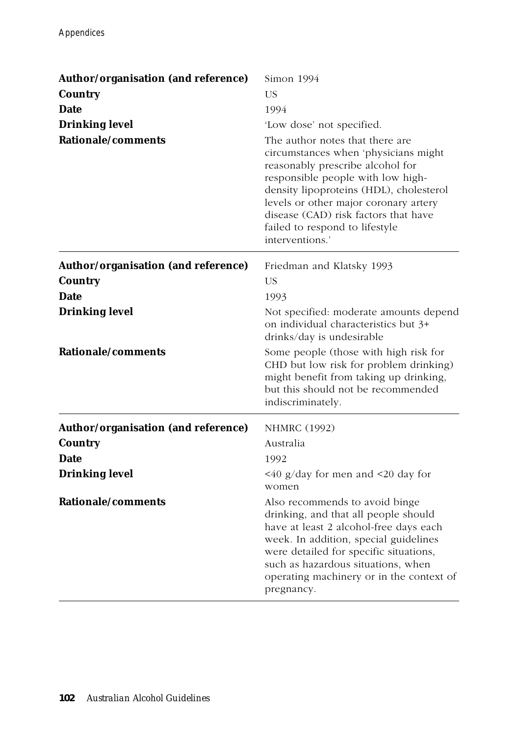| | |
|---|---|
| **Author/organisation (and reference)** | Simon 1994 |
| **Country** | US |
| **Date** | 1994 |
| **Drinking level** | 'Low dose' not specified. |
| **Rationale/comments** | The author notes that there are circumstances when 'physicians might reasonably prescribe alcohol for responsible people with low high-density lipoproteins (HDL), cholesterol levels or other major coronary artery disease (CAD) risk factors that have failed to respond to lifestyle interventions.' |

| | |
|---|---|
| **Author/organisation (and reference)** | Friedman and Klatsky 1993 |
| **Country** | US |
| **Date** | 1993 |
| **Drinking level** | Not specified: moderate amounts depend on individual characteristics but 3+ drinks/day is undesirable |
| **Rationale/comments** | Some people (those with high risk for CHD but low risk for problem drinking) might benefit from taking up drinking, but this should not be recommended indiscriminately. |

| | |
|---|---|
| **Author/organisation (and reference)** | NHMRC (1992) |
| **Country** | Australia |
| **Date** | 1992 |
| **Drinking level** | <40 g/day for men and <20 day for women |
| **Rationale/comments** | Also recommends to avoid binge drinking, and that all people should have at least 2 alcohol-free days each week. In addition, special guidelines were detailed for specific situations, such as hazardous situations, when operating machinery or in the context of pregnancy. |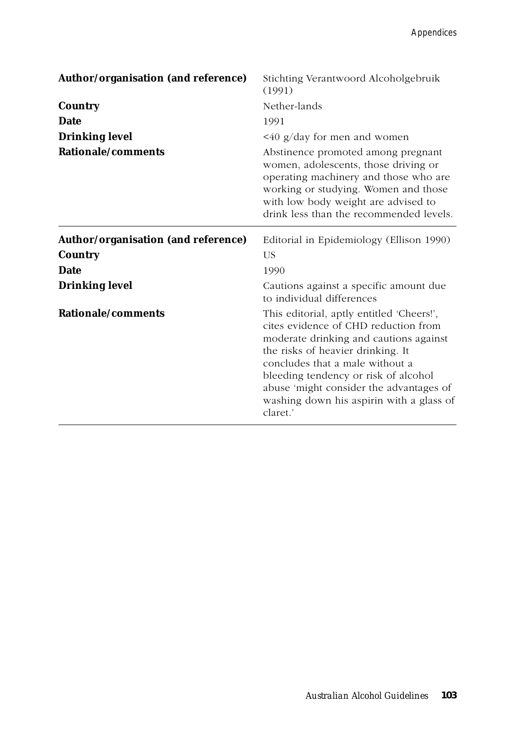| | |
|---|---|
| **Author/organisation (and reference)** | Stichting Verantwoord Alcoholgebruik (1991) |
| **Country** | Nether-lands |
| **Date** | 1991 |
| **Drinking level** | <40 g/day for men and women |
| **Rationale/comments** | Abstinence promoted among pregnant women, adolescents, those driving or operating machinery and those who are working or studying. Women and those with low body weight are advised to drink less than the recommended levels. |

| | |
|---|---|
| **Author/organisation (and reference)** | Editorial in Epidemiology (Ellison 1990) |
| **Country** | US |
| **Date** | 1990 |
| **Drinking level** | Cautions against a specific amount due to individual differences |
| **Rationale/comments** | This editorial, aptly entitled 'Cheers!', cites evidence of CHD reduction from moderate drinking and cautions against the risks of heavier drinking. It concludes that a male without a bleeding tendency or risk of alcohol abuse 'might consider the advantages of washing down his aspirin with a glass of claret.' |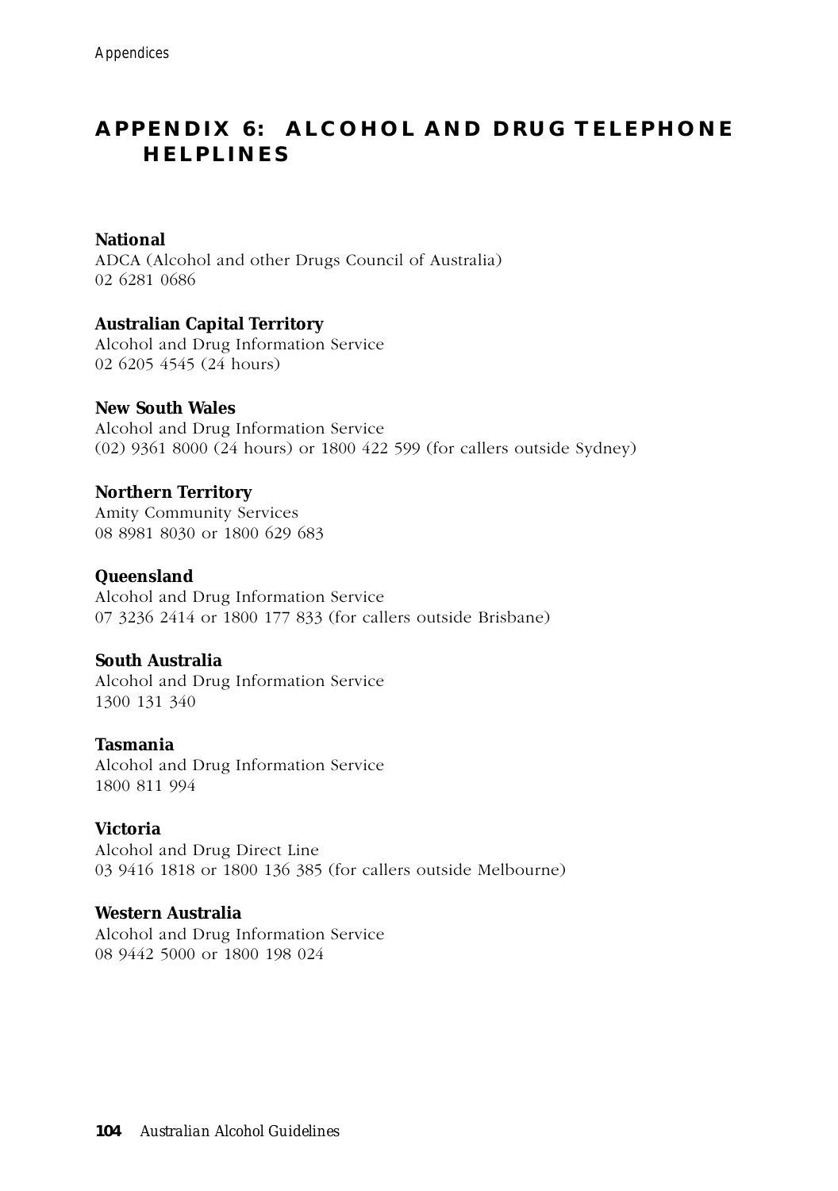# APPENDIX 6: ALCOHOL AND DRUG TELEPHONE HELPLINES

**National**
ADCA (Alcohol and other Drugs Council of Australia)
02 6281 0686

**Australian Capital Territory**
Alcohol and Drug Information Service
02 6205 4545 (24 hours)

**New South Wales**
Alcohol and Drug Information Service
(02) 9361 8000 (24 hours) or 1800 422 599 (for callers outside Sydney)

**Northern Territory**
Amity Community Services
08 8981 8030 or 1800 629 683

**Queensland**
Alcohol and Drug Information Service
07 3236 2414 or 1800 177 833 (for callers outside Brisbane)

**South Australia**
Alcohol and Drug Information Service
1300 131 340

**Tasmania**
Alcohol and Drug Information Service
1800 811 994

**Victoria**
Alcohol and Drug Direct Line
03 9416 1818 or 1800 136 385 (for callers outside Melbourne)

**Western Australia**
Alcohol and Drug Information Service
08 9442 5000 or 1800 198 024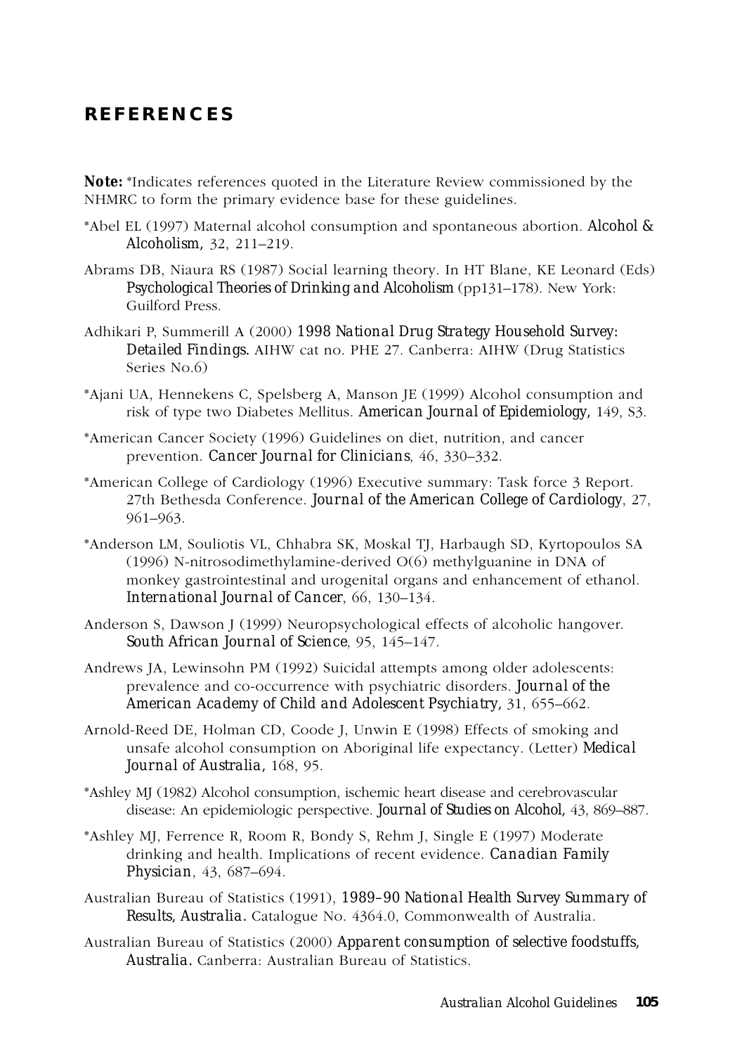# REFERENCES

**Note:** *Indicates references quoted in the Literature Review commissioned by the NHMRC to form the primary evidence base for these guidelines.

*Abel EL (1997) Maternal alcohol consumption and spontaneous abortion. *Alcohol & Alcoholism,* 32, 211–219.

Abrams DB, Niaura RS (1987) Social learning theory. In HT Blane, KE Leonard (Eds) *Psychological Theories of Drinking and Alcoholism* (pp131–178). New York: Guilford Press.

Adhikari P, Summerill A (2000) *1998 National Drug Strategy Household Survey: Detailed Findings.* AIHW cat no. PHE 27. Canberra: AIHW (Drug Statistics Series No.6)

*Ajani UA, Hennekens C, Spelsberg A, Manson JE (1999) Alcohol consumption and risk of type two Diabetes Mellitus. *American Journal of Epidemiology,* 149, S3.

*American Cancer Society (1996) Guidelines on diet, nutrition, and cancer prevention. *Cancer Journal for Clinicians*, 46, 330–332.

*American College of Cardiology (1996) Executive summary: Task force 3 Report. 27th Bethesda Conference. *Journal of the American College of Cardiology*, 27, 961–963.

*Anderson LM, Souliotis VL, Chhabra SK, Moskal TJ, Harbaugh SD, Kyrtopoulos SA (1996) N-nitrosodimethylamine-derived O(6) methylguanine in DNA of monkey gastrointestinal and urogenital organs and enhancement of ethanol. *International Journal of Cancer*, 66, 130–134.

Anderson S, Dawson J (1999) Neuropsychological effects of alcoholic hangover. *South African Journal of Science*, 95, 145–147.

Andrews JA, Lewinsohn PM (1992) Suicidal attempts among older adolescents: prevalence and co-occurrence with psychiatric disorders. *Journal of the American Academy of Child and Adolescent Psychiatry,* 31, 655–662.

Arnold-Reed DE, Holman CD, Coode J, Unwin E (1998) Effects of smoking and unsafe alcohol consumption on Aboriginal life expectancy. (Letter) *Medical Journal of Australia,* 168, 95.

*Ashley MJ (1982) Alcohol consumption, ischemic heart disease and cerebrovascular disease: An epidemiologic perspective. *Journal of Studies on Alcohol,* 43, 869–887.

*Ashley MJ, Ferrence R, Room R, Bondy S, Rehm J, Single E (1997) Moderate drinking and health. Implications of recent evidence. *Canadian Family Physician*, 43, 687–694.

Australian Bureau of Statistics (1991), *1989–90 National Health Survey Summary of Results, Australia.* Catalogue No. 4364.0, Commonwealth of Australia.

Australian Bureau of Statistics (2000) *Apparent consumption of selective foodstuffs, Australia.* Canberra: Australian Bureau of Statistics.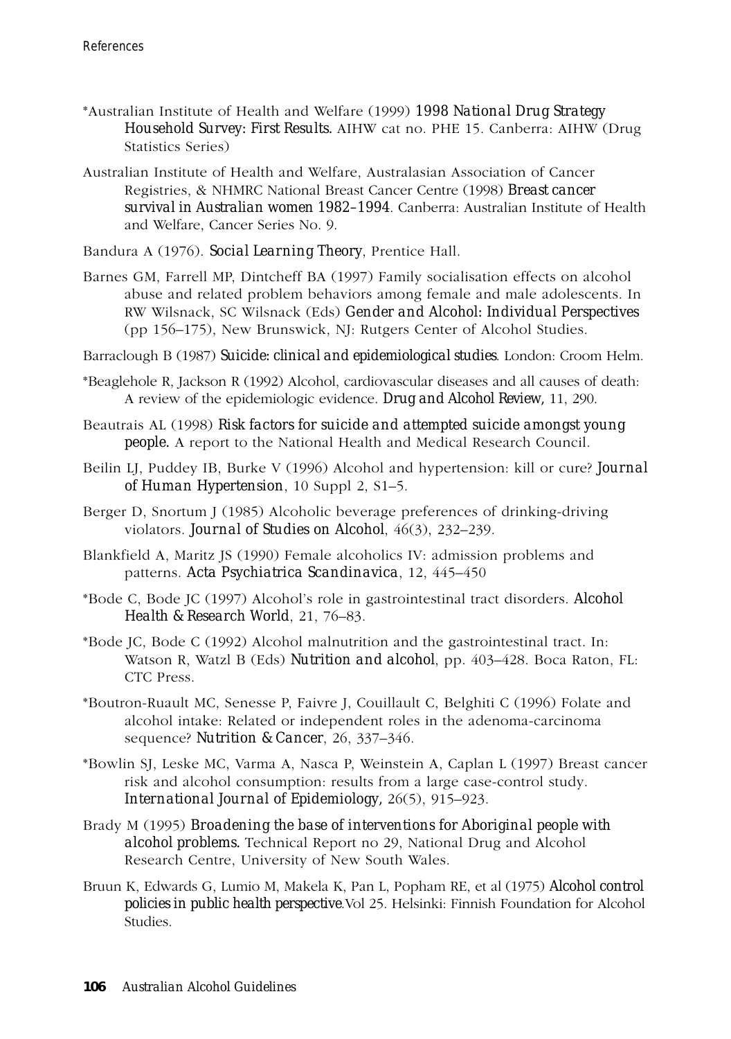*Australian Institute of Health and Welfare (1999) *1998 National Drug Strategy Household Survey: First Results.* AIHW cat no. PHE 15. Canberra: AIHW (Drug Statistics Series)

Australian Institute of Health and Welfare, Australasian Association of Cancer Registries, & NHMRC National Breast Cancer Centre (1998) *Breast cancer survival in Australian women 1982–1994*. Canberra: Australian Institute of Health and Welfare, Cancer Series No. 9.

Bandura A (1976). *Social Learning Theory*, Prentice Hall.

Barnes GM, Farrell MP, Dintcheff BA (1997) Family socialisation effects on alcohol abuse and related problem behaviors among female and male adolescents. In RW Wilsnack, SC Wilsnack (Eds) *Gender and Alcohol: Individual Perspectives* (pp 156–175), New Brunswick, NJ: Rutgers Center of Alcohol Studies.

Barraclough B (1987) *Suicide: clinical and epidemiological studies*. London: Croom Helm.

*Beaglehole R, Jackson R (1992) Alcohol, cardiovascular diseases and all causes of death: A review of the epidemiologic evidence. *Drug and Alcohol Review,* 11, 290.

Beautrais AL (1998) *Risk factors for suicide and attempted suicide amongst young people.* A report to the National Health and Medical Research Council.

Beilin LJ, Puddey IB, Burke V (1996) Alcohol and hypertension: kill or cure? *Journal of Human Hypertension*, 10 Suppl 2, S1–5.

Berger D, Snortum J (1985) Alcoholic beverage preferences of drinking-driving violators. *Journal of Studies on Alcohol*, 46(3), 232–239.

Blankfield A, Maritz JS (1990) Female alcoholics IV: admission problems and patterns. *Acta Psychiatrica Scandinavica*, 12, 445–450

*Bode C, Bode JC (1997) Alcohol's role in gastrointestinal tract disorders. *Alcohol Health & Research World*, 21, 76–83.

*Bode JC, Bode C (1992) Alcohol malnutrition and the gastrointestinal tract. In: Watson R, Watzl B (Eds) *Nutrition and alcohol*, pp. 403–428. Boca Raton, FL: CTC Press.

*Boutron-Ruault MC, Senesse P, Faivre J, Couillault C, Belghiti C (1996) Folate and alcohol intake: Related or independent roles in the adenoma-carcinoma sequence? *Nutrition & Cancer*, 26, 337–346.

*Bowlin SJ, Leske MC, Varma A, Nasca P, Weinstein A, Caplan L (1997) Breast cancer risk and alcohol consumption: results from a large case-control study. *International Journal of Epidemiology,* 26(5), 915–923.

Brady M (1995) *Broadening the base of interventions for Aboriginal people with alcohol problems.* Technical Report no 29, National Drug and Alcohol Research Centre, University of New South Wales.

Bruun K, Edwards G, Lumio M, Makela K, Pan L, Popham RE, et al (1975) *Alcohol control policies in public health perspective*.Vol 25. Helsinki: Finnish Foundation for Alcohol Studies.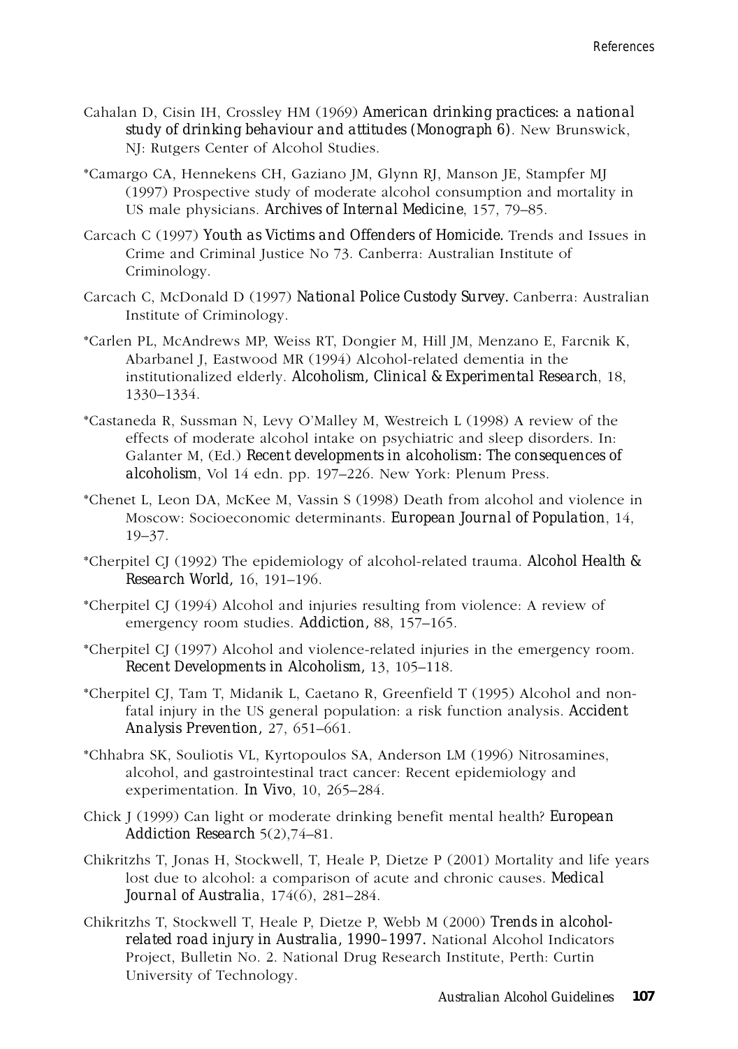Cahalan D, Cisin IH, Crossley HM (1969) *American drinking practices: a national study of drinking behaviour and attitudes (Monograph 6)*. New Brunswick, NJ: Rutgers Center of Alcohol Studies.

*Camargo CA, Hennekens CH, Gaziano JM, Glynn RJ, Manson JE, Stampfer MJ (1997) Prospective study of moderate alcohol consumption and mortality in US male physicians. *Archives of Internal Medicine*, 157, 79–85.

Carcach C (1997) *Youth as Victims and Offenders of Homicide.* Trends and Issues in Crime and Criminal Justice No 73. Canberra: Australian Institute of Criminology.

Carcach C, McDonald D (1997) *National Police Custody Survey.* Canberra: Australian Institute of Criminology.

*Carlen PL, McAndrews MP, Weiss RT, Dongier M, Hill JM, Menzano E, Farcnik K, Abarbanel J, Eastwood MR (1994) Alcohol-related dementia in the institutionalized elderly. *Alcoholism, Clinical & Experimental Research*, 18, 1330–1334.

*Castaneda R, Sussman N, Levy O'Malley M, Westreich L (1998) A review of the effects of moderate alcohol intake on psychiatric and sleep disorders. In: Galanter M, (Ed.) *Recent developments in alcoholism: The consequences of alcoholism*, Vol 14 edn. pp. 197–226. New York: Plenum Press.

*Chenet L, Leon DA, McKee M, Vassin S (1998) Death from alcohol and violence in Moscow: Socioeconomic determinants. *European Journal of Population*, 14, 19–37.

*Cherpitel CJ (1992) The epidemiology of alcohol-related trauma. *Alcohol Health & Research World,* 16, 191–196.

*Cherpitel CJ (1994) Alcohol and injuries resulting from violence: A review of emergency room studies. *Addiction,* 88, 157–165.

*Cherpitel CJ (1997) Alcohol and violence-related injuries in the emergency room. *Recent Developments in Alcoholism,* 13, 105–118.

*Cherpitel CJ, Tam T, Midanik L, Caetano R, Greenfield T (1995) Alcohol and non-fatal injury in the US general population: a risk function analysis. *Accident Analysis Prevention,* 27, 651–661.

*Chhabra SK, Souliotis VL, Kyrtopoulos SA, Anderson LM (1996) Nitrosamines, alcohol, and gastrointestinal tract cancer: Recent epidemiology and experimentation. *In Vivo*, 10, 265–284.

Chick J (1999) Can light or moderate drinking benefit mental health? *European Addiction Research* 5(2),74–81.

Chikritzhs T, Jonas H, Stockwell, T, Heale P, Dietze P (2001) Mortality and life years lost due to alcohol: a comparison of acute and chronic causes. *Medical Journal of Australia*, 174(6), 281–284.

Chikritzhs T, Stockwell T, Heale P, Dietze P, Webb M (2000) *Trends in alcohol-related road injury in Australia, 1990–1997.* National Alcohol Indicators Project, Bulletin No. 2. National Drug Research Institute, Perth: Curtin University of Technology.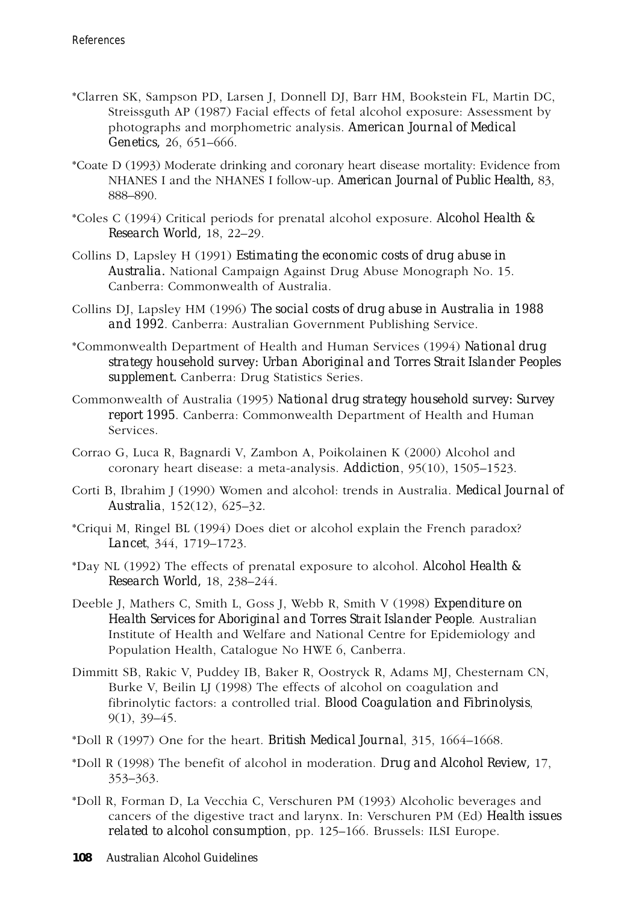*Clarren SK, Sampson PD, Larsen J, Donnell DJ, Barr HM, Bookstein FL, Martin DC, Streissguth AP (1987) Facial effects of fetal alcohol exposure: Assessment by photographs and morphometric analysis. *American Journal of Medical Genetics,* 26, 651–666.

*Coate D (1993) Moderate drinking and coronary heart disease mortality: Evidence from NHANES I and the NHANES I follow-up. *American Journal of Public Health,* 83, 888–890.

*Coles C (1994) Critical periods for prenatal alcohol exposure. *Alcohol Health & Research World,* 18, 22–29.

Collins D, Lapsley H (1991) *Estimating the economic costs of drug abuse in Australia.* National Campaign Against Drug Abuse Monograph No. 15. Canberra: Commonwealth of Australia.

Collins DJ, Lapsley HM (1996) *The social costs of drug abuse in Australia in 1988 and 1992*. Canberra: Australian Government Publishing Service.

*Commonwealth Department of Health and Human Services (1994) *National drug strategy household survey: Urban Aboriginal and Torres Strait Islander Peoples supplement.* Canberra: Drug Statistics Series.

Commonwealth of Australia (1995) *National drug strategy household survey: Survey report 1995*. Canberra: Commonwealth Department of Health and Human Services.

Corrao G, Luca R, Bagnardi V, Zambon A, Poikolainen K (2000) Alcohol and coronary heart disease: a meta-analysis. *Addiction*, 95(10), 1505–1523.

Corti B, Ibrahim J (1990) Women and alcohol: trends in Australia. *Medical Journal of Australia*, 152(12), 625–32.

*Criqui M, Ringel BL (1994) Does diet or alcohol explain the French paradox? *Lancet*, 344, 1719–1723.

*Day NL (1992) The effects of prenatal exposure to alcohol. *Alcohol Health & Research World,* 18, 238–244.

Deeble J, Mathers C, Smith L, Goss J, Webb R, Smith V (1998) *Expenditure on Health Services for Aboriginal and Torres Strait Islander People*. Australian Institute of Health and Welfare and National Centre for Epidemiology and Population Health, Catalogue No HWE 6, Canberra.

Dimmitt SB, Rakic V, Puddey IB, Baker R, Oostryck R, Adams MJ, Chesternam CN, Burke V, Beilin LJ (1998) The effects of alcohol on coagulation and fibrinolytic factors: a controlled trial. *Blood Coagulation and Fibrinolysis*, 9(1), 39–45.

*Doll R (1997) One for the heart. *British Medical Journal*, 315, 1664–1668.

*Doll R (1998) The benefit of alcohol in moderation. *Drug and Alcohol Review,* 17, 353–363.

*Doll R, Forman D, La Vecchia C, Verschuren PM (1993) Alcoholic beverages and cancers of the digestive tract and larynx. In: Verschuren PM (Ed) *Health issues related to alcohol consumption*, pp. 125–166. Brussels: ILSI Europe.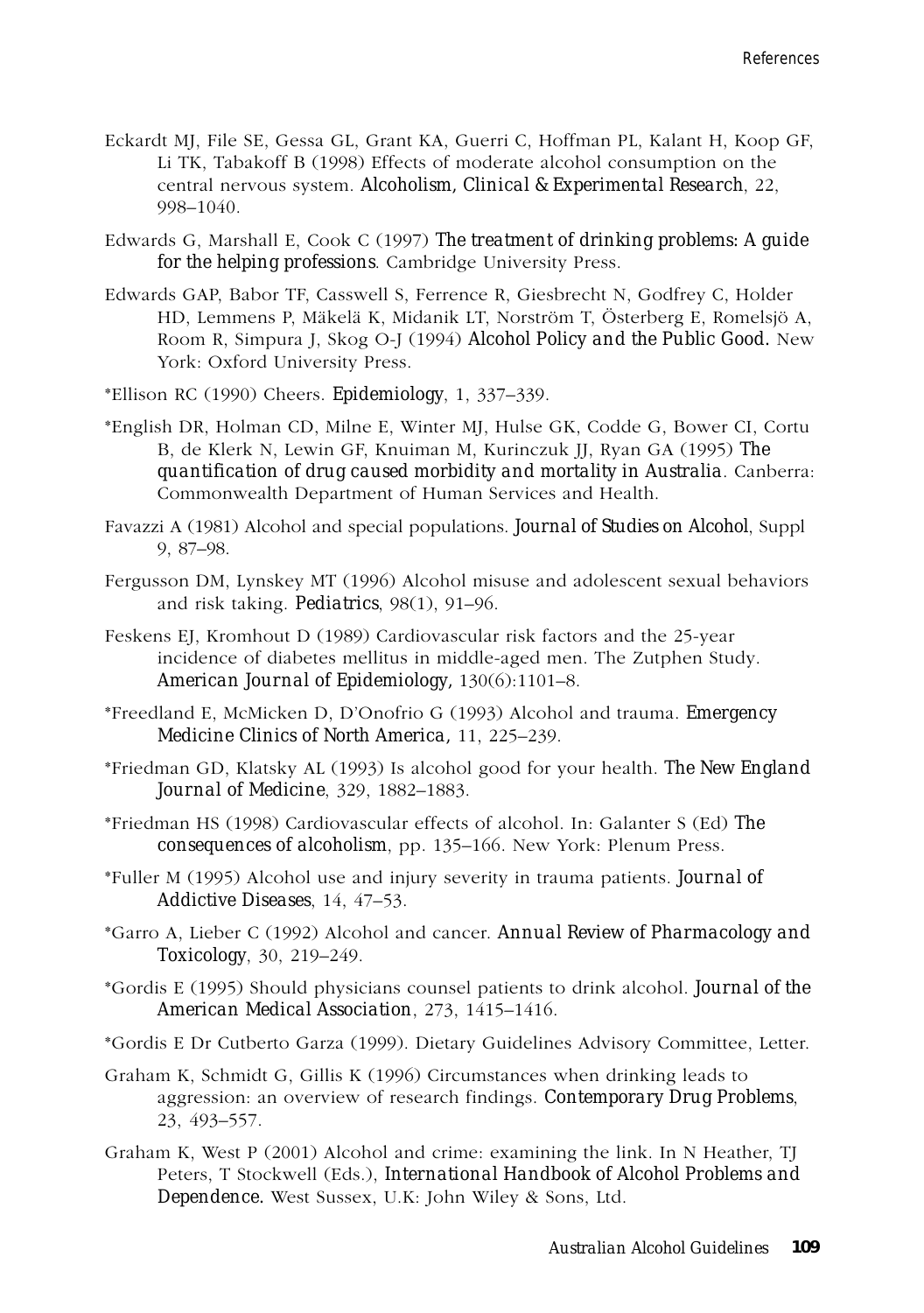Eckardt MJ, File SE, Gessa GL, Grant KA, Guerri C, Hoffman PL, Kalant H, Koop GF, Li TK, Tabakoff B (1998) Effects of moderate alcohol consumption on the central nervous system. *Alcoholism, Clinical & Experimental Research*, 22, 998–1040.

Edwards G, Marshall E, Cook C (1997) *The treatment of drinking problems: A guide for the helping professions*. Cambridge University Press.

Edwards GAP, Babor TF, Casswell S, Ferrence R, Giesbrecht N, Godfrey C, Holder HD, Lemmens P, Mäkelä K, Midanik LT, Norström T, Österberg E, Romelsjö A, Room R, Simpura J, Skog O-J (1994) *Alcohol Policy and the Public Good.* New York: Oxford University Press.

*Ellison RC (1990) Cheers. *Epidemiology*, 1, 337–339.

*English DR, Holman CD, Milne E, Winter MJ, Hulse GK, Codde G, Bower CI, Cortu B, de Klerk N, Lewin GF, Knuiman M, Kurinczuk JJ, Ryan GA (1995) *The quantification of drug caused morbidity and mortality in Australia*. Canberra: Commonwealth Department of Human Services and Health.

Favazzi A (1981) Alcohol and special populations. *Journal of Studies on Alcohol*, Suppl 9, 87–98.

Fergusson DM, Lynskey MT (1996) Alcohol misuse and adolescent sexual behaviors and risk taking. *Pediatrics*, 98(1), 91–96.

Feskens EJ, Kromhout D (1989) Cardiovascular risk factors and the 25-year incidence of diabetes mellitus in middle-aged men. The Zutphen Study. *American Journal of Epidemiology,* 130(6):1101–8.

*Freedland E, McMicken D, D'Onofrio G (1993) Alcohol and trauma. *Emergency Medicine Clinics of North America,* 11, 225–239.

*Friedman GD, Klatsky AL (1993) Is alcohol good for your health. *The New England Journal of Medicine*, 329, 1882–1883.

*Friedman HS (1998) Cardiovascular effects of alcohol. In: Galanter S (Ed) *The consequences of alcoholism*, pp. 135–166. New York: Plenum Press.

*Fuller M (1995) Alcohol use and injury severity in trauma patients. *Journal of Addictive Diseases*, 14, 47–53.

*Garro A, Lieber C (1992) Alcohol and cancer. *Annual Review of Pharmacology and Toxicology*, 30, 219–249.

*Gordis E (1995) Should physicians counsel patients to drink alcohol. *Journal of the American Medical Association*, 273, 1415–1416.

*Gordis E Dr Cutberto Garza (1999). Dietary Guidelines Advisory Committee, Letter.

Graham K, Schmidt G, Gillis K (1996) Circumstances when drinking leads to aggression: an overview of research findings. *Contemporary Drug Problems*, 23, 493–557.

Graham K, West P (2001) Alcohol and crime: examining the link. In N Heather, TJ Peters, T Stockwell (Eds.), *International Handbook of Alcohol Problems and Dependence.* West Sussex, U.K: John Wiley & Sons, Ltd.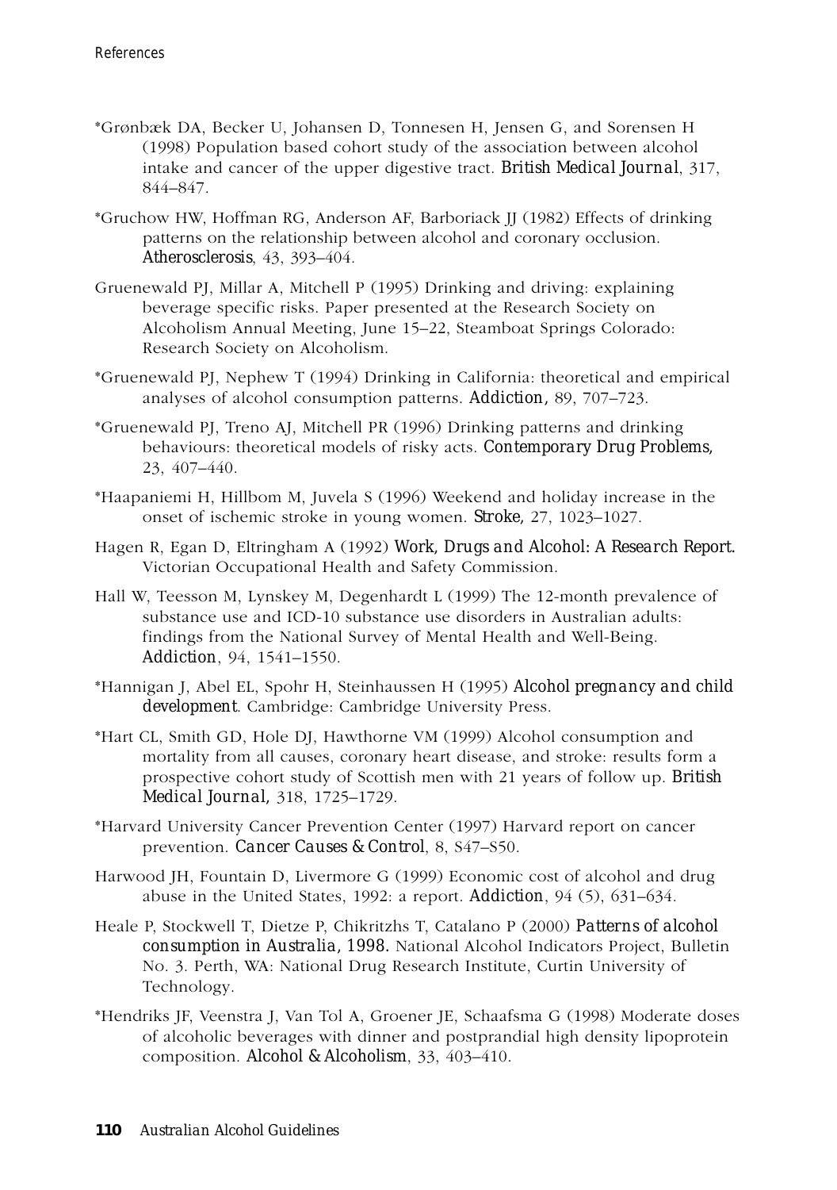*Grønbæk DA, Becker U, Johansen D, Tonnesen H, Jensen G, and Sorensen H (1998) Population based cohort study of the association between alcohol intake and cancer of the upper digestive tract. *British Medical Journal*, 317, 844–847.

*Gruchow HW, Hoffman RG, Anderson AF, Barboriack JJ (1982) Effects of drinking patterns on the relationship between alcohol and coronary occlusion. *Atherosclerosis*, 43, 393–404.

Gruenewald PJ, Millar A, Mitchell P (1995) Drinking and driving: explaining beverage specific risks. Paper presented at the Research Society on Alcoholism Annual Meeting, June 15–22, Steamboat Springs Colorado: Research Society on Alcoholism.

*Gruenewald PJ, Nephew T (1994) Drinking in California: theoretical and empirical analyses of alcohol consumption patterns. *Addiction*, 89, 707–723.

*Gruenewald PJ, Treno AJ, Mitchell PR (1996) Drinking patterns and drinking behaviours: theoretical models of risky acts. *Contemporary Drug Problems*, 23, 407–440.

*Haapaniemi H, Hillbom M, Juvela S (1996) Weekend and holiday increase in the onset of ischemic stroke in young women. *Stroke*, 27, 1023–1027.

Hagen R, Egan D, Eltringham A (1992) *Work, Drugs and Alcohol: A Research Report.* Victorian Occupational Health and Safety Commission.

Hall W, Teesson M, Lynskey M, Degenhardt L (1999) The 12-month prevalence of substance use and ICD-10 substance use disorders in Australian adults: findings from the National Survey of Mental Health and Well-Being. *Addiction*, 94, 1541–1550.

*Hannigan J, Abel EL, Spohr H, Steinhaussen H (1995) *Alcohol pregnancy and child development*. Cambridge: Cambridge University Press.

*Hart CL, Smith GD, Hole DJ, Hawthorne VM (1999) Alcohol consumption and mortality from all causes, coronary heart disease, and stroke: results form a prospective cohort study of Scottish men with 21 years of follow up. *British Medical Journal*, 318, 1725–1729.

*Harvard University Cancer Prevention Center (1997) Harvard report on cancer prevention. *Cancer Causes & Control*, 8, S47–S50.

Harwood JH, Fountain D, Livermore G (1999) Economic cost of alcohol and drug abuse in the United States, 1992: a report. *Addiction*, 94 (5), 631–634.

Heale P, Stockwell T, Dietze P, Chikritzhs T, Catalano P (2000) *Patterns of alcohol consumption in Australia, 1998.* National Alcohol Indicators Project, Bulletin No. 3. Perth, WA: National Drug Research Institute, Curtin University of Technology.

*Hendriks JF, Veenstra J, Van Tol A, Groener JE, Schaafsma G (1998) Moderate doses of alcoholic beverages with dinner and postprandial high density lipoprotein composition. *Alcohol & Alcoholism*, 33, 403–410.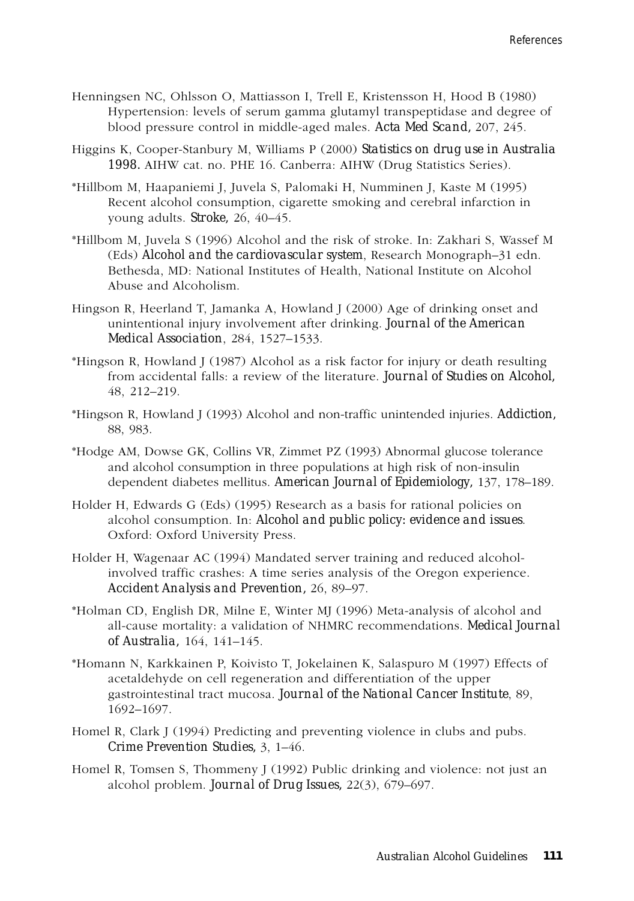Henningsen NC, Ohlsson O, Mattiasson I, Trell E, Kristensson H, Hood B (1980) Hypertension: levels of serum gamma glutamyl transpeptidase and degree of blood pressure control in middle-aged males. *Acta Med Scand,* 207, 245.

Higgins K, Cooper-Stanbury M, Williams P (2000) *Statistics on drug use in Australia 1998.* AIHW cat. no. PHE 16. Canberra: AIHW (Drug Statistics Series).

*Hillbom M, Haapaniemi J, Juvela S, Palomaki H, Numminen J, Kaste M (1995) Recent alcohol consumption, cigarette smoking and cerebral infarction in young adults. *Stroke,* 26, 40–45.

*Hillbom M, Juvela S (1996) Alcohol and the risk of stroke. In: Zakhari S, Wassef M (Eds) *Alcohol and the cardiovascular system*, Research Monograph–31 edn. Bethesda, MD: National Institutes of Health, National Institute on Alcohol Abuse and Alcoholism.

Hingson R, Heerland T, Jamanka A, Howland J (2000) Age of drinking onset and unintentional injury involvement after drinking. *Journal of the American Medical Association*, 284, 1527–1533.

*Hingson R, Howland J (1987) Alcohol as a risk factor for injury or death resulting from accidental falls: a review of the literature. *Journal of Studies on Alcohol,* 48, 212–219.

*Hingson R, Howland J (1993) Alcohol and non-traffic unintended injuries. *Addiction,* 88, 983.

*Hodge AM, Dowse GK, Collins VR, Zimmet PZ (1993) Abnormal glucose tolerance and alcohol consumption in three populations at high risk of non-insulin dependent diabetes mellitus. *American Journal of Epidemiology,* 137, 178–189.

Holder H, Edwards G (Eds) (1995) Research as a basis for rational policies on alcohol consumption. In: *Alcohol and public policy: evidence and issues*. Oxford: Oxford University Press.

Holder H, Wagenaar AC (1994) Mandated server training and reduced alcohol-involved traffic crashes: A time series analysis of the Oregon experience. *Accident Analysis and Prevention,* 26, 89–97.

*Holman CD, English DR, Milne E, Winter MJ (1996) Meta-analysis of alcohol and all-cause mortality: a validation of NHMRC recommendations. *Medical Journal of Australia,* 164, 141–145.

*Homann N, Karkkainen P, Koivisto T, Jokelainen K, Salaspuro M (1997) Effects of acetaldehyde on cell regeneration and differentiation of the upper gastrointestinal tract mucosa. *Journal of the National Cancer Institute*, 89, 1692–1697.

Homel R, Clark J (1994) Predicting and preventing violence in clubs and pubs. *Crime Prevention Studies,* 3, 1–46.

Homel R, Tomsen S, Thommeny J (1992) Public drinking and violence: not just an alcohol problem. *Journal of Drug Issues,* 22(3), 679–697.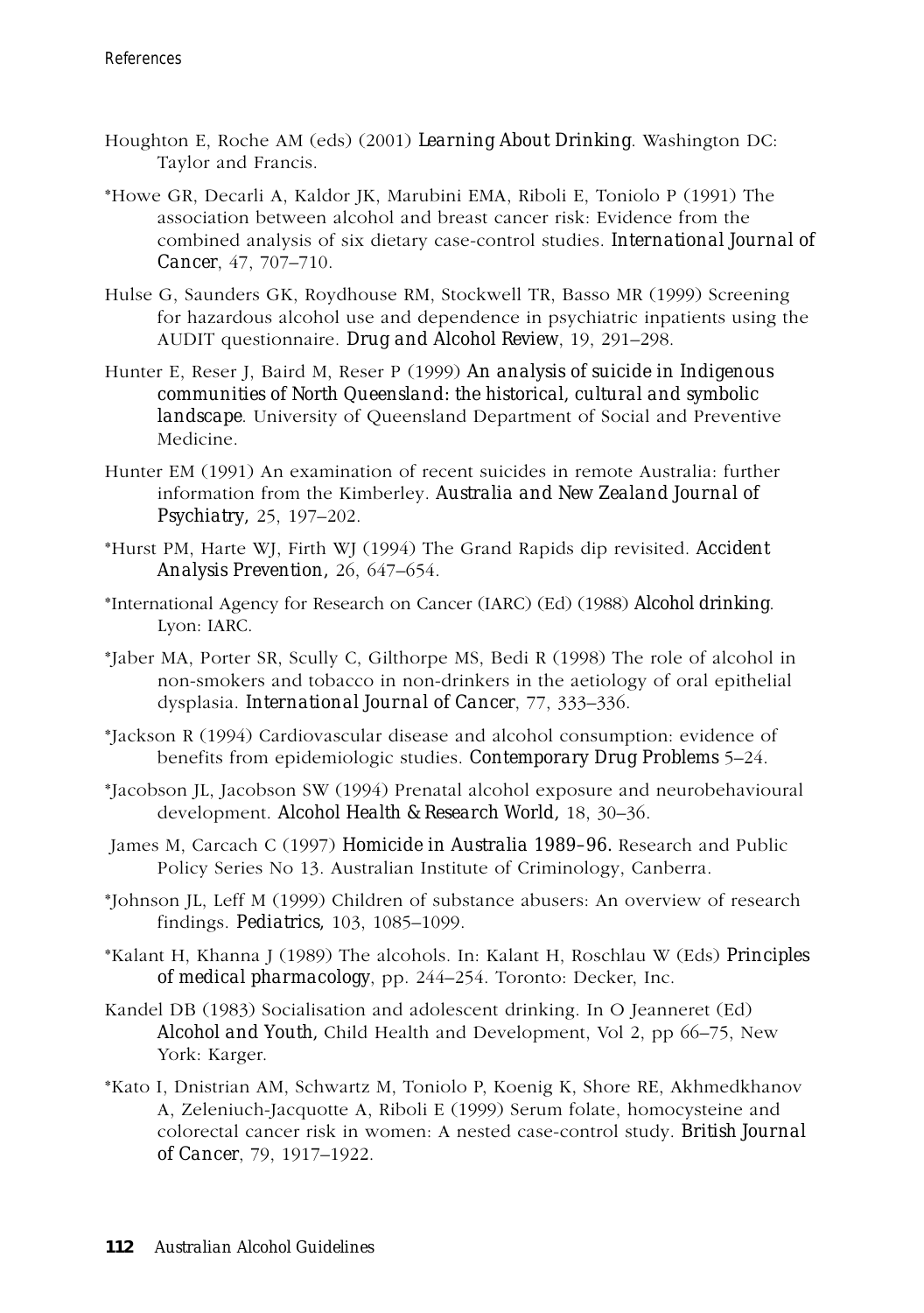Houghton E, Roche AM (eds) (2001) *Learning About Drinking*. Washington DC: Taylor and Francis.

*Howe GR, Decarli A, Kaldor JK, Marubini EMA, Riboli E, Toniolo P (1991) The association between alcohol and breast cancer risk: Evidence from the combined analysis of six dietary case-control studies. *International Journal of Cancer*, 47, 707–710.

Hulse G, Saunders GK, Roydhouse RM, Stockwell TR, Basso MR (1999) Screening for hazardous alcohol use and dependence in psychiatric inpatients using the AUDIT questionnaire. *Drug and Alcohol Review*, 19, 291–298.

Hunter E, Reser J, Baird M, Reser P (1999) *An analysis of suicide in Indigenous communities of North Queensland: the historical, cultural and symbolic landscape*. University of Queensland Department of Social and Preventive Medicine.

Hunter EM (1991) An examination of recent suicides in remote Australia: further information from the Kimberley. *Australia and New Zealand Journal of Psychiatry*, 25, 197–202.

*Hurst PM, Harte WJ, Firth WJ (1994) The Grand Rapids dip revisited. *Accident Analysis Prevention*, 26, 647–654.

*International Agency for Research on Cancer (IARC) (Ed) (1988) *Alcohol drinking*. Lyon: IARC.

*Jaber MA, Porter SR, Scully C, Gilthorpe MS, Bedi R (1998) The role of alcohol in non-smokers and tobacco in non-drinkers in the aetiology of oral epithelial dysplasia. *International Journal of Cancer*, 77, 333–336.

*Jackson R (1994) Cardiovascular disease and alcohol consumption: evidence of benefits from epidemiologic studies. *Contemporary Drug Problems* 5–24.

*Jacobson JL, Jacobson SW (1994) Prenatal alcohol exposure and neurobehavioural development. *Alcohol Health & Research World*, 18, 30–36.

James M, Carcach C (1997) *Homicide in Australia 1989–96.* Research and Public Policy Series No 13. Australian Institute of Criminology, Canberra.

*Johnson JL, Leff M (1999) Children of substance abusers: An overview of research findings. *Pediatrics*, 103, 1085–1099.

*Kalant H, Khanna J (1989) The alcohols. In: Kalant H, Roschlau W (Eds) *Principles of medical pharmacology*, pp. 244–254. Toronto: Decker, Inc.

Kandel DB (1983) Socialisation and adolescent drinking. In O Jeanneret (Ed) *Alcohol and Youth*, Child Health and Development, Vol 2, pp 66–75, New York: Karger.

*Kato I, Dnistrian AM, Schwartz M, Toniolo P, Koenig K, Shore RE, Akhmedkhanov A, Zeleniuch-Jacquotte A, Riboli E (1999) Serum folate, homocysteine and colorectal cancer risk in women: A nested case-control study. *British Journal of Cancer*, 79, 1917–1922.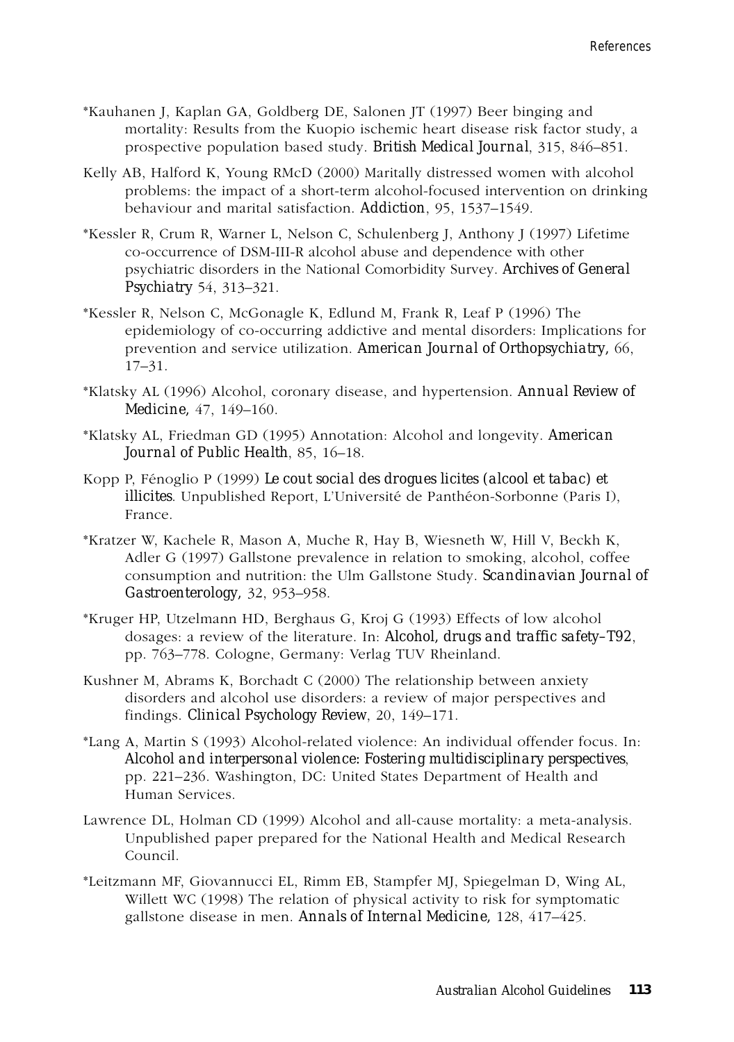*Kauhanen J, Kaplan GA, Goldberg DE, Salonen JT (1997) Beer binging and mortality: Results from the Kuopio ischemic heart disease risk factor study, a prospective population based study. *British Medical Journal*, 315, 846–851.

Kelly AB, Halford K, Young RMcD (2000) Maritally distressed women with alcohol problems: the impact of a short-term alcohol-focused intervention on drinking behaviour and marital satisfaction. *Addiction*, 95, 1537–1549.

*Kessler R, Crum R, Warner L, Nelson C, Schulenberg J, Anthony J (1997) Lifetime co-occurrence of DSM-III-R alcohol abuse and dependence with other psychiatric disorders in the National Comorbidity Survey. *Archives of General Psychiatry* 54, 313–321.

*Kessler R, Nelson C, McGonagle K, Edlund M, Frank R, Leaf P (1996) The epidemiology of co-occurring addictive and mental disorders: Implications for prevention and service utilization. *American Journal of Orthopsychiatry,* 66, 17–31.

*Klatsky AL (1996) Alcohol, coronary disease, and hypertension. *Annual Review of Medicine,* 47, 149–160.

*Klatsky AL, Friedman GD (1995) Annotation: Alcohol and longevity. *American Journal of Public Health*, 85, 16–18.

Kopp P, Fénoglio P (1999) *Le cout social des drogues licites (alcool et tabac) et illicites*. Unpublished Report, L'Université de Panthéon-Sorbonne (Paris I), France.

*Kratzer W, Kachele R, Mason A, Muche R, Hay B, Wiesneth W, Hill V, Beckh K, Adler G (1997) Gallstone prevalence in relation to smoking, alcohol, coffee consumption and nutrition: the Ulm Gallstone Study. *Scandinavian Journal of Gastroenterology,* 32, 953–958.

*Kruger HP, Utzelmann HD, Berghaus G, Kroj G (1993) Effects of low alcohol dosages: a review of the literature. In: *Alcohol, drugs and traffic safety–T92*, pp. 763–778. Cologne, Germany: Verlag TUV Rheinland.

Kushner M, Abrams K, Borchadt C (2000) The relationship between anxiety disorders and alcohol use disorders: a review of major perspectives and findings. *Clinical Psychology Review*, 20, 149–171.

*Lang A, Martin S (1993) Alcohol-related violence: An individual offender focus. In: *Alcohol and interpersonal violence: Fostering multidisciplinary perspectives*, pp. 221–236. Washington, DC: United States Department of Health and Human Services.

Lawrence DL, Holman CD (1999) Alcohol and all-cause mortality: a meta-analysis. Unpublished paper prepared for the National Health and Medical Research Council.

*Leitzmann MF, Giovannucci EL, Rimm EB, Stampfer MJ, Spiegelman D, Wing AL, Willett WC (1998) The relation of physical activity to risk for symptomatic gallstone disease in men. *Annals of Internal Medicine,* 128, 417–425.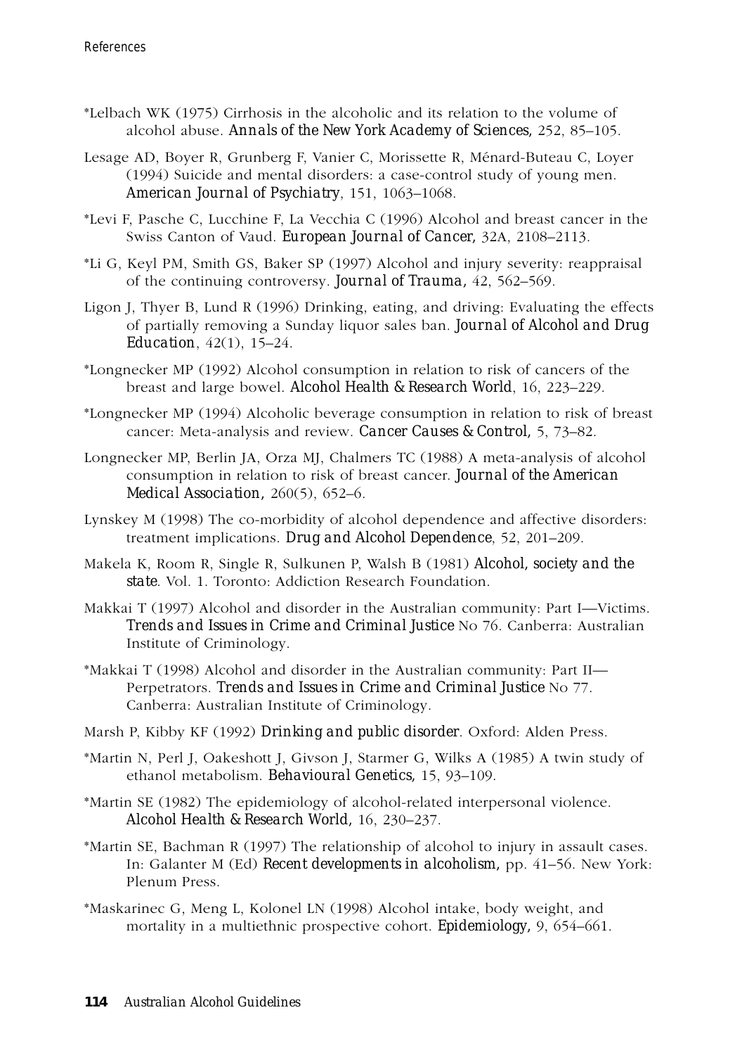*Lelbach WK (1975) Cirrhosis in the alcoholic and its relation to the volume of alcohol abuse. *Annals of the New York Academy of Sciences*, 252, 85–105.

Lesage AD, Boyer R, Grunberg F, Vanier C, Morissette R, Ménard-Buteau C, Loyer (1994) Suicide and mental disorders: a case-control study of young men. *American Journal of Psychiatry*, 151, 1063–1068.

*Levi F, Pasche C, Lucchine F, La Vecchia C (1996) Alcohol and breast cancer in the Swiss Canton of Vaud. *European Journal of Cancer*, 32A, 2108–2113.

*Li G, Keyl PM, Smith GS, Baker SP (1997) Alcohol and injury severity: reappraisal of the continuing controversy. *Journal of Trauma*, 42, 562–569.

Ligon J, Thyer B, Lund R (1996) Drinking, eating, and driving: Evaluating the effects of partially removing a Sunday liquor sales ban. *Journal of Alcohol and Drug Education*, 42(1), 15–24.

*Longnecker MP (1992) Alcohol consumption in relation to risk of cancers of the breast and large bowel. *Alcohol Health & Research World*, 16, 223–229.

*Longnecker MP (1994) Alcoholic beverage consumption in relation to risk of breast cancer: Meta-analysis and review. *Cancer Causes & Control*, 5, 73–82.

Longnecker MP, Berlin JA, Orza MJ, Chalmers TC (1988) A meta-analysis of alcohol consumption in relation to risk of breast cancer. *Journal of the American Medical Association*, 260(5), 652–6.

Lynskey M (1998) The co-morbidity of alcohol dependence and affective disorders: treatment implications. *Drug and Alcohol Dependence*, 52, 201–209.

Makela K, Room R, Single R, Sulkunen P, Walsh B (1981) *Alcohol, society and the state*. Vol. 1. Toronto: Addiction Research Foundation.

Makkai T (1997) Alcohol and disorder in the Australian community: Part I—Victims. *Trends and Issues in Crime and Criminal Justice* No 76. Canberra: Australian Institute of Criminology.

*Makkai T (1998) Alcohol and disorder in the Australian community: Part II—Perpetrators. *Trends and Issues in Crime and Criminal Justice* No 77. Canberra: Australian Institute of Criminology.

Marsh P, Kibby KF (1992) *Drinking and public disorder*. Oxford: Alden Press.

*Martin N, Perl J, Oakeshott J, Givson J, Starmer G, Wilks A (1985) A twin study of ethanol metabolism. *Behavioural Genetics*, 15, 93–109.

*Martin SE (1982) The epidemiology of alcohol-related interpersonal violence. *Alcohol Health & Research World*, 16, 230–237.

*Martin SE, Bachman R (1997) The relationship of alcohol to injury in assault cases. In: Galanter M (Ed) *Recent developments in alcoholism*, pp. 41–56. New York: Plenum Press.

*Maskarinec G, Meng L, Kolonel LN (1998) Alcohol intake, body weight, and mortality in a multiethnic prospective cohort. *Epidemiology*, 9, 654–661.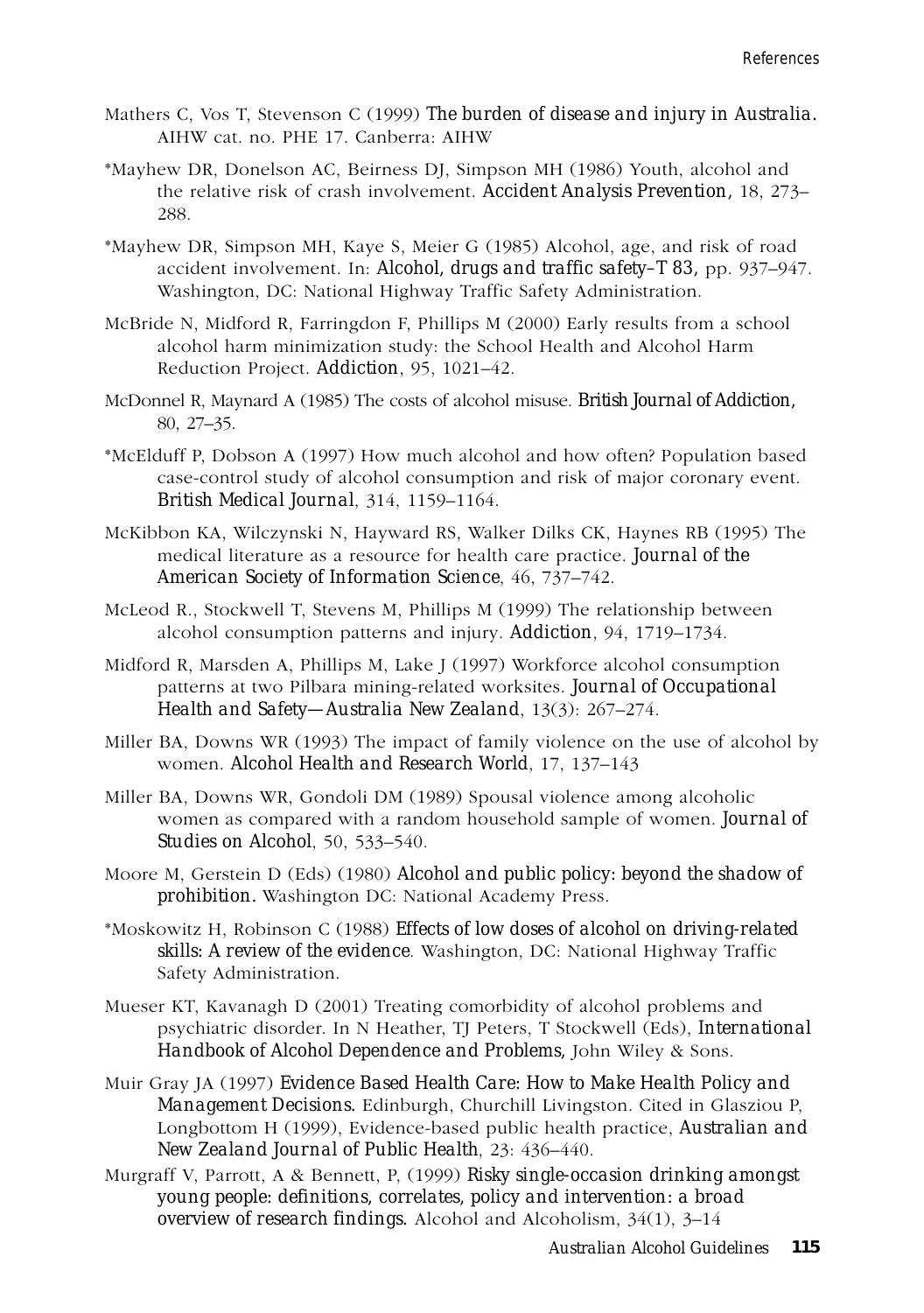Mathers C, Vos T, Stevenson C (1999) *The burden of disease and injury in Australia.* AIHW cat. no. PHE 17. Canberra: AIHW

*Mayhew DR, Donelson AC, Beirness DJ, Simpson MH (1986) Youth, alcohol and the relative risk of crash involvement. *Accident Analysis Prevention,* 18, 273–288.

*Mayhew DR, Simpson MH, Kaye S, Meier G (1985) Alcohol, age, and risk of road accident involvement. In: *Alcohol, drugs and traffic safety–T 83,* pp. 937–947. Washington, DC: National Highway Traffic Safety Administration.

McBride N, Midford R, Farringdon F, Phillips M (2000) Early results from a school alcohol harm minimization study: the School Health and Alcohol Harm Reduction Project. *Addiction*, 95, 1021–42.

McDonnel R, Maynard A (1985) The costs of alcohol misuse. *British Journal of Addiction,* 80, 27–35.

*McElduff P, Dobson A (1997) How much alcohol and how often? Population based case-control study of alcohol consumption and risk of major coronary event. *British Medical Journal*, 314, 1159–1164.

McKibbon KA, Wilczynski N, Hayward RS, Walker Dilks CK, Haynes RB (1995) The medical literature as a resource for health care practice. *Journal of the American Society of Information Science*, 46, 737–742.

McLeod R., Stockwell T, Stevens M, Phillips M (1999) The relationship between alcohol consumption patterns and injury. *Addiction*, 94, 1719–1734.

Midford R, Marsden A, Phillips M, Lake J (1997) Workforce alcohol consumption patterns at two Pilbara mining-related worksites. *Journal of Occupational Health and Safety—Australia New Zealand*, 13(3): 267–274.

Miller BA, Downs WR (1993) The impact of family violence on the use of alcohol by women. *Alcohol Health and Research World*, 17, 137–143

Miller BA, Downs WR, Gondoli DM (1989) Spousal violence among alcoholic women as compared with a random household sample of women. *Journal of Studies on Alcohol*, 50, 533–540.

Moore M, Gerstein D (Eds) (1980) *Alcohol and public policy: beyond the shadow of prohibition.* Washington DC: National Academy Press.

*Moskowitz H, Robinson C (1988) *Effects of low doses of alcohol on driving-related skills: A review of the evidence*. Washington, DC: National Highway Traffic Safety Administration.

Mueser KT, Kavanagh D (2001) Treating comorbidity of alcohol problems and psychiatric disorder. In N Heather, TJ Peters, T Stockwell (Eds), *International Handbook of Alcohol Dependence and Problems,* John Wiley & Sons.

Muir Gray JA (1997) *Evidence Based Health Care: How to Make Health Policy and Management Decisions.* Edinburgh, Churchill Livingston. Cited in Glasziou P, Longbottom H (1999), Evidence-based public health practice, *Australian and New Zealand Journal of Public Health*, 23: 436–440.

Murgraff V, Parrott, A & Bennett, P, (1999) *Risky single-occasion drinking amongst young people: definitions, correlates, policy and intervention: a broad overview of research findings.* Alcohol and Alcoholism, 34(1), 3–14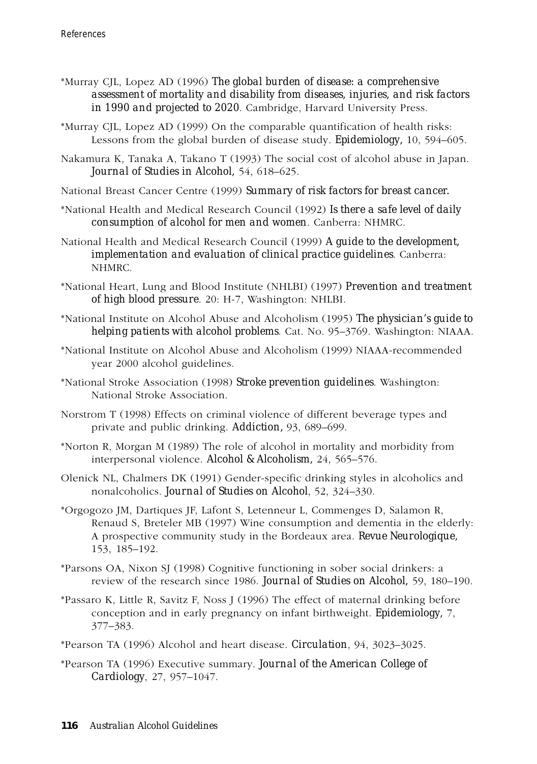*Murray CJL, Lopez AD (1996) *The global burden of disease: a comprehensive assessment of mortality and disability from diseases, injuries, and risk factors in 1990 and projected to 2020*. Cambridge, Harvard University Press.

*Murray CJL, Lopez AD (1999) On the comparable quantification of health risks: Lessons from the global burden of disease study. *Epidemiology*, 10, 594–605.

Nakamura K, Tanaka A, Takano T (1993) The social cost of alcohol abuse in Japan. *Journal of Studies in Alcohol*, 54, 618–625.

National Breast Cancer Centre (1999) *Summary of risk factors for breast cancer*.

*National Health and Medical Research Council (1992) *Is there a safe level of daily consumption of alcohol for men and women*. Canberra: NHMRC.

National Health and Medical Research Council (1999) *A guide to the development, implementation and evaluation of clinical practice guidelines*. Canberra: NHMRC.

*National Heart, Lung and Blood Institute (NHLBI) (1997) *Prevention and treatment of high blood pressure*. 20: H-7, Washington: NHLBI.

*National Institute on Alcohol Abuse and Alcoholism (1995) *The physician's guide to helping patients with alcohol problems*. Cat. No. 95–3769. Washington: NIAAA.

*National Institute on Alcohol Abuse and Alcoholism (1999) NIAAA-recommended year 2000 alcohol guidelines.

*National Stroke Association (1998) *Stroke prevention guidelines*. Washington: National Stroke Association.

Norstrom T (1998) Effects on criminal violence of different beverage types and private and public drinking. *Addiction*, 93, 689–699.

*Norton R, Morgan M (1989) The role of alcohol in mortality and morbidity from interpersonal violence. *Alcohol & Alcoholism*, 24, 565–576.

Olenick NL, Chalmers DK (1991) Gender-specific drinking styles in alcoholics and nonalcoholics. *Journal of Studies on Alcohol*, 52, 324–330.

*Orgogozo JM, Dartiques JF, Lafont S, Letenneur L, Commenges D, Salamon R, Renaud S, Breteler MB (1997) Wine consumption and dementia in the elderly: A prospective community study in the Bordeaux area. *Revue Neurologique*, 153, 185–192.

*Parsons OA, Nixon SJ (1998) Cognitive functioning in sober social drinkers: a review of the research since 1986. *Journal of Studies on Alcohol*, 59, 180–190.

*Passaro K, Little R, Savitz F, Noss J (1996) The effect of maternal drinking before conception and in early pregnancy on infant birthweight. *Epidemiology*, 7, 377–383.

*Pearson TA (1996) Alcohol and heart disease. *Circulation*, 94, 3023–3025.

*Pearson TA (1996) Executive summary. *Journal of the American College of Cardiology*, 27, 957–1047.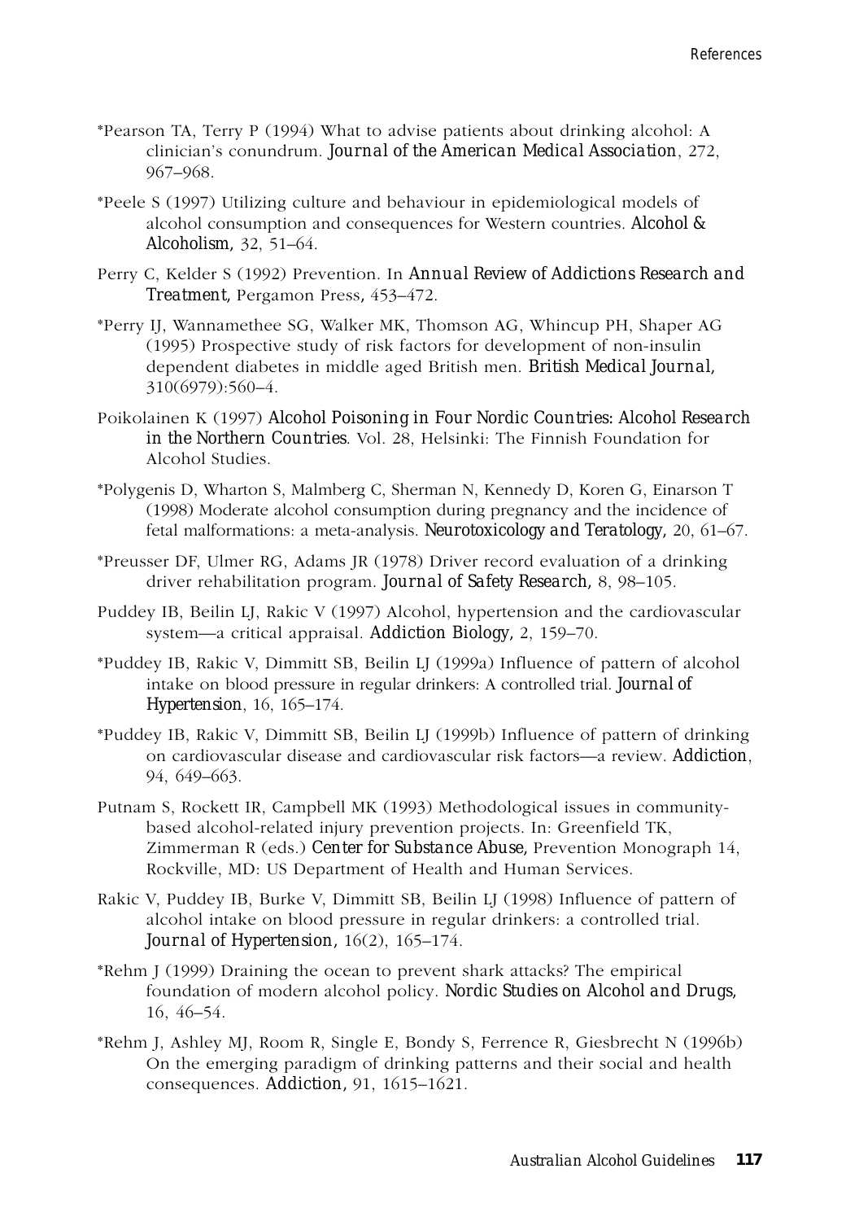*Pearson TA, Terry P (1994) What to advise patients about drinking alcohol: A clinician's conundrum. *Journal of the American Medical Association*, 272, 967–968.

*Peele S (1997) Utilizing culture and behaviour in epidemiological models of alcohol consumption and consequences for Western countries. *Alcohol & Alcoholism*, 32, 51–64.

Perry C, Kelder S (1992) Prevention. In *Annual Review of Addictions Research and Treatment*, Pergamon Press, 453–472.

*Perry IJ, Wannamethee SG, Walker MK, Thomson AG, Whincup PH, Shaper AG (1995) Prospective study of risk factors for development of non-insulin dependent diabetes in middle aged British men. *British Medical Journal*, 310(6979):560–4.

Poikolainen K (1997) *Alcohol Poisoning in Four Nordic Countries: Alcohol Research in the Northern Countries*. Vol. 28, Helsinki: The Finnish Foundation for Alcohol Studies.

*Polygenis D, Wharton S, Malmberg C, Sherman N, Kennedy D, Koren G, Einarson T (1998) Moderate alcohol consumption during pregnancy and the incidence of fetal malformations: a meta-analysis. *Neurotoxicology and Teratology*, 20, 61–67.

*Preusser DF, Ulmer RG, Adams JR (1978) Driver record evaluation of a drinking driver rehabilitation program. *Journal of Safety Research*, 8, 98–105.

Puddey IB, Beilin LJ, Rakic V (1997) Alcohol, hypertension and the cardiovascular system—a critical appraisal. *Addiction Biology*, 2, 159–70.

*Puddey IB, Rakic V, Dimmitt SB, Beilin LJ (1999a) Influence of pattern of alcohol intake on blood pressure in regular drinkers: A controlled trial. *Journal of Hypertension*, 16, 165–174.

*Puddey IB, Rakic V, Dimmitt SB, Beilin LJ (1999b) Influence of pattern of drinking on cardiovascular disease and cardiovascular risk factors—a review. *Addiction*, 94, 649–663.

Putnam S, Rockett IR, Campbell MK (1993) Methodological issues in community-based alcohol-related injury prevention projects. In: Greenfield TK, Zimmerman R (eds.) *Center for Substance Abuse*, Prevention Monograph 14, Rockville, MD: US Department of Health and Human Services.

Rakic V, Puddey IB, Burke V, Dimmitt SB, Beilin LJ (1998) Influence of pattern of alcohol intake on blood pressure in regular drinkers: a controlled trial. *Journal of Hypertension*, 16(2), 165–174.

*Rehm J (1999) Draining the ocean to prevent shark attacks? The empirical foundation of modern alcohol policy. *Nordic Studies on Alcohol and Drugs*, 16, 46–54.

*Rehm J, Ashley MJ, Room R, Single E, Bondy S, Ferrence R, Giesbrecht N (1996b) On the emerging paradigm of drinking patterns and their social and health consequences. *Addiction*, 91, 1615–1621.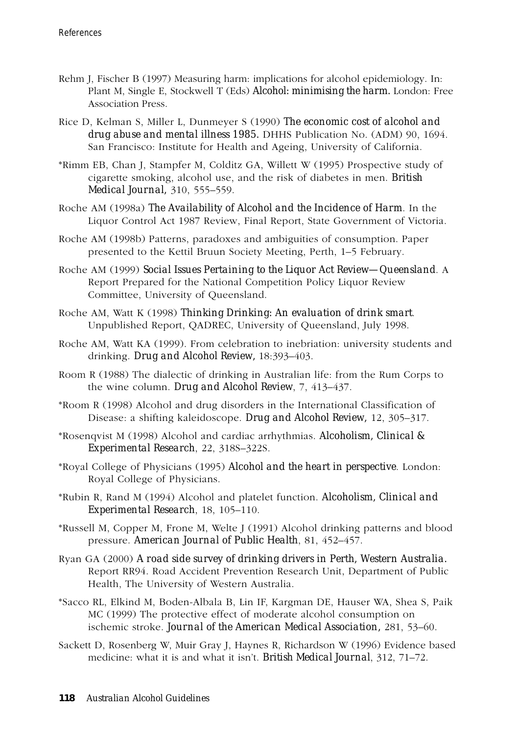Rehm J, Fischer B (1997) Measuring harm: implications for alcohol epidemiology. In: Plant M, Single E, Stockwell T (Eds) *Alcohol: minimising the harm.* London: Free Association Press.

Rice D, Kelman S, Miller L, Dunmeyer S (1990) *The economic cost of alcohol and drug abuse and mental illness 1985.* DHHS Publication No. (ADM) 90, 1694. San Francisco: Institute for Health and Ageing, University of California.

*Rimm EB, Chan J, Stampfer M, Colditz GA, Willett W (1995) Prospective study of cigarette smoking, alcohol use, and the risk of diabetes in men. *British Medical Journal,* 310, 555–559.

Roche AM (1998a) *The Availability of Alcohol and the Incidence of Harm*. In the Liquor Control Act 1987 Review, Final Report, State Government of Victoria.

Roche AM (1998b) Patterns, paradoxes and ambiguities of consumption. Paper presented to the Kettil Bruun Society Meeting, Perth, 1–5 February.

Roche AM (1999) *Social Issues Pertaining to the Liquor Act Review—Queensland*. A Report Prepared for the National Competition Policy Liquor Review Committee, University of Queensland.

Roche AM, Watt K (1998) *Thinking Drinking: An evaluation of drink smart*. Unpublished Report, QADREC, University of Queensland, July 1998.

Roche AM, Watt KA (1999). From celebration to inebriation: university students and drinking. *Drug and Alcohol Review,* 18:393–403.

Room R (1988) The dialectic of drinking in Australian life: from the Rum Corps to the wine column. *Drug and Alcohol Review*, 7, 413–437.

*Room R (1998) Alcohol and drug disorders in the International Classification of Disease: a shifting kaleidoscope. *Drug and Alcohol Review,* 12, 305–317.

*Rosenqvist M (1998) Alcohol and cardiac arrhythmias. *Alcoholism, Clinical & Experimental Research*, 22, 318S–322S.

*Royal College of Physicians (1995) *Alcohol and the heart in perspective*. London: Royal College of Physicians.

*Rubin R, Rand M (1994) Alcohol and platelet function. *Alcoholism, Clinical and Experimental Research*, 18, 105–110.

*Russell M, Copper M, Frone M, Welte J (1991) Alcohol drinking patterns and blood pressure. *American Journal of Public Health*, 81, 452–457.

Ryan GA (2000) *A road side survey of drinking drivers in Perth, Western Australia.* Report RR94. Road Accident Prevention Research Unit, Department of Public Health, The University of Western Australia.

*Sacco RL, Elkind M, Boden-Albala B, Lin IF, Kargman DE, Hauser WA, Shea S, Paik MC (1999) The protective effect of moderate alcohol consumption on ischemic stroke. *Journal of the American Medical Association,* 281, 53–60.

Sackett D, Rosenberg W, Muir Gray J, Haynes R, Richardson W (1996) Evidence based medicine: what it is and what it isn't. *British Medical Journal*, 312, 71–72.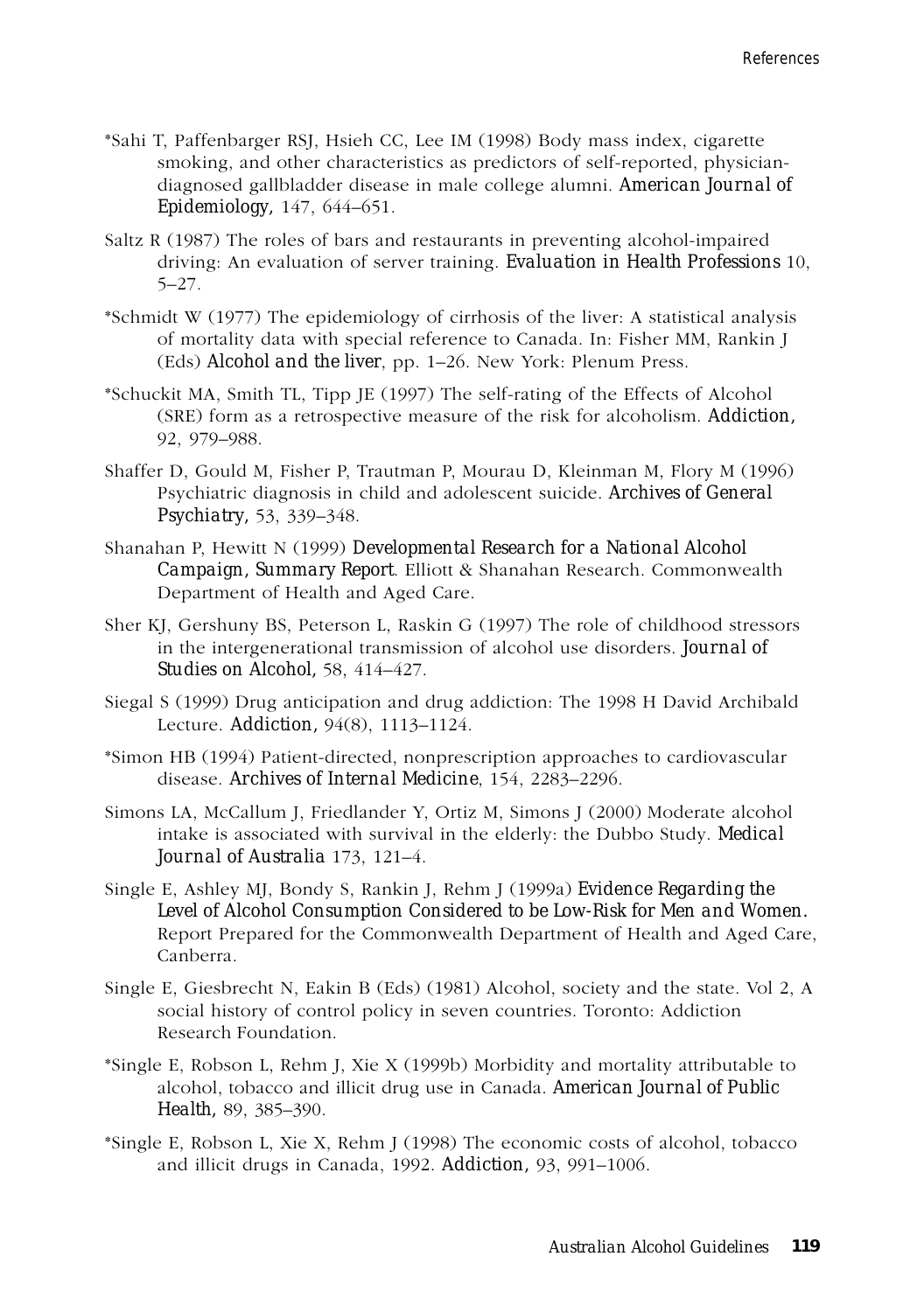*Sahi T, Paffenbarger RSJ, Hsieh CC, Lee IM (1998) Body mass index, cigarette smoking, and other characteristics as predictors of self-reported, physician-diagnosed gallbladder disease in male college alumni. *American Journal of Epidemiology*, 147, 644–651.

Saltz R (1987) The roles of bars and restaurants in preventing alcohol-impaired driving: An evaluation of server training. *Evaluation in Health Professions* 10, 5–27.

*Schmidt W (1977) The epidemiology of cirrhosis of the liver: A statistical analysis of mortality data with special reference to Canada. In: Fisher MM, Rankin J (Eds) *Alcohol and the liver*, pp. 1–26. New York: Plenum Press.

*Schuckit MA, Smith TL, Tipp JE (1997) The self-rating of the Effects of Alcohol (SRE) form as a retrospective measure of the risk for alcoholism. *Addiction*, 92, 979–988.

Shaffer D, Gould M, Fisher P, Trautman P, Mourau D, Kleinman M, Flory M (1996) Psychiatric diagnosis in child and adolescent suicide. *Archives of General Psychiatry*, 53, 339–348.

Shanahan P, Hewitt N (1999) *Developmental Research for a National Alcohol Campaign, Summary Report*. Elliott & Shanahan Research. Commonwealth Department of Health and Aged Care.

Sher KJ, Gershuny BS, Peterson L, Raskin G (1997) The role of childhood stressors in the intergenerational transmission of alcohol use disorders. *Journal of Studies on Alcohol*, 58, 414–427.

Siegal S (1999) Drug anticipation and drug addiction: The 1998 H David Archibald Lecture. *Addiction*, 94(8), 1113–1124.

*Simon HB (1994) Patient-directed, nonprescription approaches to cardiovascular disease. *Archives of Internal Medicine*, 154, 2283–2296.

Simons LA, McCallum J, Friedlander Y, Ortiz M, Simons J (2000) Moderate alcohol intake is associated with survival in the elderly: the Dubbo Study. *Medical Journal of Australia* 173, 121–4.

Single E, Ashley MJ, Bondy S, Rankin J, Rehm J (1999a) *Evidence Regarding the Level of Alcohol Consumption Considered to be Low-Risk for Men and Women.* Report Prepared for the Commonwealth Department of Health and Aged Care, Canberra.

Single E, Giesbrecht N, Eakin B (Eds) (1981) Alcohol, society and the state. Vol 2, A social history of control policy in seven countries. Toronto: Addiction Research Foundation.

*Single E, Robson L, Rehm J, Xie X (1999b) Morbidity and mortality attributable to alcohol, tobacco and illicit drug use in Canada. *American Journal of Public Health*, 89, 385–390.

*Single E, Robson L, Xie X, Rehm J (1998) The economic costs of alcohol, tobacco and illicit drugs in Canada, 1992. *Addiction*, 93, 991–1006.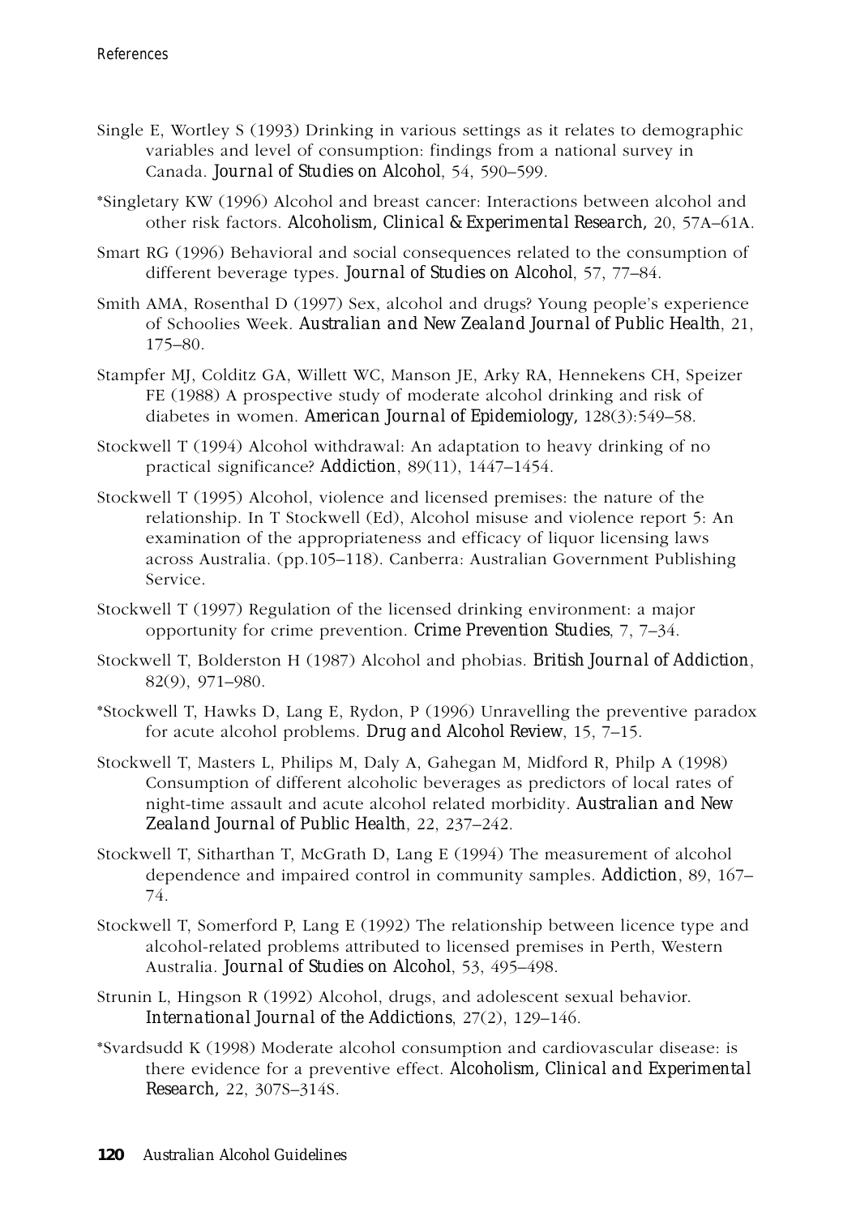Single E, Wortley S (1993) Drinking in various settings as it relates to demographic variables and level of consumption: findings from a national survey in Canada. *Journal of Studies on Alcohol*, 54, 590–599.

*Singletary KW (1996) Alcohol and breast cancer: Interactions between alcohol and other risk factors. *Alcoholism, Clinical & Experimental Research*, 20, 57A–61A.

Smart RG (1996) Behavioral and social consequences related to the consumption of different beverage types. *Journal of Studies on Alcohol*, 57, 77–84.

Smith AMA, Rosenthal D (1997) Sex, alcohol and drugs? Young people's experience of Schoolies Week. *Australian and New Zealand Journal of Public Health*, 21, 175–80.

Stampfer MJ, Colditz GA, Willett WC, Manson JE, Arky RA, Hennekens CH, Speizer FE (1988) A prospective study of moderate alcohol drinking and risk of diabetes in women. *American Journal of Epidemiology*, 128(3):549–58.

Stockwell T (1994) Alcohol withdrawal: An adaptation to heavy drinking of no practical significance? *Addiction*, 89(11), 1447–1454.

Stockwell T (1995) Alcohol, violence and licensed premises: the nature of the relationship. In T Stockwell (Ed), Alcohol misuse and violence report 5: An examination of the appropriateness and efficacy of liquor licensing laws across Australia. (pp.105–118). Canberra: Australian Government Publishing Service.

Stockwell T (1997) Regulation of the licensed drinking environment: a major opportunity for crime prevention. *Crime Prevention Studies*, 7, 7–34.

Stockwell T, Bolderston H (1987) Alcohol and phobias. *British Journal of Addiction*, 82(9), 971–980.

*Stockwell T, Hawks D, Lang E, Rydon, P (1996) Unravelling the preventive paradox for acute alcohol problems. *Drug and Alcohol Review*, 15, 7–15.

Stockwell T, Masters L, Philips M, Daly A, Gahegan M, Midford R, Philp A (1998) Consumption of different alcoholic beverages as predictors of local rates of night-time assault and acute alcohol related morbidity. *Australian and New Zealand Journal of Public Health*, 22, 237–242.

Stockwell T, Sitharthan T, McGrath D, Lang E (1994) The measurement of alcohol dependence and impaired control in community samples. *Addiction*, 89, 167–74.

Stockwell T, Somerford P, Lang E (1992) The relationship between licence type and alcohol-related problems attributed to licensed premises in Perth, Western Australia. *Journal of Studies on Alcohol*, 53, 495–498.

Strunin L, Hingson R (1992) Alcohol, drugs, and adolescent sexual behavior. *International Journal of the Addictions*, 27(2), 129–146.

*Svardsudd K (1998) Moderate alcohol consumption and cardiovascular disease: is there evidence for a preventive effect. *Alcoholism, Clinical and Experimental Research*, 22, 307S–314S.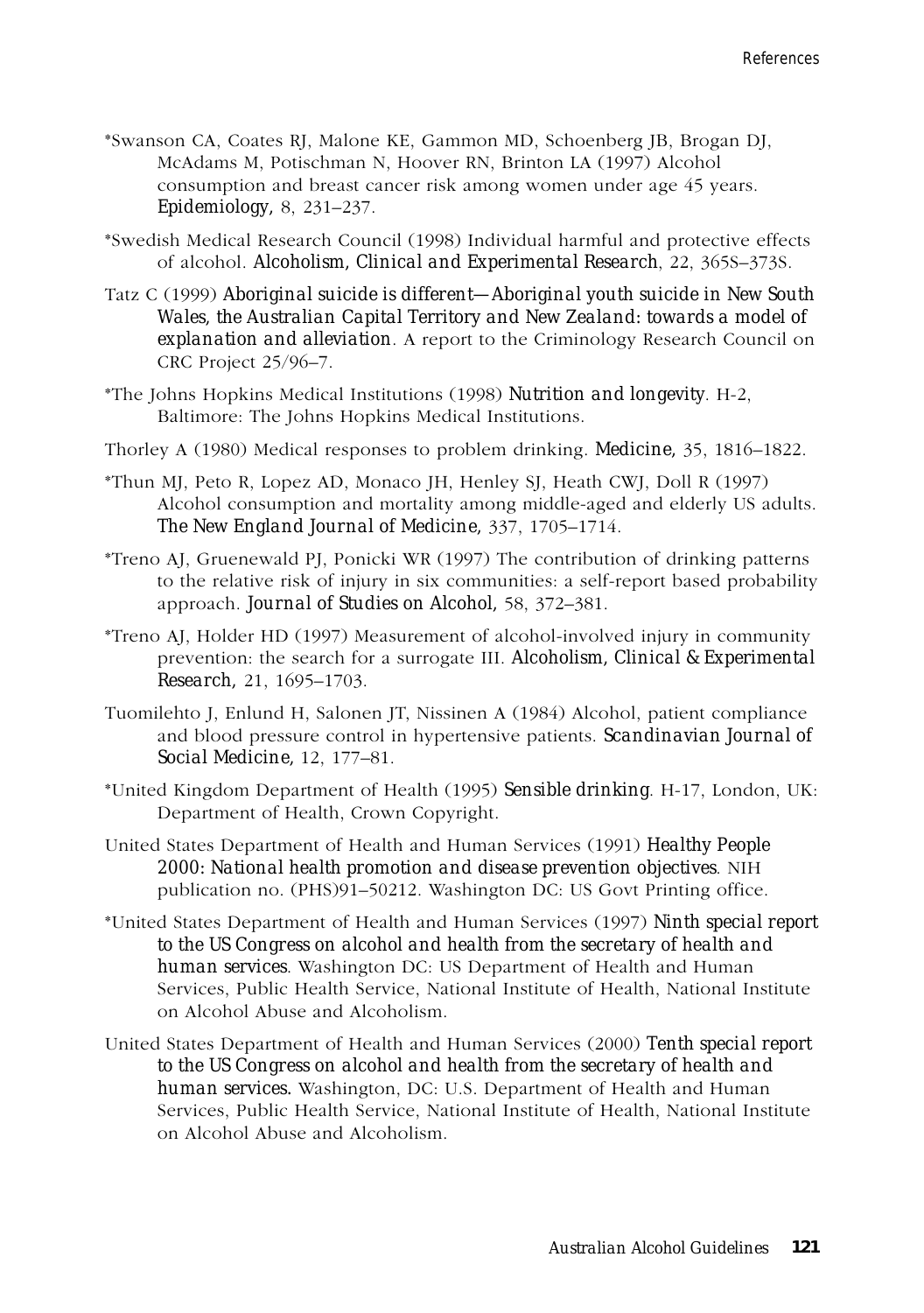*Swanson CA, Coates RJ, Malone KE, Gammon MD, Schoenberg JB, Brogan DJ, McAdams M, Potischman N, Hoover RN, Brinton LA (1997) Alcohol consumption and breast cancer risk among women under age 45 years. *Epidemiology,* 8, 231–237.

*Swedish Medical Research Council (1998) Individual harmful and protective effects of alcohol. *Alcoholism, Clinical and Experimental Research*, 22, 365S–373S.

Tatz C (1999) *Aboriginal suicide is different—Aboriginal youth suicide in New South Wales, the Australian Capital Territory and New Zealand: towards a model of explanation and alleviation*. A report to the Criminology Research Council on CRC Project 25/96–7.

*The Johns Hopkins Medical Institutions (1998) *Nutrition and longevity*. H-2, Baltimore: The Johns Hopkins Medical Institutions.

Thorley A (1980) Medical responses to problem drinking. *Medicine,* 35, 1816–1822.

*Thun MJ, Peto R, Lopez AD, Monaco JH, Henley SJ, Heath CWJ, Doll R (1997) Alcohol consumption and mortality among middle-aged and elderly US adults. *The New England Journal of Medicine,* 337, 1705–1714.

*Treno AJ, Gruenewald PJ, Ponicki WR (1997) The contribution of drinking patterns to the relative risk of injury in six communities: a self-report based probability approach. *Journal of Studies on Alcohol,* 58, 372–381.

*Treno AJ, Holder HD (1997) Measurement of alcohol-involved injury in community prevention: the search for a surrogate III. *Alcoholism, Clinical & Experimental Research,* 21, 1695–1703.

Tuomilehto J, Enlund H, Salonen JT, Nissinen A (1984) Alcohol, patient compliance and blood pressure control in hypertensive patients. *Scandinavian Journal of Social Medicine,* 12, 177–81.

*United Kingdom Department of Health (1995) *Sensible drinking*. H-17, London, UK: Department of Health, Crown Copyright.

United States Department of Health and Human Services (1991) *Healthy People 2000: National health promotion and disease prevention objectives*. NIH publication no. (PHS)91–50212. Washington DC: US Govt Printing office.

*United States Department of Health and Human Services (1997) *Ninth special report to the US Congress on alcohol and health from the secretary of health and human services*. Washington DC: US Department of Health and Human Services, Public Health Service, National Institute of Health, National Institute on Alcohol Abuse and Alcoholism.

United States Department of Health and Human Services (2000) *Tenth special report to the US Congress on alcohol and health from the secretary of health and human services.* Washington, DC: U.S. Department of Health and Human Services, Public Health Service, National Institute of Health, National Institute on Alcohol Abuse and Alcoholism.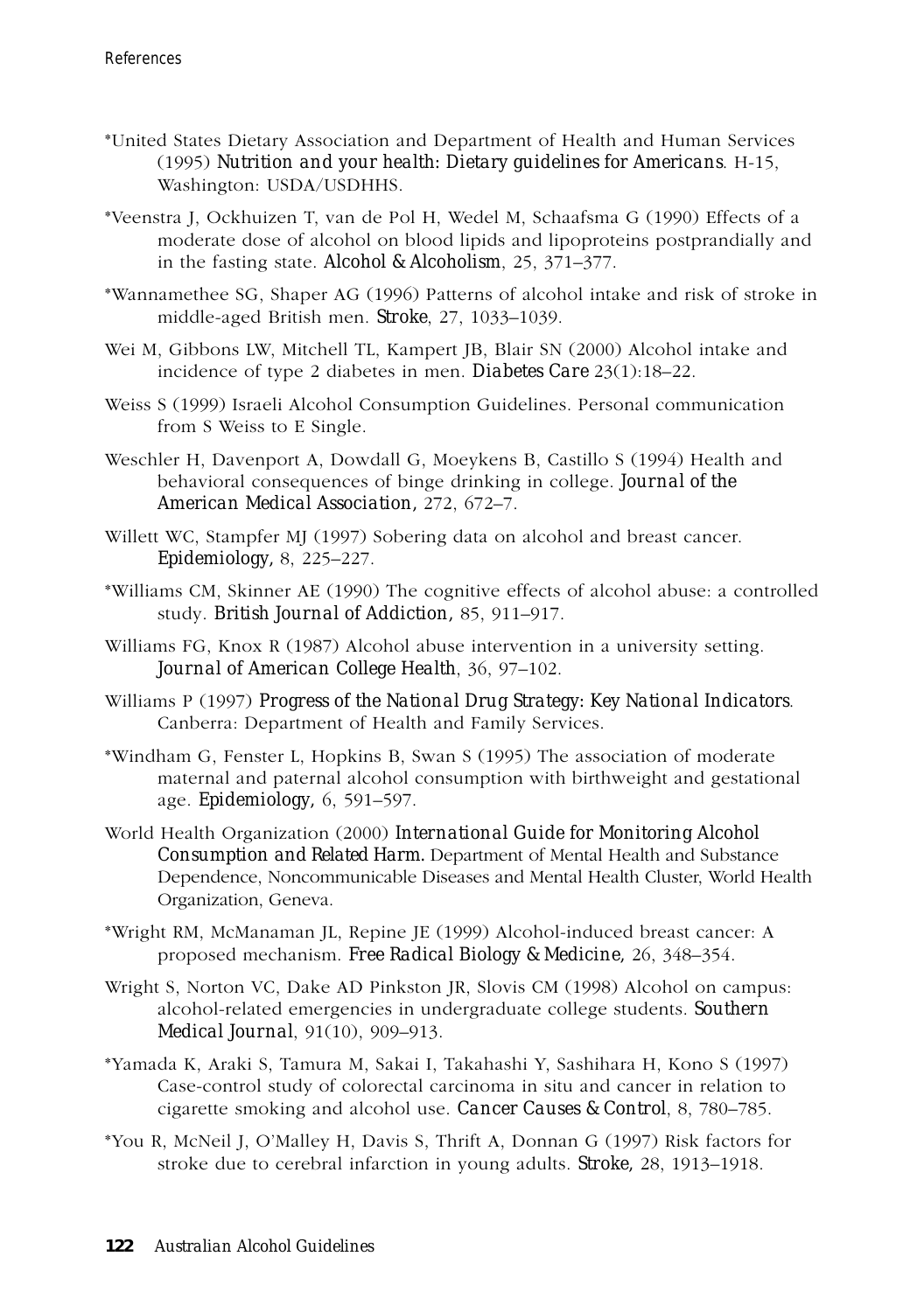*United States Dietary Association and Department of Health and Human Services (1995) *Nutrition and your health: Dietary guidelines for Americans*. H-15, Washington: USDA/USDHHS.

*Veenstra J, Ockhuizen T, van de Pol H, Wedel M, Schaafsma G (1990) Effects of a moderate dose of alcohol on blood lipids and lipoproteins postprandially and in the fasting state. *Alcohol & Alcoholism*, 25, 371–377.

*Wannamethee SG, Shaper AG (1996) Patterns of alcohol intake and risk of stroke in middle-aged British men. *Stroke*, 27, 1033–1039.

Wei M, Gibbons LW, Mitchell TL, Kampert JB, Blair SN (2000) Alcohol intake and incidence of type 2 diabetes in men. *Diabetes Care* 23(1):18–22.

Weiss S (1999) Israeli Alcohol Consumption Guidelines. Personal communication from S Weiss to E Single.

Weschler H, Davenport A, Dowdall G, Moeykens B, Castillo S (1994) Health and behavioral consequences of binge drinking in college. *Journal of the American Medical Association*, 272, 672–7.

Willett WC, Stampfer MJ (1997) Sobering data on alcohol and breast cancer. *Epidemiology*, 8, 225–227.

*Williams CM, Skinner AE (1990) The cognitive effects of alcohol abuse: a controlled study. *British Journal of Addiction*, 85, 911–917.

Williams FG, Knox R (1987) Alcohol abuse intervention in a university setting. *Journal of American College Health*, 36, 97–102.

Williams P (1997) *Progress of the National Drug Strategy: Key National Indicators*. Canberra: Department of Health and Family Services.

*Windham G, Fenster L, Hopkins B, Swan S (1995) The association of moderate maternal and paternal alcohol consumption with birthweight and gestational age. *Epidemiology*, 6, 591–597.

World Health Organization (2000) *International Guide for Monitoring Alcohol Consumption and Related Harm.* Department of Mental Health and Substance Dependence, Noncommunicable Diseases and Mental Health Cluster, World Health Organization, Geneva.

*Wright RM, McManaman JL, Repine JE (1999) Alcohol-induced breast cancer: A proposed mechanism. *Free Radical Biology & Medicine*, 26, 348–354.

Wright S, Norton VC, Dake AD Pinkston JR, Slovis CM (1998) Alcohol on campus: alcohol-related emergencies in undergraduate college students. *Southern Medical Journal*, 91(10), 909–913.

*Yamada K, Araki S, Tamura M, Sakai I, Takahashi Y, Sashihara H, Kono S (1997) Case-control study of colorectal carcinoma in situ and cancer in relation to cigarette smoking and alcohol use. *Cancer Causes & Control*, 8, 780–785.

*You R, McNeil J, O'Malley H, Davis S, Thrift A, Donnan G (1997) Risk factors for stroke due to cerebral infarction in young adults. *Stroke*, 28, 1913–1918.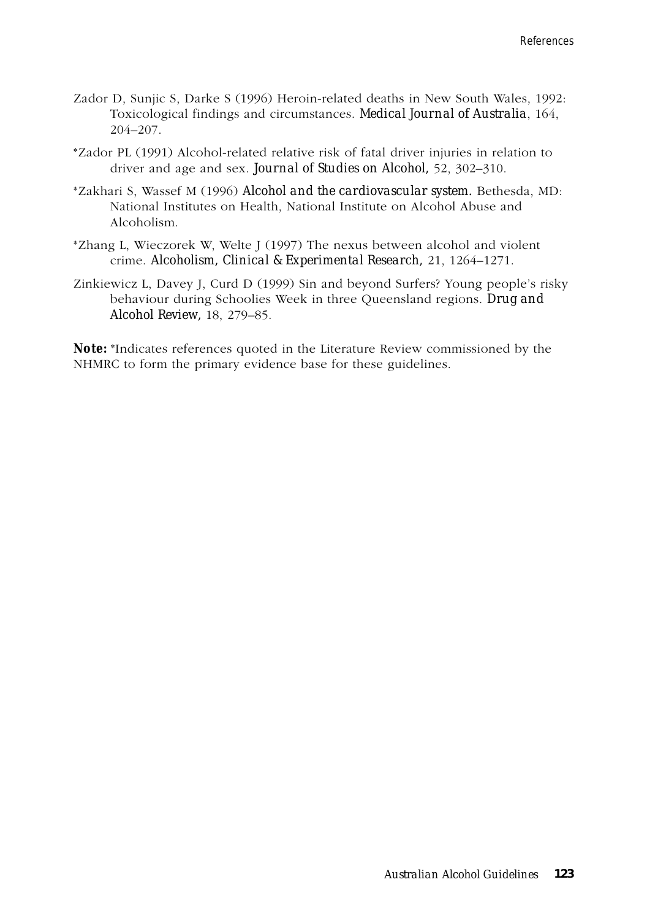Zador D, Sunjic S, Darke S (1996) Heroin-related deaths in New South Wales, 1992: Toxicological findings and circumstances. *Medical Journal of Australia*, 164, 204–207.

*Zador PL (1991) Alcohol-related relative risk of fatal driver injuries in relation to driver and age and sex. *Journal of Studies on Alcohol,* 52, 302–310.

*Zakhari S, Wassef M (1996) *Alcohol and the cardiovascular system.* Bethesda, MD: National Institutes on Health, National Institute on Alcohol Abuse and Alcoholism.

*Zhang L, Wieczorek W, Welte J (1997) The nexus between alcohol and violent crime. *Alcoholism, Clinical & Experimental Research,* 21, 1264–1271.

Zinkiewicz L, Davey J, Curd D (1999) Sin and beyond Surfers? Young people's risky behaviour during Schoolies Week in three Queensland regions. *Drug and Alcohol Review,* 18, 279–85.

***Note:*** *Indicates references quoted in the Literature Review commissioned by the NHMRC to form the primary evidence base for these guidelines.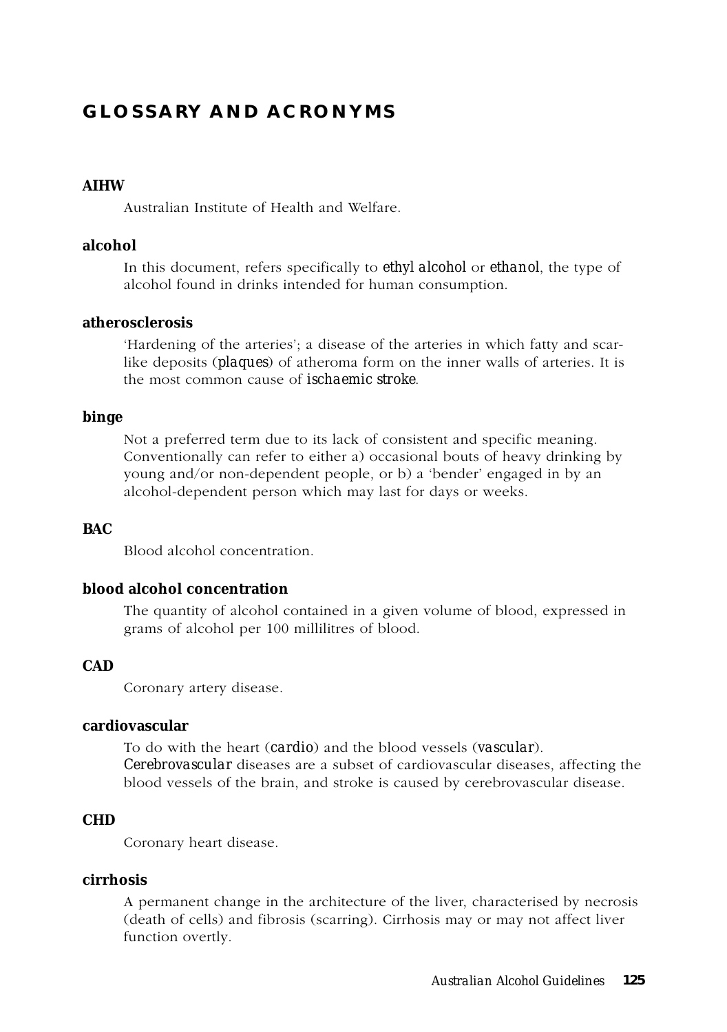## GLOSSARY AND ACRONYMS

**AIHW**

Australian Institute of Health and Welfare.

**alcohol**

In this document, refers specifically to *ethyl alcohol* or *ethanol*, the type of alcohol found in drinks intended for human consumption.

**atherosclerosis**

'Hardening of the arteries'; a disease of the arteries in which fatty and scar-like deposits (*plaques*) of atheroma form on the inner walls of arteries. It is the most common cause of *ischaemic stroke*.

**binge**

Not a preferred term due to its lack of consistent and specific meaning. Conventionally can refer to either a) occasional bouts of heavy drinking by young and/or non-dependent people, or b) a 'bender' engaged in by an alcohol-dependent person which may last for days or weeks.

**BAC**

Blood alcohol concentration.

**blood alcohol concentration**

The quantity of alcohol contained in a given volume of blood, expressed in grams of alcohol per 100 millilitres of blood.

**CAD**

Coronary artery disease.

**cardiovascular**

To do with the heart (*cardio*) and the blood vessels (*vascular*). *Cerebrovascular* diseases are a subset of cardiovascular diseases, affecting the blood vessels of the brain, and stroke is caused by cerebrovascular disease.

**CHD**

Coronary heart disease.

**cirrhosis**

A permanent change in the architecture of the liver, characterised by necrosis (death of cells) and fibrosis (scarring). Cirrhosis may or may not affect liver function overtly.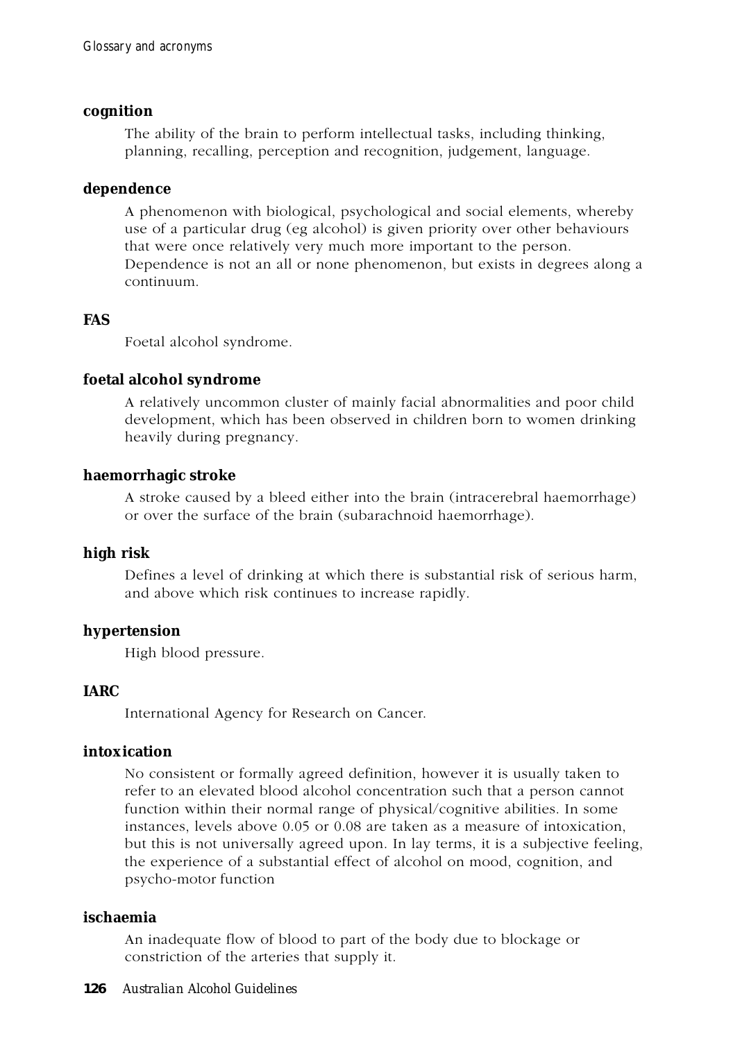**cognition**

The ability of the brain to perform intellectual tasks, including thinking, planning, recalling, perception and recognition, judgement, language.

**dependence**

A phenomenon with biological, psychological and social elements, whereby use of a particular drug (eg alcohol) is given priority over other behaviours that were once relatively very much more important to the person. Dependence is not an all or none phenomenon, but exists in degrees along a continuum.

**FAS**

Foetal alcohol syndrome.

**foetal alcohol syndrome**

A relatively uncommon cluster of mainly facial abnormalities and poor child development, which has been observed in children born to women drinking heavily during pregnancy.

**haemorrhagic stroke**

A stroke caused by a bleed either into the brain (intracerebral haemorrhage) or over the surface of the brain (subarachnoid haemorrhage).

**high risk**

Defines a level of drinking at which there is substantial risk of serious harm, and above which risk continues to increase rapidly.

**hypertension**

High blood pressure.

**IARC**

International Agency for Research on Cancer.

**intoxication**

No consistent or formally agreed definition, however it is usually taken to refer to an elevated blood alcohol concentration such that a person cannot function within their normal range of physical/cognitive abilities. In some instances, levels above 0.05 or 0.08 are taken as a measure of intoxication, but this is not universally agreed upon. In lay terms, it is a subjective feeling, the experience of a substantial effect of alcohol on mood, cognition, and psycho-motor function

**ischaemia**

An inadequate flow of blood to part of the body due to blockage or constriction of the arteries that supply it.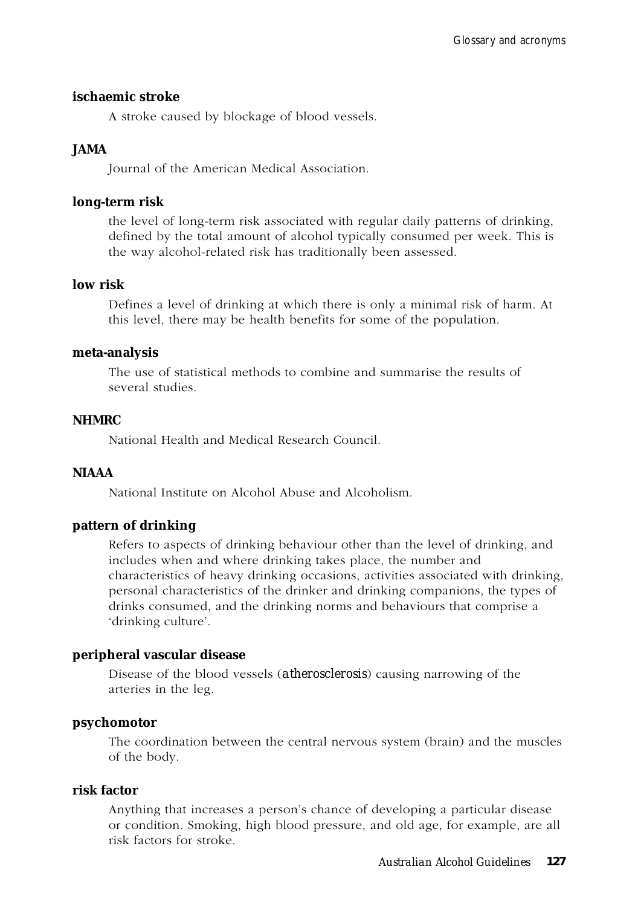**ischaemic stroke**

A stroke caused by blockage of blood vessels.

**JAMA**

Journal of the American Medical Association.

**long-term risk**

the level of long-term risk associated with regular daily patterns of drinking, defined by the total amount of alcohol typically consumed per week. This is the way alcohol-related risk has traditionally been assessed.

**low risk**

Defines a level of drinking at which there is only a minimal risk of harm. At this level, there may be health benefits for some of the population.

**meta-analysis**

The use of statistical methods to combine and summarise the results of several studies.

**NHMRC**

National Health and Medical Research Council.

**NIAAA**

National Institute on Alcohol Abuse and Alcoholism.

**pattern of drinking**

Refers to aspects of drinking behaviour other than the level of drinking, and includes when and where drinking takes place, the number and characteristics of heavy drinking occasions, activities associated with drinking, personal characteristics of the drinker and drinking companions, the types of drinks consumed, and the drinking norms and behaviours that comprise a 'drinking culture'.

**peripheral vascular disease**

Disease of the blood vessels (*atherosclerosis*) causing narrowing of the arteries in the leg.

**psychomotor**

The coordination between the central nervous system (brain) and the muscles of the body.

**risk factor**

Anything that increases a person's chance of developing a particular disease or condition. Smoking, high blood pressure, and old age, for example, are all risk factors for stroke.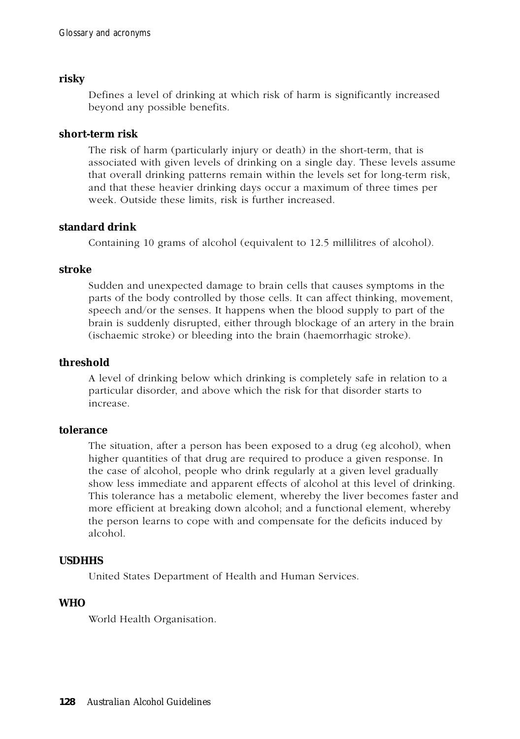**risky**

Defines a level of drinking at which risk of harm is significantly increased beyond any possible benefits.

**short-term risk**

The risk of harm (particularly injury or death) in the short-term, that is associated with given levels of drinking on a single day. These levels assume that overall drinking patterns remain within the levels set for long-term risk, and that these heavier drinking days occur a maximum of three times per week. Outside these limits, risk is further increased.

**standard drink**

Containing 10 grams of alcohol (equivalent to 12.5 millilitres of alcohol).

**stroke**

Sudden and unexpected damage to brain cells that causes symptoms in the parts of the body controlled by those cells. It can affect thinking, movement, speech and/or the senses. It happens when the blood supply to part of the brain is suddenly disrupted, either through blockage of an artery in the brain (ischaemic stroke) or bleeding into the brain (haemorrhagic stroke).

**threshold**

A level of drinking below which drinking is completely safe in relation to a particular disorder, and above which the risk for that disorder starts to increase.

**tolerance**

The situation, after a person has been exposed to a drug (eg alcohol), when higher quantities of that drug are required to produce a given response. In the case of alcohol, people who drink regularly at a given level gradually show less immediate and apparent effects of alcohol at this level of drinking. This tolerance has a metabolic element, whereby the liver becomes faster and more efficient at breaking down alcohol; and a functional element, whereby the person learns to cope with and compensate for the deficits induced by alcohol.

**USDHHS**

United States Department of Health and Human Services.

**WHO**

World Health Organisation.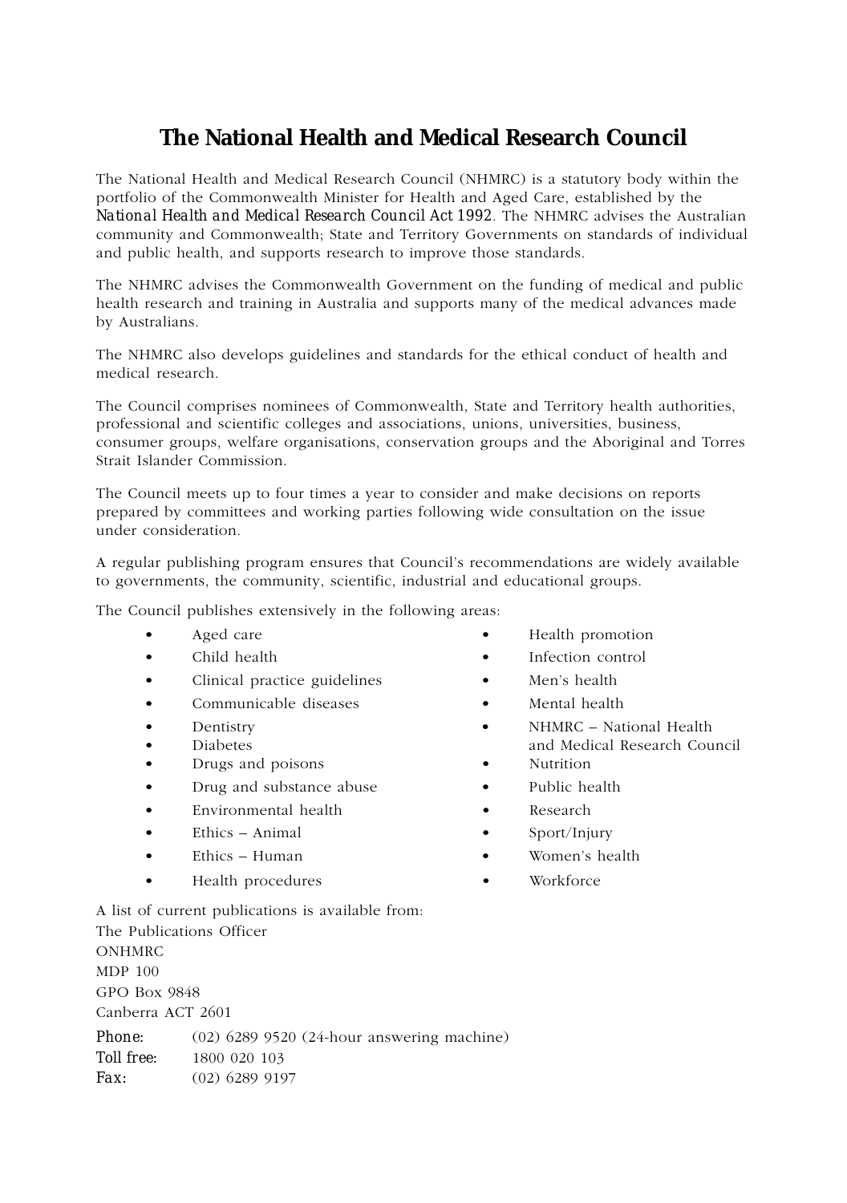# The National Health and Medical Research Council

The National Health and Medical Research Council (NHMRC) is a statutory body within the portfolio of the Commonwealth Minister for Health and Aged Care, established by the *National Health and Medical Research Council Act 1992*. The NHMRC advises the Australian community and Commonwealth; State and Territory Governments on standards of individual and public health, and supports research to improve those standards.

The NHMRC advises the Commonwealth Government on the funding of medical and public health research and training in Australia and supports many of the medical advances made by Australians.

The NHMRC also develops guidelines and standards for the ethical conduct of health and medical research.

The Council comprises nominees of Commonwealth, State and Territory health authorities, professional and scientific colleges and associations, unions, universities, business, consumer groups, welfare organisations, conservation groups and the Aboriginal and Torres Strait Islander Commission.

The Council meets up to four times a year to consider and make decisions on reports prepared by committees and working parties following wide consultation on the issue under consideration.

A regular publishing program ensures that Council's recommendations are widely available to governments, the community, scientific, industrial and educational groups.

The Council publishes extensively in the following areas:

- Aged care
- Child health
- Clinical practice guidelines
- Communicable diseases
- Dentistry
- Diabetes
- Drugs and poisons
- Drug and substance abuse
- Environmental health
- Ethics – Animal
- Ethics – Human
- Health procedures
- Health promotion
- Infection control
- Men's health
- Mental health
- NHMRC – National Health and Medical Research Council
- Nutrition
- Public health
- Research
- Sport/Injury
- Women's health
- Workforce

A list of current publications is available from:
The Publications Officer
ONHMRC
MDP 100
GPO Box 9848
Canberra ACT 2601

*Phone:* (02) 6289 9520 (24-hour answering machine)
*Toll free:* 1800 020 103
*Fax:* (02) 6289 9197